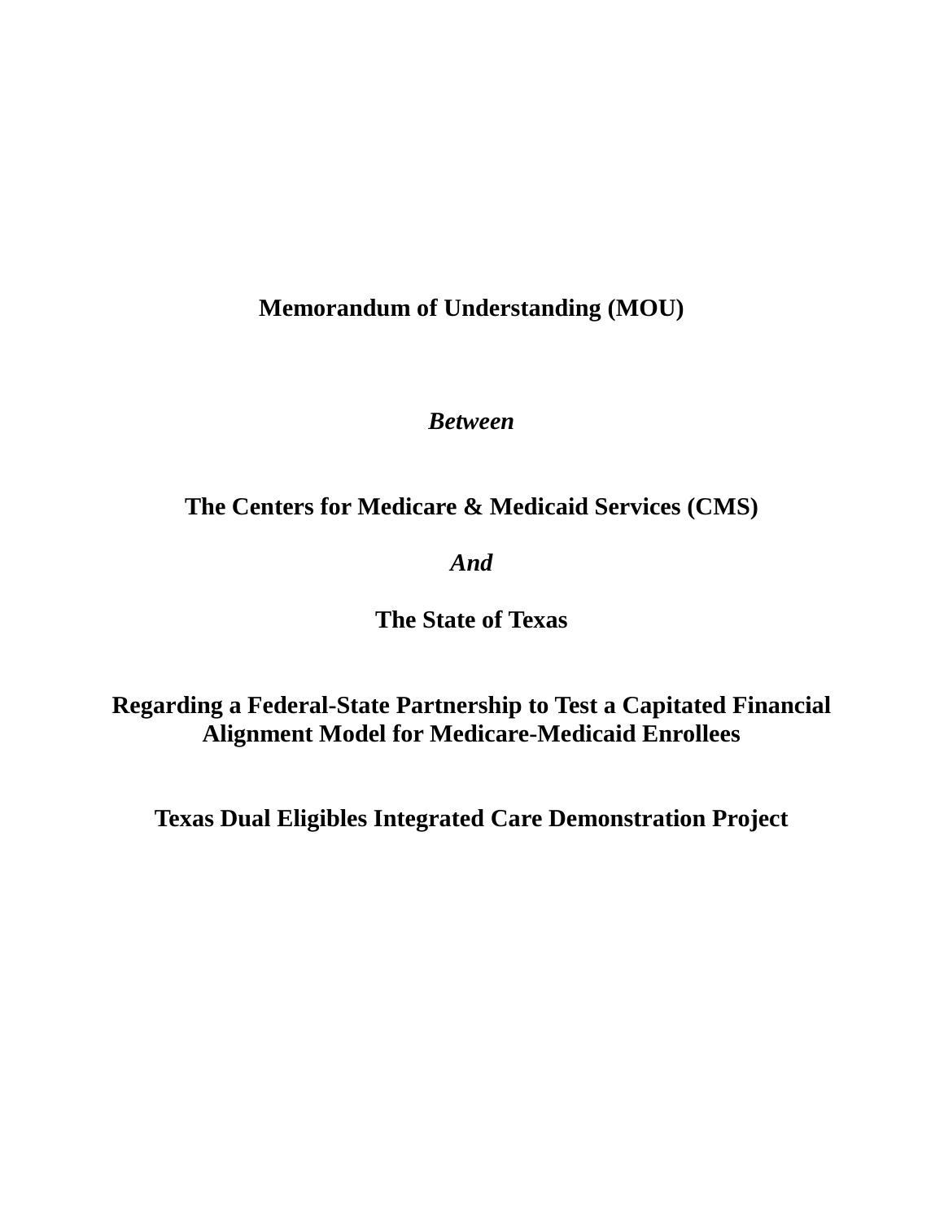**Memorandum of Understanding (MOU)**

***Between***

**The Centers for Medicare & Medicaid Services (CMS)**

***And***

**The State of Texas**

**Regarding a Federal-State Partnership to Test a Capitated Financial Alignment Model for Medicare-Medicaid Enrollees**

**Texas Dual Eligibles Integrated Care Demonstration Project**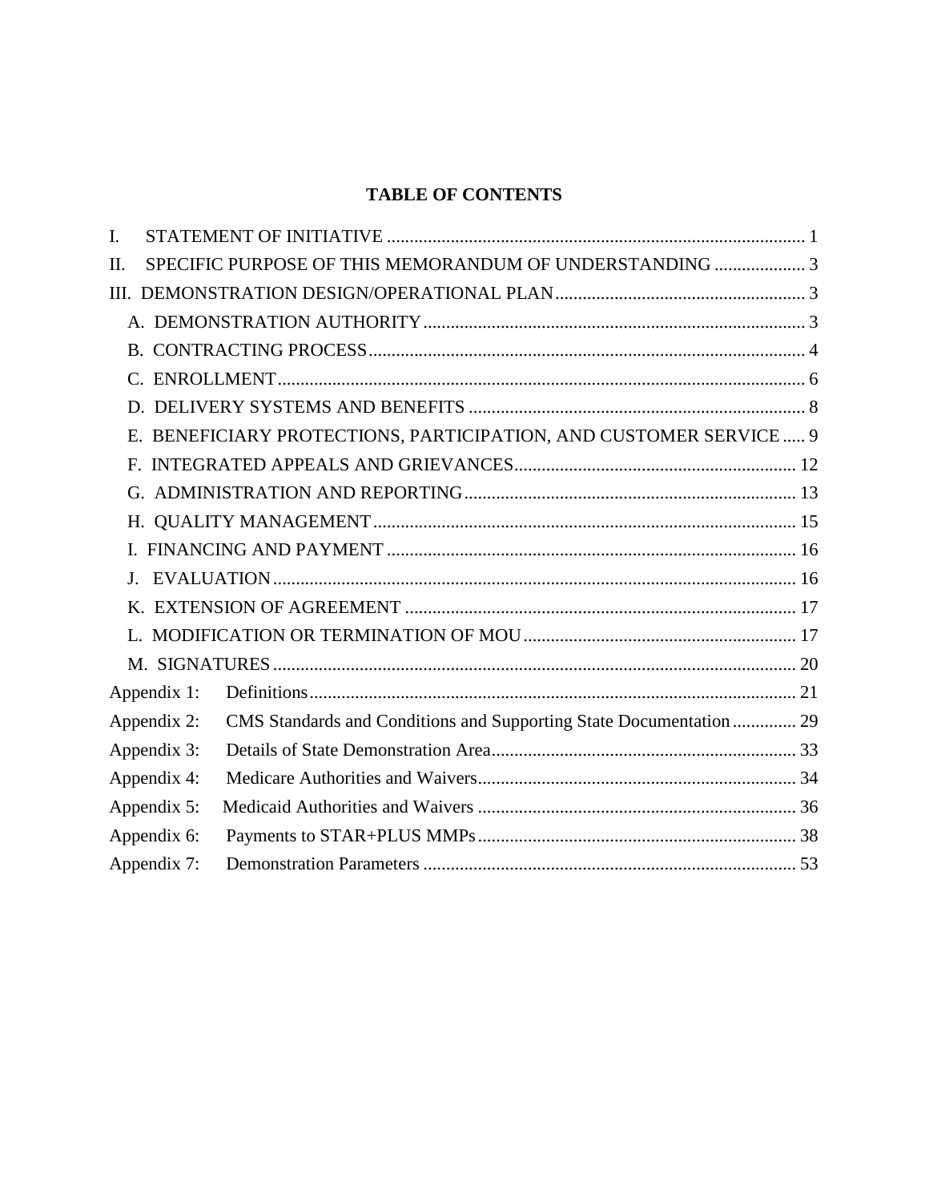# TABLE OF CONTENTS

I. STATEMENT OF INITIATIVE ........................................................................................ 1
II. SPECIFIC PURPOSE OF THIS MEMORANDUM OF UNDERSTANDING .................... 3
III. DEMONSTRATION DESIGN/OPERATIONAL PLAN ...................................................... 3
- A. DEMONSTRATION AUTHORITY ................................................................................... 3
- B. CONTRACTING PROCESS ............................................................................................... 4
- C. ENROLLMENT ................................................................................................................... 6
- D. DELIVERY SYSTEMS AND BENEFITS ......................................................................... 8
- E. BENEFICIARY PROTECTIONS, PARTICIPATION, AND CUSTOMER SERVICE ..... 9
- F. INTEGRATED APPEALS AND GRIEVANCES ............................................................. 12
- G. ADMINISTRATION AND REPORTING ........................................................................ 13
- H. QUALITY MANAGEMENT ............................................................................................ 15
- I. FINANCING AND PAYMENT ......................................................................................... 16
- J. EVALUATION .................................................................................................................. 16
- K. EXTENSION OF AGREEMENT ..................................................................................... 17
- L. MODIFICATION OR TERMINATION OF MOU ............................................................ 17
- M. SIGNATURES .................................................................................................................. 20

Appendix 1: Definitions ........................................................................................................... 21
Appendix 2: CMS Standards and Conditions and Supporting State Documentation .............. 29
Appendix 3: Details of State Demonstration Area ................................................................... 33
Appendix 4: Medicare Authorities and Waivers ...................................................................... 34
Appendix 5: Medicaid Authorities and Waivers ...................................................................... 36
Appendix 6: Payments to STAR+PLUS MMPs ...................................................................... 38
Appendix 7: Demonstration Parameters .................................................................................. 53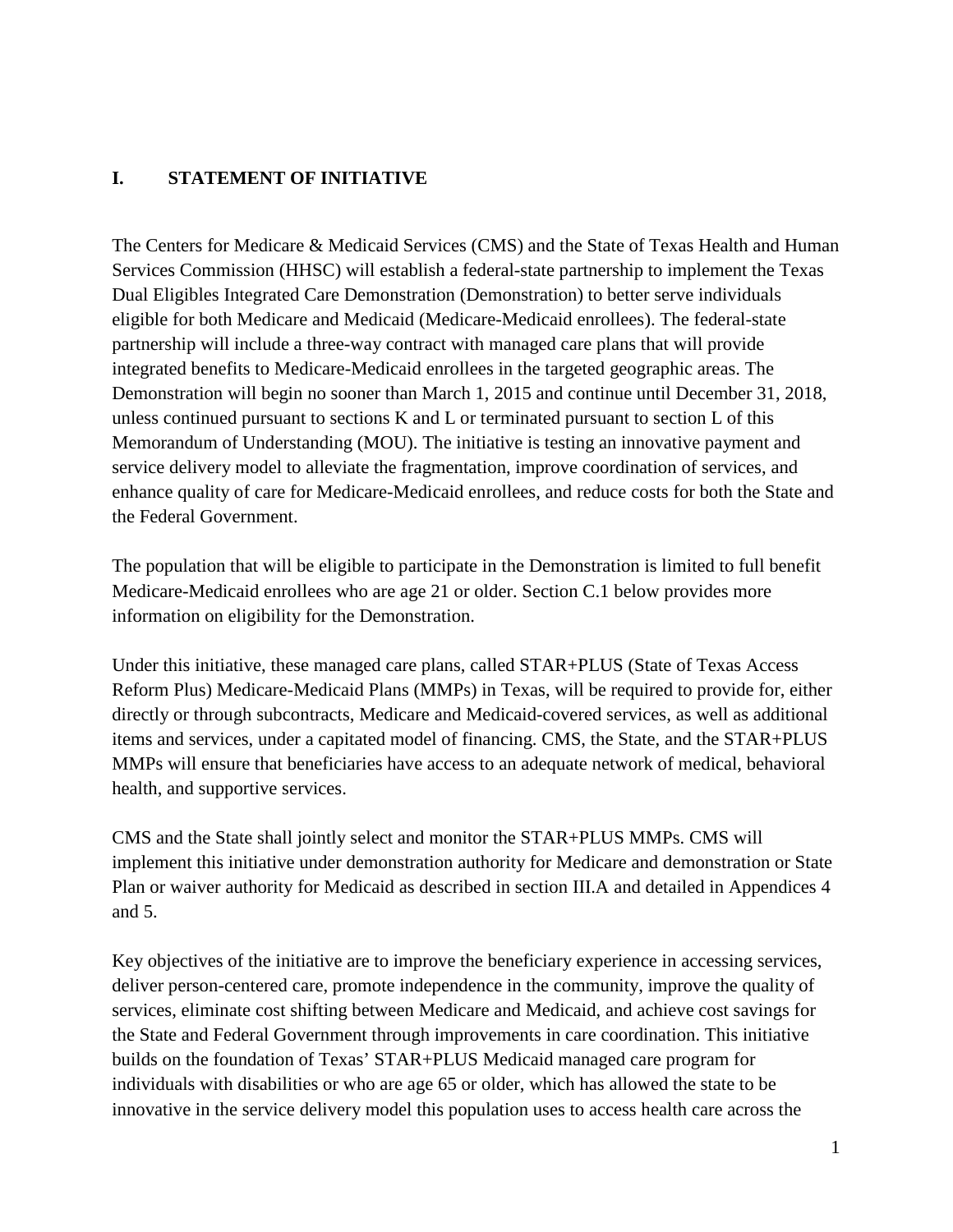## I. STATEMENT OF INITIATIVE

The Centers for Medicare & Medicaid Services (CMS) and the State of Texas Health and Human Services Commission (HHSC) will establish a federal-state partnership to implement the Texas Dual Eligibles Integrated Care Demonstration (Demonstration) to better serve individuals eligible for both Medicare and Medicaid (Medicare-Medicaid enrollees). The federal-state partnership will include a three-way contract with managed care plans that will provide integrated benefits to Medicare-Medicaid enrollees in the targeted geographic areas. The Demonstration will begin no sooner than March 1, 2015 and continue until December 31, 2018, unless continued pursuant to sections K and L or terminated pursuant to section L of this Memorandum of Understanding (MOU). The initiative is testing an innovative payment and service delivery model to alleviate the fragmentation, improve coordination of services, and enhance quality of care for Medicare-Medicaid enrollees, and reduce costs for both the State and the Federal Government.

The population that will be eligible to participate in the Demonstration is limited to full benefit Medicare-Medicaid enrollees who are age 21 or older. Section C.1 below provides more information on eligibility for the Demonstration.

Under this initiative, these managed care plans, called STAR+PLUS (State of Texas Access Reform Plus) Medicare-Medicaid Plans (MMPs) in Texas, will be required to provide for, either directly or through subcontracts, Medicare and Medicaid-covered services, as well as additional items and services, under a capitated model of financing. CMS, the State, and the STAR+PLUS MMPs will ensure that beneficiaries have access to an adequate network of medical, behavioral health, and supportive services.

CMS and the State shall jointly select and monitor the STAR+PLUS MMPs. CMS will implement this initiative under demonstration authority for Medicare and demonstration or State Plan or waiver authority for Medicaid as described in section III.A and detailed in Appendices 4 and 5.

Key objectives of the initiative are to improve the beneficiary experience in accessing services, deliver person-centered care, promote independence in the community, improve the quality of services, eliminate cost shifting between Medicare and Medicaid, and achieve cost savings for the State and Federal Government through improvements in care coordination. This initiative builds on the foundation of Texas' STAR+PLUS Medicaid managed care program for individuals with disabilities or who are age 65 or older, which has allowed the state to be innovative in the service delivery model this population uses to access health care across the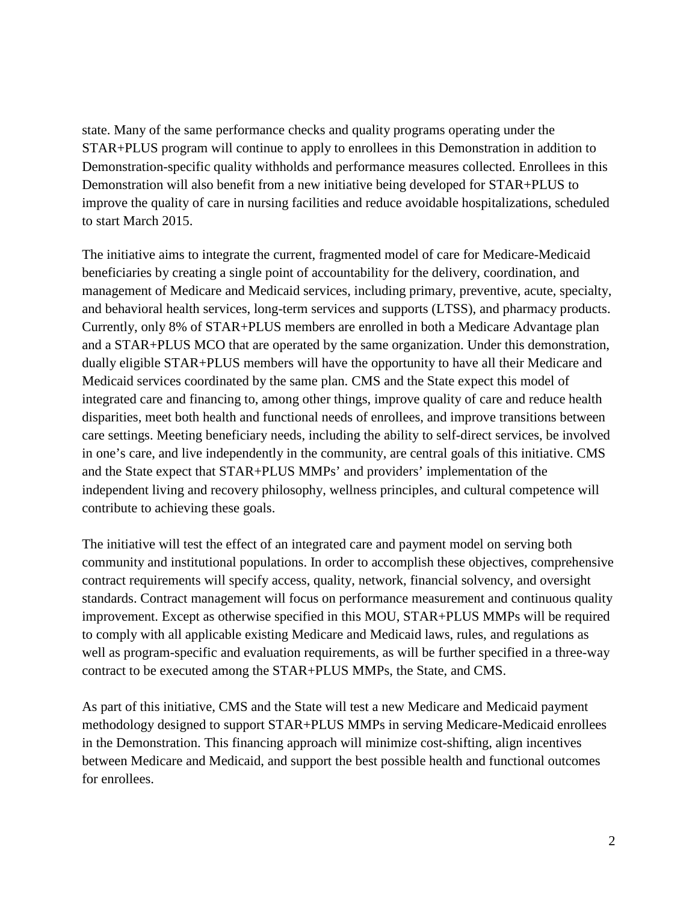state. Many of the same performance checks and quality programs operating under the STAR+PLUS program will continue to apply to enrollees in this Demonstration in addition to Demonstration-specific quality withholds and performance measures collected. Enrollees in this Demonstration will also benefit from a new initiative being developed for STAR+PLUS to improve the quality of care in nursing facilities and reduce avoidable hospitalizations, scheduled to start March 2015.

The initiative aims to integrate the current, fragmented model of care for Medicare-Medicaid beneficiaries by creating a single point of accountability for the delivery, coordination, and management of Medicare and Medicaid services, including primary, preventive, acute, specialty, and behavioral health services, long-term services and supports (LTSS), and pharmacy products. Currently, only 8% of STAR+PLUS members are enrolled in both a Medicare Advantage plan and a STAR+PLUS MCO that are operated by the same organization. Under this demonstration, dually eligible STAR+PLUS members will have the opportunity to have all their Medicare and Medicaid services coordinated by the same plan. CMS and the State expect this model of integrated care and financing to, among other things, improve quality of care and reduce health disparities, meet both health and functional needs of enrollees, and improve transitions between care settings. Meeting beneficiary needs, including the ability to self-direct services, be involved in one's care, and live independently in the community, are central goals of this initiative. CMS and the State expect that STAR+PLUS MMPs' and providers' implementation of the independent living and recovery philosophy, wellness principles, and cultural competence will contribute to achieving these goals.

The initiative will test the effect of an integrated care and payment model on serving both community and institutional populations. In order to accomplish these objectives, comprehensive contract requirements will specify access, quality, network, financial solvency, and oversight standards. Contract management will focus on performance measurement and continuous quality improvement. Except as otherwise specified in this MOU, STAR+PLUS MMPs will be required to comply with all applicable existing Medicare and Medicaid laws, rules, and regulations as well as program-specific and evaluation requirements, as will be further specified in a three-way contract to be executed among the STAR+PLUS MMPs, the State, and CMS.

As part of this initiative, CMS and the State will test a new Medicare and Medicaid payment methodology designed to support STAR+PLUS MMPs in serving Medicare-Medicaid enrollees in the Demonstration. This financing approach will minimize cost-shifting, align incentives between Medicare and Medicaid, and support the best possible health and functional outcomes for enrollees.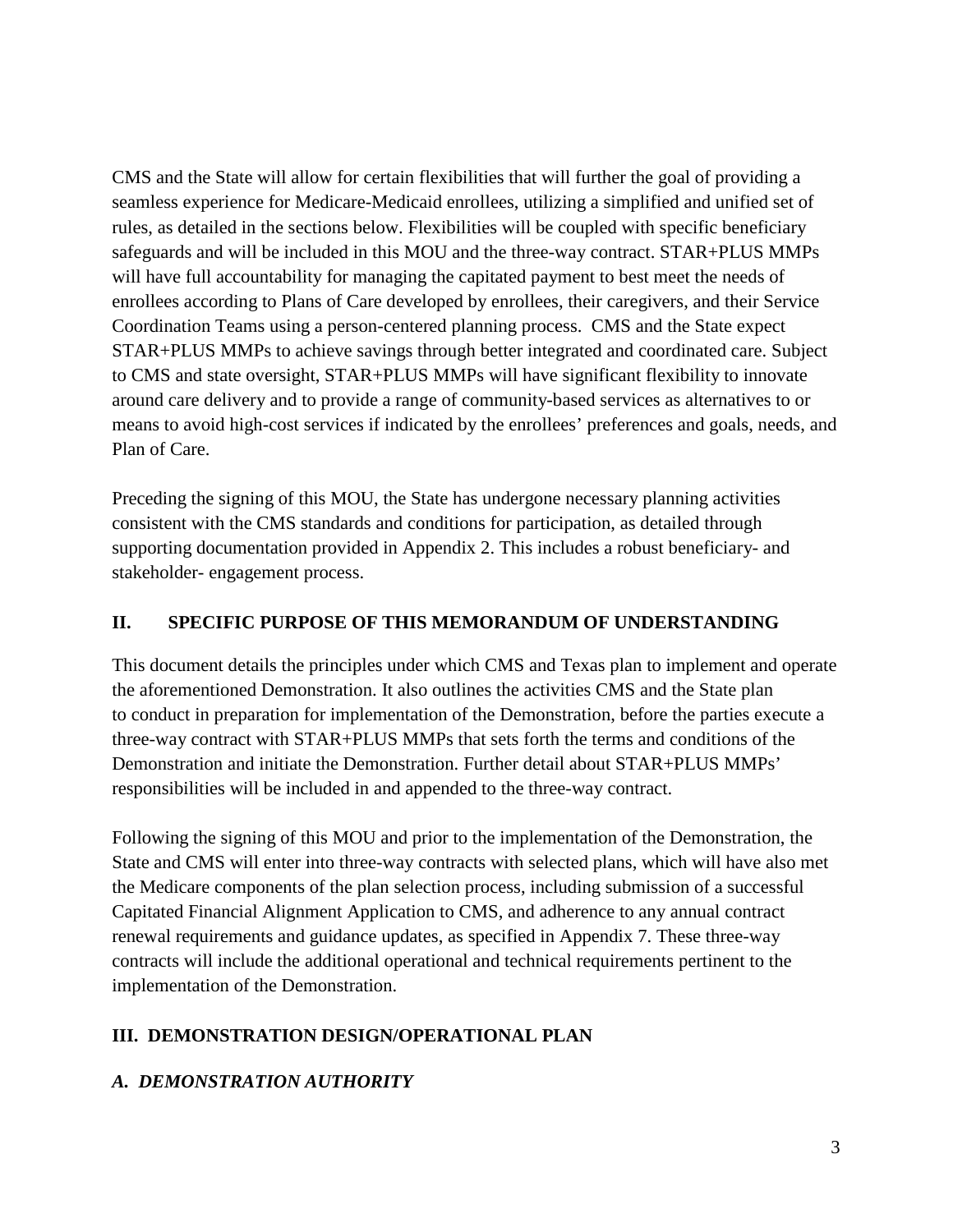CMS and the State will allow for certain flexibilities that will further the goal of providing a seamless experience for Medicare-Medicaid enrollees, utilizing a simplified and unified set of rules, as detailed in the sections below. Flexibilities will be coupled with specific beneficiary safeguards and will be included in this MOU and the three-way contract. STAR+PLUS MMPs will have full accountability for managing the capitated payment to best meet the needs of enrollees according to Plans of Care developed by enrollees, their caregivers, and their Service Coordination Teams using a person-centered planning process. CMS and the State expect STAR+PLUS MMPs to achieve savings through better integrated and coordinated care. Subject to CMS and state oversight, STAR+PLUS MMPs will have significant flexibility to innovate around care delivery and to provide a range of community-based services as alternatives to or means to avoid high-cost services if indicated by the enrollees' preferences and goals, needs, and Plan of Care.

Preceding the signing of this MOU, the State has undergone necessary planning activities consistent with the CMS standards and conditions for participation, as detailed through supporting documentation provided in Appendix 2. This includes a robust beneficiary- and stakeholder- engagement process.

## II. SPECIFIC PURPOSE OF THIS MEMORANDUM OF UNDERSTANDING

This document details the principles under which CMS and Texas plan to implement and operate the aforementioned Demonstration. It also outlines the activities CMS and the State plan to conduct in preparation for implementation of the Demonstration, before the parties execute a three-way contract with STAR+PLUS MMPs that sets forth the terms and conditions of the Demonstration and initiate the Demonstration. Further detail about STAR+PLUS MMPs' responsibilities will be included in and appended to the three-way contract.

Following the signing of this MOU and prior to the implementation of the Demonstration, the State and CMS will enter into three-way contracts with selected plans, which will have also met the Medicare components of the plan selection process, including submission of a successful Capitated Financial Alignment Application to CMS, and adherence to any annual contract renewal requirements and guidance updates, as specified in Appendix 7. These three-way contracts will include the additional operational and technical requirements pertinent to the implementation of the Demonstration.

## III. DEMONSTRATION DESIGN/OPERATIONAL PLAN

### *A. DEMONSTRATION AUTHORITY*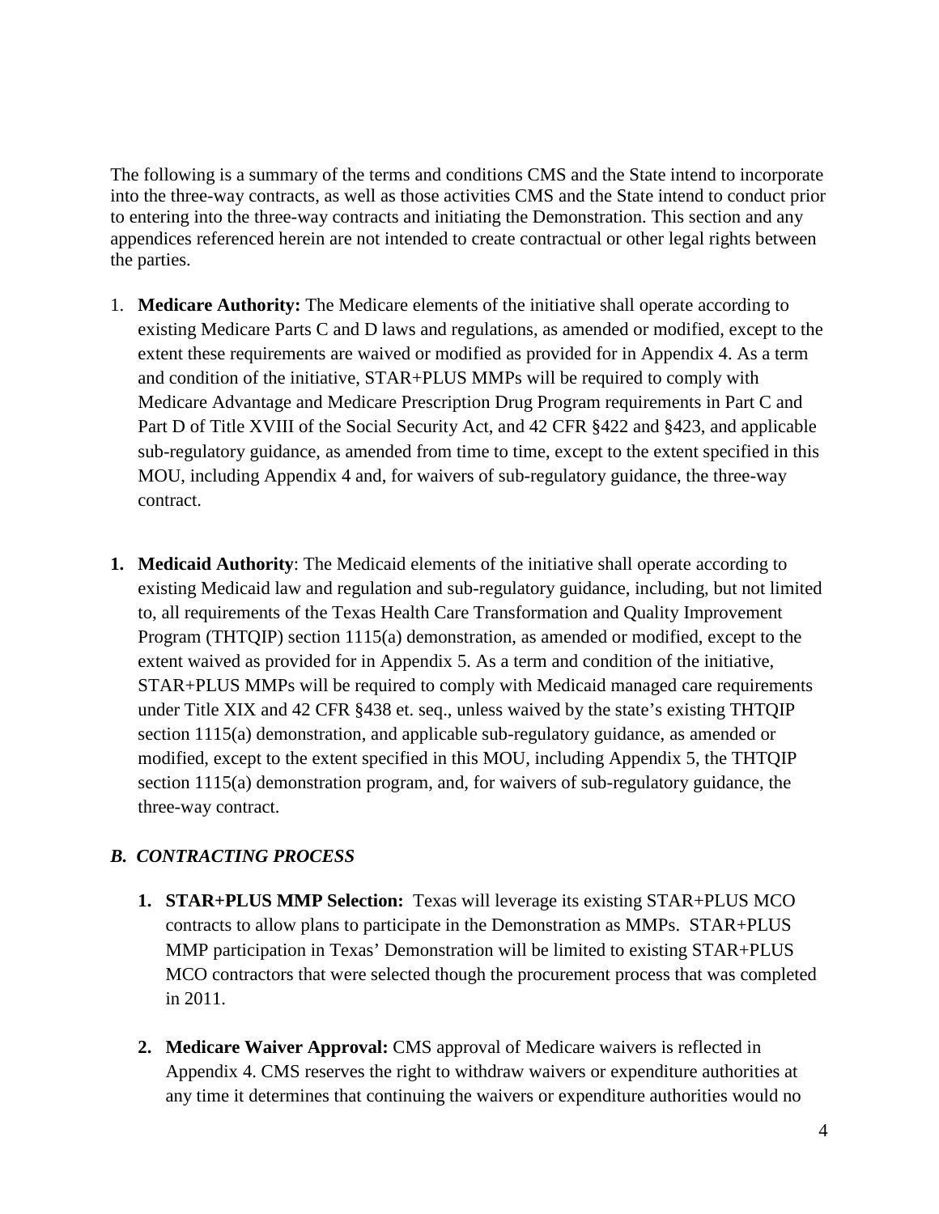The following is a summary of the terms and conditions CMS and the State intend to incorporate into the three-way contracts, as well as those activities CMS and the State intend to conduct prior to entering into the three-way contracts and initiating the Demonstration. This section and any appendices referenced herein are not intended to create contractual or other legal rights between the parties.

1. **Medicare Authority:** The Medicare elements of the initiative shall operate according to existing Medicare Parts C and D laws and regulations, as amended or modified, except to the extent these requirements are waived or modified as provided for in Appendix 4. As a term and condition of the initiative, STAR+PLUS MMPs will be required to comply with Medicare Advantage and Medicare Prescription Drug Program requirements in Part C and Part D of Title XVIII of the Social Security Act, and 42 CFR §422 and §423, and applicable sub-regulatory guidance, as amended from time to time, except to the extent specified in this MOU, including Appendix 4 and, for waivers of sub-regulatory guidance, the three-way contract.

**1. Medicaid Authority**: The Medicaid elements of the initiative shall operate according to existing Medicaid law and regulation and sub-regulatory guidance, including, but not limited to, all requirements of the Texas Health Care Transformation and Quality Improvement Program (THTQIP) section 1115(a) demonstration, as amended or modified, except to the extent waived as provided for in Appendix 5. As a term and condition of the initiative, STAR+PLUS MMPs will be required to comply with Medicaid managed care requirements under Title XIX and 42 CFR §438 et. seq., unless waived by the state's existing THTQIP section 1115(a) demonstration, and applicable sub-regulatory guidance, as amended or modified, except to the extent specified in this MOU, including Appendix 5, the THTQIP section 1115(a) demonstration program, and, for waivers of sub-regulatory guidance, the three-way contract.

### *B. CONTRACTING PROCESS*

1. **STAR+PLUS MMP Selection:** Texas will leverage its existing STAR+PLUS MCO contracts to allow plans to participate in the Demonstration as MMPs. STAR+PLUS MMP participation in Texas' Demonstration will be limited to existing STAR+PLUS MCO contractors that were selected though the procurement process that was completed in 2011.

2. **Medicare Waiver Approval:** CMS approval of Medicare waivers is reflected in Appendix 4. CMS reserves the right to withdraw waivers or expenditure authorities at any time it determines that continuing the waivers or expenditure authorities would no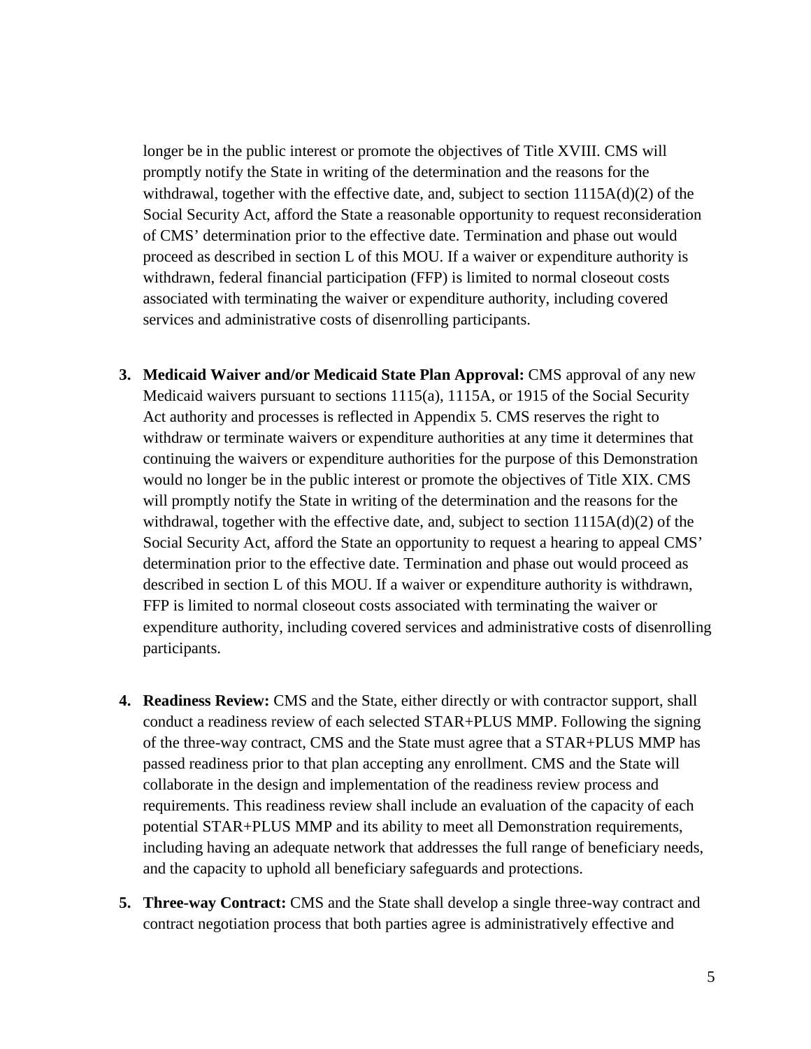longer be in the public interest or promote the objectives of Title XVIII. CMS will promptly notify the State in writing of the determination and the reasons for the withdrawal, together with the effective date, and, subject to section 1115A(d)(2) of the Social Security Act, afford the State a reasonable opportunity to request reconsideration of CMS' determination prior to the effective date. Termination and phase out would proceed as described in section L of this MOU. If a waiver or expenditure authority is withdrawn, federal financial participation (FFP) is limited to normal closeout costs associated with terminating the waiver or expenditure authority, including covered services and administrative costs of disenrolling participants.

3. **Medicaid Waiver and/or Medicaid State Plan Approval:** CMS approval of any new Medicaid waivers pursuant to sections 1115(a), 1115A, or 1915 of the Social Security Act authority and processes is reflected in Appendix 5. CMS reserves the right to withdraw or terminate waivers or expenditure authorities at any time it determines that continuing the waivers or expenditure authorities for the purpose of this Demonstration would no longer be in the public interest or promote the objectives of Title XIX. CMS will promptly notify the State in writing of the determination and the reasons for the withdrawal, together with the effective date, and, subject to section 1115A(d)(2) of the Social Security Act, afford the State an opportunity to request a hearing to appeal CMS' determination prior to the effective date. Termination and phase out would proceed as described in section L of this MOU. If a waiver or expenditure authority is withdrawn, FFP is limited to normal closeout costs associated with terminating the waiver or expenditure authority, including covered services and administrative costs of disenrolling participants.

4. **Readiness Review:** CMS and the State, either directly or with contractor support, shall conduct a readiness review of each selected STAR+PLUS MMP. Following the signing of the three-way contract, CMS and the State must agree that a STAR+PLUS MMP has passed readiness prior to that plan accepting any enrollment. CMS and the State will collaborate in the design and implementation of the readiness review process and requirements. This readiness review shall include an evaluation of the capacity of each potential STAR+PLUS MMP and its ability to meet all Demonstration requirements, including having an adequate network that addresses the full range of beneficiary needs, and the capacity to uphold all beneficiary safeguards and protections.

5. **Three-way Contract:** CMS and the State shall develop a single three-way contract and contract negotiation process that both parties agree is administratively effective and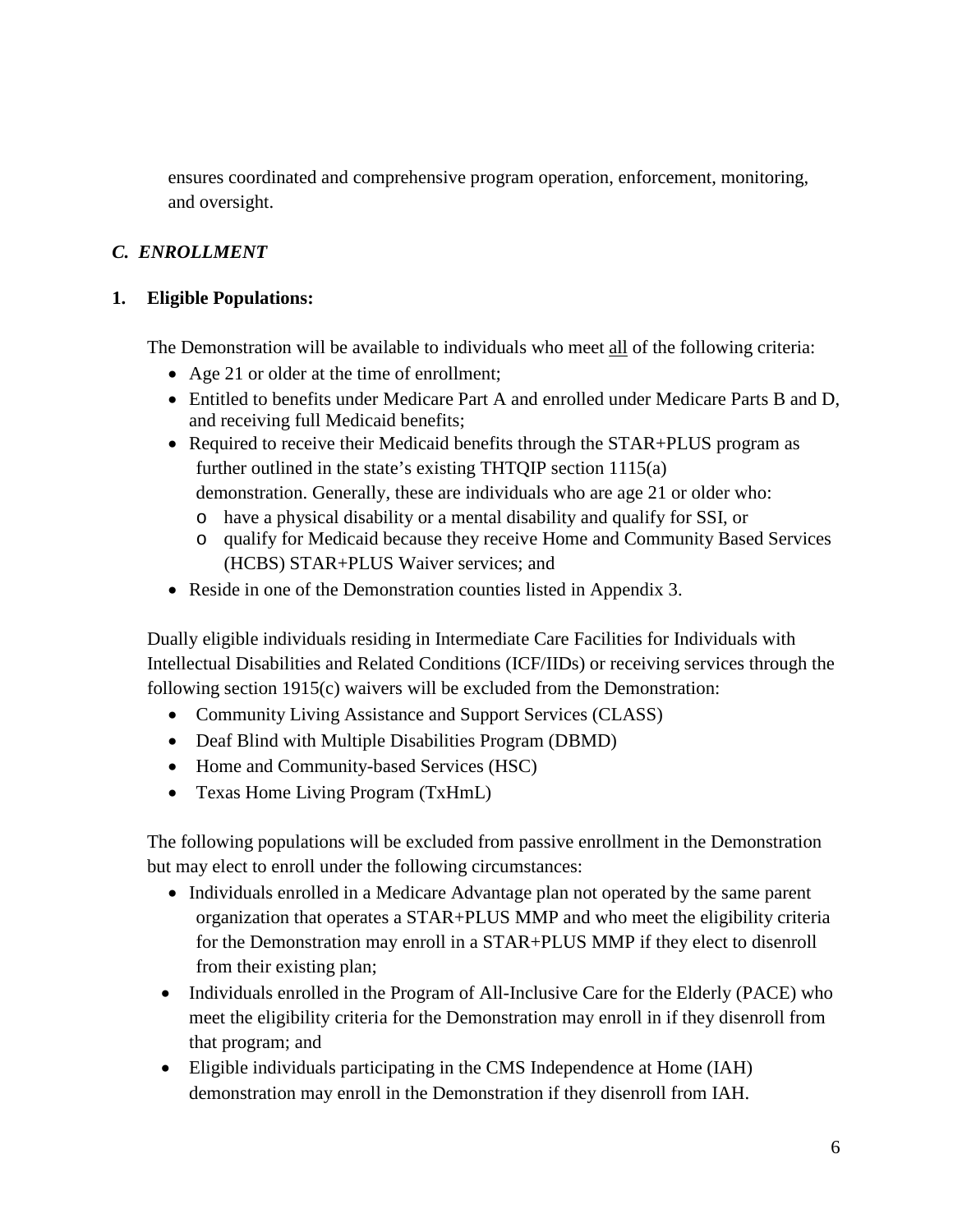ensures coordinated and comprehensive program operation, enforcement, monitoring, and oversight.

### *C. ENROLLMENT*

**1. Eligible Populations:**

The Demonstration will be available to individuals who meet <u>all</u> of the following criteria:

- Age 21 or older at the time of enrollment;
- Entitled to benefits under Medicare Part A and enrolled under Medicare Parts B and D, and receiving full Medicaid benefits;
- Required to receive their Medicaid benefits through the STAR+PLUS program as further outlined in the state's existing THTQIP section 1115(a) demonstration. Generally, these are individuals who are age 21 or older who:
  - have a physical disability or a mental disability and qualify for SSI, or
  - qualify for Medicaid because they receive Home and Community Based Services (HCBS) STAR+PLUS Waiver services; and
- Reside in one of the Demonstration counties listed in Appendix 3.

Dually eligible individuals residing in Intermediate Care Facilities for Individuals with Intellectual Disabilities and Related Conditions (ICF/IIDs) or receiving services through the following section 1915(c) waivers will be excluded from the Demonstration:

- Community Living Assistance and Support Services (CLASS)
- Deaf Blind with Multiple Disabilities Program (DBMD)
- Home and Community-based Services (HSC)
- Texas Home Living Program (TxHmL)

The following populations will be excluded from passive enrollment in the Demonstration but may elect to enroll under the following circumstances:

- Individuals enrolled in a Medicare Advantage plan not operated by the same parent organization that operates a STAR+PLUS MMP and who meet the eligibility criteria for the Demonstration may enroll in a STAR+PLUS MMP if they elect to disenroll from their existing plan;
- Individuals enrolled in the Program of All-Inclusive Care for the Elderly (PACE) who meet the eligibility criteria for the Demonstration may enroll in if they disenroll from that program; and
- Eligible individuals participating in the CMS Independence at Home (IAH) demonstration may enroll in the Demonstration if they disenroll from IAH.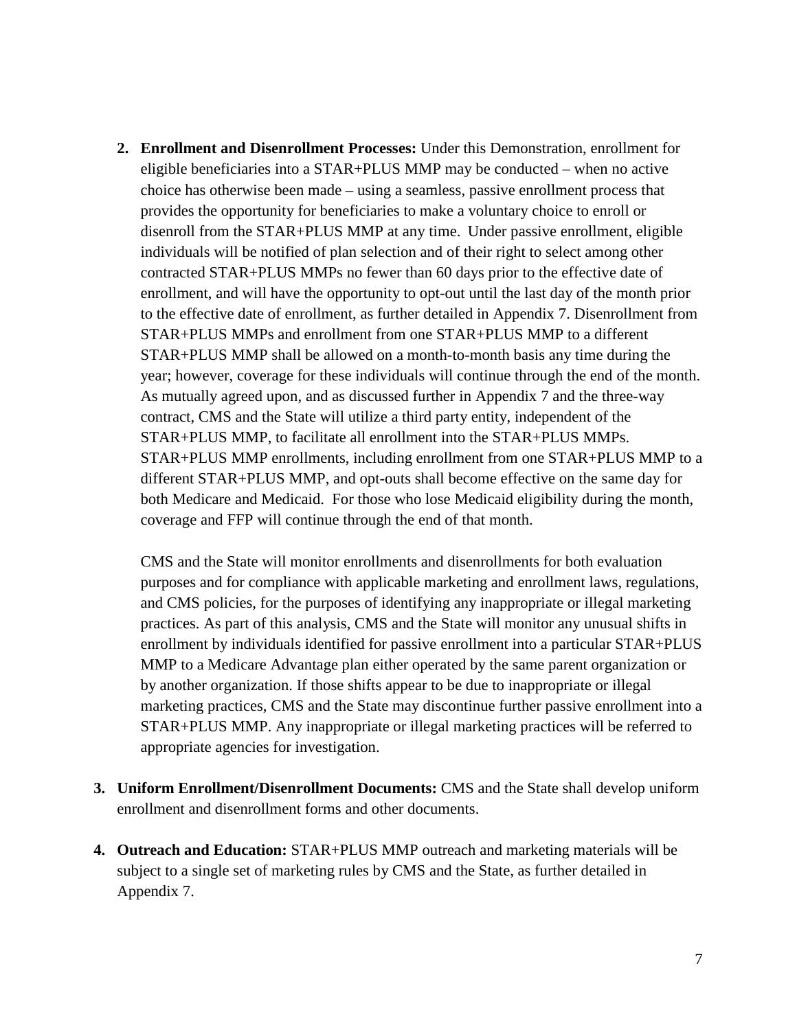2. **Enrollment and Disenrollment Processes:** Under this Demonstration, enrollment for eligible beneficiaries into a STAR+PLUS MMP may be conducted – when no active choice has otherwise been made – using a seamless, passive enrollment process that provides the opportunity for beneficiaries to make a voluntary choice to enroll or disenroll from the STAR+PLUS MMP at any time. Under passive enrollment, eligible individuals will be notified of plan selection and of their right to select among other contracted STAR+PLUS MMPs no fewer than 60 days prior to the effective date of enrollment, and will have the opportunity to opt-out until the last day of the month prior to the effective date of enrollment, as further detailed in Appendix 7. Disenrollment from STAR+PLUS MMPs and enrollment from one STAR+PLUS MMP to a different STAR+PLUS MMP shall be allowed on a month-to-month basis any time during the year; however, coverage for these individuals will continue through the end of the month. As mutually agreed upon, and as discussed further in Appendix 7 and the three-way contract, CMS and the State will utilize a third party entity, independent of the STAR+PLUS MMP, to facilitate all enrollment into the STAR+PLUS MMPs. STAR+PLUS MMP enrollments, including enrollment from one STAR+PLUS MMP to a different STAR+PLUS MMP, and opt-outs shall become effective on the same day for both Medicare and Medicaid. For those who lose Medicaid eligibility during the month, coverage and FFP will continue through the end of that month.

   CMS and the State will monitor enrollments and disenrollments for both evaluation purposes and for compliance with applicable marketing and enrollment laws, regulations, and CMS policies, for the purposes of identifying any inappropriate or illegal marketing practices. As part of this analysis, CMS and the State will monitor any unusual shifts in enrollment by individuals identified for passive enrollment into a particular STAR+PLUS MMP to a Medicare Advantage plan either operated by the same parent organization or by another organization. If those shifts appear to be due to inappropriate or illegal marketing practices, CMS and the State may discontinue further passive enrollment into a STAR+PLUS MMP. Any inappropriate or illegal marketing practices will be referred to appropriate agencies for investigation.

3. **Uniform Enrollment/Disenrollment Documents:** CMS and the State shall develop uniform enrollment and disenrollment forms and other documents.

4. **Outreach and Education:** STAR+PLUS MMP outreach and marketing materials will be subject to a single set of marketing rules by CMS and the State, as further detailed in Appendix 7.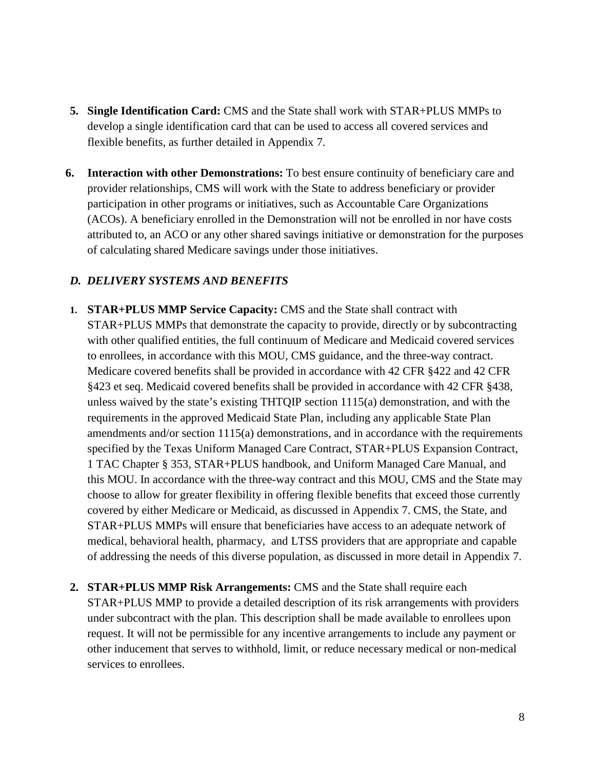5. **Single Identification Card:** CMS and the State shall work with STAR+PLUS MMPs to develop a single identification card that can be used to access all covered services and flexible benefits, as further detailed in Appendix 7.

6. **Interaction with other Demonstrations:** To best ensure continuity of beneficiary care and provider relationships, CMS will work with the State to address beneficiary or provider participation in other programs or initiatives, such as Accountable Care Organizations (ACOs). A beneficiary enrolled in the Demonstration will not be enrolled in nor have costs attributed to, an ACO or any other shared savings initiative or demonstration for the purposes of calculating shared Medicare savings under those initiatives.

### *D. DELIVERY SYSTEMS AND BENEFITS*

1. **STAR+PLUS MMP Service Capacity:** CMS and the State shall contract with STAR+PLUS MMPs that demonstrate the capacity to provide, directly or by subcontracting with other qualified entities, the full continuum of Medicare and Medicaid covered services to enrollees, in accordance with this MOU, CMS guidance, and the three-way contract. Medicare covered benefits shall be provided in accordance with 42 CFR §422 and 42 CFR §423 et seq. Medicaid covered benefits shall be provided in accordance with 42 CFR §438, unless waived by the state's existing THTQIP section 1115(a) demonstration, and with the requirements in the approved Medicaid State Plan, including any applicable State Plan amendments and/or section 1115(a) demonstrations, and in accordance with the requirements specified by the Texas Uniform Managed Care Contract, STAR+PLUS Expansion Contract, 1 TAC Chapter § 353, STAR+PLUS handbook, and Uniform Managed Care Manual, and this MOU. In accordance with the three-way contract and this MOU, CMS and the State may choose to allow for greater flexibility in offering flexible benefits that exceed those currently covered by either Medicare or Medicaid, as discussed in Appendix 7. CMS, the State, and STAR+PLUS MMPs will ensure that beneficiaries have access to an adequate network of medical, behavioral health, pharmacy, and LTSS providers that are appropriate and capable of addressing the needs of this diverse population, as discussed in more detail in Appendix 7.

2. **STAR+PLUS MMP Risk Arrangements:** CMS and the State shall require each STAR+PLUS MMP to provide a detailed description of its risk arrangements with providers under subcontract with the plan. This description shall be made available to enrollees upon request. It will not be permissible for any incentive arrangements to include any payment or other inducement that serves to withhold, limit, or reduce necessary medical or non-medical services to enrollees.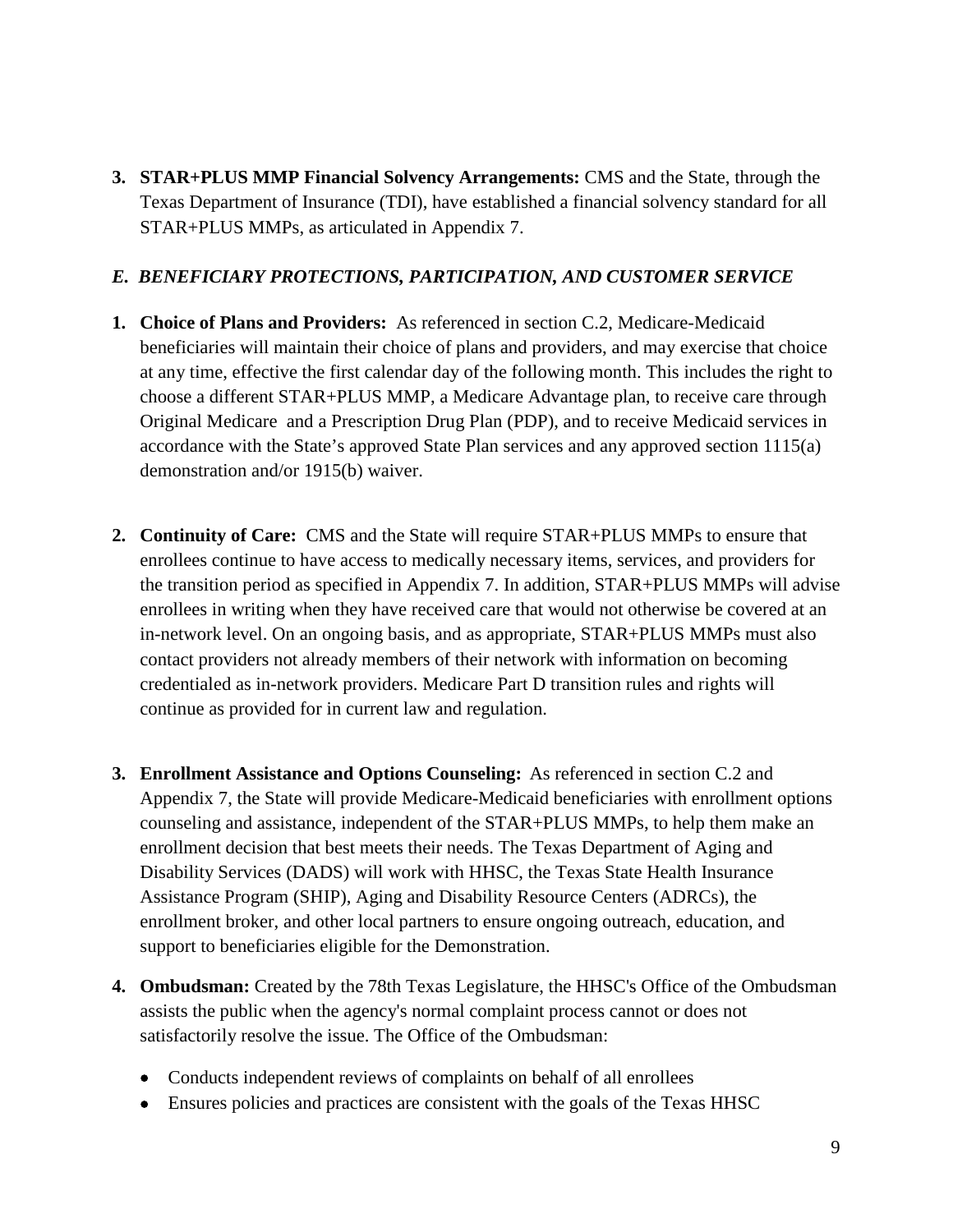3. **STAR+PLUS MMP Financial Solvency Arrangements:** CMS and the State, through the Texas Department of Insurance (TDI), have established a financial solvency standard for all STAR+PLUS MMPs, as articulated in Appendix 7.

### *E. BENEFICIARY PROTECTIONS, PARTICIPATION, AND CUSTOMER SERVICE*

1. **Choice of Plans and Providers:** As referenced in section C.2, Medicare-Medicaid beneficiaries will maintain their choice of plans and providers, and may exercise that choice at any time, effective the first calendar day of the following month. This includes the right to choose a different STAR+PLUS MMP, a Medicare Advantage plan, to receive care through Original Medicare and a Prescription Drug Plan (PDP), and to receive Medicaid services in accordance with the State's approved State Plan services and any approved section 1115(a) demonstration and/or 1915(b) waiver.

2. **Continuity of Care:** CMS and the State will require STAR+PLUS MMPs to ensure that enrollees continue to have access to medically necessary items, services, and providers for the transition period as specified in Appendix 7. In addition, STAR+PLUS MMPs will advise enrollees in writing when they have received care that would not otherwise be covered at an in-network level. On an ongoing basis, and as appropriate, STAR+PLUS MMPs must also contact providers not already members of their network with information on becoming credentialed as in-network providers. Medicare Part D transition rules and rights will continue as provided for in current law and regulation.

3. **Enrollment Assistance and Options Counseling:** As referenced in section C.2 and Appendix 7, the State will provide Medicare-Medicaid beneficiaries with enrollment options counseling and assistance, independent of the STAR+PLUS MMPs, to help them make an enrollment decision that best meets their needs. The Texas Department of Aging and Disability Services (DADS) will work with HHSC, the Texas State Health Insurance Assistance Program (SHIP), Aging and Disability Resource Centers (ADRCs), the enrollment broker, and other local partners to ensure ongoing outreach, education, and support to beneficiaries eligible for the Demonstration.

4. **Ombudsman:** Created by the 78th Texas Legislature, the HHSC's Office of the Ombudsman assists the public when the agency's normal complaint process cannot or does not satisfactorily resolve the issue. The Office of the Ombudsman:

   - Conducts independent reviews of complaints on behalf of all enrollees
   - Ensures policies and practices are consistent with the goals of the Texas HHSC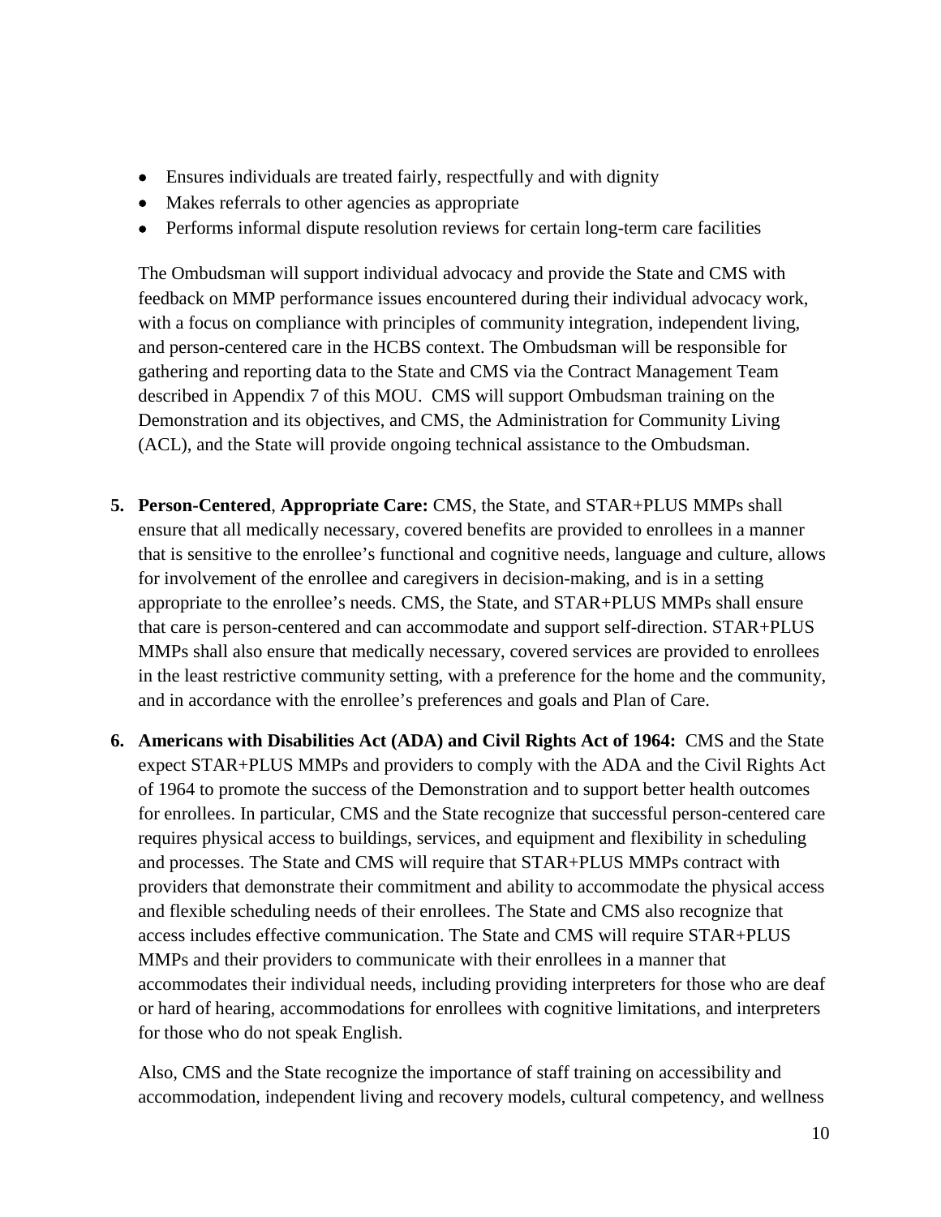- Ensures individuals are treated fairly, respectfully and with dignity
- Makes referrals to other agencies as appropriate
- Performs informal dispute resolution reviews for certain long-term care facilities

The Ombudsman will support individual advocacy and provide the State and CMS with feedback on MMP performance issues encountered during their individual advocacy work, with a focus on compliance with principles of community integration, independent living, and person-centered care in the HCBS context. The Ombudsman will be responsible for gathering and reporting data to the State and CMS via the Contract Management Team described in Appendix 7 of this MOU. CMS will support Ombudsman training on the Demonstration and its objectives, and CMS, the Administration for Community Living (ACL), and the State will provide ongoing technical assistance to the Ombudsman.

5. **Person-Centered**, **Appropriate Care:** CMS, the State, and STAR+PLUS MMPs shall ensure that all medically necessary, covered benefits are provided to enrollees in a manner that is sensitive to the enrollee's functional and cognitive needs, language and culture, allows for involvement of the enrollee and caregivers in decision-making, and is in a setting appropriate to the enrollee's needs. CMS, the State, and STAR+PLUS MMPs shall ensure that care is person-centered and can accommodate and support self-direction. STAR+PLUS MMPs shall also ensure that medically necessary, covered services are provided to enrollees in the least restrictive community setting, with a preference for the home and the community, and in accordance with the enrollee's preferences and goals and Plan of Care.

6. **Americans with Disabilities Act (ADA) and Civil Rights Act of 1964:** CMS and the State expect STAR+PLUS MMPs and providers to comply with the ADA and the Civil Rights Act of 1964 to promote the success of the Demonstration and to support better health outcomes for enrollees. In particular, CMS and the State recognize that successful person-centered care requires physical access to buildings, services, and equipment and flexibility in scheduling and processes. The State and CMS will require that STAR+PLUS MMPs contract with providers that demonstrate their commitment and ability to accommodate the physical access and flexible scheduling needs of their enrollees. The State and CMS also recognize that access includes effective communication. The State and CMS will require STAR+PLUS MMPs and their providers to communicate with their enrollees in a manner that accommodates their individual needs, including providing interpreters for those who are deaf or hard of hearing, accommodations for enrollees with cognitive limitations, and interpreters for those who do not speak English.

   Also, CMS and the State recognize the importance of staff training on accessibility and accommodation, independent living and recovery models, cultural competency, and wellness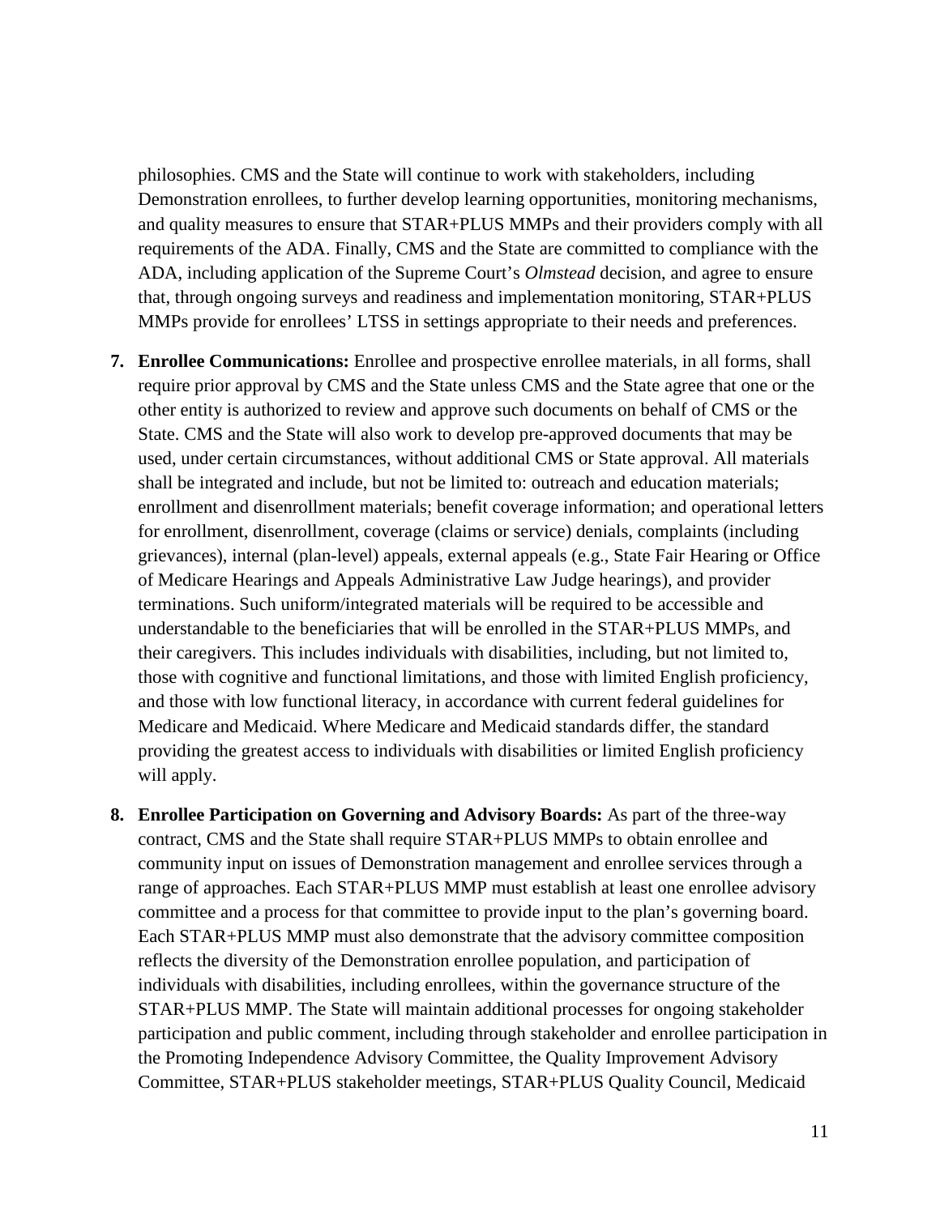philosophies. CMS and the State will continue to work with stakeholders, including Demonstration enrollees, to further develop learning opportunities, monitoring mechanisms, and quality measures to ensure that STAR+PLUS MMPs and their providers comply with all requirements of the ADA. Finally, CMS and the State are committed to compliance with the ADA, including application of the Supreme Court's *Olmstead* decision, and agree to ensure that, through ongoing surveys and readiness and implementation monitoring, STAR+PLUS MMPs provide for enrollees' LTSS in settings appropriate to their needs and preferences.

7. **Enrollee Communications:** Enrollee and prospective enrollee materials, in all forms, shall require prior approval by CMS and the State unless CMS and the State agree that one or the other entity is authorized to review and approve such documents on behalf of CMS or the State. CMS and the State will also work to develop pre-approved documents that may be used, under certain circumstances, without additional CMS or State approval. All materials shall be integrated and include, but not be limited to: outreach and education materials; enrollment and disenrollment materials; benefit coverage information; and operational letters for enrollment, disenrollment, coverage (claims or service) denials, complaints (including grievances), internal (plan-level) appeals, external appeals (e.g., State Fair Hearing or Office of Medicare Hearings and Appeals Administrative Law Judge hearings), and provider terminations. Such uniform/integrated materials will be required to be accessible and understandable to the beneficiaries that will be enrolled in the STAR+PLUS MMPs, and their caregivers. This includes individuals with disabilities, including, but not limited to, those with cognitive and functional limitations, and those with limited English proficiency, and those with low functional literacy, in accordance with current federal guidelines for Medicare and Medicaid. Where Medicare and Medicaid standards differ, the standard providing the greatest access to individuals with disabilities or limited English proficiency will apply.

8. **Enrollee Participation on Governing and Advisory Boards:** As part of the three-way contract, CMS and the State shall require STAR+PLUS MMPs to obtain enrollee and community input on issues of Demonstration management and enrollee services through a range of approaches. Each STAR+PLUS MMP must establish at least one enrollee advisory committee and a process for that committee to provide input to the plan's governing board. Each STAR+PLUS MMP must also demonstrate that the advisory committee composition reflects the diversity of the Demonstration enrollee population, and participation of individuals with disabilities, including enrollees, within the governance structure of the STAR+PLUS MMP. The State will maintain additional processes for ongoing stakeholder participation and public comment, including through stakeholder and enrollee participation in the Promoting Independence Advisory Committee, the Quality Improvement Advisory Committee, STAR+PLUS stakeholder meetings, STAR+PLUS Quality Council, Medicaid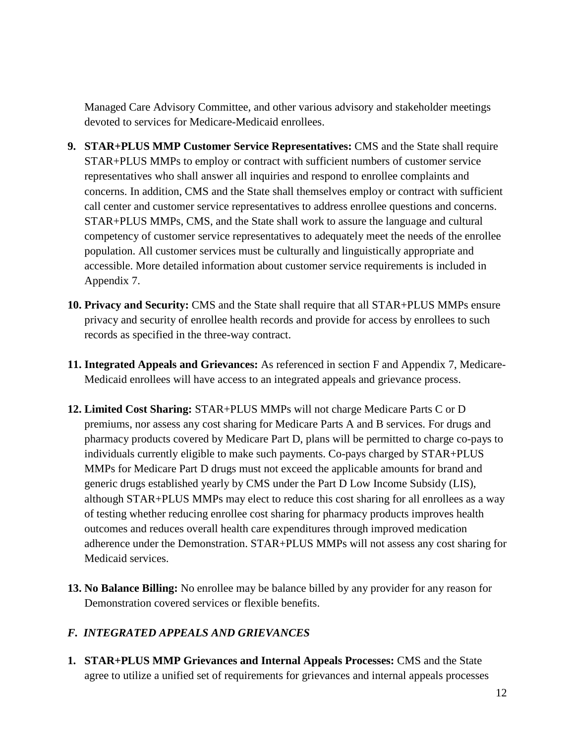Managed Care Advisory Committee, and other various advisory and stakeholder meetings devoted to services for Medicare-Medicaid enrollees.

9. **STAR+PLUS MMP Customer Service Representatives:** CMS and the State shall require STAR+PLUS MMPs to employ or contract with sufficient numbers of customer service representatives who shall answer all inquiries and respond to enrollee complaints and concerns. In addition, CMS and the State shall themselves employ or contract with sufficient call center and customer service representatives to address enrollee questions and concerns. STAR+PLUS MMPs, CMS, and the State shall work to assure the language and cultural competency of customer service representatives to adequately meet the needs of the enrollee population. All customer services must be culturally and linguistically appropriate and accessible. More detailed information about customer service requirements is included in Appendix 7.

10. **Privacy and Security:** CMS and the State shall require that all STAR+PLUS MMPs ensure privacy and security of enrollee health records and provide for access by enrollees to such records as specified in the three-way contract.

11. **Integrated Appeals and Grievances:** As referenced in section F and Appendix 7, Medicare-Medicaid enrollees will have access to an integrated appeals and grievance process.

12. **Limited Cost Sharing:** STAR+PLUS MMPs will not charge Medicare Parts C or D premiums, nor assess any cost sharing for Medicare Parts A and B services. For drugs and pharmacy products covered by Medicare Part D, plans will be permitted to charge co-pays to individuals currently eligible to make such payments. Co-pays charged by STAR+PLUS MMPs for Medicare Part D drugs must not exceed the applicable amounts for brand and generic drugs established yearly by CMS under the Part D Low Income Subsidy (LIS), although STAR+PLUS MMPs may elect to reduce this cost sharing for all enrollees as a way of testing whether reducing enrollee cost sharing for pharmacy products improves health outcomes and reduces overall health care expenditures through improved medication adherence under the Demonstration. STAR+PLUS MMPs will not assess any cost sharing for Medicaid services.

13. **No Balance Billing:** No enrollee may be balance billed by any provider for any reason for Demonstration covered services or flexible benefits.

### *F. INTEGRATED APPEALS AND GRIEVANCES*

1. **STAR+PLUS MMP Grievances and Internal Appeals Processes:** CMS and the State agree to utilize a unified set of requirements for grievances and internal appeals processes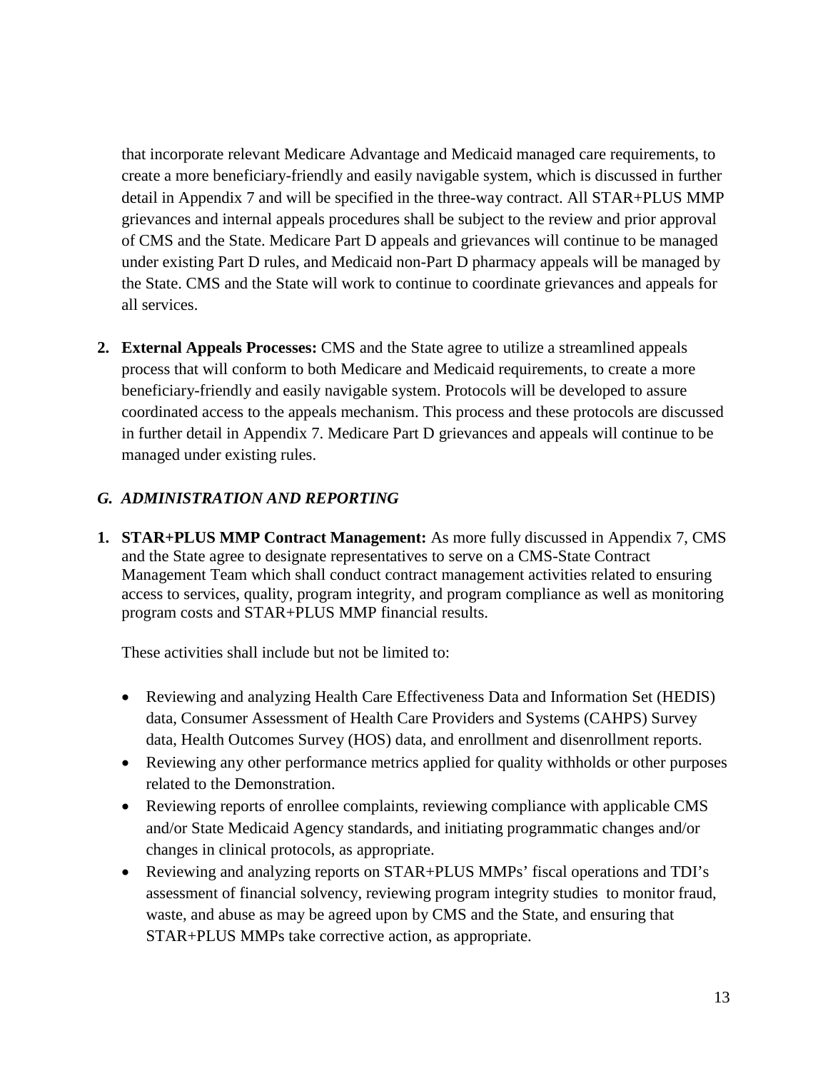that incorporate relevant Medicare Advantage and Medicaid managed care requirements, to create a more beneficiary-friendly and easily navigable system, which is discussed in further detail in Appendix 7 and will be specified in the three-way contract. All STAR+PLUS MMP grievances and internal appeals procedures shall be subject to the review and prior approval of CMS and the State. Medicare Part D appeals and grievances will continue to be managed under existing Part D rules, and Medicaid non-Part D pharmacy appeals will be managed by the State. CMS and the State will work to continue to coordinate grievances and appeals for all services.

2. **External Appeals Processes:** CMS and the State agree to utilize a streamlined appeals process that will conform to both Medicare and Medicaid requirements, to create a more beneficiary-friendly and easily navigable system. Protocols will be developed to assure coordinated access to the appeals mechanism. This process and these protocols are discussed in further detail in Appendix 7. Medicare Part D grievances and appeals will continue to be managed under existing rules.

### *G. ADMINISTRATION AND REPORTING*

1. **STAR+PLUS MMP Contract Management:** As more fully discussed in Appendix 7, CMS and the State agree to designate representatives to serve on a CMS-State Contract Management Team which shall conduct contract management activities related to ensuring access to services, quality, program integrity, and program compliance as well as monitoring program costs and STAR+PLUS MMP financial results.

   These activities shall include but not be limited to:

   - Reviewing and analyzing Health Care Effectiveness Data and Information Set (HEDIS) data, Consumer Assessment of Health Care Providers and Systems (CAHPS) Survey data, Health Outcomes Survey (HOS) data, and enrollment and disenrollment reports.
   - Reviewing any other performance metrics applied for quality withholds or other purposes related to the Demonstration.
   - Reviewing reports of enrollee complaints, reviewing compliance with applicable CMS and/or State Medicaid Agency standards, and initiating programmatic changes and/or changes in clinical protocols, as appropriate.
   - Reviewing and analyzing reports on STAR+PLUS MMPs' fiscal operations and TDI's assessment of financial solvency, reviewing program integrity studies to monitor fraud, waste, and abuse as may be agreed upon by CMS and the State, and ensuring that STAR+PLUS MMPs take corrective action, as appropriate.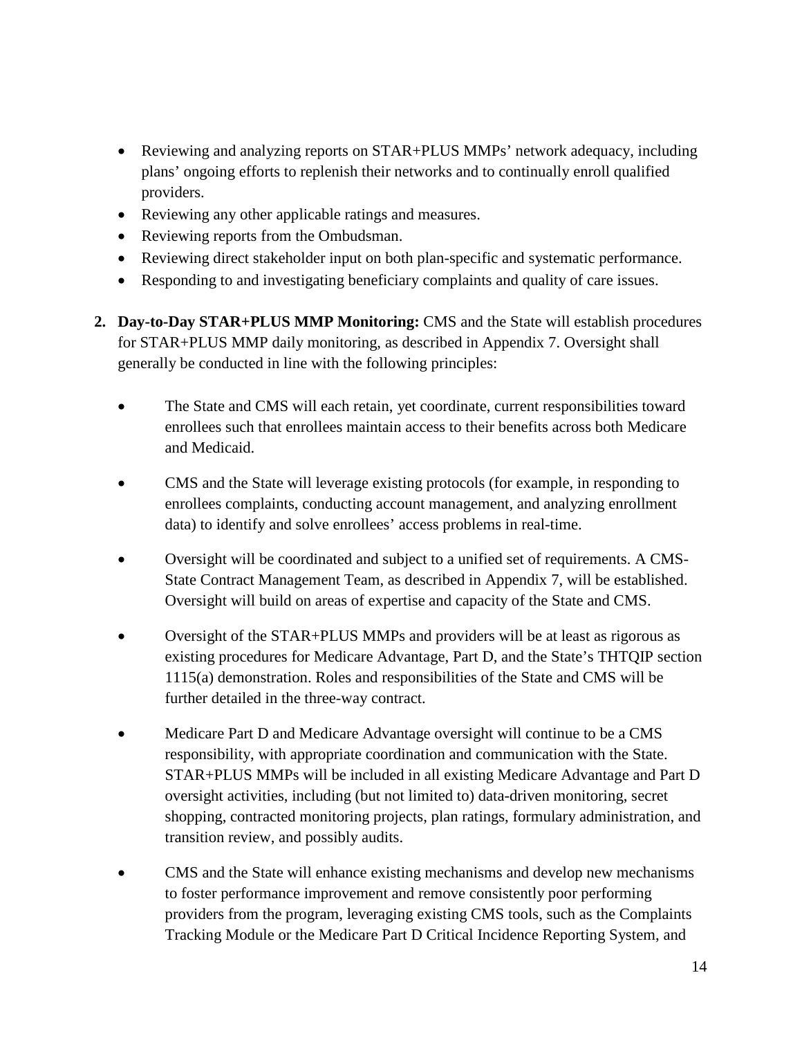- Reviewing and analyzing reports on STAR+PLUS MMPs' network adequacy, including plans' ongoing efforts to replenish their networks and to continually enroll qualified providers.
- Reviewing any other applicable ratings and measures.
- Reviewing reports from the Ombudsman.
- Reviewing direct stakeholder input on both plan-specific and systematic performance.
- Responding to and investigating beneficiary complaints and quality of care issues.

2. **Day-to-Day STAR+PLUS MMP Monitoring:** CMS and the State will establish procedures for STAR+PLUS MMP daily monitoring, as described in Appendix 7. Oversight shall generally be conducted in line with the following principles:

   - The State and CMS will each retain, yet coordinate, current responsibilities toward enrollees such that enrollees maintain access to their benefits across both Medicare and Medicaid.

   - CMS and the State will leverage existing protocols (for example, in responding to enrollees complaints, conducting account management, and analyzing enrollment data) to identify and solve enrollees' access problems in real-time.

   - Oversight will be coordinated and subject to a unified set of requirements. A CMS-State Contract Management Team, as described in Appendix 7, will be established. Oversight will build on areas of expertise and capacity of the State and CMS.

   - Oversight of the STAR+PLUS MMPs and providers will be at least as rigorous as existing procedures for Medicare Advantage, Part D, and the State's THTQIP section 1115(a) demonstration. Roles and responsibilities of the State and CMS will be further detailed in the three-way contract.

   - Medicare Part D and Medicare Advantage oversight will continue to be a CMS responsibility, with appropriate coordination and communication with the State. STAR+PLUS MMPs will be included in all existing Medicare Advantage and Part D oversight activities, including (but not limited to) data-driven monitoring, secret shopping, contracted monitoring projects, plan ratings, formulary administration, and transition review, and possibly audits.

   - CMS and the State will enhance existing mechanisms and develop new mechanisms to foster performance improvement and remove consistently poor performing providers from the program, leveraging existing CMS tools, such as the Complaints Tracking Module or the Medicare Part D Critical Incidence Reporting System, and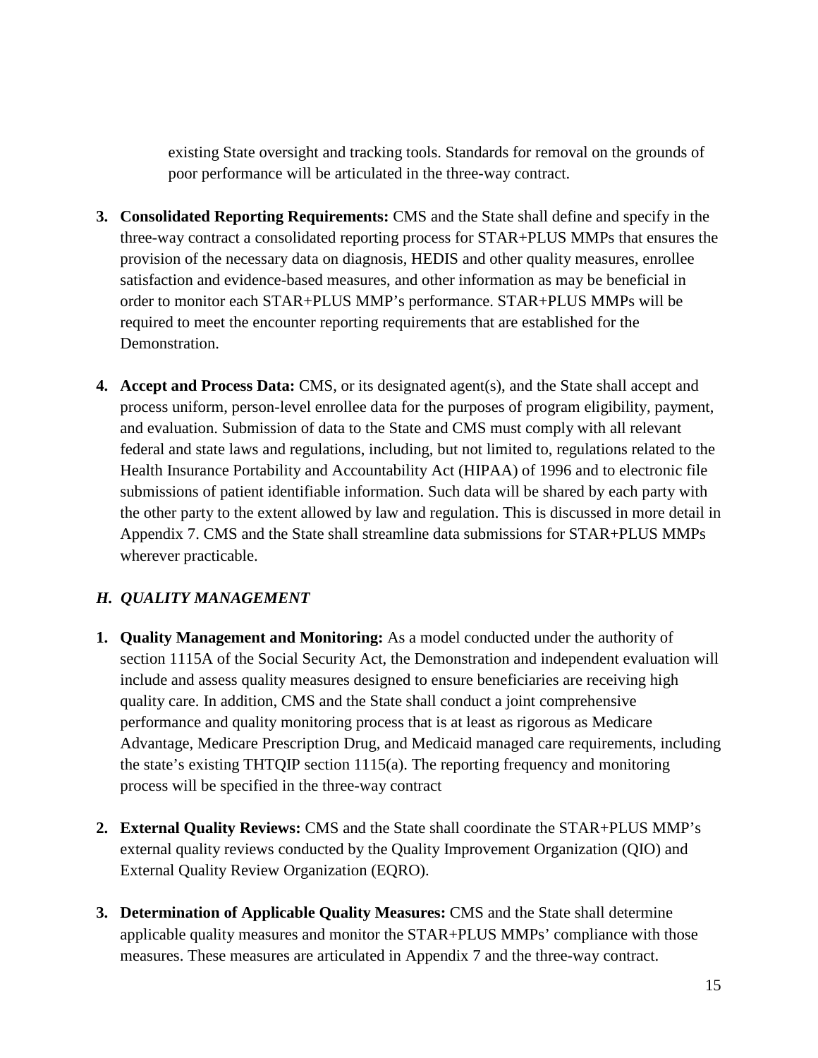existing State oversight and tracking tools. Standards for removal on the grounds of poor performance will be articulated in the three-way contract.

3. **Consolidated Reporting Requirements:** CMS and the State shall define and specify in the three-way contract a consolidated reporting process for STAR+PLUS MMPs that ensures the provision of the necessary data on diagnosis, HEDIS and other quality measures, enrollee satisfaction and evidence-based measures, and other information as may be beneficial in order to monitor each STAR+PLUS MMP's performance. STAR+PLUS MMPs will be required to meet the encounter reporting requirements that are established for the Demonstration.

4. **Accept and Process Data:** CMS, or its designated agent(s), and the State shall accept and process uniform, person-level enrollee data for the purposes of program eligibility, payment, and evaluation. Submission of data to the State and CMS must comply with all relevant federal and state laws and regulations, including, but not limited to, regulations related to the Health Insurance Portability and Accountability Act (HIPAA) of 1996 and to electronic file submissions of patient identifiable information. Such data will be shared by each party with the other party to the extent allowed by law and regulation. This is discussed in more detail in Appendix 7. CMS and the State shall streamline data submissions for STAR+PLUS MMPs wherever practicable.

### *H. QUALITY MANAGEMENT*

1. **Quality Management and Monitoring:** As a model conducted under the authority of section 1115A of the Social Security Act, the Demonstration and independent evaluation will include and assess quality measures designed to ensure beneficiaries are receiving high quality care. In addition, CMS and the State shall conduct a joint comprehensive performance and quality monitoring process that is at least as rigorous as Medicare Advantage, Medicare Prescription Drug, and Medicaid managed care requirements, including the state's existing THTQIP section 1115(a). The reporting frequency and monitoring process will be specified in the three-way contract

2. **External Quality Reviews:** CMS and the State shall coordinate the STAR+PLUS MMP's external quality reviews conducted by the Quality Improvement Organization (QIO) and External Quality Review Organization (EQRO).

3. **Determination of Applicable Quality Measures:** CMS and the State shall determine applicable quality measures and monitor the STAR+PLUS MMPs' compliance with those measures. These measures are articulated in Appendix 7 and the three-way contract.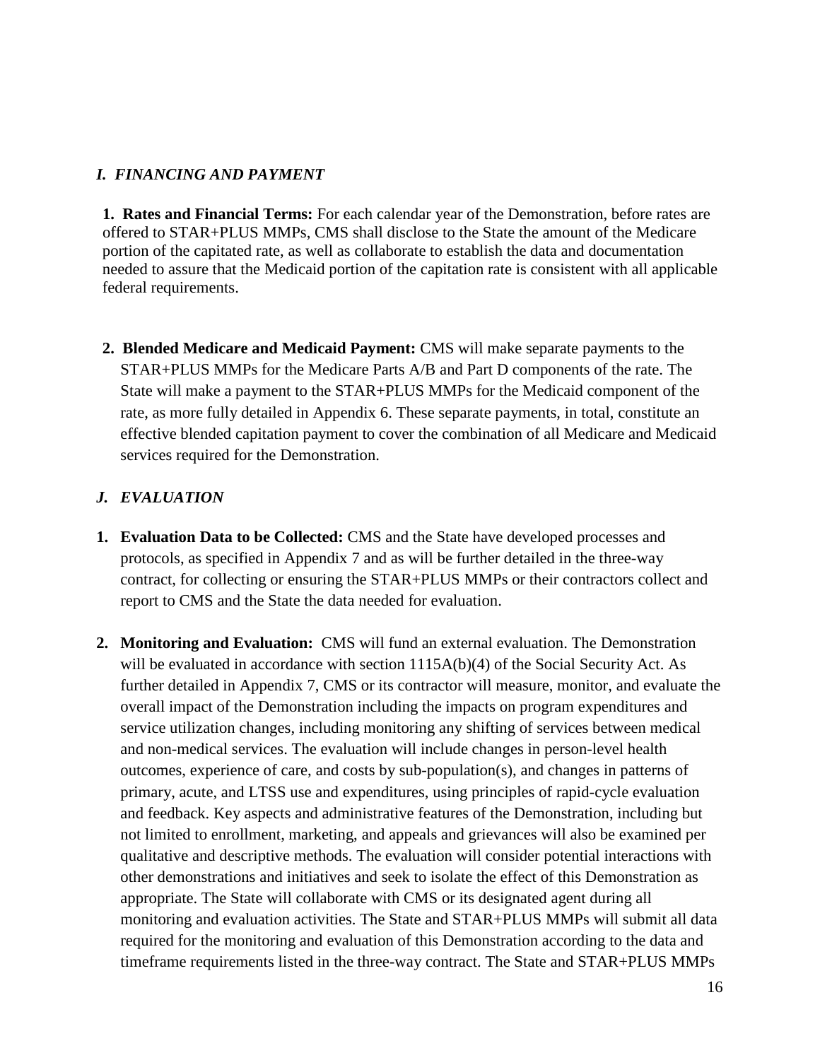### *I. FINANCING AND PAYMENT*

**1. Rates and Financial Terms:** For each calendar year of the Demonstration, before rates are offered to STAR+PLUS MMPs, CMS shall disclose to the State the amount of the Medicare portion of the capitated rate, as well as collaborate to establish the data and documentation needed to assure that the Medicaid portion of the capitation rate is consistent with all applicable federal requirements.

**2. Blended Medicare and Medicaid Payment:** CMS will make separate payments to the STAR+PLUS MMPs for the Medicare Parts A/B and Part D components of the rate. The State will make a payment to the STAR+PLUS MMPs for the Medicaid component of the rate, as more fully detailed in Appendix 6. These separate payments, in total, constitute an effective blended capitation payment to cover the combination of all Medicare and Medicaid services required for the Demonstration.

### *J. EVALUATION*

1. **Evaluation Data to be Collected:** CMS and the State have developed processes and protocols, as specified in Appendix 7 and as will be further detailed in the three-way contract, for collecting or ensuring the STAR+PLUS MMPs or their contractors collect and report to CMS and the State the data needed for evaluation.

2. **Monitoring and Evaluation:** CMS will fund an external evaluation. The Demonstration will be evaluated in accordance with section 1115A(b)(4) of the Social Security Act. As further detailed in Appendix 7, CMS or its contractor will measure, monitor, and evaluate the overall impact of the Demonstration including the impacts on program expenditures and service utilization changes, including monitoring any shifting of services between medical and non-medical services. The evaluation will include changes in person-level health outcomes, experience of care, and costs by sub-population(s), and changes in patterns of primary, acute, and LTSS use and expenditures, using principles of rapid-cycle evaluation and feedback. Key aspects and administrative features of the Demonstration, including but not limited to enrollment, marketing, and appeals and grievances will also be examined per qualitative and descriptive methods. The evaluation will consider potential interactions with other demonstrations and initiatives and seek to isolate the effect of this Demonstration as appropriate. The State will collaborate with CMS or its designated agent during all monitoring and evaluation activities. The State and STAR+PLUS MMPs will submit all data required for the monitoring and evaluation of this Demonstration according to the data and timeframe requirements listed in the three-way contract. The State and STAR+PLUS MMPs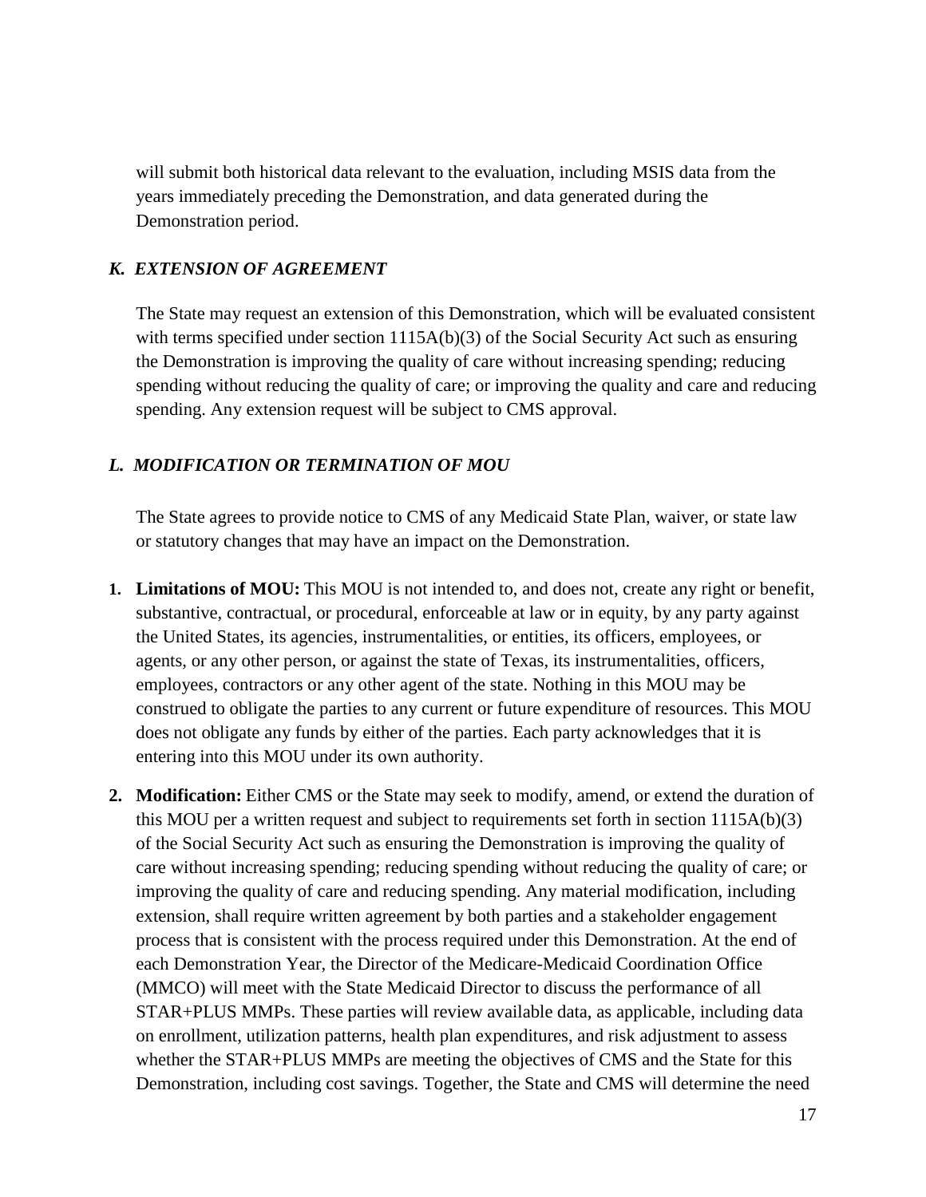will submit both historical data relevant to the evaluation, including MSIS data from the years immediately preceding the Demonstration, and data generated during the Demonstration period.

### *K. EXTENSION OF AGREEMENT*

The State may request an extension of this Demonstration, which will be evaluated consistent with terms specified under section 1115A(b)(3) of the Social Security Act such as ensuring the Demonstration is improving the quality of care without increasing spending; reducing spending without reducing the quality of care; or improving the quality and care and reducing spending. Any extension request will be subject to CMS approval.

### *L. MODIFICATION OR TERMINATION OF MOU*

The State agrees to provide notice to CMS of any Medicaid State Plan, waiver, or state law or statutory changes that may have an impact on the Demonstration.

1. **Limitations of MOU:** This MOU is not intended to, and does not, create any right or benefit, substantive, contractual, or procedural, enforceable at law or in equity, by any party against the United States, its agencies, instrumentalities, or entities, its officers, employees, or agents, or any other person, or against the state of Texas, its instrumentalities, officers, employees, contractors or any other agent of the state. Nothing in this MOU may be construed to obligate the parties to any current or future expenditure of resources. This MOU does not obligate any funds by either of the parties. Each party acknowledges that it is entering into this MOU under its own authority.

2. **Modification:** Either CMS or the State may seek to modify, amend, or extend the duration of this MOU per a written request and subject to requirements set forth in section 1115A(b)(3) of the Social Security Act such as ensuring the Demonstration is improving the quality of care without increasing spending; reducing spending without reducing the quality of care; or improving the quality of care and reducing spending. Any material modification, including extension, shall require written agreement by both parties and a stakeholder engagement process that is consistent with the process required under this Demonstration. At the end of each Demonstration Year, the Director of the Medicare-Medicaid Coordination Office (MMCO) will meet with the State Medicaid Director to discuss the performance of all STAR+PLUS MMPs. These parties will review available data, as applicable, including data on enrollment, utilization patterns, health plan expenditures, and risk adjustment to assess whether the STAR+PLUS MMPs are meeting the objectives of CMS and the State for this Demonstration, including cost savings. Together, the State and CMS will determine the need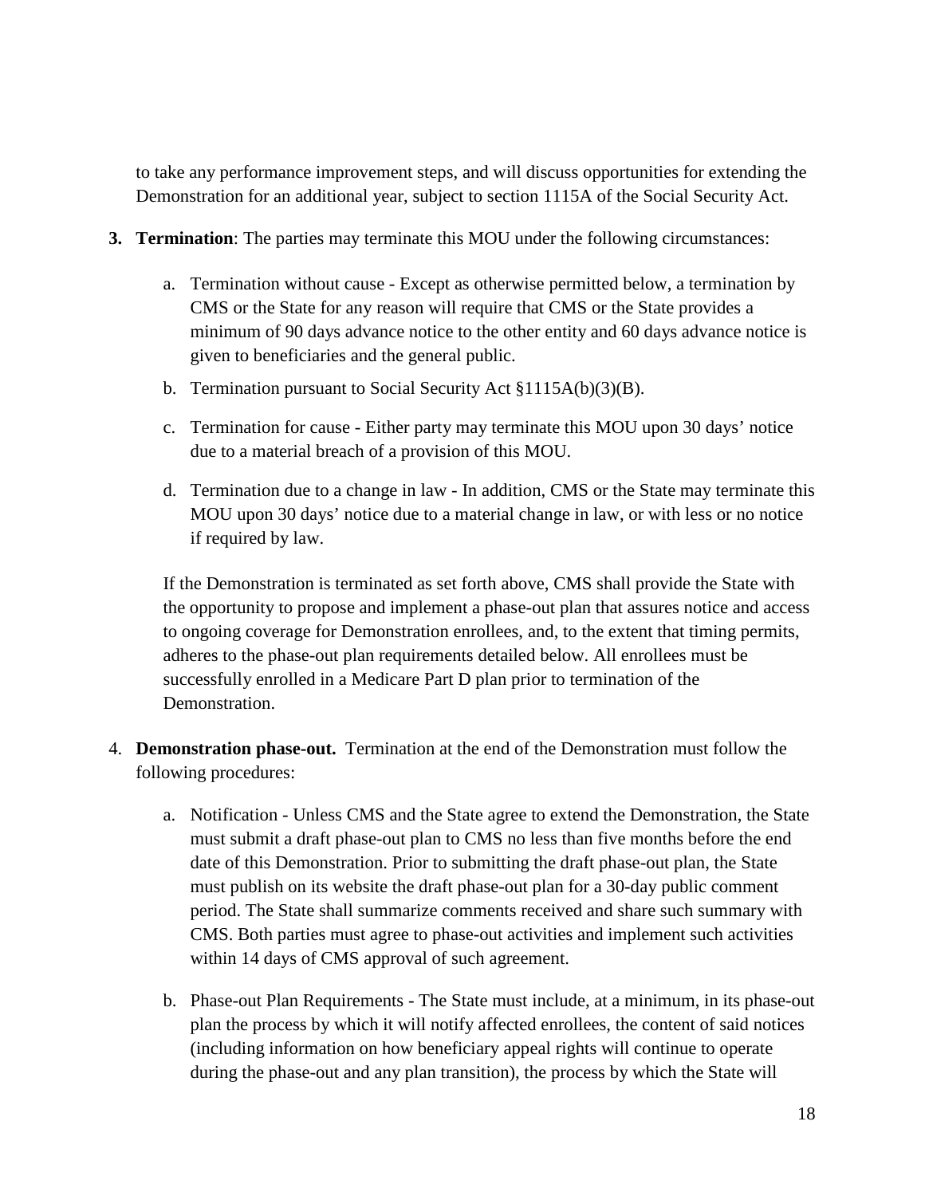to take any performance improvement steps, and will discuss opportunities for extending the Demonstration for an additional year, subject to section 1115A of the Social Security Act.

3. **Termination**: The parties may terminate this MOU under the following circumstances:

   a. Termination without cause - Except as otherwise permitted below, a termination by CMS or the State for any reason will require that CMS or the State provides a minimum of 90 days advance notice to the other entity and 60 days advance notice is given to beneficiaries and the general public.

   b. Termination pursuant to Social Security Act §1115A(b)(3)(B).

   c. Termination for cause - Either party may terminate this MOU upon 30 days' notice due to a material breach of a provision of this MOU.

   d. Termination due to a change in law - In addition, CMS or the State may terminate this MOU upon 30 days' notice due to a material change in law, or with less or no notice if required by law.

   If the Demonstration is terminated as set forth above, CMS shall provide the State with the opportunity to propose and implement a phase-out plan that assures notice and access to ongoing coverage for Demonstration enrollees, and, to the extent that timing permits, adheres to the phase-out plan requirements detailed below. All enrollees must be successfully enrolled in a Medicare Part D plan prior to termination of the Demonstration.

4. **Demonstration phase-out.** Termination at the end of the Demonstration must follow the following procedures:

   a. Notification - Unless CMS and the State agree to extend the Demonstration, the State must submit a draft phase-out plan to CMS no less than five months before the end date of this Demonstration. Prior to submitting the draft phase-out plan, the State must publish on its website the draft phase-out plan for a 30-day public comment period. The State shall summarize comments received and share such summary with CMS. Both parties must agree to phase-out activities and implement such activities within 14 days of CMS approval of such agreement.

   b. Phase-out Plan Requirements - The State must include, at a minimum, in its phase-out plan the process by which it will notify affected enrollees, the content of said notices (including information on how beneficiary appeal rights will continue to operate during the phase-out and any plan transition), the process by which the State will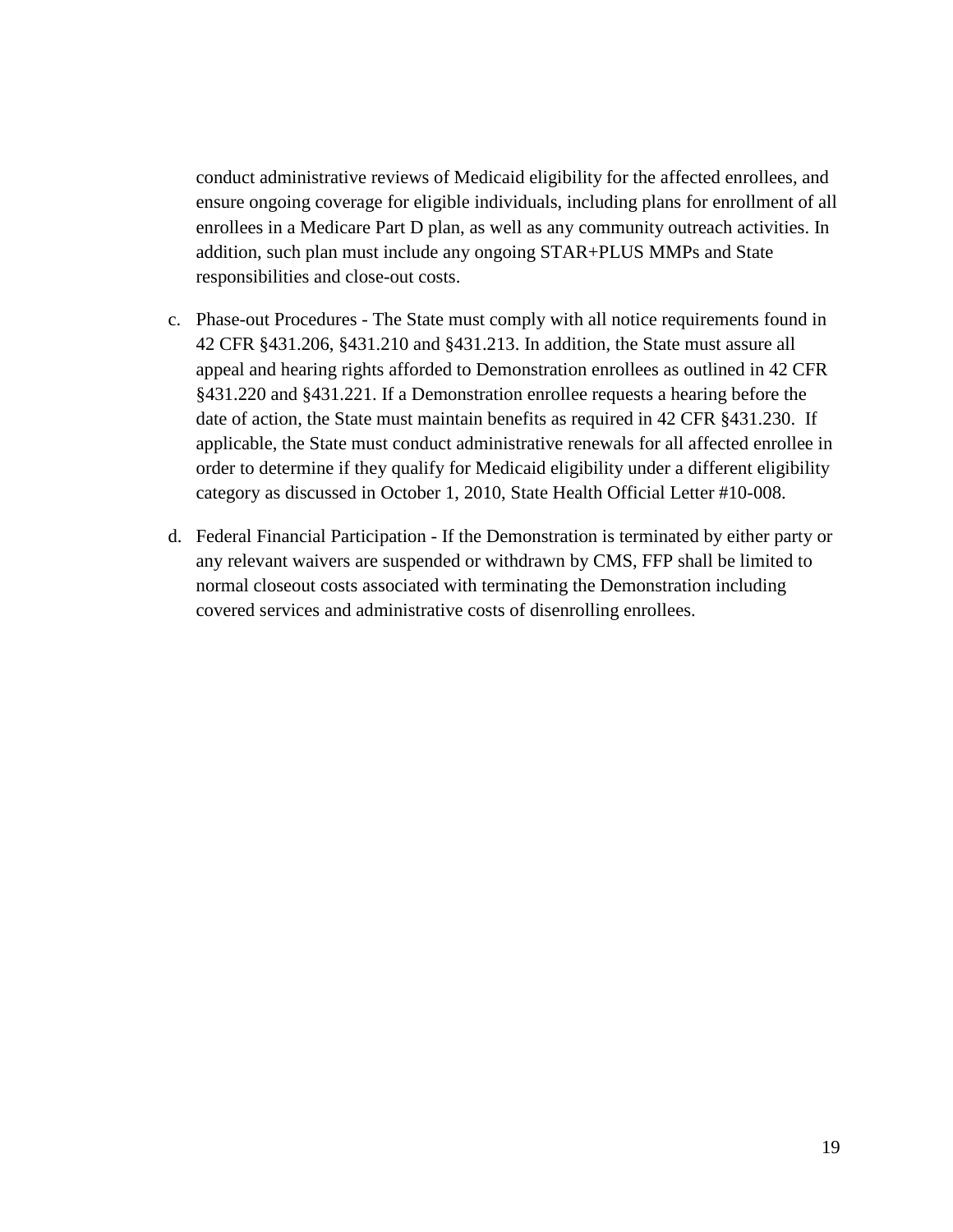conduct administrative reviews of Medicaid eligibility for the affected enrollees, and ensure ongoing coverage for eligible individuals, including plans for enrollment of all enrollees in a Medicare Part D plan, as well as any community outreach activities. In addition, such plan must include any ongoing STAR+PLUS MMPs and State responsibilities and close-out costs.

c. Phase-out Procedures - The State must comply with all notice requirements found in 42 CFR §431.206, §431.210 and §431.213. In addition, the State must assure all appeal and hearing rights afforded to Demonstration enrollees as outlined in 42 CFR §431.220 and §431.221. If a Demonstration enrollee requests a hearing before the date of action, the State must maintain benefits as required in 42 CFR §431.230. If applicable, the State must conduct administrative renewals for all affected enrollee in order to determine if they qualify for Medicaid eligibility under a different eligibility category as discussed in October 1, 2010, State Health Official Letter #10-008.

d. Federal Financial Participation - If the Demonstration is terminated by either party or any relevant waivers are suspended or withdrawn by CMS, FFP shall be limited to normal closeout costs associated with terminating the Demonstration including covered services and administrative costs of disenrolling enrollees.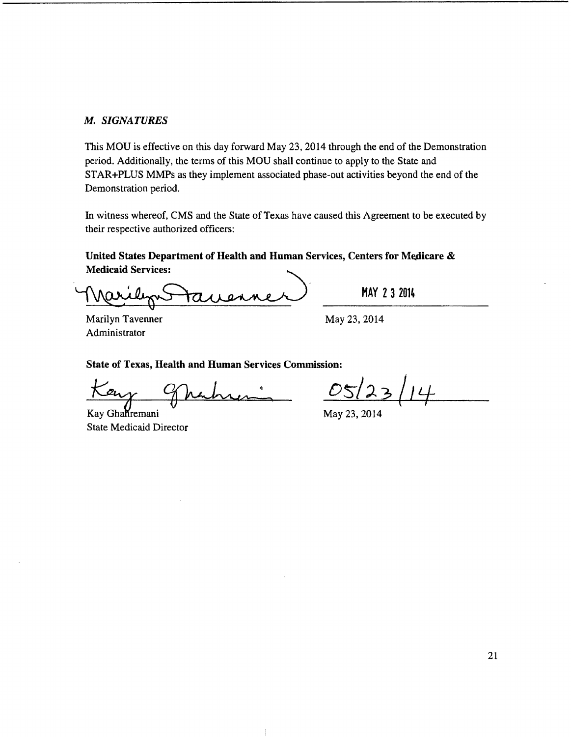### *M. SIGNATURES*

This MOU is effective on this day forward May 23, 2014 through the end of the Demonstration period. Additionally, the terms of this MOU shall continue to apply to the State and STAR+PLUS MMPs as they implement associated phase-out activities beyond the end of the Demonstration period.

In witness whereof, CMS and the State of Texas have caused this Agreement to be executed by their respective authorized officers:

**United States Department of Health and Human Services, Centers for Medicare & Medicaid Services:**

Marilyn Tavenner — MAY 23 2014

Marilyn Tavenner
Administrator

May 23, 2014

**State of Texas, Health and Human Services Commission:**

Kay Ghahremani — 05/23/14

Kay Ghahremani
State Medicaid Director

May 23, 2014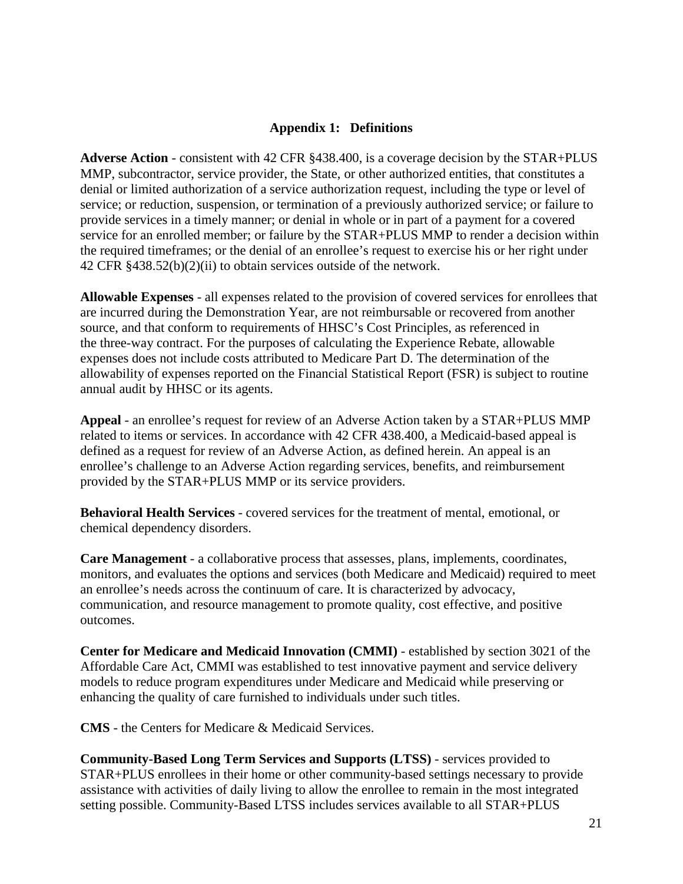## Appendix 1: Definitions

**Adverse Action** - consistent with 42 CFR §438.400, is a coverage decision by the STAR+PLUS MMP, subcontractor, service provider, the State, or other authorized entities, that constitutes a denial or limited authorization of a service authorization request, including the type or level of service; or reduction, suspension, or termination of a previously authorized service; or failure to provide services in a timely manner; or denial in whole or in part of a payment for a covered service for an enrolled member; or failure by the STAR+PLUS MMP to render a decision within the required timeframes; or the denial of an enrollee's request to exercise his or her right under 42 CFR §438.52(b)(2)(ii) to obtain services outside of the network.

**Allowable Expenses** - all expenses related to the provision of covered services for enrollees that are incurred during the Demonstration Year, are not reimbursable or recovered from another source, and that conform to requirements of HHSC's Cost Principles, as referenced in the three-way contract. For the purposes of calculating the Experience Rebate, allowable expenses does not include costs attributed to Medicare Part D. The determination of the allowability of expenses reported on the Financial Statistical Report (FSR) is subject to routine annual audit by HHSC or its agents.

**Appeal** - an enrollee's request for review of an Adverse Action taken by a STAR+PLUS MMP related to items or services. In accordance with 42 CFR 438.400, a Medicaid-based appeal is defined as a request for review of an Adverse Action, as defined herein. An appeal is an enrollee's challenge to an Adverse Action regarding services, benefits, and reimbursement provided by the STAR+PLUS MMP or its service providers.

**Behavioral Health Services** - covered services for the treatment of mental, emotional, or chemical dependency disorders.

**Care Management** - a collaborative process that assesses, plans, implements, coordinates, monitors, and evaluates the options and services (both Medicare and Medicaid) required to meet an enrollee's needs across the continuum of care. It is characterized by advocacy, communication, and resource management to promote quality, cost effective, and positive outcomes.

**Center for Medicare and Medicaid Innovation (CMMI)** - established by section 3021 of the Affordable Care Act, CMMI was established to test innovative payment and service delivery models to reduce program expenditures under Medicare and Medicaid while preserving or enhancing the quality of care furnished to individuals under such titles.

**CMS** - the Centers for Medicare & Medicaid Services.

**Community-Based Long Term Services and Supports (LTSS)** - services provided to STAR+PLUS enrollees in their home or other community-based settings necessary to provide assistance with activities of daily living to allow the enrollee to remain in the most integrated setting possible. Community-Based LTSS includes services available to all STAR+PLUS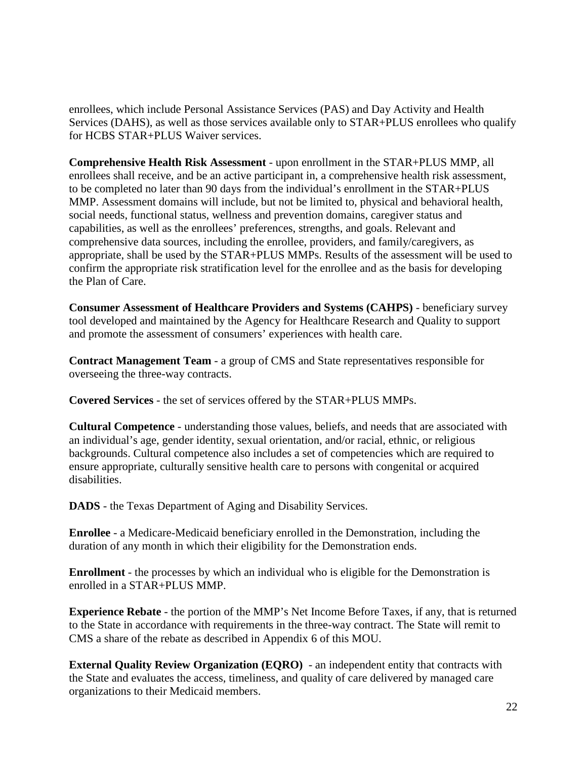enrollees, which include Personal Assistance Services (PAS) and Day Activity and Health Services (DAHS), as well as those services available only to STAR+PLUS enrollees who qualify for HCBS STAR+PLUS Waiver services.

**Comprehensive Health Risk Assessment** - upon enrollment in the STAR+PLUS MMP, all enrollees shall receive, and be an active participant in, a comprehensive health risk assessment, to be completed no later than 90 days from the individual's enrollment in the STAR+PLUS MMP. Assessment domains will include, but not be limited to, physical and behavioral health, social needs, functional status, wellness and prevention domains, caregiver status and capabilities, as well as the enrollees' preferences, strengths, and goals. Relevant and comprehensive data sources, including the enrollee, providers, and family/caregivers, as appropriate, shall be used by the STAR+PLUS MMPs. Results of the assessment will be used to confirm the appropriate risk stratification level for the enrollee and as the basis for developing the Plan of Care.

**Consumer Assessment of Healthcare Providers and Systems (CAHPS)** - beneficiary survey tool developed and maintained by the Agency for Healthcare Research and Quality to support and promote the assessment of consumers' experiences with health care.

**Contract Management Team** - a group of CMS and State representatives responsible for overseeing the three-way contracts.

**Covered Services** - the set of services offered by the STAR+PLUS MMPs.

**Cultural Competence** - understanding those values, beliefs, and needs that are associated with an individual's age, gender identity, sexual orientation, and/or racial, ethnic, or religious backgrounds. Cultural competence also includes a set of competencies which are required to ensure appropriate, culturally sensitive health care to persons with congenital or acquired disabilities.

**DADS** - the Texas Department of Aging and Disability Services.

**Enrollee** - a Medicare-Medicaid beneficiary enrolled in the Demonstration, including the duration of any month in which their eligibility for the Demonstration ends.

**Enrollment** - the processes by which an individual who is eligible for the Demonstration is enrolled in a STAR+PLUS MMP.

**Experience Rebate** - the portion of the MMP's Net Income Before Taxes, if any, that is returned to the State in accordance with requirements in the three-way contract. The State will remit to CMS a share of the rebate as described in Appendix 6 of this MOU.

**External Quality Review Organization (EQRO)** - an independent entity that contracts with the State and evaluates the access, timeliness, and quality of care delivered by managed care organizations to their Medicaid members.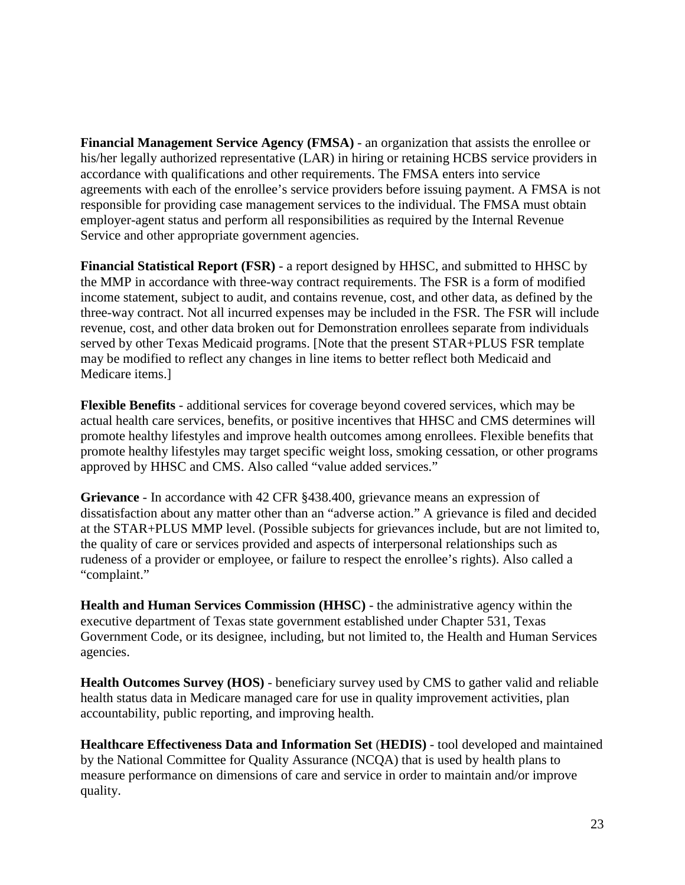**Financial Management Service Agency (FMSA)** - an organization that assists the enrollee or his/her legally authorized representative (LAR) in hiring or retaining HCBS service providers in accordance with qualifications and other requirements. The FMSA enters into service agreements with each of the enrollee's service providers before issuing payment. A FMSA is not responsible for providing case management services to the individual. The FMSA must obtain employer-agent status and perform all responsibilities as required by the Internal Revenue Service and other appropriate government agencies.

**Financial Statistical Report (FSR)** - a report designed by HHSC, and submitted to HHSC by the MMP in accordance with three-way contract requirements. The FSR is a form of modified income statement, subject to audit, and contains revenue, cost, and other data, as defined by the three-way contract. Not all incurred expenses may be included in the FSR. The FSR will include revenue, cost, and other data broken out for Demonstration enrollees separate from individuals served by other Texas Medicaid programs. [Note that the present STAR+PLUS FSR template may be modified to reflect any changes in line items to better reflect both Medicaid and Medicare items.]

**Flexible Benefits** - additional services for coverage beyond covered services, which may be actual health care services, benefits, or positive incentives that HHSC and CMS determines will promote healthy lifestyles and improve health outcomes among enrollees. Flexible benefits that promote healthy lifestyles may target specific weight loss, smoking cessation, or other programs approved by HHSC and CMS. Also called "value added services."

**Grievance** - In accordance with 42 CFR §438.400, grievance means an expression of dissatisfaction about any matter other than an "adverse action." A grievance is filed and decided at the STAR+PLUS MMP level. (Possible subjects for grievances include, but are not limited to, the quality of care or services provided and aspects of interpersonal relationships such as rudeness of a provider or employee, or failure to respect the enrollee's rights). Also called a "complaint."

**Health and Human Services Commission (HHSC)** - the administrative agency within the executive department of Texas state government established under Chapter 531, Texas Government Code, or its designee, including, but not limited to, the Health and Human Services agencies.

**Health Outcomes Survey (HOS)** - beneficiary survey used by CMS to gather valid and reliable health status data in Medicare managed care for use in quality improvement activities, plan accountability, public reporting, and improving health.

**Healthcare Effectiveness Data and Information Set** (**HEDIS)** - tool developed and maintained by the National Committee for Quality Assurance (NCQA) that is used by health plans to measure performance on dimensions of care and service in order to maintain and/or improve quality.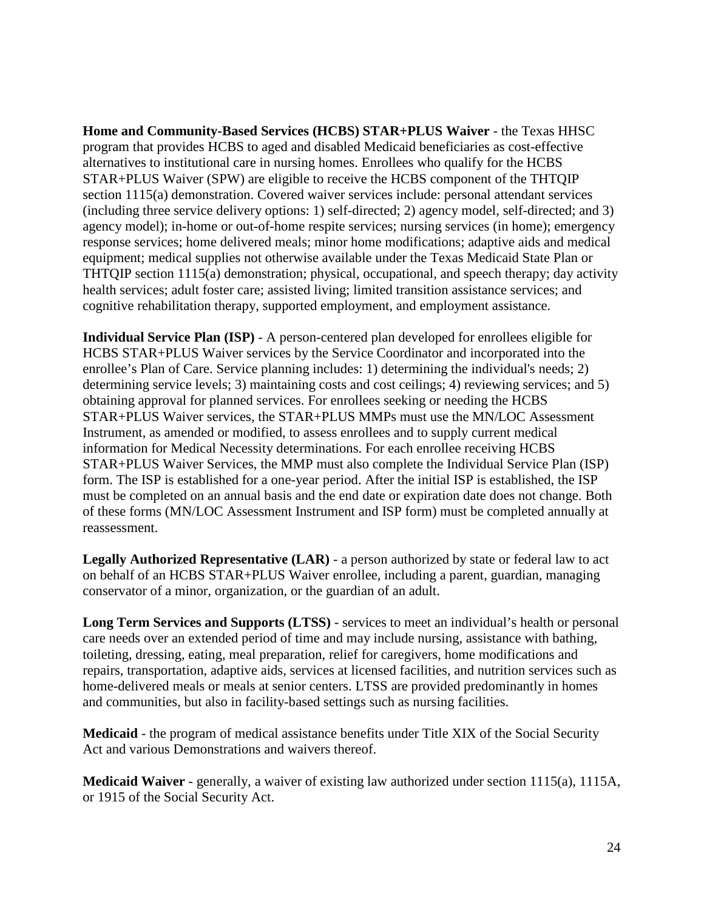**Home and Community-Based Services (HCBS) STAR+PLUS Waiver** - the Texas HHSC program that provides HCBS to aged and disabled Medicaid beneficiaries as cost-effective alternatives to institutional care in nursing homes. Enrollees who qualify for the HCBS STAR+PLUS Waiver (SPW) are eligible to receive the HCBS component of the THTQIP section 1115(a) demonstration. Covered waiver services include: personal attendant services (including three service delivery options: 1) self-directed; 2) agency model, self-directed; and 3) agency model); in-home or out-of-home respite services; nursing services (in home); emergency response services; home delivered meals; minor home modifications; adaptive aids and medical equipment; medical supplies not otherwise available under the Texas Medicaid State Plan or THTQIP section 1115(a) demonstration; physical, occupational, and speech therapy; day activity health services; adult foster care; assisted living; limited transition assistance services; and cognitive rehabilitation therapy, supported employment, and employment assistance.

**Individual Service Plan (ISP)** - A person-centered plan developed for enrollees eligible for HCBS STAR+PLUS Waiver services by the Service Coordinator and incorporated into the enrollee's Plan of Care. Service planning includes: 1) determining the individual's needs; 2) determining service levels; 3) maintaining costs and cost ceilings; 4) reviewing services; and 5) obtaining approval for planned services. For enrollees seeking or needing the HCBS STAR+PLUS Waiver services, the STAR+PLUS MMPs must use the MN/LOC Assessment Instrument, as amended or modified, to assess enrollees and to supply current medical information for Medical Necessity determinations. For each enrollee receiving HCBS STAR+PLUS Waiver Services, the MMP must also complete the Individual Service Plan (ISP) form. The ISP is established for a one-year period. After the initial ISP is established, the ISP must be completed on an annual basis and the end date or expiration date does not change. Both of these forms (MN/LOC Assessment Instrument and ISP form) must be completed annually at reassessment.

**Legally Authorized Representative (LAR)** - a person authorized by state or federal law to act on behalf of an HCBS STAR+PLUS Waiver enrollee, including a parent, guardian, managing conservator of a minor, organization, or the guardian of an adult.

**Long Term Services and Supports (LTSS)** - services to meet an individual's health or personal care needs over an extended period of time and may include nursing, assistance with bathing, toileting, dressing, eating, meal preparation, relief for caregivers, home modifications and repairs, transportation, adaptive aids, services at licensed facilities, and nutrition services such as home-delivered meals or meals at senior centers. LTSS are provided predominantly in homes and communities, but also in facility-based settings such as nursing facilities.

**Medicaid** - the program of medical assistance benefits under Title XIX of the Social Security Act and various Demonstrations and waivers thereof.

**Medicaid Waiver** - generally, a waiver of existing law authorized under section 1115(a), 1115A, or 1915 of the Social Security Act.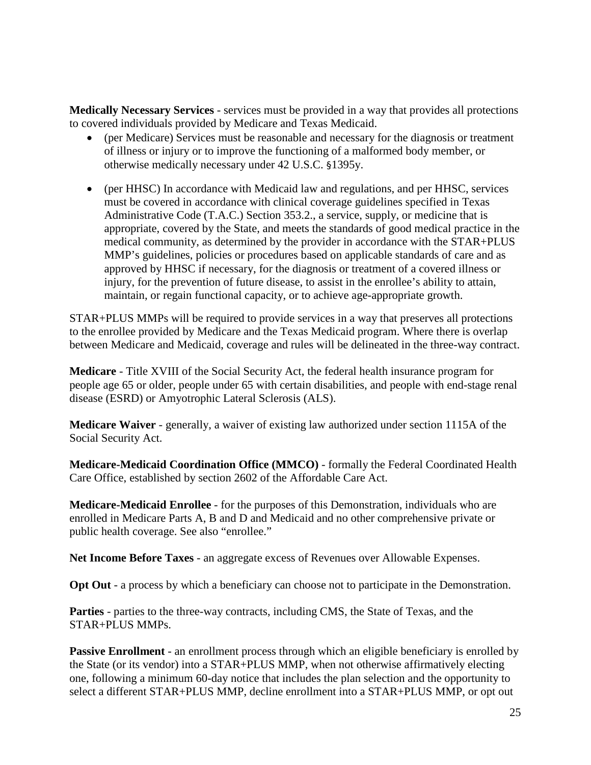**Medically Necessary Services** - services must be provided in a way that provides all protections to covered individuals provided by Medicare and Texas Medicaid.

- (per Medicare) Services must be reasonable and necessary for the diagnosis or treatment of illness or injury or to improve the functioning of a malformed body member, or otherwise medically necessary under 42 U.S.C. §1395y.
- (per HHSC) In accordance with Medicaid law and regulations, and per HHSC, services must be covered in accordance with clinical coverage guidelines specified in Texas Administrative Code (T.A.C.) Section 353.2., a service, supply, or medicine that is appropriate, covered by the State, and meets the standards of good medical practice in the medical community, as determined by the provider in accordance with the STAR+PLUS MMP's guidelines, policies or procedures based on applicable standards of care and as approved by HHSC if necessary, for the diagnosis or treatment of a covered illness or injury, for the prevention of future disease, to assist in the enrollee's ability to attain, maintain, or regain functional capacity, or to achieve age-appropriate growth.

STAR+PLUS MMPs will be required to provide services in a way that preserves all protections to the enrollee provided by Medicare and the Texas Medicaid program. Where there is overlap between Medicare and Medicaid, coverage and rules will be delineated in the three-way contract.

**Medicare** - Title XVIII of the Social Security Act, the federal health insurance program for people age 65 or older, people under 65 with certain disabilities, and people with end-stage renal disease (ESRD) or Amyotrophic Lateral Sclerosis (ALS).

**Medicare Waiver** - generally, a waiver of existing law authorized under section 1115A of the Social Security Act.

**Medicare-Medicaid Coordination Office (MMCO)** - formally the Federal Coordinated Health Care Office, established by section 2602 of the Affordable Care Act.

**Medicare-Medicaid Enrollee** - for the purposes of this Demonstration, individuals who are enrolled in Medicare Parts A, B and D and Medicaid and no other comprehensive private or public health coverage. See also "enrollee."

**Net Income Before Taxes** - an aggregate excess of Revenues over Allowable Expenses.

**Opt Out** - a process by which a beneficiary can choose not to participate in the Demonstration.

**Parties** - parties to the three-way contracts, including CMS, the State of Texas, and the STAR+PLUS MMPs.

**Passive Enrollment** - an enrollment process through which an eligible beneficiary is enrolled by the State (or its vendor) into a STAR+PLUS MMP, when not otherwise affirmatively electing one, following a minimum 60-day notice that includes the plan selection and the opportunity to select a different STAR+PLUS MMP, decline enrollment into a STAR+PLUS MMP, or opt out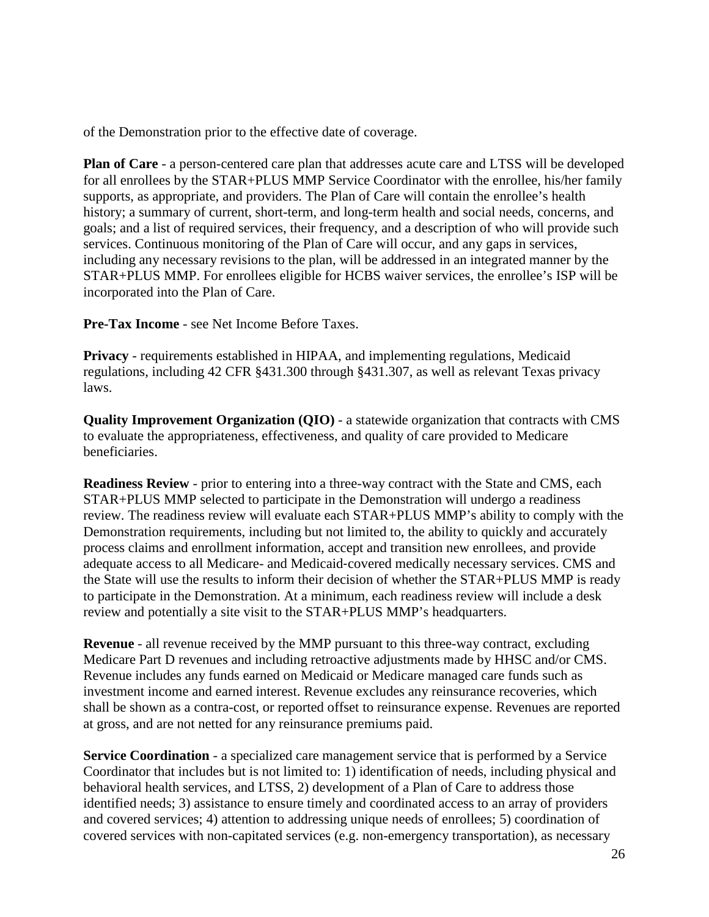of the Demonstration prior to the effective date of coverage.

**Plan of Care** - a person-centered care plan that addresses acute care and LTSS will be developed for all enrollees by the STAR+PLUS MMP Service Coordinator with the enrollee, his/her family supports, as appropriate, and providers. The Plan of Care will contain the enrollee's health history; a summary of current, short-term, and long-term health and social needs, concerns, and goals; and a list of required services, their frequency, and a description of who will provide such services. Continuous monitoring of the Plan of Care will occur, and any gaps in services, including any necessary revisions to the plan, will be addressed in an integrated manner by the STAR+PLUS MMP. For enrollees eligible for HCBS waiver services, the enrollee's ISP will be incorporated into the Plan of Care.

**Pre-Tax Income** - see Net Income Before Taxes.

**Privacy** - requirements established in HIPAA, and implementing regulations, Medicaid regulations, including 42 CFR §431.300 through §431.307, as well as relevant Texas privacy laws.

**Quality Improvement Organization (QIO)** - a statewide organization that contracts with CMS to evaluate the appropriateness, effectiveness, and quality of care provided to Medicare beneficiaries.

**Readiness Review** - prior to entering into a three-way contract with the State and CMS, each STAR+PLUS MMP selected to participate in the Demonstration will undergo a readiness review. The readiness review will evaluate each STAR+PLUS MMP's ability to comply with the Demonstration requirements, including but not limited to, the ability to quickly and accurately process claims and enrollment information, accept and transition new enrollees, and provide adequate access to all Medicare- and Medicaid-covered medically necessary services. CMS and the State will use the results to inform their decision of whether the STAR+PLUS MMP is ready to participate in the Demonstration. At a minimum, each readiness review will include a desk review and potentially a site visit to the STAR+PLUS MMP's headquarters.

**Revenue** - all revenue received by the MMP pursuant to this three-way contract, excluding Medicare Part D revenues and including retroactive adjustments made by HHSC and/or CMS. Revenue includes any funds earned on Medicaid or Medicare managed care funds such as investment income and earned interest. Revenue excludes any reinsurance recoveries, which shall be shown as a contra-cost, or reported offset to reinsurance expense. Revenues are reported at gross, and are not netted for any reinsurance premiums paid.

**Service Coordination** - a specialized care management service that is performed by a Service Coordinator that includes but is not limited to: 1) identification of needs, including physical and behavioral health services, and LTSS, 2) development of a Plan of Care to address those identified needs; 3) assistance to ensure timely and coordinated access to an array of providers and covered services; 4) attention to addressing unique needs of enrollees; 5) coordination of covered services with non-capitated services (e.g. non-emergency transportation), as necessary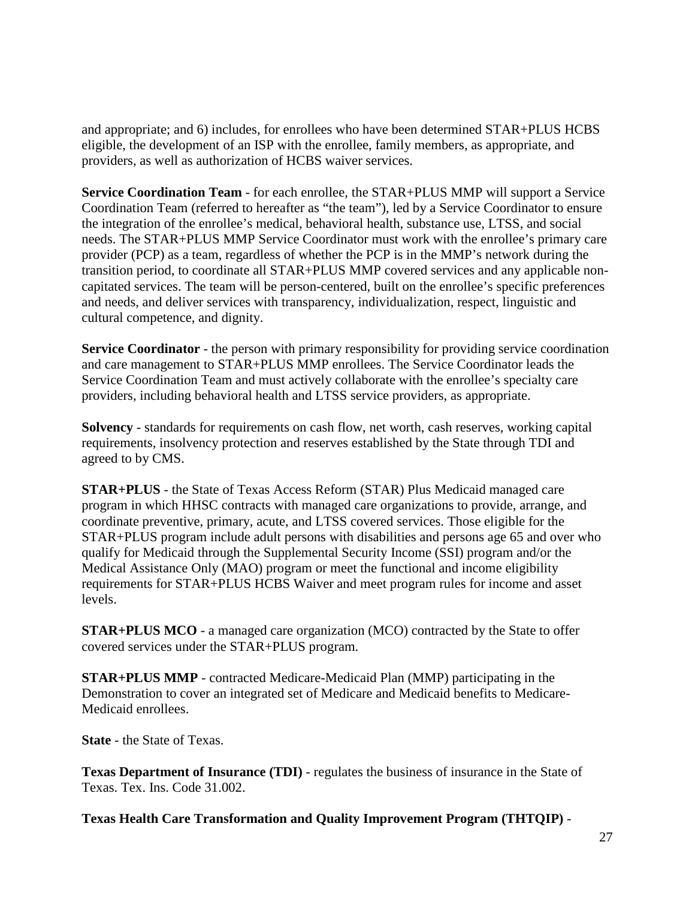and appropriate; and 6) includes, for enrollees who have been determined STAR+PLUS HCBS eligible, the development of an ISP with the enrollee, family members, as appropriate, and providers, as well as authorization of HCBS waiver services.

**Service Coordination Team** - for each enrollee, the STAR+PLUS MMP will support a Service Coordination Team (referred to hereafter as "the team"), led by a Service Coordinator to ensure the integration of the enrollee's medical, behavioral health, substance use, LTSS, and social needs. The STAR+PLUS MMP Service Coordinator must work with the enrollee's primary care provider (PCP) as a team, regardless of whether the PCP is in the MMP's network during the transition period, to coordinate all STAR+PLUS MMP covered services and any applicable non-capitated services. The team will be person-centered, built on the enrollee's specific preferences and needs, and deliver services with transparency, individualization, respect, linguistic and cultural competence, and dignity.

**Service Coordinator** - the person with primary responsibility for providing service coordination and care management to STAR+PLUS MMP enrollees. The Service Coordinator leads the Service Coordination Team and must actively collaborate with the enrollee's specialty care providers, including behavioral health and LTSS service providers, as appropriate.

**Solvency** - standards for requirements on cash flow, net worth, cash reserves, working capital requirements, insolvency protection and reserves established by the State through TDI and agreed to by CMS.

**STAR+PLUS** - the State of Texas Access Reform (STAR) Plus Medicaid managed care program in which HHSC contracts with managed care organizations to provide, arrange, and coordinate preventive, primary, acute, and LTSS covered services. Those eligible for the STAR+PLUS program include adult persons with disabilities and persons age 65 and over who qualify for Medicaid through the Supplemental Security Income (SSI) program and/or the Medical Assistance Only (MAO) program or meet the functional and income eligibility requirements for STAR+PLUS HCBS Waiver and meet program rules for income and asset levels.

**STAR+PLUS MCO** - a managed care organization (MCO) contracted by the State to offer covered services under the STAR+PLUS program.

**STAR+PLUS MMP** - contracted Medicare-Medicaid Plan (MMP) participating in the Demonstration to cover an integrated set of Medicare and Medicaid benefits to Medicare-Medicaid enrollees.

**State** - the State of Texas.

**Texas Department of Insurance (TDI)** - regulates the business of insurance in the State of Texas. Tex. Ins. Code 31.002.

**Texas Health Care Transformation and Quality Improvement Program (THTQIP)** -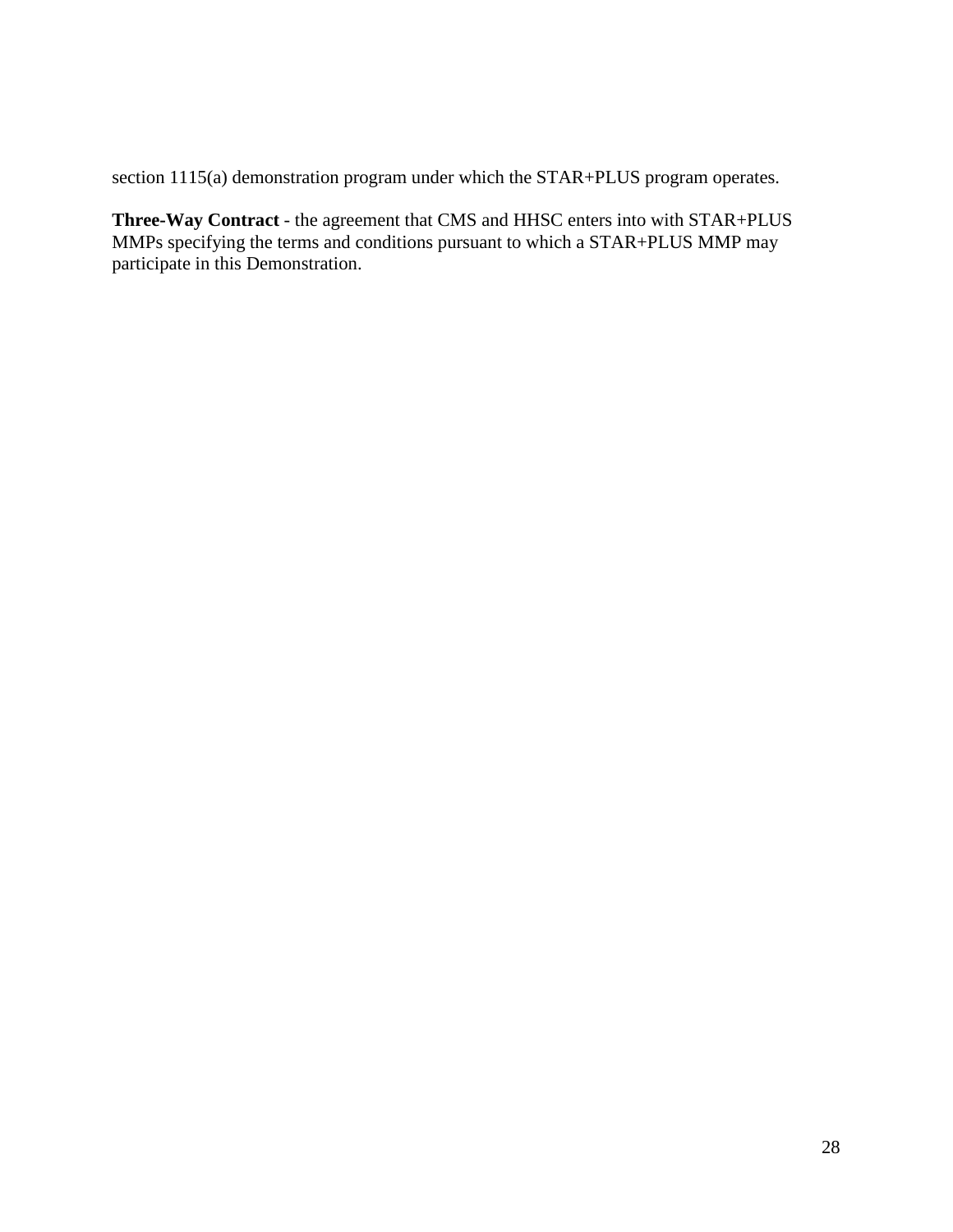section 1115(a) demonstration program under which the STAR+PLUS program operates.

**Three-Way Contract** - the agreement that CMS and HHSC enters into with STAR+PLUS MMPs specifying the terms and conditions pursuant to which a STAR+PLUS MMP may participate in this Demonstration.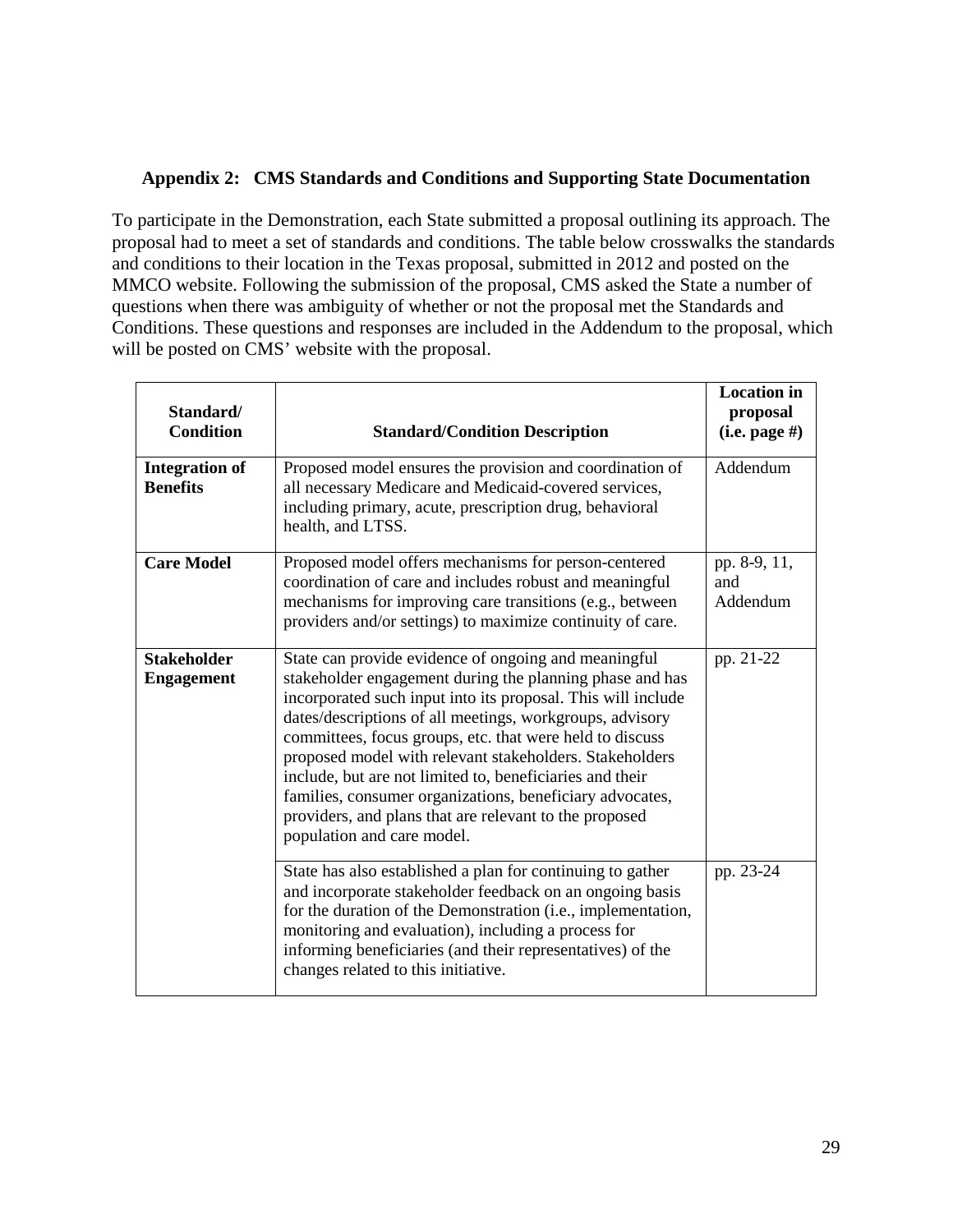## Appendix 2: CMS Standards and Conditions and Supporting State Documentation

To participate in the Demonstration, each State submitted a proposal outlining its approach. The proposal had to meet a set of standards and conditions. The table below crosswalks the standards and conditions to their location in the Texas proposal, submitted in 2012 and posted on the MMCO website. Following the submission of the proposal, CMS asked the State a number of questions when there was ambiguity of whether or not the proposal met the Standards and Conditions. These questions and responses are included in the Addendum to the proposal, which will be posted on CMS' website with the proposal.

| Standard/ Condition | Standard/Condition Description | Location in proposal (i.e. page #) |
|---|---|---|
| **Integration of Benefits** | Proposed model ensures the provision and coordination of all necessary Medicare and Medicaid-covered services, including primary, acute, prescription drug, behavioral health, and LTSS. | Addendum |
| **Care Model** | Proposed model offers mechanisms for person-centered coordination of care and includes robust and meaningful mechanisms for improving care transitions (e.g., between providers and/or settings) to maximize continuity of care. | pp. 8-9, 11, and Addendum |
| **Stakeholder Engagement** | State can provide evidence of ongoing and meaningful stakeholder engagement during the planning phase and has incorporated such input into its proposal. This will include dates/descriptions of all meetings, workgroups, advisory committees, focus groups, etc. that were held to discuss proposed model with relevant stakeholders. Stakeholders include, but are not limited to, beneficiaries and their families, consumer organizations, beneficiary advocates, providers, and plans that are relevant to the proposed population and care model. | pp. 21-22 |
| | State has also established a plan for continuing to gather and incorporate stakeholder feedback on an ongoing basis for the duration of the Demonstration (i.e., implementation, monitoring and evaluation), including a process for informing beneficiaries (and their representatives) of the changes related to this initiative. | pp. 23-24 |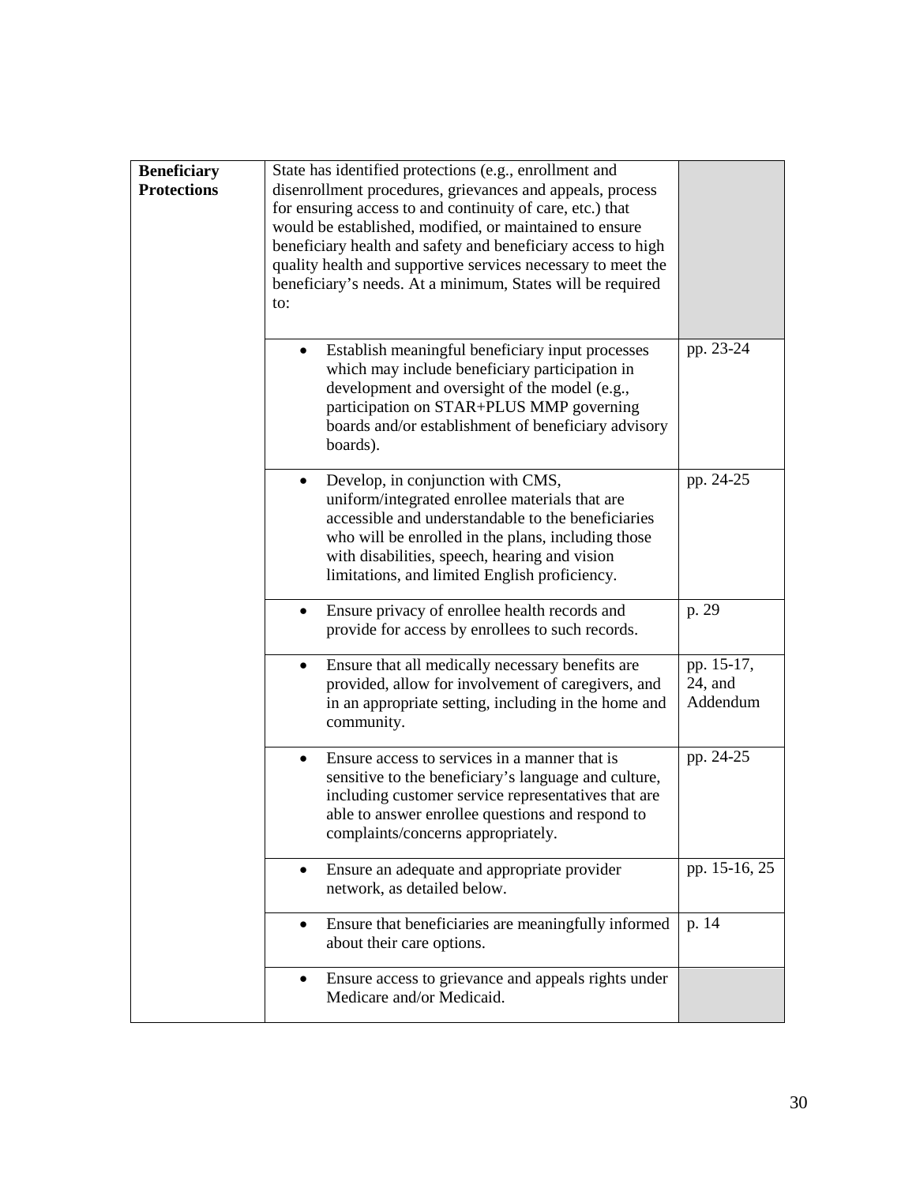| Beneficiary Protections | State has identified protections (e.g., enrollment and disenrollment procedures, grievances and appeals, process for ensuring access to and continuity of care, etc.) that would be established, modified, or maintained to ensure beneficiary health and safety and beneficiary access to high quality health and supportive services necessary to meet the beneficiary's needs. At a minimum, States will be required to: | |
|---|---|---|
| | • Establish meaningful beneficiary input processes which may include beneficiary participation in development and oversight of the model (e.g., participation on STAR+PLUS MMP governing boards and/or establishment of beneficiary advisory boards). | pp. 23-24 |
| | • Develop, in conjunction with CMS, uniform/integrated enrollee materials that are accessible and understandable to the beneficiaries who will be enrolled in the plans, including those with disabilities, speech, hearing and vision limitations, and limited English proficiency. | pp. 24-25 |
| | • Ensure privacy of enrollee health records and provide for access by enrollees to such records. | p. 29 |
| | • Ensure that all medically necessary benefits are provided, allow for involvement of caregivers, and in an appropriate setting, including in the home and community. | pp. 15-17, 24, and Addendum |
| | • Ensure access to services in a manner that is sensitive to the beneficiary's language and culture, including customer service representatives that are able to answer enrollee questions and respond to complaints/concerns appropriately. | pp. 24-25 |
| | • Ensure an adequate and appropriate provider network, as detailed below. | pp. 15-16, 25 |
| | • Ensure that beneficiaries are meaningfully informed about their care options. | p. 14 |
| | • Ensure access to grievance and appeals rights under Medicare and/or Medicaid. | |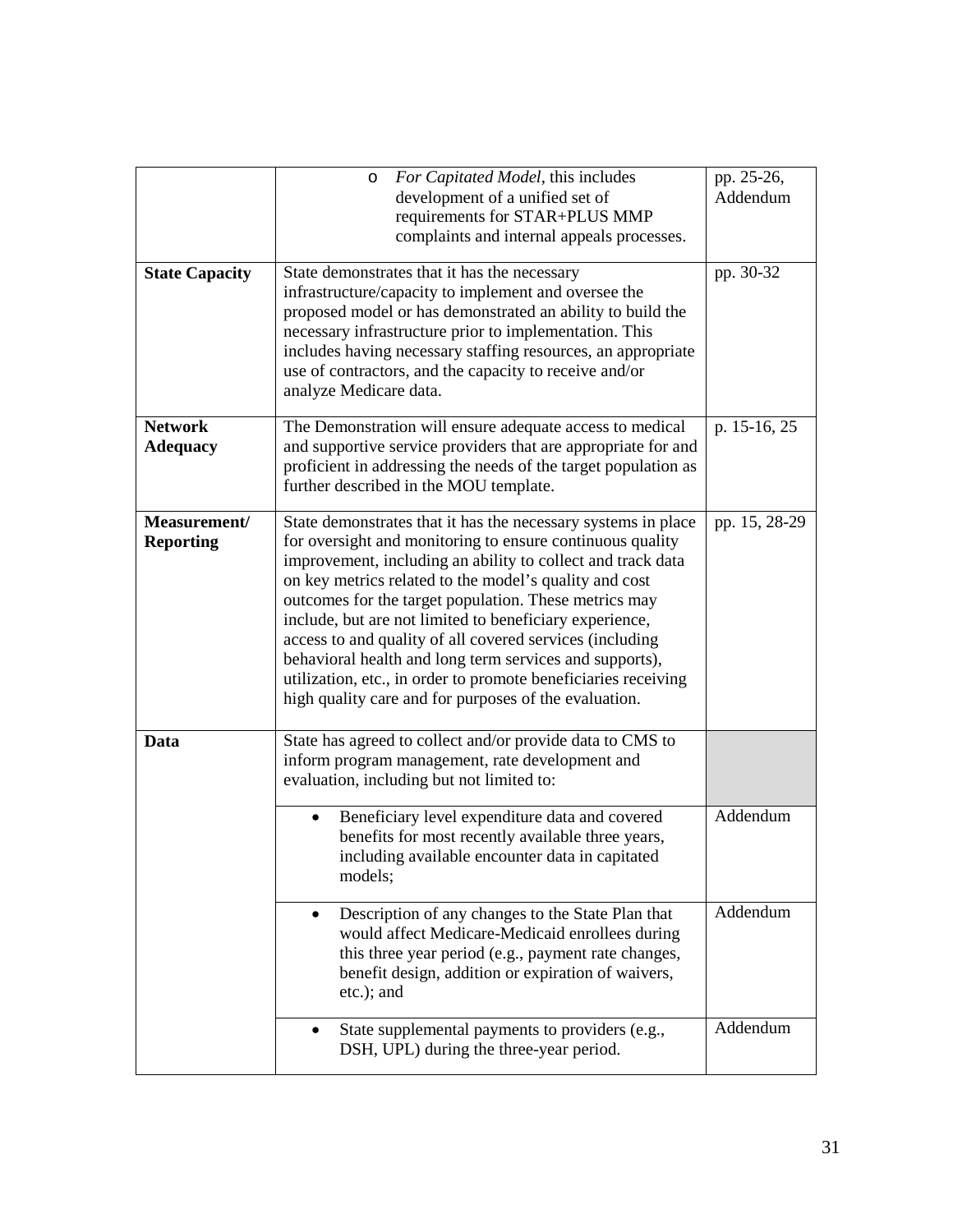| | | |
|---|---|---|
| | ○ *For Capitated Model*, this includes development of a unified set of requirements for STAR+PLUS MMP complaints and internal appeals processes. | pp. 25-26, Addendum |
| **State Capacity** | State demonstrates that it has the necessary infrastructure/capacity to implement and oversee the proposed model or has demonstrated an ability to build the necessary infrastructure prior to implementation. This includes having necessary staffing resources, an appropriate use of contractors, and the capacity to receive and/or analyze Medicare data. | pp. 30-32 |
| **Network Adequacy** | The Demonstration will ensure adequate access to medical and supportive service providers that are appropriate for and proficient in addressing the needs of the target population as further described in the MOU template. | p. 15-16, 25 |
| **Measurement/ Reporting** | State demonstrates that it has the necessary systems in place for oversight and monitoring to ensure continuous quality improvement, including an ability to collect and track data on key metrics related to the model's quality and cost outcomes for the target population. These metrics may include, but are not limited to beneficiary experience, access to and quality of all covered services (including behavioral health and long term services and supports), utilization, etc., in order to promote beneficiaries receiving high quality care and for purposes of the evaluation. | pp. 15, 28-29 |
| **Data** | State has agreed to collect and/or provide data to CMS to inform program management, rate development and evaluation, including but not limited to: | |
| | • Beneficiary level expenditure data and covered benefits for most recently available three years, including available encounter data in capitated models; | Addendum |
| | • Description of any changes to the State Plan that would affect Medicare-Medicaid enrollees during this three year period (e.g., payment rate changes, benefit design, addition or expiration of waivers, etc.); and | Addendum |
| | • State supplemental payments to providers (e.g., DSH, UPL) during the three-year period. | Addendum |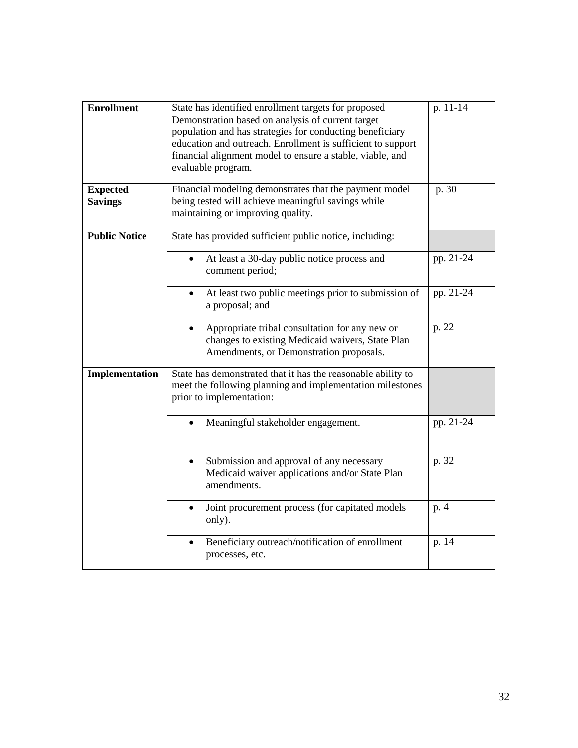| | | |
|---|---|---|
| **Enrollment** | State has identified enrollment targets for proposed Demonstration based on analysis of current target population and has strategies for conducting beneficiary education and outreach. Enrollment is sufficient to support financial alignment model to ensure a stable, viable, and evaluable program. | p. 11-14 |
| **Expected Savings** | Financial modeling demonstrates that the payment model being tested will achieve meaningful savings while maintaining or improving quality. | p. 30 |
| **Public Notice** | State has provided sufficient public notice, including: | |
| | • At least a 30-day public notice process and comment period; | pp. 21-24 |
| | • At least two public meetings prior to submission of a proposal; and | pp. 21-24 |
| | • Appropriate tribal consultation for any new or changes to existing Medicaid waivers, State Plan Amendments, or Demonstration proposals. | p. 22 |
| **Implementation** | State has demonstrated that it has the reasonable ability to meet the following planning and implementation milestones prior to implementation: | |
| | • Meaningful stakeholder engagement. | pp. 21-24 |
| | • Submission and approval of any necessary Medicaid waiver applications and/or State Plan amendments. | p. 32 |
| | • Joint procurement process (for capitated models only). | p. 4 |
| | • Beneficiary outreach/notification of enrollment processes, etc. | p. 14 |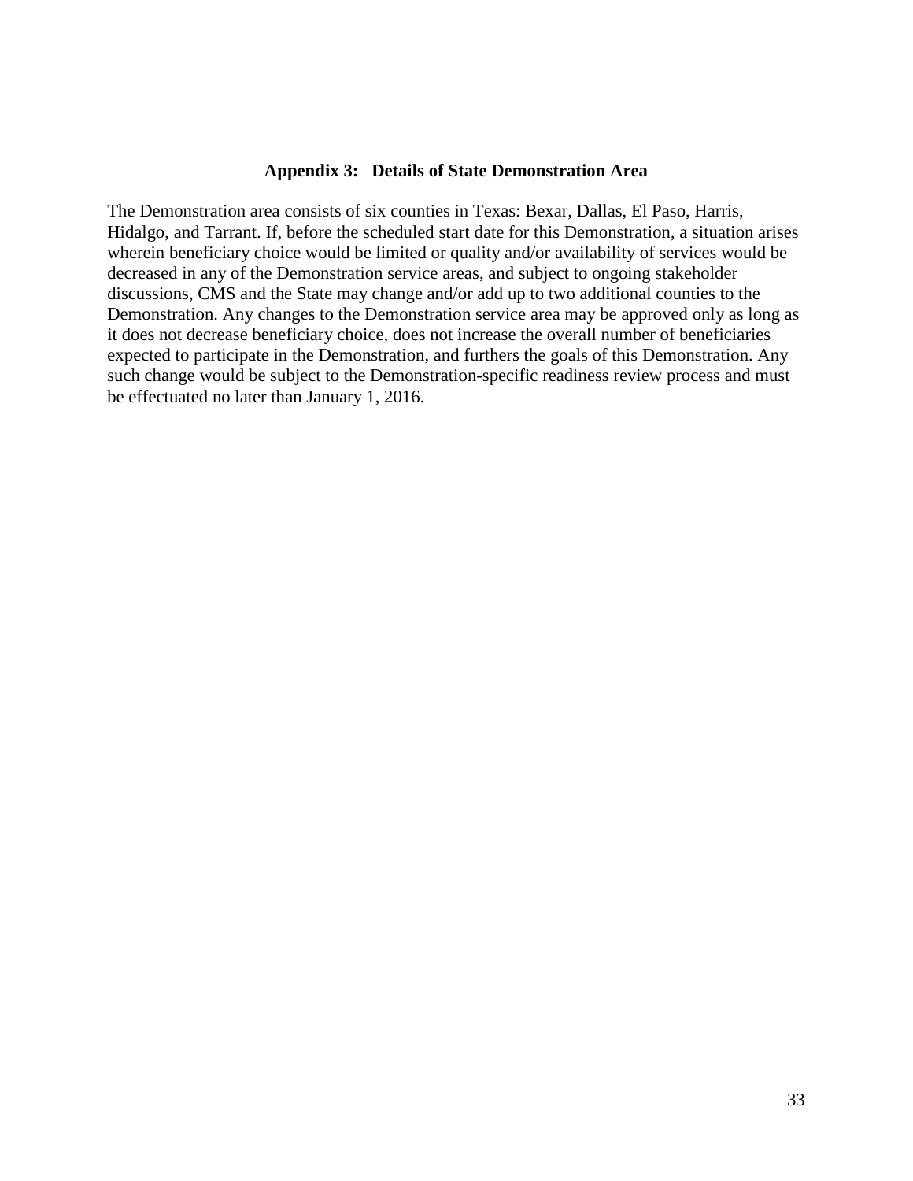## Appendix 3: Details of State Demonstration Area

The Demonstration area consists of six counties in Texas: Bexar, Dallas, El Paso, Harris, Hidalgo, and Tarrant. If, before the scheduled start date for this Demonstration, a situation arises wherein beneficiary choice would be limited or quality and/or availability of services would be decreased in any of the Demonstration service areas, and subject to ongoing stakeholder discussions, CMS and the State may change and/or add up to two additional counties to the Demonstration. Any changes to the Demonstration service area may be approved only as long as it does not decrease beneficiary choice, does not increase the overall number of beneficiaries expected to participate in the Demonstration, and furthers the goals of this Demonstration. Any such change would be subject to the Demonstration-specific readiness review process and must be effectuated no later than January 1, 2016.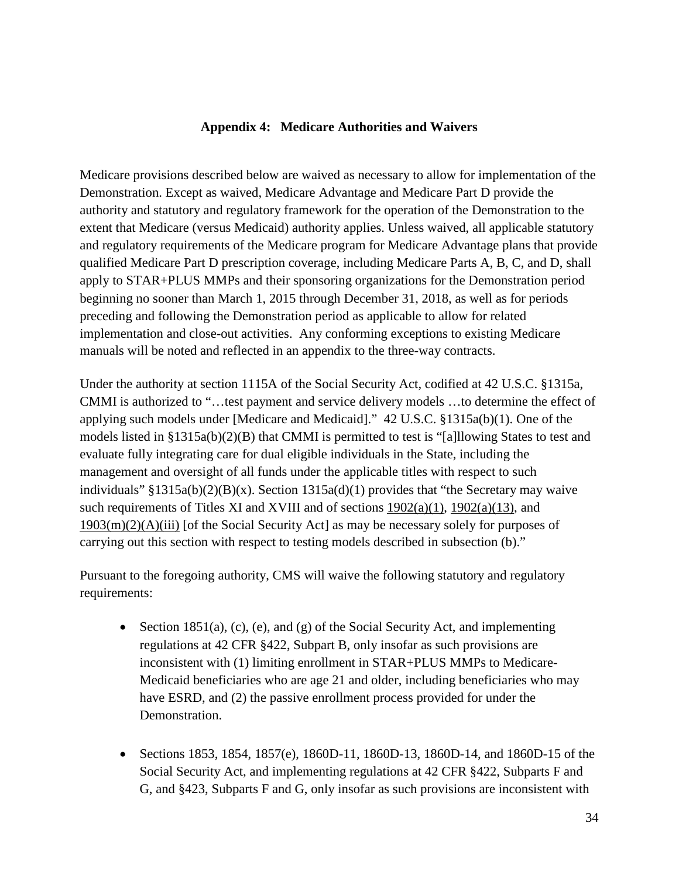## Appendix 4: Medicare Authorities and Waivers

Medicare provisions described below are waived as necessary to allow for implementation of the Demonstration. Except as waived, Medicare Advantage and Medicare Part D provide the authority and statutory and regulatory framework for the operation of the Demonstration to the extent that Medicare (versus Medicaid) authority applies. Unless waived, all applicable statutory and regulatory requirements of the Medicare program for Medicare Advantage plans that provide qualified Medicare Part D prescription coverage, including Medicare Parts A, B, C, and D, shall apply to STAR+PLUS MMPs and their sponsoring organizations for the Demonstration period beginning no sooner than March 1, 2015 through December 31, 2018, as well as for periods preceding and following the Demonstration period as applicable to allow for related implementation and close-out activities. Any conforming exceptions to existing Medicare manuals will be noted and reflected in an appendix to the three-way contracts.

Under the authority at section 1115A of the Social Security Act, codified at 42 U.S.C. §1315a, CMMI is authorized to "…test payment and service delivery models …to determine the effect of applying such models under [Medicare and Medicaid]." 42 U.S.C. §1315a(b)(1). One of the models listed in §1315a(b)(2)(B) that CMMI is permitted to test is "[a]llowing States to test and evaluate fully integrating care for dual eligible individuals in the State, including the management and oversight of all funds under the applicable titles with respect to such individuals" §1315a(b)(2)(B)(x). Section 1315a(d)(1) provides that "the Secretary may waive such requirements of Titles XI and XVIII and of sections 1902(a)(1), 1902(a)(13), and 1903(m)(2)(A)(iii) [of the Social Security Act] as may be necessary solely for purposes of carrying out this section with respect to testing models described in subsection (b)."

Pursuant to the foregoing authority, CMS will waive the following statutory and regulatory requirements:

- Section 1851(a), (c), (e), and (g) of the Social Security Act, and implementing regulations at 42 CFR §422, Subpart B, only insofar as such provisions are inconsistent with (1) limiting enrollment in STAR+PLUS MMPs to Medicare-Medicaid beneficiaries who are age 21 and older, including beneficiaries who may have ESRD, and (2) the passive enrollment process provided for under the Demonstration.

- Sections 1853, 1854, 1857(e), 1860D-11, 1860D-13, 1860D-14, and 1860D-15 of the Social Security Act, and implementing regulations at 42 CFR §422, Subparts F and G, and §423, Subparts F and G, only insofar as such provisions are inconsistent with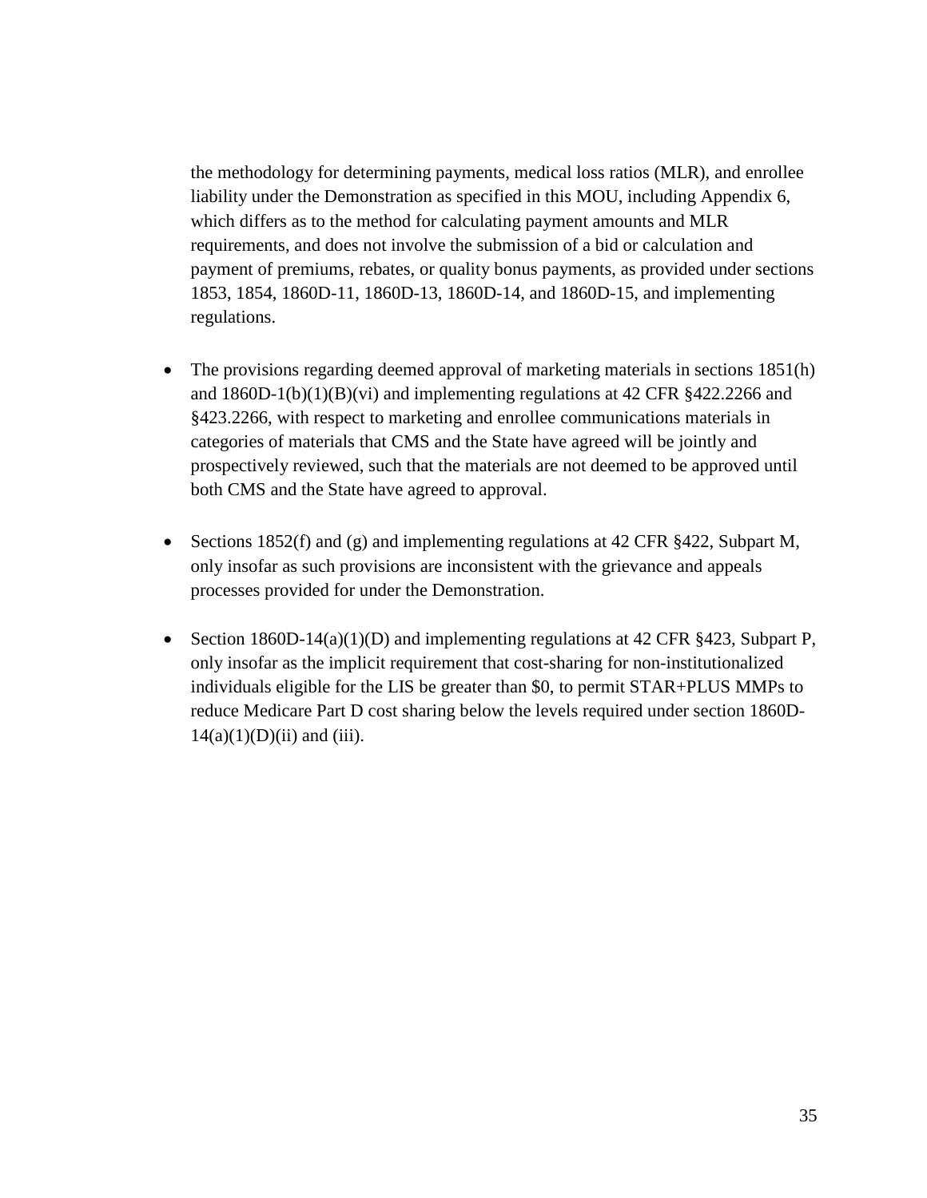the methodology for determining payments, medical loss ratios (MLR), and enrollee liability under the Demonstration as specified in this MOU, including Appendix 6, which differs as to the method for calculating payment amounts and MLR requirements, and does not involve the submission of a bid or calculation and payment of premiums, rebates, or quality bonus payments, as provided under sections 1853, 1854, 1860D-11, 1860D-13, 1860D-14, and 1860D-15, and implementing regulations.

- The provisions regarding deemed approval of marketing materials in sections 1851(h) and 1860D-1(b)(1)(B)(vi) and implementing regulations at 42 CFR §422.2266 and §423.2266, with respect to marketing and enrollee communications materials in categories of materials that CMS and the State have agreed will be jointly and prospectively reviewed, such that the materials are not deemed to be approved until both CMS and the State have agreed to approval.

- Sections 1852(f) and (g) and implementing regulations at 42 CFR §422, Subpart M, only insofar as such provisions are inconsistent with the grievance and appeals processes provided for under the Demonstration.

- Section 1860D-14(a)(1)(D) and implementing regulations at 42 CFR §423, Subpart P, only insofar as the implicit requirement that cost-sharing for non-institutionalized individuals eligible for the LIS be greater than $0, to permit STAR+PLUS MMPs to reduce Medicare Part D cost sharing below the levels required under section 1860D-14(a)(1)(D)(ii) and (iii).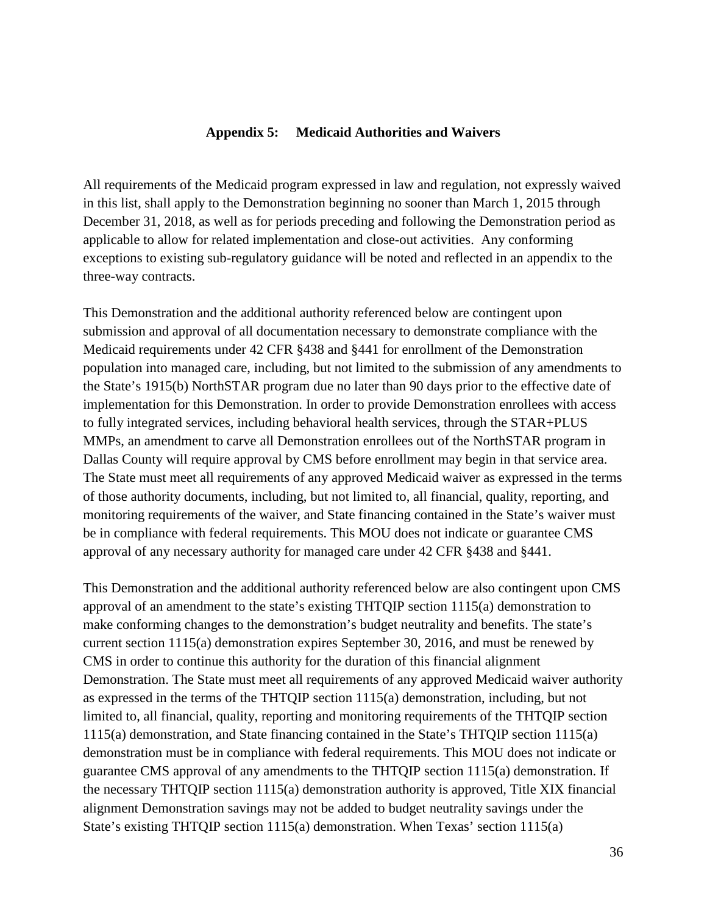## Appendix 5: Medicaid Authorities and Waivers

All requirements of the Medicaid program expressed in law and regulation, not expressly waived in this list, shall apply to the Demonstration beginning no sooner than March 1, 2015 through December 31, 2018, as well as for periods preceding and following the Demonstration period as applicable to allow for related implementation and close-out activities. Any conforming exceptions to existing sub-regulatory guidance will be noted and reflected in an appendix to the three-way contracts.

This Demonstration and the additional authority referenced below are contingent upon submission and approval of all documentation necessary to demonstrate compliance with the Medicaid requirements under 42 CFR §438 and §441 for enrollment of the Demonstration population into managed care, including, but not limited to the submission of any amendments to the State's 1915(b) NorthSTAR program due no later than 90 days prior to the effective date of implementation for this Demonstration. In order to provide Demonstration enrollees with access to fully integrated services, including behavioral health services, through the STAR+PLUS MMPs, an amendment to carve all Demonstration enrollees out of the NorthSTAR program in Dallas County will require approval by CMS before enrollment may begin in that service area. The State must meet all requirements of any approved Medicaid waiver as expressed in the terms of those authority documents, including, but not limited to, all financial, quality, reporting, and monitoring requirements of the waiver, and State financing contained in the State's waiver must be in compliance with federal requirements. This MOU does not indicate or guarantee CMS approval of any necessary authority for managed care under 42 CFR §438 and §441.

This Demonstration and the additional authority referenced below are also contingent upon CMS approval of an amendment to the state's existing THTQIP section 1115(a) demonstration to make conforming changes to the demonstration's budget neutrality and benefits. The state's current section 1115(a) demonstration expires September 30, 2016, and must be renewed by CMS in order to continue this authority for the duration of this financial alignment Demonstration. The State must meet all requirements of any approved Medicaid waiver authority as expressed in the terms of the THTQIP section 1115(a) demonstration, including, but not limited to, all financial, quality, reporting and monitoring requirements of the THTQIP section 1115(a) demonstration, and State financing contained in the State's THTQIP section 1115(a) demonstration must be in compliance with federal requirements. This MOU does not indicate or guarantee CMS approval of any amendments to the THTQIP section 1115(a) demonstration. If the necessary THTQIP section 1115(a) demonstration authority is approved, Title XIX financial alignment Demonstration savings may not be added to budget neutrality savings under the State's existing THTQIP section 1115(a) demonstration. When Texas' section 1115(a)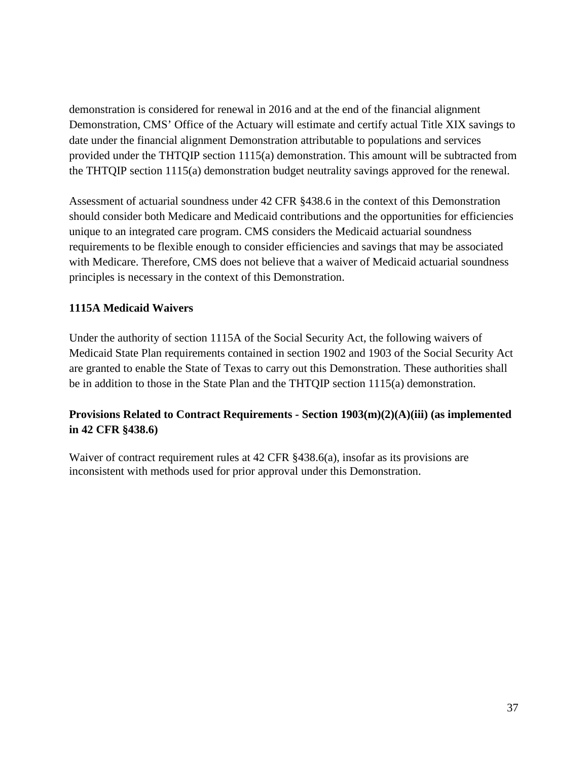demonstration is considered for renewal in 2016 and at the end of the financial alignment Demonstration, CMS' Office of the Actuary will estimate and certify actual Title XIX savings to date under the financial alignment Demonstration attributable to populations and services provided under the THTQIP section 1115(a) demonstration. This amount will be subtracted from the THTQIP section 1115(a) demonstration budget neutrality savings approved for the renewal.

Assessment of actuarial soundness under 42 CFR §438.6 in the context of this Demonstration should consider both Medicare and Medicaid contributions and the opportunities for efficiencies unique to an integrated care program. CMS considers the Medicaid actuarial soundness requirements to be flexible enough to consider efficiencies and savings that may be associated with Medicare. Therefore, CMS does not believe that a waiver of Medicaid actuarial soundness principles is necessary in the context of this Demonstration.

**1115A Medicaid Waivers**

Under the authority of section 1115A of the Social Security Act, the following waivers of Medicaid State Plan requirements contained in section 1902 and 1903 of the Social Security Act are granted to enable the State of Texas to carry out this Demonstration. These authorities shall be in addition to those in the State Plan and the THTQIP section 1115(a) demonstration.

**Provisions Related to Contract Requirements - Section 1903(m)(2)(A)(iii) (as implemented in 42 CFR §438.6)**

Waiver of contract requirement rules at 42 CFR §438.6(a), insofar as its provisions are inconsistent with methods used for prior approval under this Demonstration.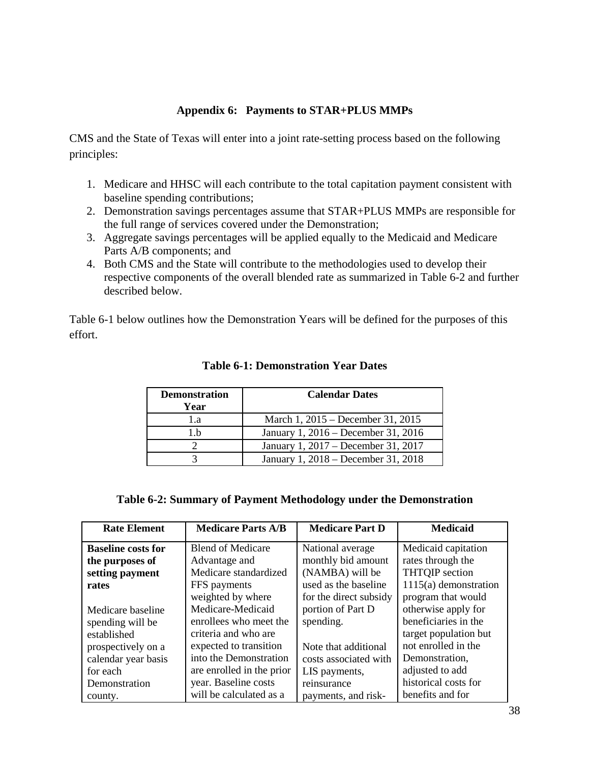### Appendix 6: Payments to STAR+PLUS MMPs

CMS and the State of Texas will enter into a joint rate-setting process based on the following principles:

1. Medicare and HHSC will each contribute to the total capitation payment consistent with baseline spending contributions;
2. Demonstration savings percentages assume that STAR+PLUS MMPs are responsible for the full range of services covered under the Demonstration;
3. Aggregate savings percentages will be applied equally to the Medicaid and Medicare Parts A/B components; and
4. Both CMS and the State will contribute to the methodologies used to develop their respective components of the overall blended rate as summarized in Table 6-2 and further described below.

Table 6-1 below outlines how the Demonstration Years will be defined for the purposes of this effort.

**Table 6-1: Demonstration Year Dates**

| Demonstration Year | Calendar Dates |
|---|---|
| 1.a | March 1, 2015 – December 31, 2015 |
| 1.b | January 1, 2016 – December 31, 2016 |
| 2 | January 1, 2017 – December 31, 2017 |
| 3 | January 1, 2018 – December 31, 2018 |

**Table 6-2: Summary of Payment Methodology under the Demonstration**

| Rate Element | Medicare Parts A/B | Medicare Part D | Medicaid |
|---|---|---|---|
| **Baseline costs for the purposes of setting payment rates**<br><br>Medicare baseline spending will be established prospectively on a calendar year basis for each Demonstration county. | Blend of Medicare Advantage and Medicare standardized FFS payments weighted by where Medicare-Medicaid enrollees who meet the criteria and who are expected to transition into the Demonstration are enrolled in the prior year. Baseline costs will be calculated as a | National average monthly bid amount (NAMBA) will be used as the baseline for the direct subsidy portion of Part D spending.<br><br>Note that additional costs associated with LIS payments, reinsurance payments, and risk- | Medicaid capitation rates through the THTQIP section 1115(a) demonstration program that would otherwise apply for beneficiaries in the target population but not enrolled in the Demonstration, adjusted to add historical costs for benefits and for |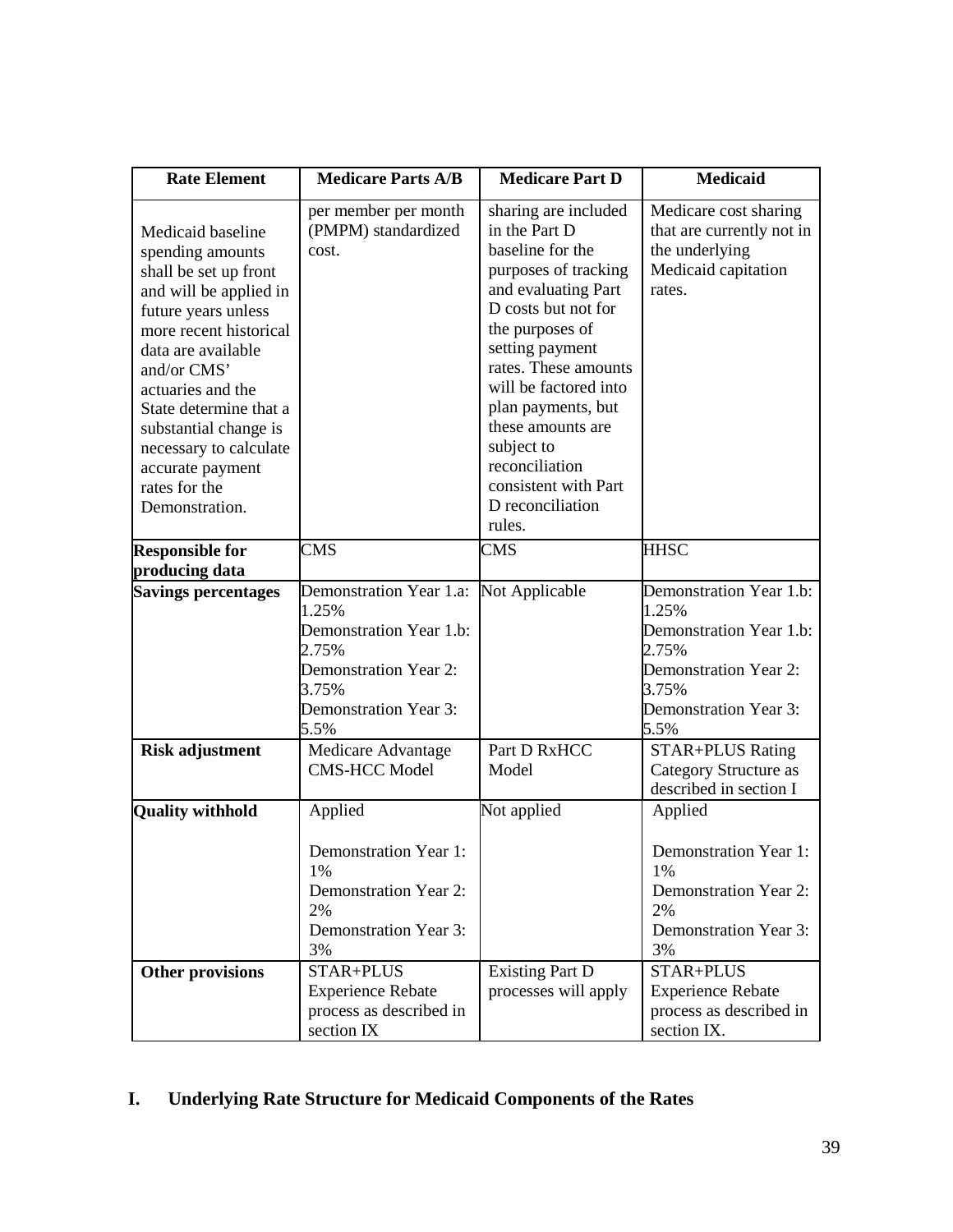| Rate Element | Medicare Parts A/B | Medicare Part D | Medicaid |
|---|---|---|---|
| Medicaid baseline spending amounts shall be set up front and will be applied in future years unless more recent historical data are available and/or CMS' actuaries and the State determine that a substantial change is necessary to calculate accurate payment rates for the Demonstration. | per member per month (PMPM) standardized cost. | sharing are included in the Part D baseline for the purposes of tracking and evaluating Part D costs but not for the purposes of setting payment rates. These amounts will be factored into plan payments, but these amounts are subject to reconciliation consistent with Part D reconciliation rules. | Medicare cost sharing that are currently not in the underlying Medicaid capitation rates. |
| **Responsible for producing data** | CMS | CMS | HHSC |
| **Savings percentages** | Demonstration Year 1.a: 1.25%<br>Demonstration Year 1.b: 2.75%<br>Demonstration Year 2: 3.75%<br>Demonstration Year 3: 5.5% | Not Applicable | Demonstration Year 1.b: 1.25%<br>Demonstration Year 1.b: 2.75%<br>Demonstration Year 2: 3.75%<br>Demonstration Year 3: 5.5% |
| **Risk adjustment** | Medicare Advantage CMS-HCC Model | Part D RxHCC Model | STAR+PLUS Rating Category Structure as described in section I |
| **Quality withhold** | Applied<br><br>Demonstration Year 1: 1%<br>Demonstration Year 2: 2%<br>Demonstration Year 3: 3% | Not applied | Applied<br><br>Demonstration Year 1: 1%<br>Demonstration Year 2: 2%<br>Demonstration Year 3: 3% |
| **Other provisions** | STAR+PLUS Experience Rebate process as described in section IX | Existing Part D processes will apply | STAR+PLUS Experience Rebate process as described in section IX. |

## I. Underlying Rate Structure for Medicaid Components of the Rates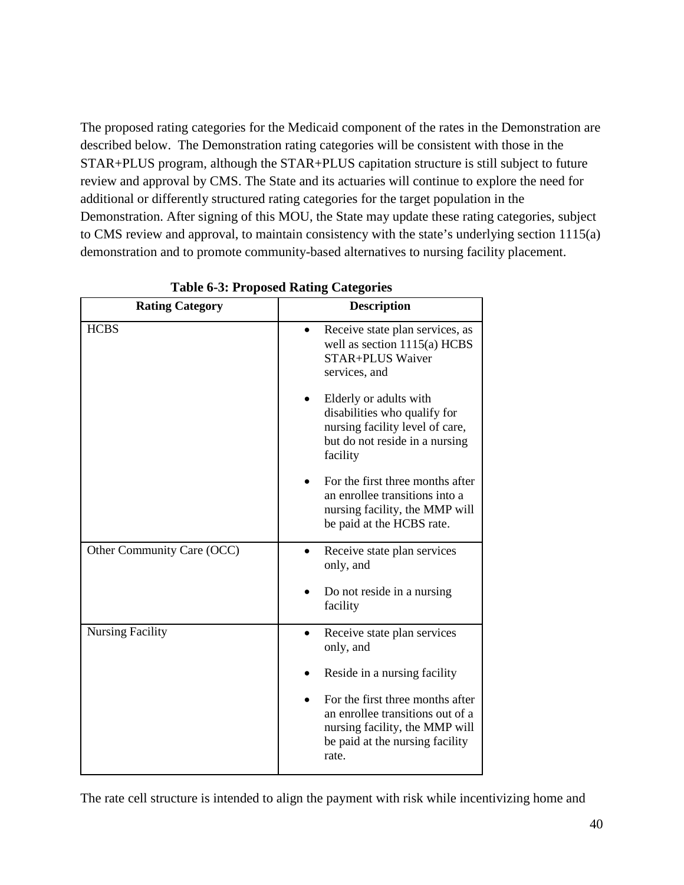The proposed rating categories for the Medicaid component of the rates in the Demonstration are described below. The Demonstration rating categories will be consistent with those in the STAR+PLUS program, although the STAR+PLUS capitation structure is still subject to future review and approval by CMS. The State and its actuaries will continue to explore the need for additional or differently structured rating categories for the target population in the Demonstration. After signing of this MOU, the State may update these rating categories, subject to CMS review and approval, to maintain consistency with the state's underlying section 1115(a) demonstration and to promote community-based alternatives to nursing facility placement.

**Table 6-3: Proposed Rating Categories**

| Rating Category | Description |
|---|---|
| HCBS | • Receive state plan services, as well as section 1115(a) HCBS STAR+PLUS Waiver services, and<br>• Elderly or adults with disabilities who qualify for nursing facility level of care, but do not reside in a nursing facility<br>• For the first three months after an enrollee transitions into a nursing facility, the MMP will be paid at the HCBS rate. |
| Other Community Care (OCC) | • Receive state plan services only, and<br>• Do not reside in a nursing facility |
| Nursing Facility | • Receive state plan services only, and<br>• Reside in a nursing facility<br>• For the first three months after an enrollee transitions out of a nursing facility, the MMP will be paid at the nursing facility rate. |

The rate cell structure is intended to align the payment with risk while incentivizing home and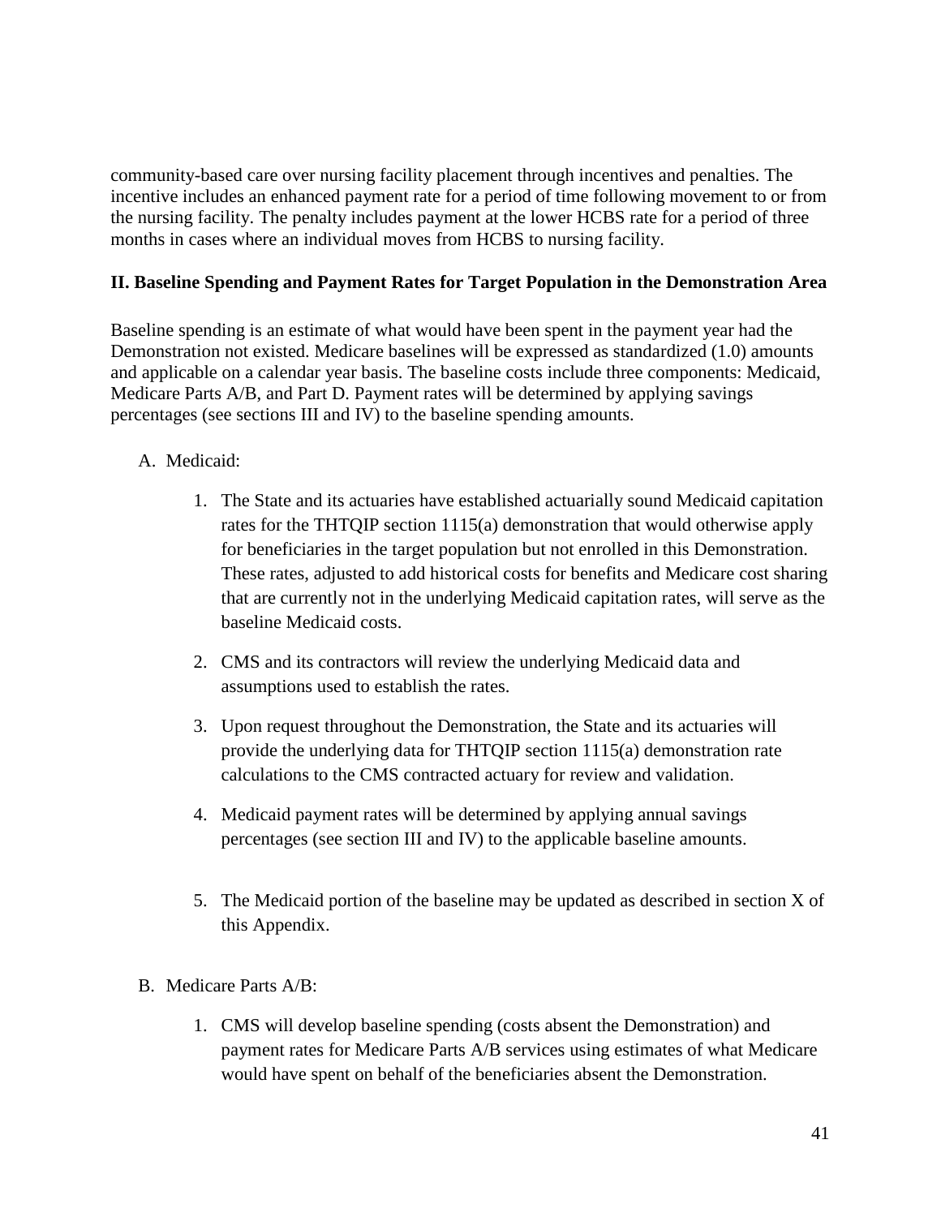community-based care over nursing facility placement through incentives and penalties. The incentive includes an enhanced payment rate for a period of time following movement to or from the nursing facility. The penalty includes payment at the lower HCBS rate for a period of three months in cases where an individual moves from HCBS to nursing facility.

**II. Baseline Spending and Payment Rates for Target Population in the Demonstration Area**

Baseline spending is an estimate of what would have been spent in the payment year had the Demonstration not existed. Medicare baselines will be expressed as standardized (1.0) amounts and applicable on a calendar year basis. The baseline costs include three components: Medicaid, Medicare Parts A/B, and Part D. Payment rates will be determined by applying savings percentages (see sections III and IV) to the baseline spending amounts.

A. Medicaid:

1. The State and its actuaries have established actuarially sound Medicaid capitation rates for the THTQIP section 1115(a) demonstration that would otherwise apply for beneficiaries in the target population but not enrolled in this Demonstration. These rates, adjusted to add historical costs for benefits and Medicare cost sharing that are currently not in the underlying Medicaid capitation rates, will serve as the baseline Medicaid costs.

2. CMS and its contractors will review the underlying Medicaid data and assumptions used to establish the rates.

3. Upon request throughout the Demonstration, the State and its actuaries will provide the underlying data for THTQIP section 1115(a) demonstration rate calculations to the CMS contracted actuary for review and validation.

4. Medicaid payment rates will be determined by applying annual savings percentages (see section III and IV) to the applicable baseline amounts.

5. The Medicaid portion of the baseline may be updated as described in section X of this Appendix.

B. Medicare Parts A/B:

1. CMS will develop baseline spending (costs absent the Demonstration) and payment rates for Medicare Parts A/B services using estimates of what Medicare would have spent on behalf of the beneficiaries absent the Demonstration.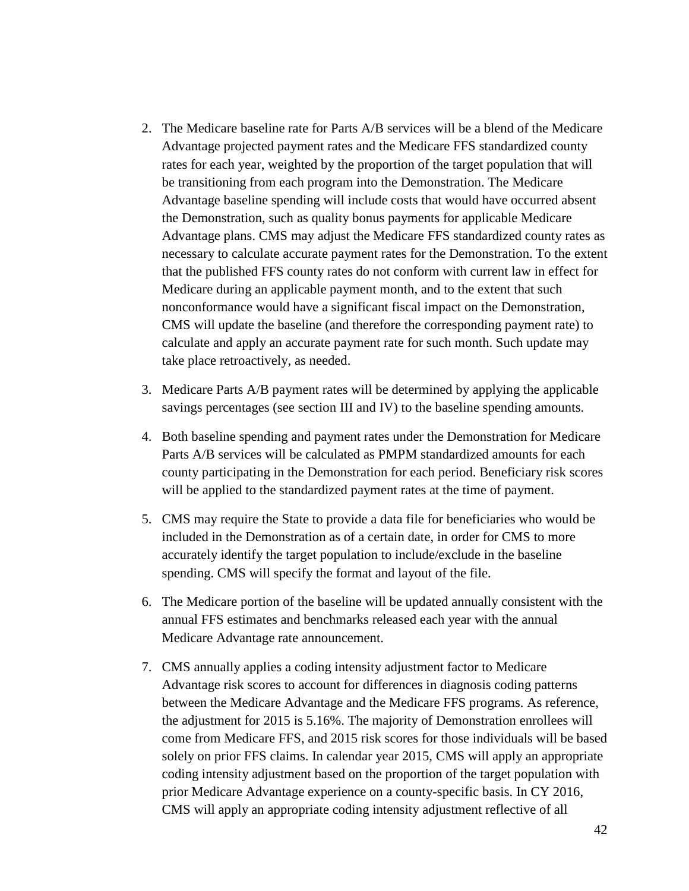2. The Medicare baseline rate for Parts A/B services will be a blend of the Medicare Advantage projected payment rates and the Medicare FFS standardized county rates for each year, weighted by the proportion of the target population that will be transitioning from each program into the Demonstration. The Medicare Advantage baseline spending will include costs that would have occurred absent the Demonstration, such as quality bonus payments for applicable Medicare Advantage plans. CMS may adjust the Medicare FFS standardized county rates as necessary to calculate accurate payment rates for the Demonstration. To the extent that the published FFS county rates do not conform with current law in effect for Medicare during an applicable payment month, and to the extent that such nonconformance would have a significant fiscal impact on the Demonstration, CMS will update the baseline (and therefore the corresponding payment rate) to calculate and apply an accurate payment rate for such month. Such update may take place retroactively, as needed.

3. Medicare Parts A/B payment rates will be determined by applying the applicable savings percentages (see section III and IV) to the baseline spending amounts.

4. Both baseline spending and payment rates under the Demonstration for Medicare Parts A/B services will be calculated as PMPM standardized amounts for each county participating in the Demonstration for each period. Beneficiary risk scores will be applied to the standardized payment rates at the time of payment.

5. CMS may require the State to provide a data file for beneficiaries who would be included in the Demonstration as of a certain date, in order for CMS to more accurately identify the target population to include/exclude in the baseline spending. CMS will specify the format and layout of the file.

6. The Medicare portion of the baseline will be updated annually consistent with the annual FFS estimates and benchmarks released each year with the annual Medicare Advantage rate announcement.

7. CMS annually applies a coding intensity adjustment factor to Medicare Advantage risk scores to account for differences in diagnosis coding patterns between the Medicare Advantage and the Medicare FFS programs. As reference, the adjustment for 2015 is 5.16%. The majority of Demonstration enrollees will come from Medicare FFS, and 2015 risk scores for those individuals will be based solely on prior FFS claims. In calendar year 2015, CMS will apply an appropriate coding intensity adjustment based on the proportion of the target population with prior Medicare Advantage experience on a county-specific basis. In CY 2016, CMS will apply an appropriate coding intensity adjustment reflective of all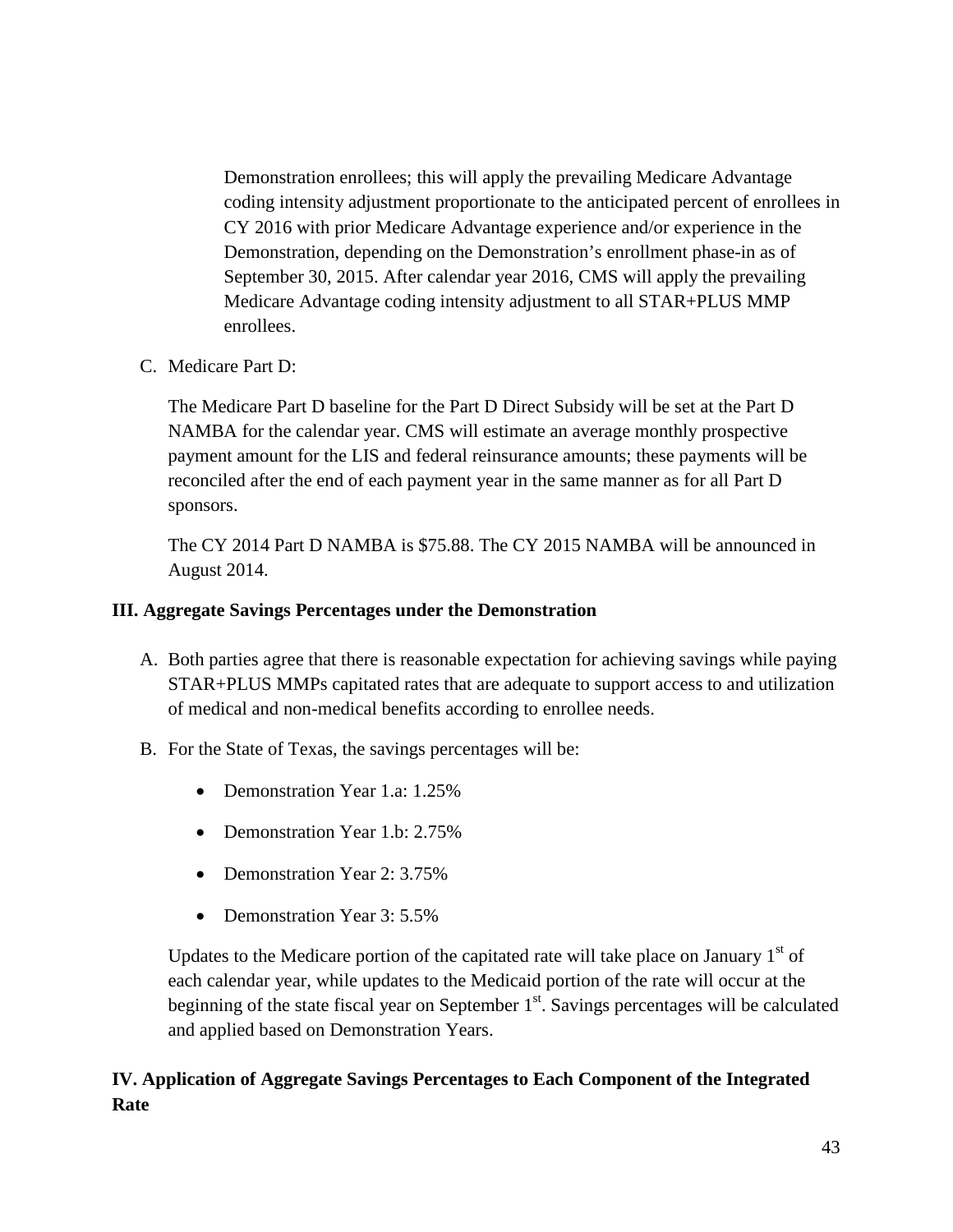Demonstration enrollees; this will apply the prevailing Medicare Advantage coding intensity adjustment proportionate to the anticipated percent of enrollees in CY 2016 with prior Medicare Advantage experience and/or experience in the Demonstration, depending on the Demonstration's enrollment phase-in as of September 30, 2015. After calendar year 2016, CMS will apply the prevailing Medicare Advantage coding intensity adjustment to all STAR+PLUS MMP enrollees.

C. Medicare Part D:

The Medicare Part D baseline for the Part D Direct Subsidy will be set at the Part D NAMBA for the calendar year. CMS will estimate an average monthly prospective payment amount for the LIS and federal reinsurance amounts; these payments will be reconciled after the end of each payment year in the same manner as for all Part D sponsors.

The CY 2014 Part D NAMBA is $75.88. The CY 2015 NAMBA will be announced in August 2014.

**III. Aggregate Savings Percentages under the Demonstration**

A. Both parties agree that there is reasonable expectation for achieving savings while paying STAR+PLUS MMPs capitated rates that are adequate to support access to and utilization of medical and non-medical benefits according to enrollee needs.

B. For the State of Texas, the savings percentages will be:

- Demonstration Year 1.a: 1.25%
- Demonstration Year 1.b: 2.75%
- Demonstration Year 2: 3.75%
- Demonstration Year 3: 5.5%

Updates to the Medicare portion of the capitated rate will take place on January 1st of each calendar year, while updates to the Medicaid portion of the rate will occur at the beginning of the state fiscal year on September 1st. Savings percentages will be calculated and applied based on Demonstration Years.

**IV. Application of Aggregate Savings Percentages to Each Component of the Integrated Rate**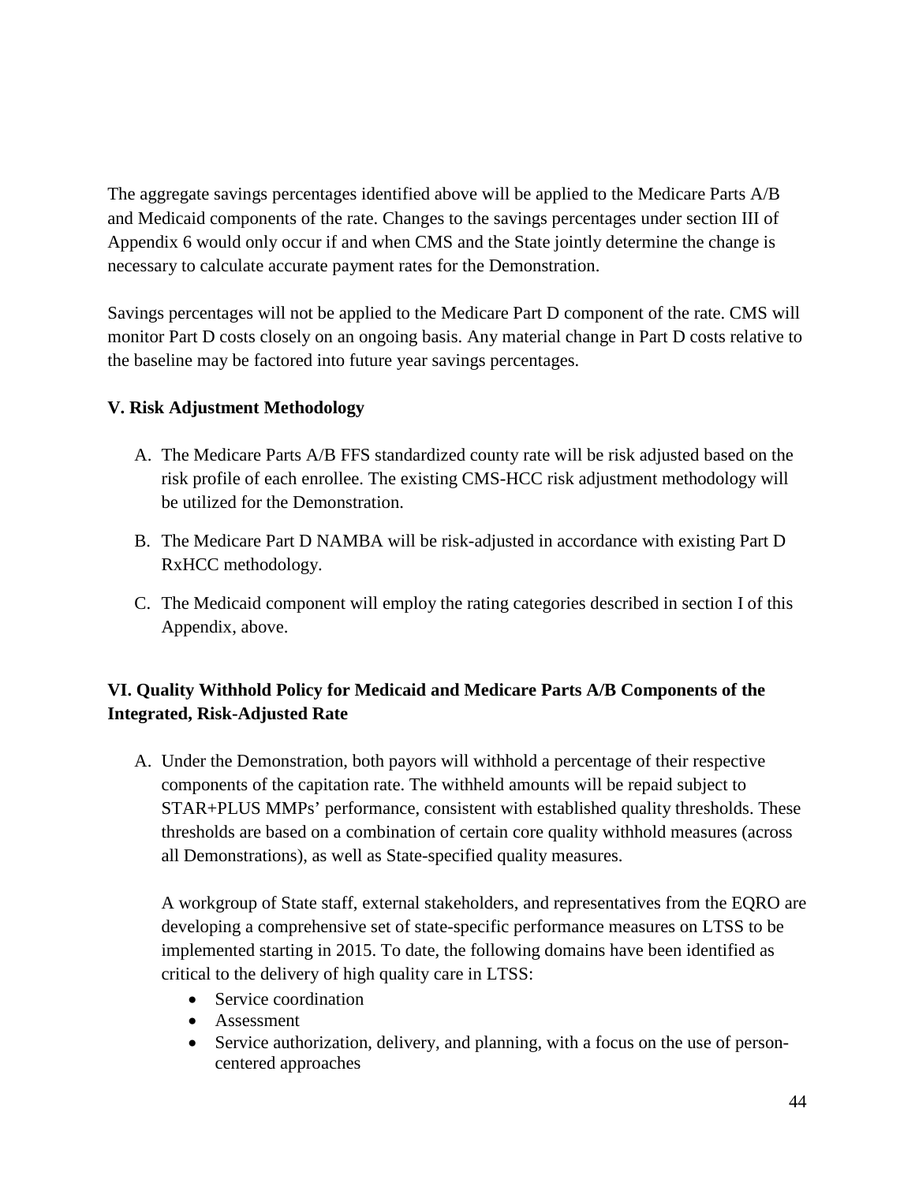The aggregate savings percentages identified above will be applied to the Medicare Parts A/B and Medicaid components of the rate. Changes to the savings percentages under section III of Appendix 6 would only occur if and when CMS and the State jointly determine the change is necessary to calculate accurate payment rates for the Demonstration.

Savings percentages will not be applied to the Medicare Part D component of the rate. CMS will monitor Part D costs closely on an ongoing basis. Any material change in Part D costs relative to the baseline may be factored into future year savings percentages.

**V. Risk Adjustment Methodology**

A. The Medicare Parts A/B FFS standardized county rate will be risk adjusted based on the risk profile of each enrollee. The existing CMS-HCC risk adjustment methodology will be utilized for the Demonstration.

B. The Medicare Part D NAMBA will be risk-adjusted in accordance with existing Part D RxHCC methodology.

C. The Medicaid component will employ the rating categories described in section I of this Appendix, above.

**VI. Quality Withhold Policy for Medicaid and Medicare Parts A/B Components of the Integrated, Risk-Adjusted Rate**

A. Under the Demonstration, both payors will withhold a percentage of their respective components of the capitation rate. The withheld amounts will be repaid subject to STAR+PLUS MMPs' performance, consistent with established quality thresholds. These thresholds are based on a combination of certain core quality withhold measures (across all Demonstrations), as well as State-specified quality measures.

   A workgroup of State staff, external stakeholders, and representatives from the EQRO are developing a comprehensive set of state-specific performance measures on LTSS to be implemented starting in 2015. To date, the following domains have been identified as critical to the delivery of high quality care in LTSS:

   - Service coordination
   - Assessment
   - Service authorization, delivery, and planning, with a focus on the use of person-centered approaches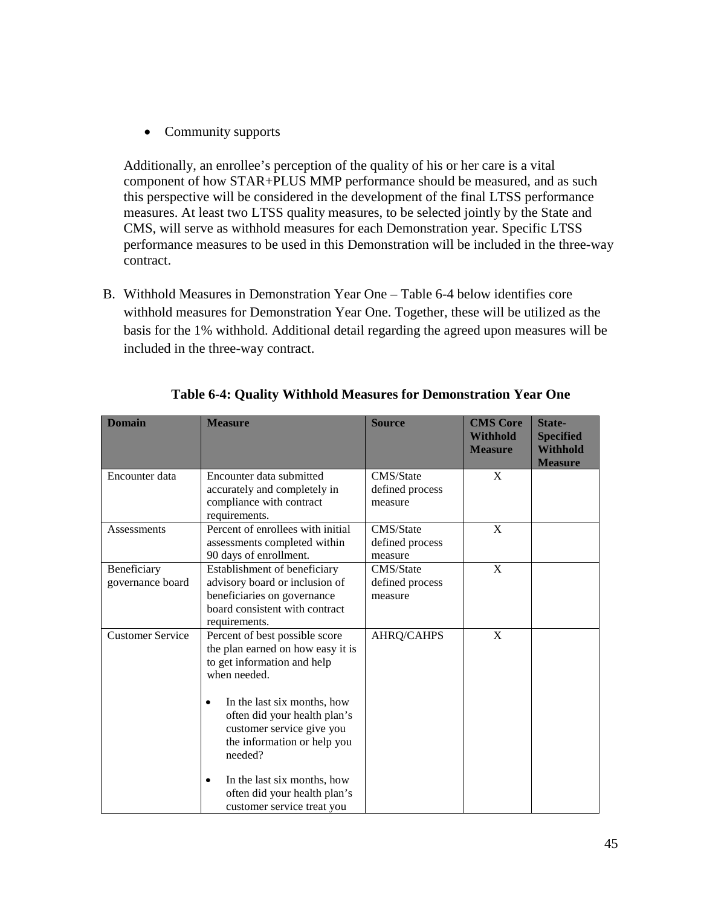- Community supports

Additionally, an enrollee's perception of the quality of his or her care is a vital component of how STAR+PLUS MMP performance should be measured, and as such this perspective will be considered in the development of the final LTSS performance measures. At least two LTSS quality measures, to be selected jointly by the State and CMS, will serve as withhold measures for each Demonstration year. Specific LTSS performance measures to be used in this Demonstration will be included in the three-way contract.

B. Withhold Measures in Demonstration Year One – Table 6-4 below identifies core withhold measures for Demonstration Year One. Together, these will be utilized as the basis for the 1% withhold. Additional detail regarding the agreed upon measures will be included in the three-way contract.

**Table 6-4: Quality Withhold Measures for Demonstration Year One**

| Domain | Measure | Source | CMS Core Withhold Measure | State-Specified Withhold Measure |
|---|---|---|---|---|
| Encounter data | Encounter data submitted accurately and completely in compliance with contract requirements. | CMS/State defined process measure | X | |
| Assessments | Percent of enrollees with initial assessments completed within 90 days of enrollment. | CMS/State defined process measure | X | |
| Beneficiary governance board | Establishment of beneficiary advisory board or inclusion of beneficiaries on governance board consistent with contract requirements. | CMS/State defined process measure | X | |
| Customer Service | Percent of best possible score the plan earned on how easy it is to get information and help when needed. <br> • In the last six months, how often did your health plan's customer service give you the information or help you needed? <br> • In the last six months, how often did your health plan's customer service treat you | AHRQ/CAHPS | X | |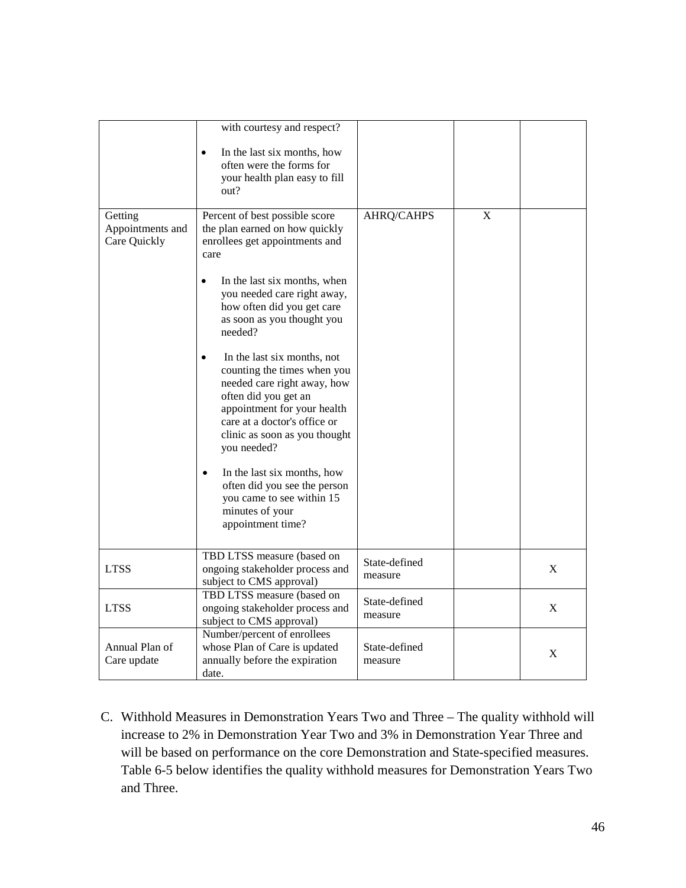| | | | | |
|---|---|---|---|---|
| | with courtesy and respect?<br><br>• In the last six months, how often were the forms for your health plan easy to fill out? | | | |
| Getting Appointments and Care Quickly | Percent of best possible score the plan earned on how quickly enrollees get appointments and care<br><br>• In the last six months, when you needed care right away, how often did you get care as soon as you thought you needed?<br><br>• In the last six months, not counting the times when you needed care right away, how often did you get an appointment for your health care at a doctor's office or clinic as soon as you thought you needed?<br><br>• In the last six months, how often did you see the person you came to see within 15 minutes of your appointment time? | AHRQ/CAHPS | X | |
| LTSS | TBD LTSS measure (based on ongoing stakeholder process and subject to CMS approval) | State-defined measure | | X |
| LTSS | TBD LTSS measure (based on ongoing stakeholder process and subject to CMS approval) | State-defined measure | | X |
| Annual Plan of Care update | Number/percent of enrollees whose Plan of Care is updated annually before the expiration date. | State-defined measure | | X |

C. Withhold Measures in Demonstration Years Two and Three – The quality withhold will increase to 2% in Demonstration Year Two and 3% in Demonstration Year Three and will be based on performance on the core Demonstration and State-specified measures. Table 6-5 below identifies the quality withhold measures for Demonstration Years Two and Three.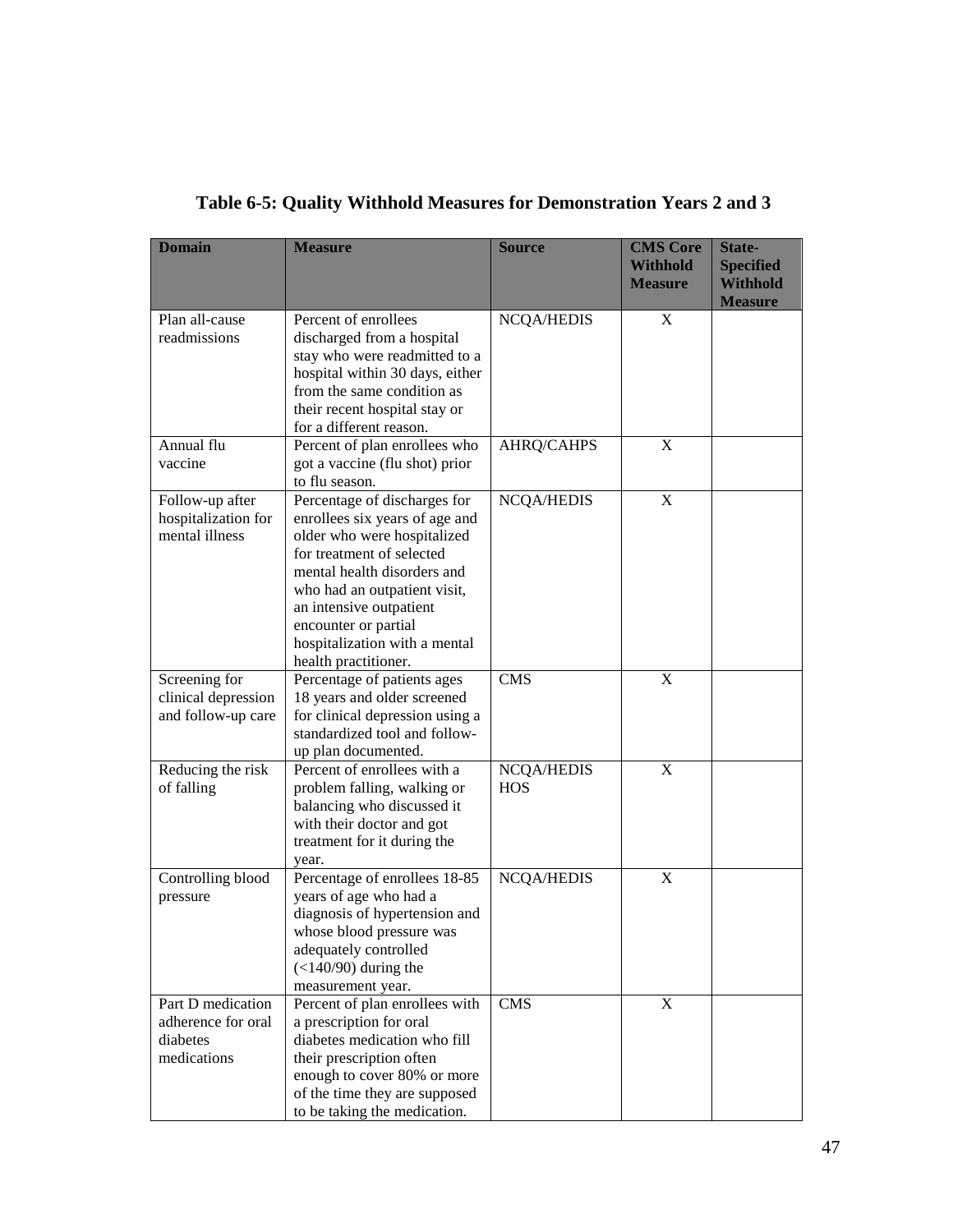**Table 6-5: Quality Withhold Measures for Demonstration Years 2 and 3**

| Domain | Measure | Source | CMS Core Withhold Measure | State-Specified Withhold Measure |
|---|---|---|---|---|
| Plan all-cause readmissions | Percent of enrollees discharged from a hospital stay who were readmitted to a hospital within 30 days, either from the same condition as their recent hospital stay or for a different reason. | NCQA/HEDIS | X | |
| Annual flu vaccine | Percent of plan enrollees who got a vaccine (flu shot) prior to flu season. | AHRQ/CAHPS | X | |
| Follow-up after hospitalization for mental illness | Percentage of discharges for enrollees six years of age and older who were hospitalized for treatment of selected mental health disorders and who had an outpatient visit, an intensive outpatient encounter or partial hospitalization with a mental health practitioner. | NCQA/HEDIS | X | |
| Screening for clinical depression and follow-up care | Percentage of patients ages 18 years and older screened for clinical depression using a standardized tool and follow-up plan documented. | CMS | X | |
| Reducing the risk of falling | Percent of enrollees with a problem falling, walking or balancing who discussed it with their doctor and got treatment for it during the year. | NCQA/HEDIS HOS | X | |
| Controlling blood pressure | Percentage of enrollees 18-85 years of age who had a diagnosis of hypertension and whose blood pressure was adequately controlled (<140/90) during the measurement year. | NCQA/HEDIS | X | |
| Part D medication adherence for oral diabetes medications | Percent of plan enrollees with a prescription for oral diabetes medication who fill their prescription often enough to cover 80% or more of the time they are supposed to be taking the medication. | CMS | X | |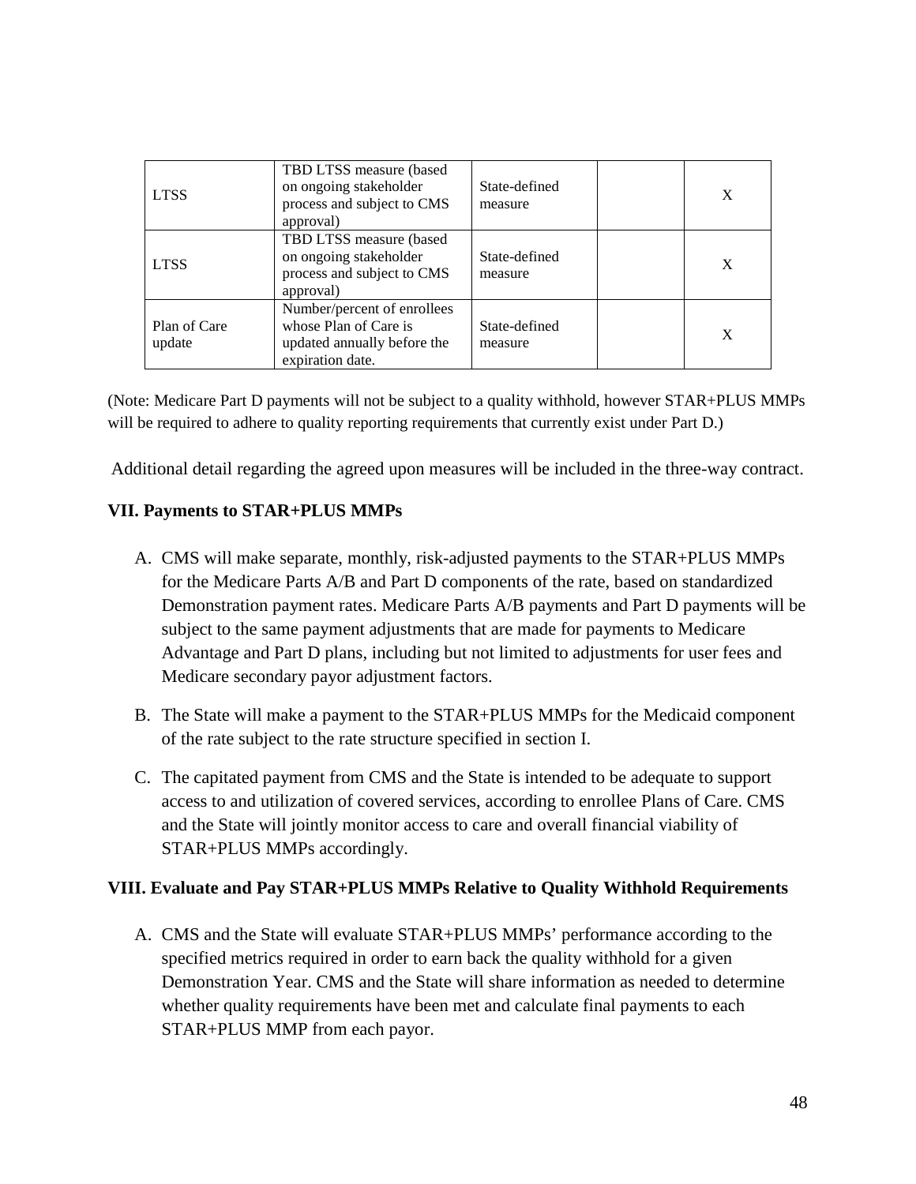| LTSS | TBD LTSS measure (based on ongoing stakeholder process and subject to CMS approval) | State-defined measure | | X |
|---|---|---|---|---|
| LTSS | TBD LTSS measure (based on ongoing stakeholder process and subject to CMS approval) | State-defined measure | | X |
| Plan of Care update | Number/percent of enrollees whose Plan of Care is updated annually before the expiration date. | State-defined measure | | X |

(Note: Medicare Part D payments will not be subject to a quality withhold, however STAR+PLUS MMPs will be required to adhere to quality reporting requirements that currently exist under Part D.)

Additional detail regarding the agreed upon measures will be included in the three-way contract.

**VII. Payments to STAR+PLUS MMPs**

A. CMS will make separate, monthly, risk-adjusted payments to the STAR+PLUS MMPs for the Medicare Parts A/B and Part D components of the rate, based on standardized Demonstration payment rates. Medicare Parts A/B payments and Part D payments will be subject to the same payment adjustments that are made for payments to Medicare Advantage and Part D plans, including but not limited to adjustments for user fees and Medicare secondary payor adjustment factors.

B. The State will make a payment to the STAR+PLUS MMPs for the Medicaid component of the rate subject to the rate structure specified in section I.

C. The capitated payment from CMS and the State is intended to be adequate to support access to and utilization of covered services, according to enrollee Plans of Care. CMS and the State will jointly monitor access to care and overall financial viability of STAR+PLUS MMPs accordingly.

**VIII. Evaluate and Pay STAR+PLUS MMPs Relative to Quality Withhold Requirements**

A. CMS and the State will evaluate STAR+PLUS MMPs' performance according to the specified metrics required in order to earn back the quality withhold for a given Demonstration Year. CMS and the State will share information as needed to determine whether quality requirements have been met and calculate final payments to each STAR+PLUS MMP from each payor.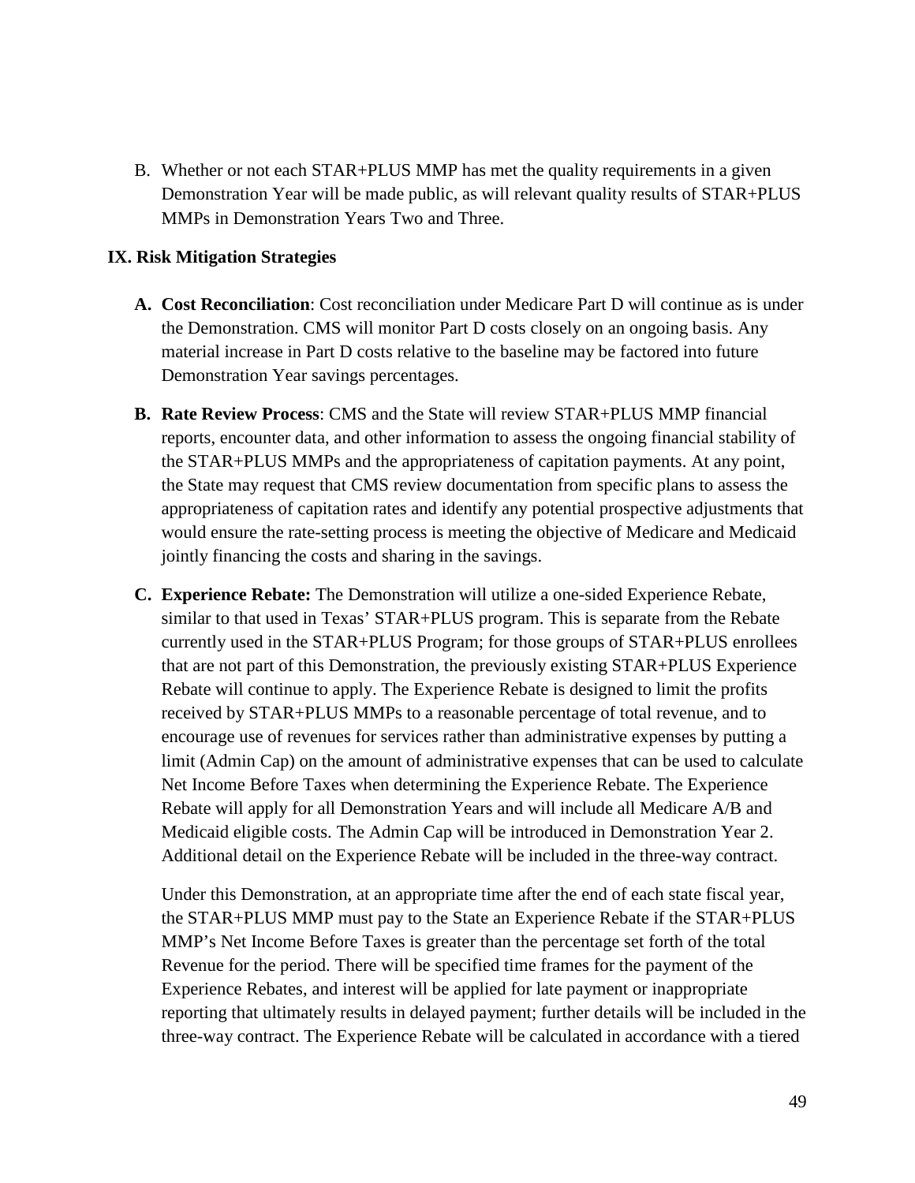B. Whether or not each STAR+PLUS MMP has met the quality requirements in a given Demonstration Year will be made public, as will relevant quality results of STAR+PLUS MMPs in Demonstration Years Two and Three.

## IX. Risk Mitigation Strategies

**A. Cost Reconciliation**: Cost reconciliation under Medicare Part D will continue as is under the Demonstration. CMS will monitor Part D costs closely on an ongoing basis. Any material increase in Part D costs relative to the baseline may be factored into future Demonstration Year savings percentages.

**B. Rate Review Process**: CMS and the State will review STAR+PLUS MMP financial reports, encounter data, and other information to assess the ongoing financial stability of the STAR+PLUS MMPs and the appropriateness of capitation payments. At any point, the State may request that CMS review documentation from specific plans to assess the appropriateness of capitation rates and identify any potential prospective adjustments that would ensure the rate-setting process is meeting the objective of Medicare and Medicaid jointly financing the costs and sharing in the savings.

**C. Experience Rebate:** The Demonstration will utilize a one-sided Experience Rebate, similar to that used in Texas' STAR+PLUS program. This is separate from the Rebate currently used in the STAR+PLUS Program; for those groups of STAR+PLUS enrollees that are not part of this Demonstration, the previously existing STAR+PLUS Experience Rebate will continue to apply. The Experience Rebate is designed to limit the profits received by STAR+PLUS MMPs to a reasonable percentage of total revenue, and to encourage use of revenues for services rather than administrative expenses by putting a limit (Admin Cap) on the amount of administrative expenses that can be used to calculate Net Income Before Taxes when determining the Experience Rebate. The Experience Rebate will apply for all Demonstration Years and will include all Medicare A/B and Medicaid eligible costs. The Admin Cap will be introduced in Demonstration Year 2. Additional detail on the Experience Rebate will be included in the three-way contract.

Under this Demonstration, at an appropriate time after the end of each state fiscal year, the STAR+PLUS MMP must pay to the State an Experience Rebate if the STAR+PLUS MMP's Net Income Before Taxes is greater than the percentage set forth of the total Revenue for the period. There will be specified time frames for the payment of the Experience Rebates, and interest will be applied for late payment or inappropriate reporting that ultimately results in delayed payment; further details will be included in the three-way contract. The Experience Rebate will be calculated in accordance with a tiered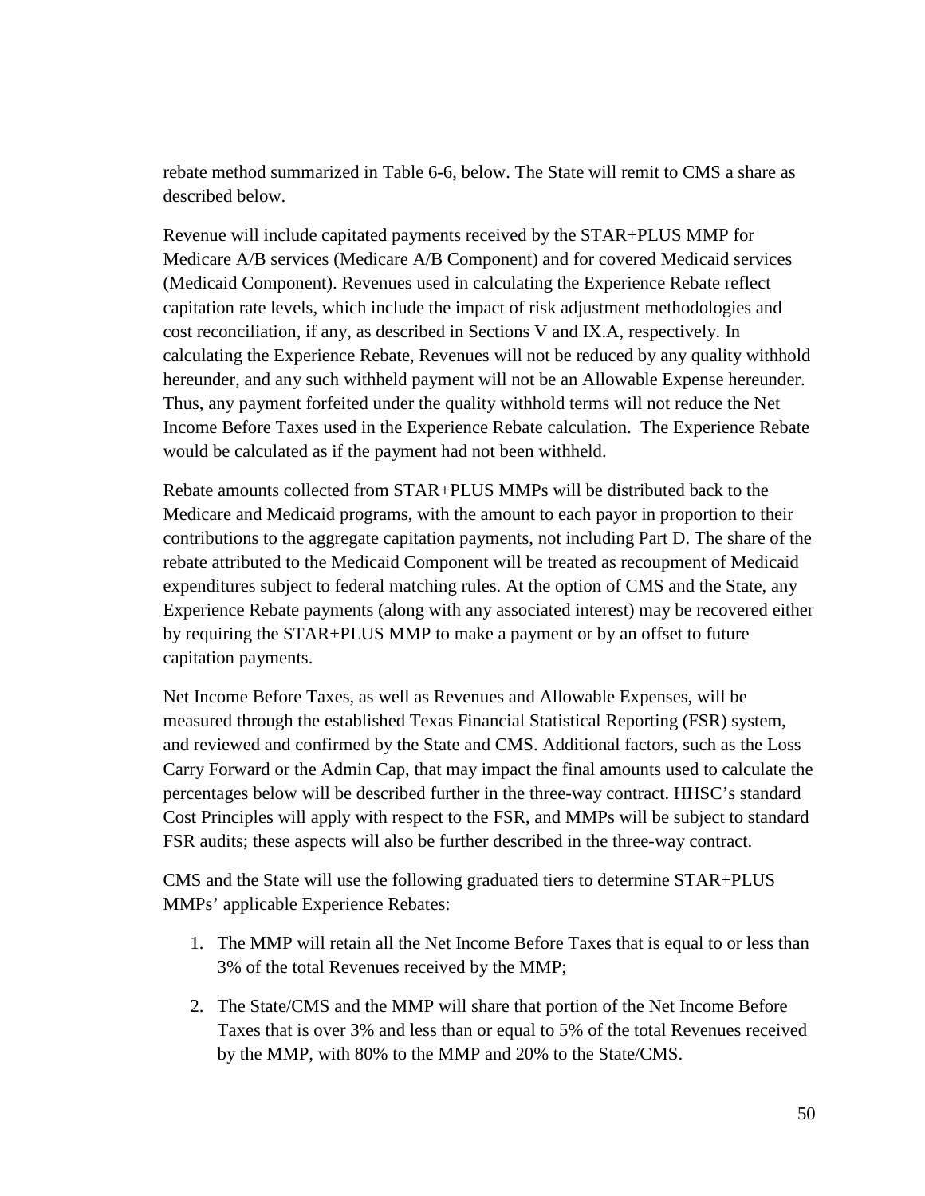rebate method summarized in Table 6-6, below. The State will remit to CMS a share as described below.

Revenue will include capitated payments received by the STAR+PLUS MMP for Medicare A/B services (Medicare A/B Component) and for covered Medicaid services (Medicaid Component). Revenues used in calculating the Experience Rebate reflect capitation rate levels, which include the impact of risk adjustment methodologies and cost reconciliation, if any, as described in Sections V and IX.A, respectively. In calculating the Experience Rebate, Revenues will not be reduced by any quality withhold hereunder, and any such withheld payment will not be an Allowable Expense hereunder. Thus, any payment forfeited under the quality withhold terms will not reduce the Net Income Before Taxes used in the Experience Rebate calculation. The Experience Rebate would be calculated as if the payment had not been withheld.

Rebate amounts collected from STAR+PLUS MMPs will be distributed back to the Medicare and Medicaid programs, with the amount to each payor in proportion to their contributions to the aggregate capitation payments, not including Part D. The share of the rebate attributed to the Medicaid Component will be treated as recoupment of Medicaid expenditures subject to federal matching rules. At the option of CMS and the State, any Experience Rebate payments (along with any associated interest) may be recovered either by requiring the STAR+PLUS MMP to make a payment or by an offset to future capitation payments.

Net Income Before Taxes, as well as Revenues and Allowable Expenses, will be measured through the established Texas Financial Statistical Reporting (FSR) system, and reviewed and confirmed by the State and CMS. Additional factors, such as the Loss Carry Forward or the Admin Cap, that may impact the final amounts used to calculate the percentages below will be described further in the three-way contract. HHSC's standard Cost Principles will apply with respect to the FSR, and MMPs will be subject to standard FSR audits; these aspects will also be further described in the three-way contract.

CMS and the State will use the following graduated tiers to determine STAR+PLUS MMPs' applicable Experience Rebates:

1. The MMP will retain all the Net Income Before Taxes that is equal to or less than 3% of the total Revenues received by the MMP;
2. The State/CMS and the MMP will share that portion of the Net Income Before Taxes that is over 3% and less than or equal to 5% of the total Revenues received by the MMP, with 80% to the MMP and 20% to the State/CMS.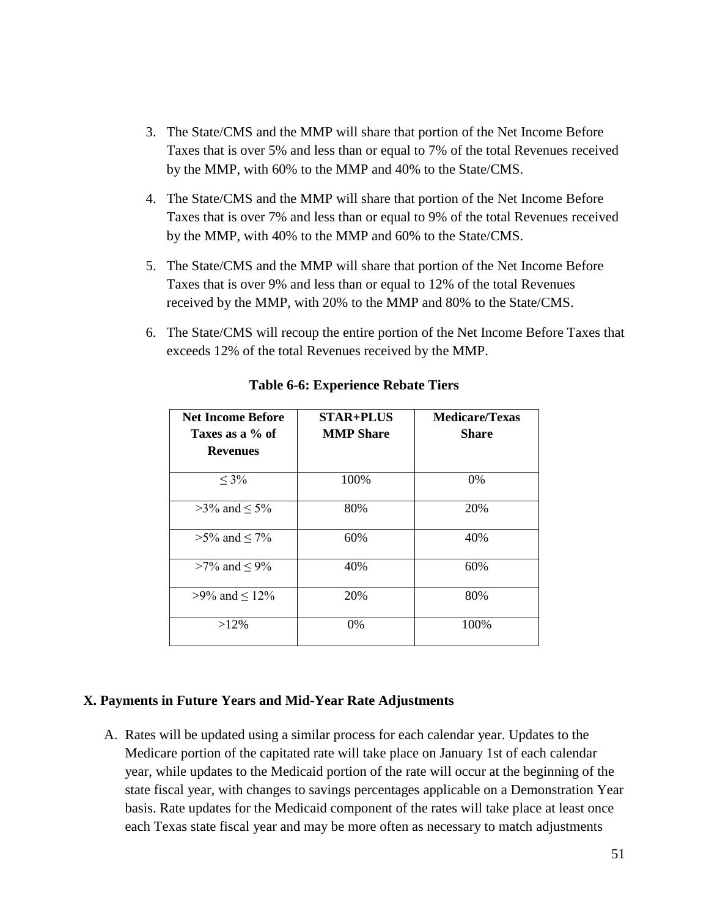3. The State/CMS and the MMP will share that portion of the Net Income Before Taxes that is over 5% and less than or equal to 7% of the total Revenues received by the MMP, with 60% to the MMP and 40% to the State/CMS.

4. The State/CMS and the MMP will share that portion of the Net Income Before Taxes that is over 7% and less than or equal to 9% of the total Revenues received by the MMP, with 40% to the MMP and 60% to the State/CMS.

5. The State/CMS and the MMP will share that portion of the Net Income Before Taxes that is over 9% and less than or equal to 12% of the total Revenues received by the MMP, with 20% to the MMP and 80% to the State/CMS.

6. The State/CMS will recoup the entire portion of the Net Income Before Taxes that exceeds 12% of the total Revenues received by the MMP.

**Table 6-6: Experience Rebate Tiers**

| Net Income Before Taxes as a % of Revenues | STAR+PLUS MMP Share | Medicare/Texas Share |
|---|---|---|
| ≤ 3% | 100% | 0% |
| >3% and ≤ 5% | 80% | 20% |
| >5% and ≤ 7% | 60% | 40% |
| >7% and ≤ 9% | 40% | 60% |
| >9% and ≤ 12% | 20% | 80% |
| >12% | 0% | 100% |

## X. Payments in Future Years and Mid-Year Rate Adjustments

A. Rates will be updated using a similar process for each calendar year. Updates to the Medicare portion of the capitated rate will take place on January 1st of each calendar year, while updates to the Medicaid portion of the rate will occur at the beginning of the state fiscal year, with changes to savings percentages applicable on a Demonstration Year basis. Rate updates for the Medicaid component of the rates will take place at least once each Texas state fiscal year and may be more often as necessary to match adjustments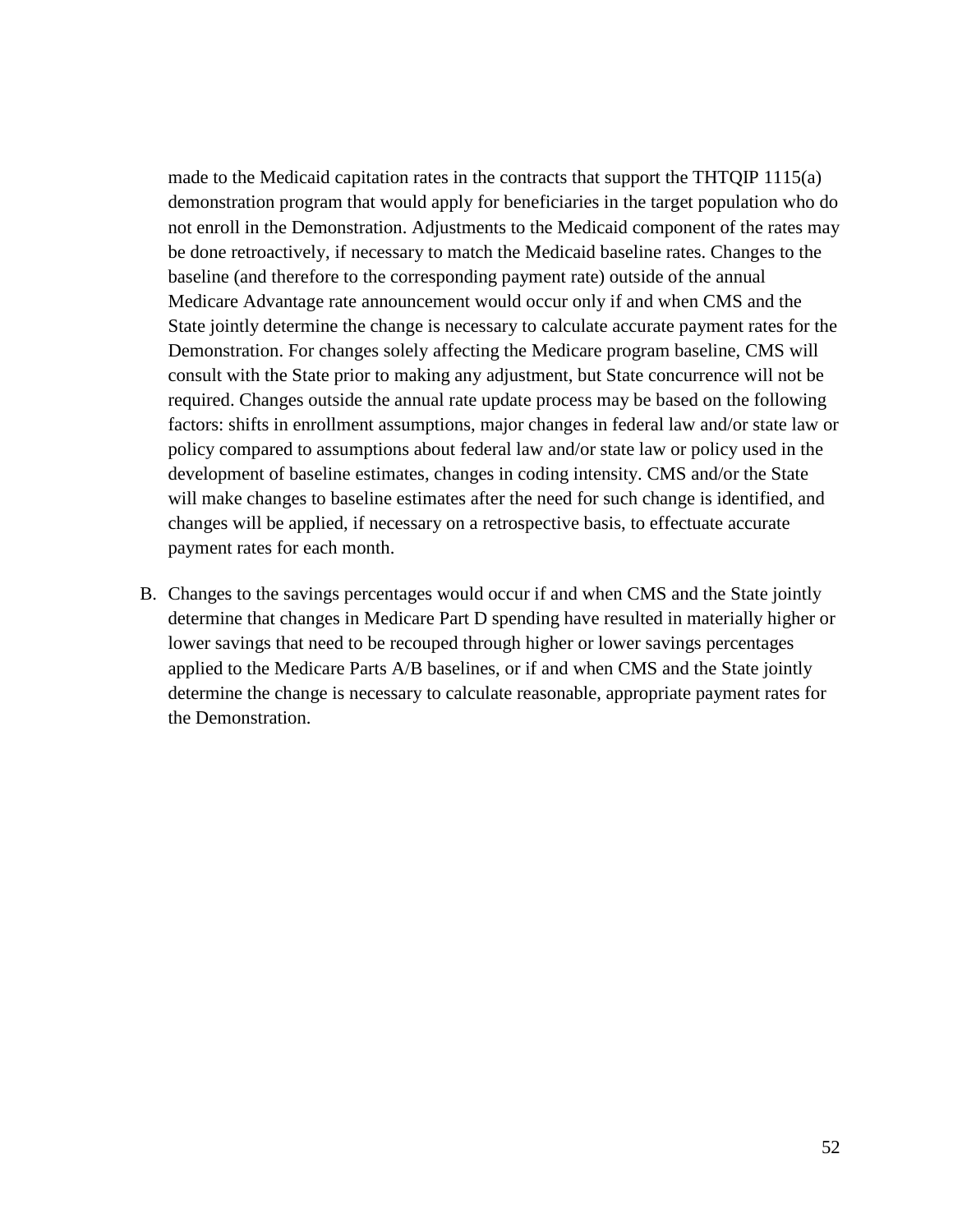made to the Medicaid capitation rates in the contracts that support the THTQIP 1115(a) demonstration program that would apply for beneficiaries in the target population who do not enroll in the Demonstration. Adjustments to the Medicaid component of the rates may be done retroactively, if necessary to match the Medicaid baseline rates. Changes to the baseline (and therefore to the corresponding payment rate) outside of the annual Medicare Advantage rate announcement would occur only if and when CMS and the State jointly determine the change is necessary to calculate accurate payment rates for the Demonstration. For changes solely affecting the Medicare program baseline, CMS will consult with the State prior to making any adjustment, but State concurrence will not be required. Changes outside the annual rate update process may be based on the following factors: shifts in enrollment assumptions, major changes in federal law and/or state law or policy compared to assumptions about federal law and/or state law or policy used in the development of baseline estimates, changes in coding intensity. CMS and/or the State will make changes to baseline estimates after the need for such change is identified, and changes will be applied, if necessary on a retrospective basis, to effectuate accurate payment rates for each month.

B. Changes to the savings percentages would occur if and when CMS and the State jointly determine that changes in Medicare Part D spending have resulted in materially higher or lower savings that need to be recouped through higher or lower savings percentages applied to the Medicare Parts A/B baselines, or if and when CMS and the State jointly determine the change is necessary to calculate reasonable, appropriate payment rates for the Demonstration.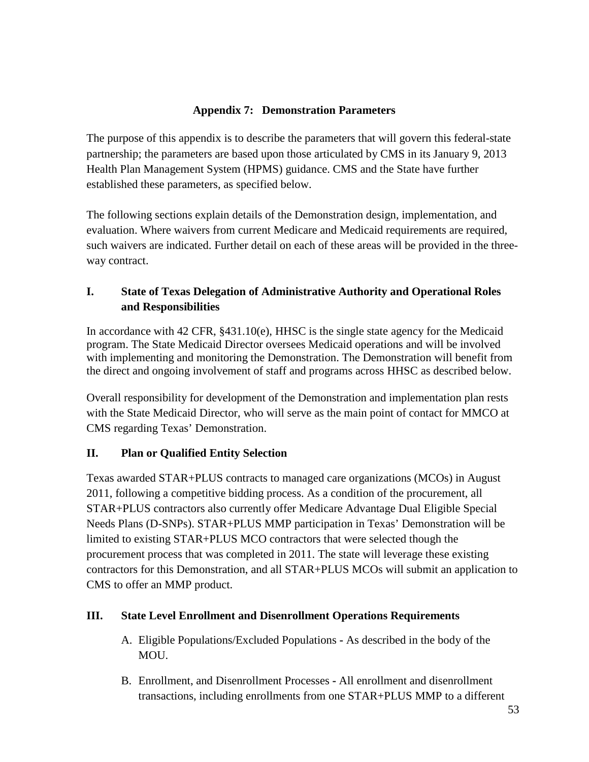## Appendix 7: Demonstration Parameters

The purpose of this appendix is to describe the parameters that will govern this federal-state partnership; the parameters are based upon those articulated by CMS in its January 9, 2013 Health Plan Management System (HPMS) guidance. CMS and the State have further established these parameters, as specified below.

The following sections explain details of the Demonstration design, implementation, and evaluation. Where waivers from current Medicare and Medicaid requirements are required, such waivers are indicated. Further detail on each of these areas will be provided in the three-way contract.

### I. State of Texas Delegation of Administrative Authority and Operational Roles and Responsibilities

In accordance with 42 CFR, §431.10(e), HHSC is the single state agency for the Medicaid program. The State Medicaid Director oversees Medicaid operations and will be involved with implementing and monitoring the Demonstration. The Demonstration will benefit from the direct and ongoing involvement of staff and programs across HHSC as described below.

Overall responsibility for development of the Demonstration and implementation plan rests with the State Medicaid Director, who will serve as the main point of contact for MMCO at CMS regarding Texas' Demonstration.

### II. Plan or Qualified Entity Selection

Texas awarded STAR+PLUS contracts to managed care organizations (MCOs) in August 2011, following a competitive bidding process. As a condition of the procurement, all STAR+PLUS contractors also currently offer Medicare Advantage Dual Eligible Special Needs Plans (D-SNPs). STAR+PLUS MMP participation in Texas' Demonstration will be limited to existing STAR+PLUS MCO contractors that were selected though the procurement process that was completed in 2011. The state will leverage these existing contractors for this Demonstration, and all STAR+PLUS MCOs will submit an application to CMS to offer an MMP product.

### III. State Level Enrollment and Disenrollment Operations Requirements

A. Eligible Populations/Excluded Populations - As described in the body of the MOU.

B. Enrollment, and Disenrollment Processes - All enrollment and disenrollment transactions, including enrollments from one STAR+PLUS MMP to a different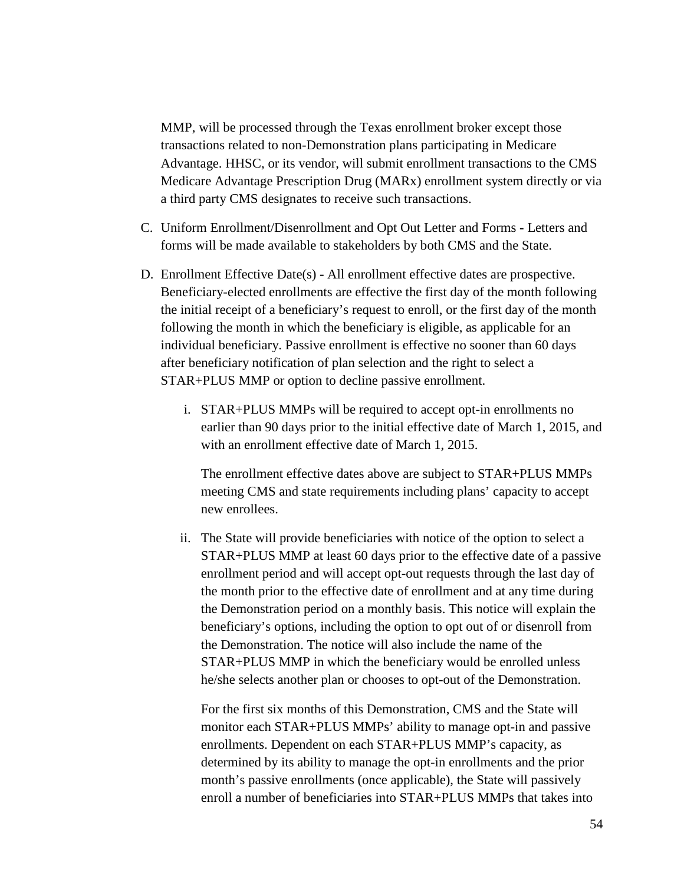MMP, will be processed through the Texas enrollment broker except those transactions related to non-Demonstration plans participating in Medicare Advantage. HHSC, or its vendor, will submit enrollment transactions to the CMS Medicare Advantage Prescription Drug (MARx) enrollment system directly or via a third party CMS designates to receive such transactions.

C. Uniform Enrollment/Disenrollment and Opt Out Letter and Forms - Letters and forms will be made available to stakeholders by both CMS and the State.

D. Enrollment Effective Date(s) - All enrollment effective dates are prospective. Beneficiary-elected enrollments are effective the first day of the month following the initial receipt of a beneficiary's request to enroll, or the first day of the month following the month in which the beneficiary is eligible, as applicable for an individual beneficiary. Passive enrollment is effective no sooner than 60 days after beneficiary notification of plan selection and the right to select a STAR+PLUS MMP or option to decline passive enrollment.

   i. STAR+PLUS MMPs will be required to accept opt-in enrollments no earlier than 90 days prior to the initial effective date of March 1, 2015, and with an enrollment effective date of March 1, 2015.

      The enrollment effective dates above are subject to STAR+PLUS MMPs meeting CMS and state requirements including plans' capacity to accept new enrollees.

   ii. The State will provide beneficiaries with notice of the option to select a STAR+PLUS MMP at least 60 days prior to the effective date of a passive enrollment period and will accept opt-out requests through the last day of the month prior to the effective date of enrollment and at any time during the Demonstration period on a monthly basis. This notice will explain the beneficiary's options, including the option to opt out of or disenroll from the Demonstration. The notice will also include the name of the STAR+PLUS MMP in which the beneficiary would be enrolled unless he/she selects another plan or chooses to opt-out of the Demonstration.

      For the first six months of this Demonstration, CMS and the State will monitor each STAR+PLUS MMPs' ability to manage opt-in and passive enrollments. Dependent on each STAR+PLUS MMP's capacity, as determined by its ability to manage the opt-in enrollments and the prior month's passive enrollments (once applicable), the State will passively enroll a number of beneficiaries into STAR+PLUS MMPs that takes into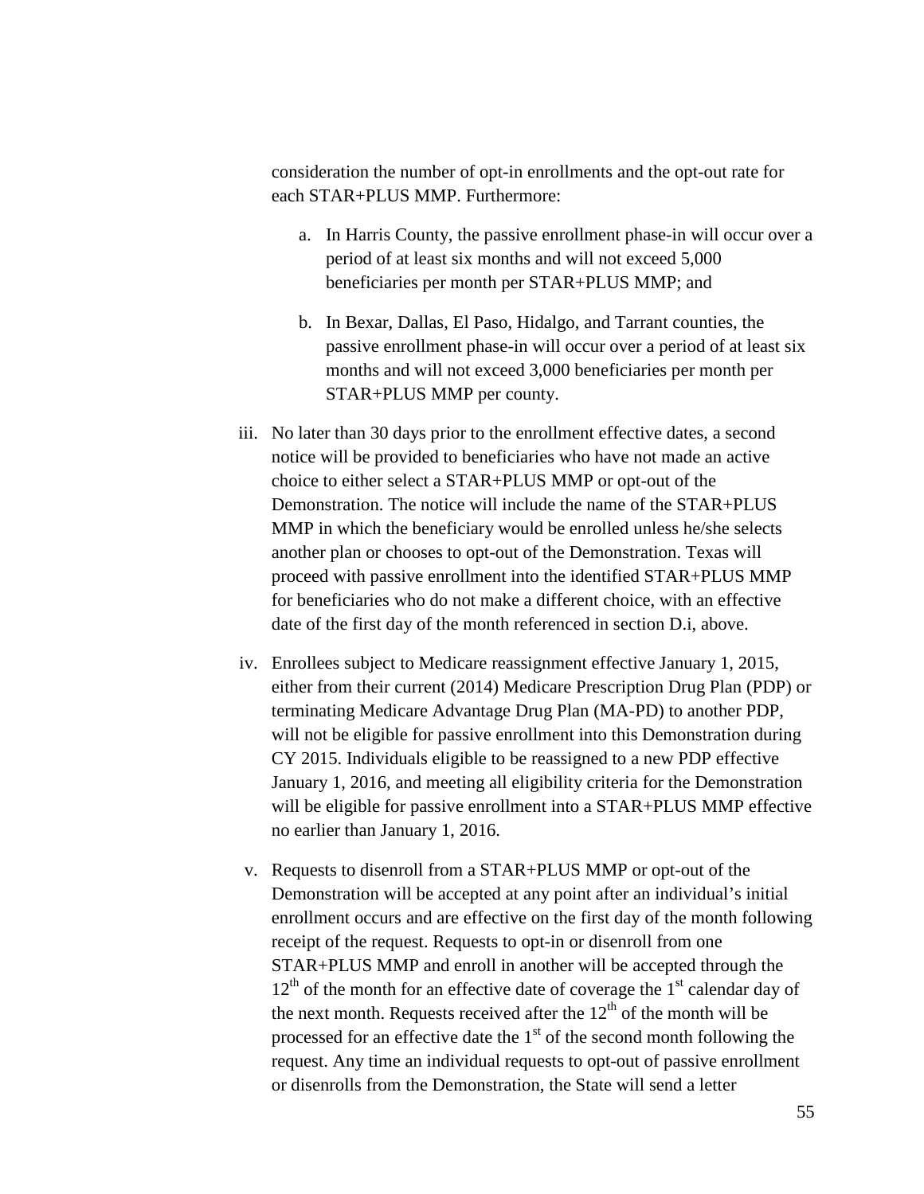consideration the number of opt-in enrollments and the opt-out rate for each STAR+PLUS MMP. Furthermore:

a. In Harris County, the passive enrollment phase-in will occur over a period of at least six months and will not exceed 5,000 beneficiaries per month per STAR+PLUS MMP; and

b. In Bexar, Dallas, El Paso, Hidalgo, and Tarrant counties, the passive enrollment phase-in will occur over a period of at least six months and will not exceed 3,000 beneficiaries per month per STAR+PLUS MMP per county.

iii. No later than 30 days prior to the enrollment effective dates, a second notice will be provided to beneficiaries who have not made an active choice to either select a STAR+PLUS MMP or opt-out of the Demonstration. The notice will include the name of the STAR+PLUS MMP in which the beneficiary would be enrolled unless he/she selects another plan or chooses to opt-out of the Demonstration. Texas will proceed with passive enrollment into the identified STAR+PLUS MMP for beneficiaries who do not make a different choice, with an effective date of the first day of the month referenced in section D.i, above.

iv. Enrollees subject to Medicare reassignment effective January 1, 2015, either from their current (2014) Medicare Prescription Drug Plan (PDP) or terminating Medicare Advantage Drug Plan (MA-PD) to another PDP, will not be eligible for passive enrollment into this Demonstration during CY 2015. Individuals eligible to be reassigned to a new PDP effective January 1, 2016, and meeting all eligibility criteria for the Demonstration will be eligible for passive enrollment into a STAR+PLUS MMP effective no earlier than January 1, 2016.

v. Requests to disenroll from a STAR+PLUS MMP or opt-out of the Demonstration will be accepted at any point after an individual's initial enrollment occurs and are effective on the first day of the month following receipt of the request. Requests to opt-in or disenroll from one STAR+PLUS MMP and enroll in another will be accepted through the 12th of the month for an effective date of coverage the 1st calendar day of the next month. Requests received after the 12th of the month will be processed for an effective date the 1st of the second month following the request. Any time an individual requests to opt-out of passive enrollment or disenrolls from the Demonstration, the State will send a letter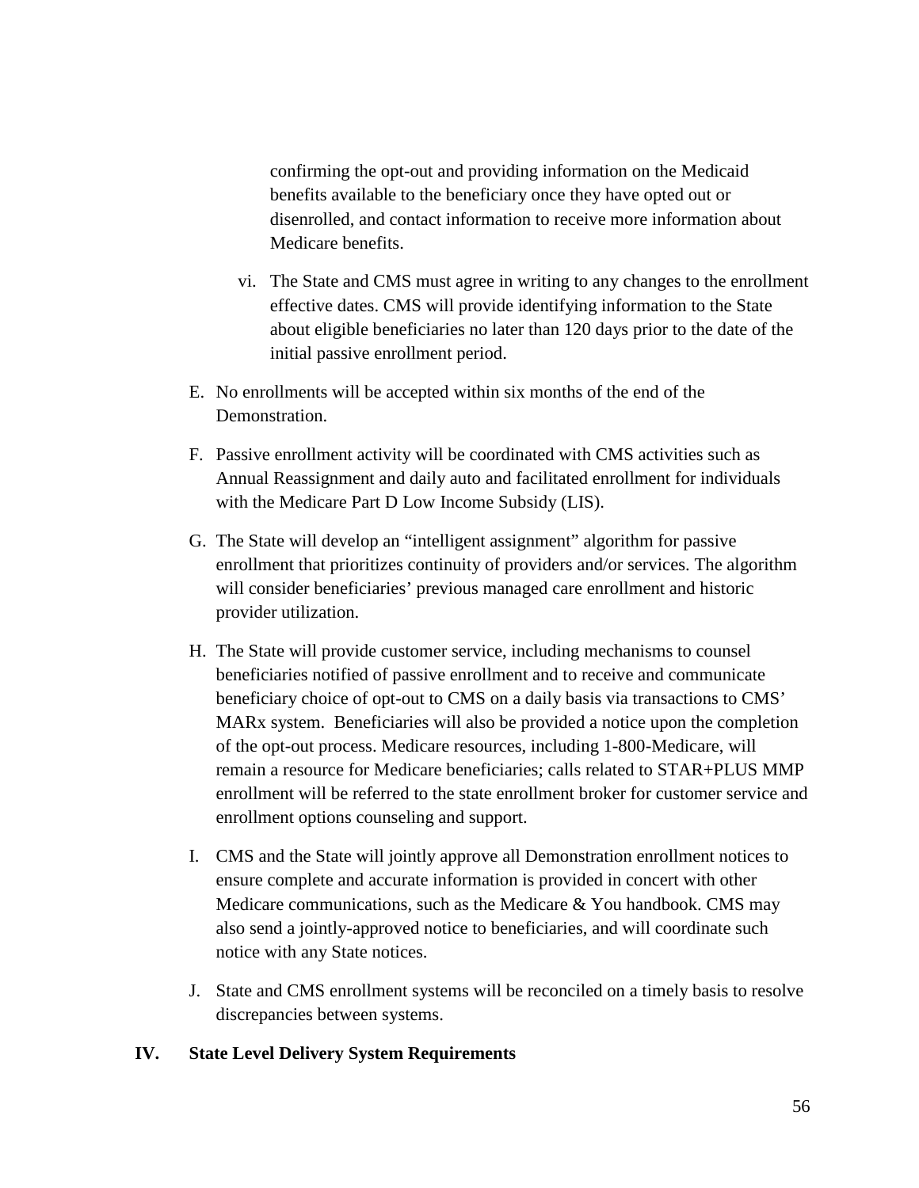confirming the opt-out and providing information on the Medicaid benefits available to the beneficiary once they have opted out or disenrolled, and contact information to receive more information about Medicare benefits.

vi. The State and CMS must agree in writing to any changes to the enrollment effective dates. CMS will provide identifying information to the State about eligible beneficiaries no later than 120 days prior to the date of the initial passive enrollment period.

E. No enrollments will be accepted within six months of the end of the Demonstration.

F. Passive enrollment activity will be coordinated with CMS activities such as Annual Reassignment and daily auto and facilitated enrollment for individuals with the Medicare Part D Low Income Subsidy (LIS).

G. The State will develop an "intelligent assignment" algorithm for passive enrollment that prioritizes continuity of providers and/or services. The algorithm will consider beneficiaries' previous managed care enrollment and historic provider utilization.

H. The State will provide customer service, including mechanisms to counsel beneficiaries notified of passive enrollment and to receive and communicate beneficiary choice of opt-out to CMS on a daily basis via transactions to CMS' MARx system. Beneficiaries will also be provided a notice upon the completion of the opt-out process. Medicare resources, including 1-800-Medicare, will remain a resource for Medicare beneficiaries; calls related to STAR+PLUS MMP enrollment will be referred to the state enrollment broker for customer service and enrollment options counseling and support.

I. CMS and the State will jointly approve all Demonstration enrollment notices to ensure complete and accurate information is provided in concert with other Medicare communications, such as the Medicare & You handbook. CMS may also send a jointly-approved notice to beneficiaries, and will coordinate such notice with any State notices.

J. State and CMS enrollment systems will be reconciled on a timely basis to resolve discrepancies between systems.

## IV. State Level Delivery System Requirements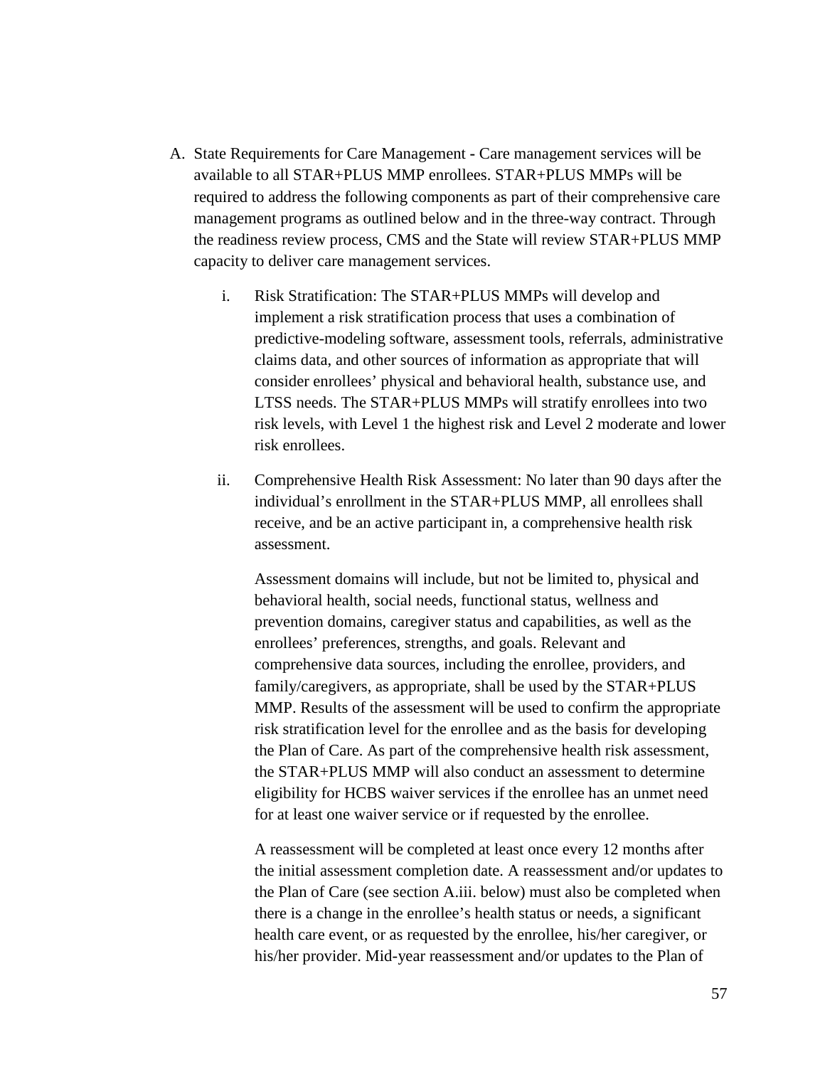A. State Requirements for Care Management - Care management services will be available to all STAR+PLUS MMP enrollees. STAR+PLUS MMPs will be required to address the following components as part of their comprehensive care management programs as outlined below and in the three-way contract. Through the readiness review process, CMS and the State will review STAR+PLUS MMP capacity to deliver care management services.

   i. Risk Stratification: The STAR+PLUS MMPs will develop and implement a risk stratification process that uses a combination of predictive-modeling software, assessment tools, referrals, administrative claims data, and other sources of information as appropriate that will consider enrollees' physical and behavioral health, substance use, and LTSS needs. The STAR+PLUS MMPs will stratify enrollees into two risk levels, with Level 1 the highest risk and Level 2 moderate and lower risk enrollees.

   ii. Comprehensive Health Risk Assessment: No later than 90 days after the individual's enrollment in the STAR+PLUS MMP, all enrollees shall receive, and be an active participant in, a comprehensive health risk assessment.

      Assessment domains will include, but not be limited to, physical and behavioral health, social needs, functional status, wellness and prevention domains, caregiver status and capabilities, as well as the enrollees' preferences, strengths, and goals. Relevant and comprehensive data sources, including the enrollee, providers, and family/caregivers, as appropriate, shall be used by the STAR+PLUS MMP. Results of the assessment will be used to confirm the appropriate risk stratification level for the enrollee and as the basis for developing the Plan of Care. As part of the comprehensive health risk assessment, the STAR+PLUS MMP will also conduct an assessment to determine eligibility for HCBS waiver services if the enrollee has an unmet need for at least one waiver service or if requested by the enrollee.

      A reassessment will be completed at least once every 12 months after the initial assessment completion date. A reassessment and/or updates to the Plan of Care (see section A.iii. below) must also be completed when there is a change in the enrollee's health status or needs, a significant health care event, or as requested by the enrollee, his/her caregiver, or his/her provider. Mid-year reassessment and/or updates to the Plan of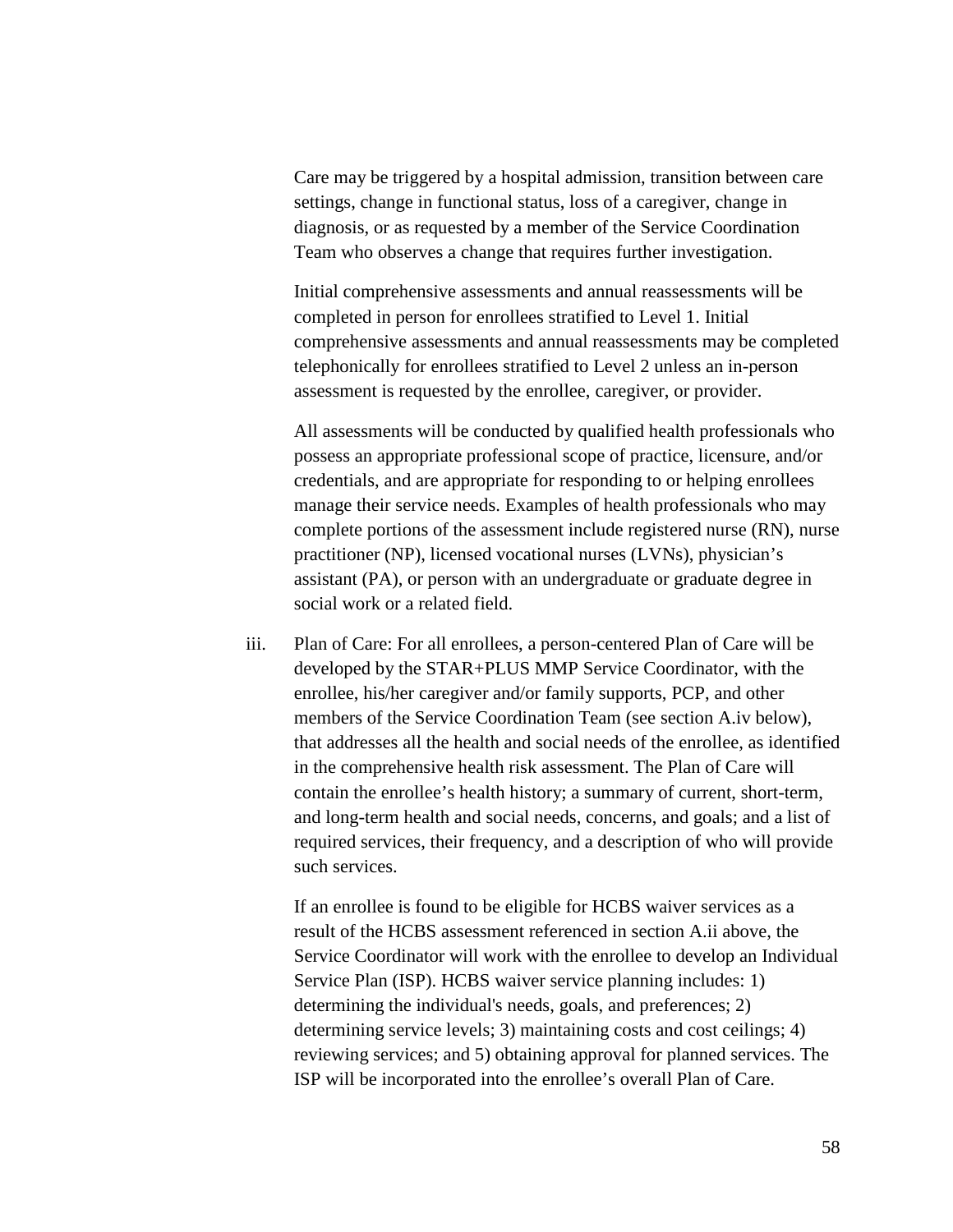Care may be triggered by a hospital admission, transition between care settings, change in functional status, loss of a caregiver, change in diagnosis, or as requested by a member of the Service Coordination Team who observes a change that requires further investigation.

Initial comprehensive assessments and annual reassessments will be completed in person for enrollees stratified to Level 1. Initial comprehensive assessments and annual reassessments may be completed telephonically for enrollees stratified to Level 2 unless an in-person assessment is requested by the enrollee, caregiver, or provider.

All assessments will be conducted by qualified health professionals who possess an appropriate professional scope of practice, licensure, and/or credentials, and are appropriate for responding to or helping enrollees manage their service needs. Examples of health professionals who may complete portions of the assessment include registered nurse (RN), nurse practitioner (NP), licensed vocational nurses (LVNs), physician's assistant (PA), or person with an undergraduate or graduate degree in social work or a related field.

iii. Plan of Care: For all enrollees, a person-centered Plan of Care will be developed by the STAR+PLUS MMP Service Coordinator, with the enrollee, his/her caregiver and/or family supports, PCP, and other members of the Service Coordination Team (see section A.iv below), that addresses all the health and social needs of the enrollee, as identified in the comprehensive health risk assessment. The Plan of Care will contain the enrollee's health history; a summary of current, short-term, and long-term health and social needs, concerns, and goals; and a list of required services, their frequency, and a description of who will provide such services.

If an enrollee is found to be eligible for HCBS waiver services as a result of the HCBS assessment referenced in section A.ii above, the Service Coordinator will work with the enrollee to develop an Individual Service Plan (ISP). HCBS waiver service planning includes: 1) determining the individual's needs, goals, and preferences; 2) determining service levels; 3) maintaining costs and cost ceilings; 4) reviewing services; and 5) obtaining approval for planned services. The ISP will be incorporated into the enrollee's overall Plan of Care.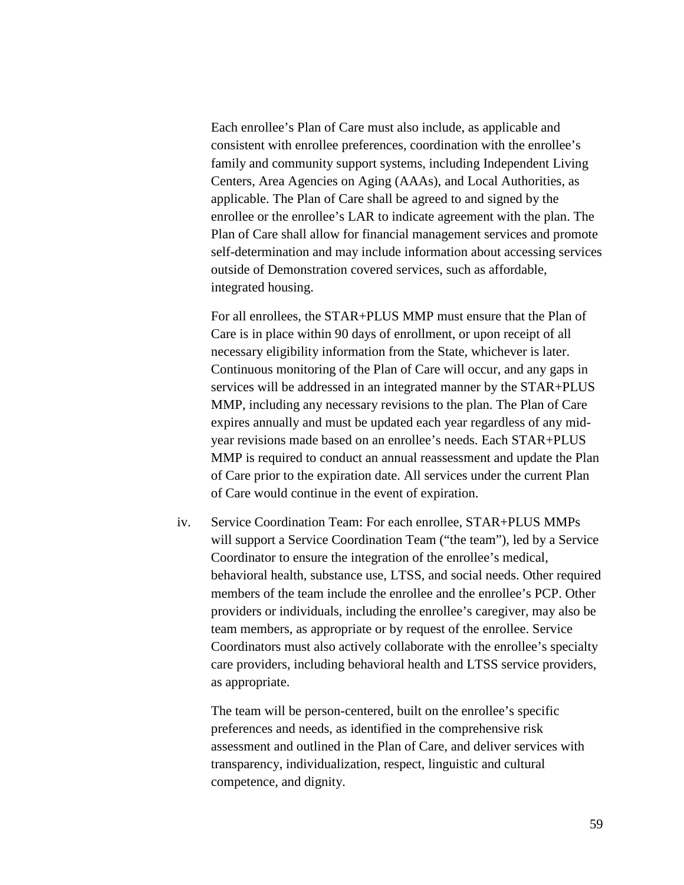Each enrollee's Plan of Care must also include, as applicable and consistent with enrollee preferences, coordination with the enrollee's family and community support systems, including Independent Living Centers, Area Agencies on Aging (AAAs), and Local Authorities, as applicable. The Plan of Care shall be agreed to and signed by the enrollee or the enrollee's LAR to indicate agreement with the plan. The Plan of Care shall allow for financial management services and promote self-determination and may include information about accessing services outside of Demonstration covered services, such as affordable, integrated housing.

For all enrollees, the STAR+PLUS MMP must ensure that the Plan of Care is in place within 90 days of enrollment, or upon receipt of all necessary eligibility information from the State, whichever is later. Continuous monitoring of the Plan of Care will occur, and any gaps in services will be addressed in an integrated manner by the STAR+PLUS MMP, including any necessary revisions to the plan. The Plan of Care expires annually and must be updated each year regardless of any mid-year revisions made based on an enrollee's needs. Each STAR+PLUS MMP is required to conduct an annual reassessment and update the Plan of Care prior to the expiration date. All services under the current Plan of Care would continue in the event of expiration.

iv. Service Coordination Team: For each enrollee, STAR+PLUS MMPs will support a Service Coordination Team ("the team"), led by a Service Coordinator to ensure the integration of the enrollee's medical, behavioral health, substance use, LTSS, and social needs. Other required members of the team include the enrollee and the enrollee's PCP. Other providers or individuals, including the enrollee's caregiver, may also be team members, as appropriate or by request of the enrollee. Service Coordinators must also actively collaborate with the enrollee's specialty care providers, including behavioral health and LTSS service providers, as appropriate.

The team will be person-centered, built on the enrollee's specific preferences and needs, as identified in the comprehensive risk assessment and outlined in the Plan of Care, and deliver services with transparency, individualization, respect, linguistic and cultural competence, and dignity.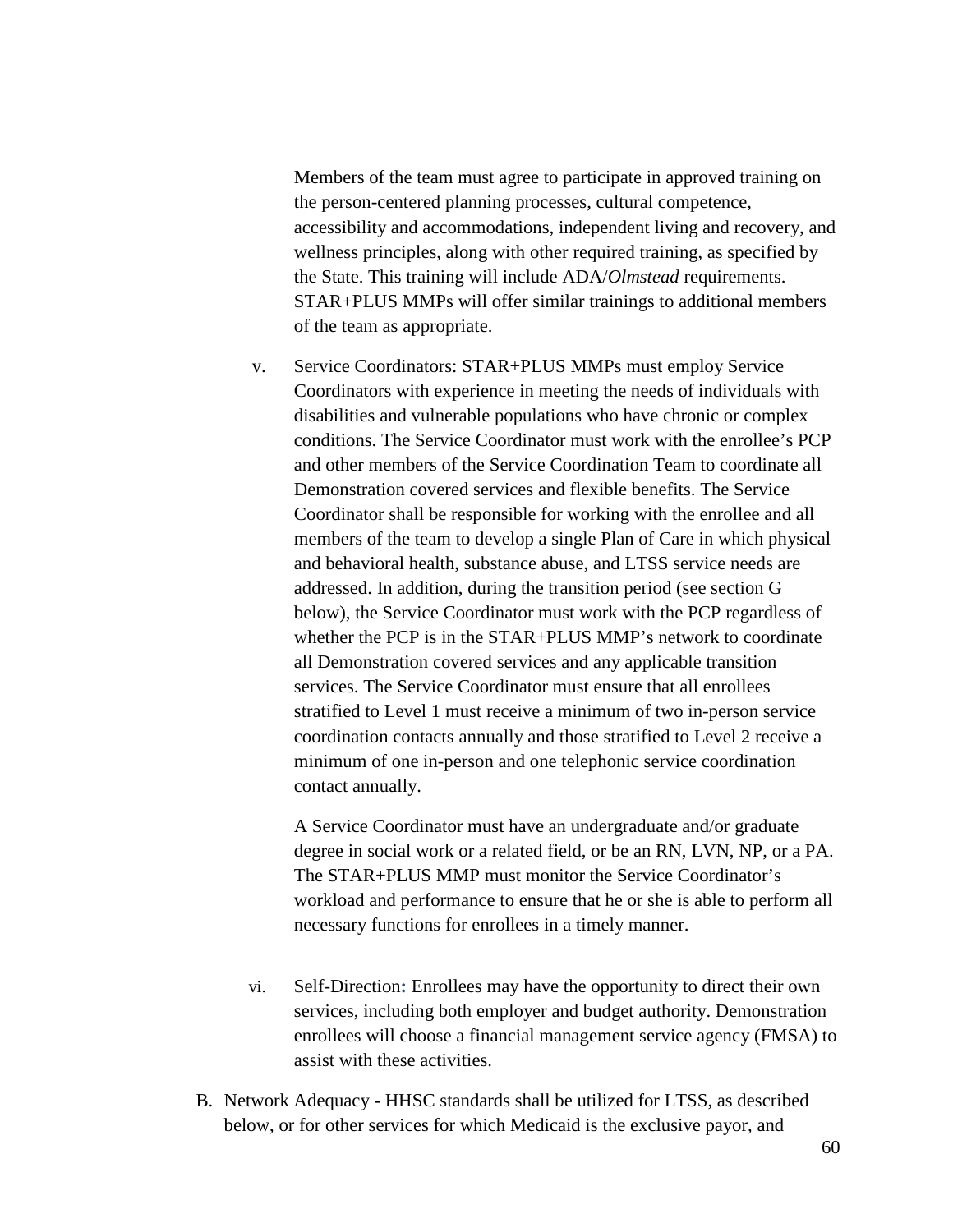Members of the team must agree to participate in approved training on the person-centered planning processes, cultural competence, accessibility and accommodations, independent living and recovery, and wellness principles, along with other required training, as specified by the State. This training will include ADA/*Olmstead* requirements. STAR+PLUS MMPs will offer similar trainings to additional members of the team as appropriate.

v. Service Coordinators: STAR+PLUS MMPs must employ Service Coordinators with experience in meeting the needs of individuals with disabilities and vulnerable populations who have chronic or complex conditions. The Service Coordinator must work with the enrollee's PCP and other members of the Service Coordination Team to coordinate all Demonstration covered services and flexible benefits. The Service Coordinator shall be responsible for working with the enrollee and all members of the team to develop a single Plan of Care in which physical and behavioral health, substance abuse, and LTSS service needs are addressed. In addition, during the transition period (see section G below), the Service Coordinator must work with the PCP regardless of whether the PCP is in the STAR+PLUS MMP's network to coordinate all Demonstration covered services and any applicable transition services. The Service Coordinator must ensure that all enrollees stratified to Level 1 must receive a minimum of two in-person service coordination contacts annually and those stratified to Level 2 receive a minimum of one in-person and one telephonic service coordination contact annually.

   A Service Coordinator must have an undergraduate and/or graduate degree in social work or a related field, or be an RN, LVN, NP, or a PA. The STAR+PLUS MMP must monitor the Service Coordinator's workload and performance to ensure that he or she is able to perform all necessary functions for enrollees in a timely manner.

vi. Self-Direction**:** Enrollees may have the opportunity to direct their own services, including both employer and budget authority. Demonstration enrollees will choose a financial management service agency (FMSA) to assist with these activities.

B. Network Adequacy **-** HHSC standards shall be utilized for LTSS, as described below, or for other services for which Medicaid is the exclusive payor, and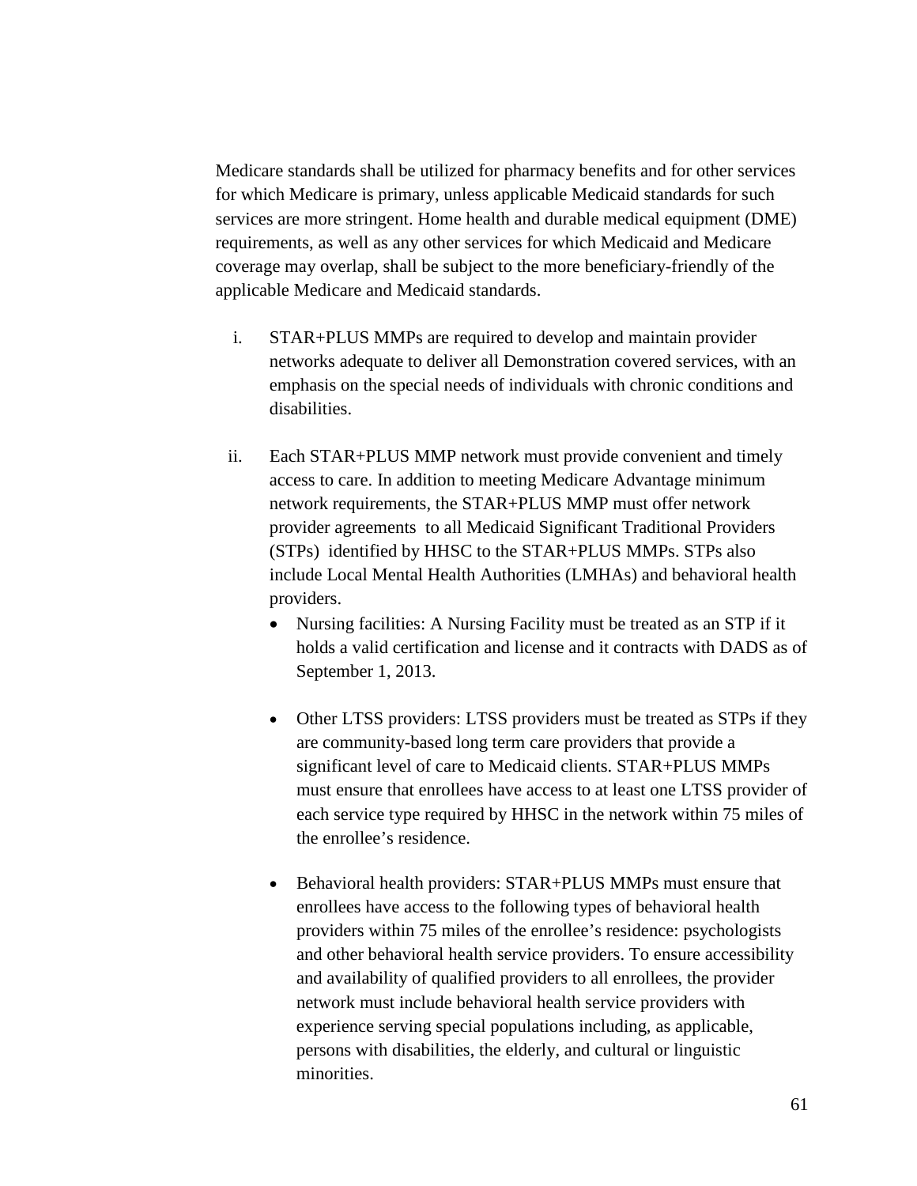Medicare standards shall be utilized for pharmacy benefits and for other services for which Medicare is primary, unless applicable Medicaid standards for such services are more stringent. Home health and durable medical equipment (DME) requirements, as well as any other services for which Medicaid and Medicare coverage may overlap, shall be subject to the more beneficiary-friendly of the applicable Medicare and Medicaid standards.

i. STAR+PLUS MMPs are required to develop and maintain provider networks adequate to deliver all Demonstration covered services, with an emphasis on the special needs of individuals with chronic conditions and disabilities.

ii. Each STAR+PLUS MMP network must provide convenient and timely access to care. In addition to meeting Medicare Advantage minimum network requirements, the STAR+PLUS MMP must offer network provider agreements to all Medicaid Significant Traditional Providers (STPs) identified by HHSC to the STAR+PLUS MMPs. STPs also include Local Mental Health Authorities (LMHAs) and behavioral health providers.

- Nursing facilities: A Nursing Facility must be treated as an STP if it holds a valid certification and license and it contracts with DADS as of September 1, 2013.

- Other LTSS providers: LTSS providers must be treated as STPs if they are community-based long term care providers that provide a significant level of care to Medicaid clients. STAR+PLUS MMPs must ensure that enrollees have access to at least one LTSS provider of each service type required by HHSC in the network within 75 miles of the enrollee's residence.

- Behavioral health providers: STAR+PLUS MMPs must ensure that enrollees have access to the following types of behavioral health providers within 75 miles of the enrollee's residence: psychologists and other behavioral health service providers. To ensure accessibility and availability of qualified providers to all enrollees, the provider network must include behavioral health service providers with experience serving special populations including, as applicable, persons with disabilities, the elderly, and cultural or linguistic minorities.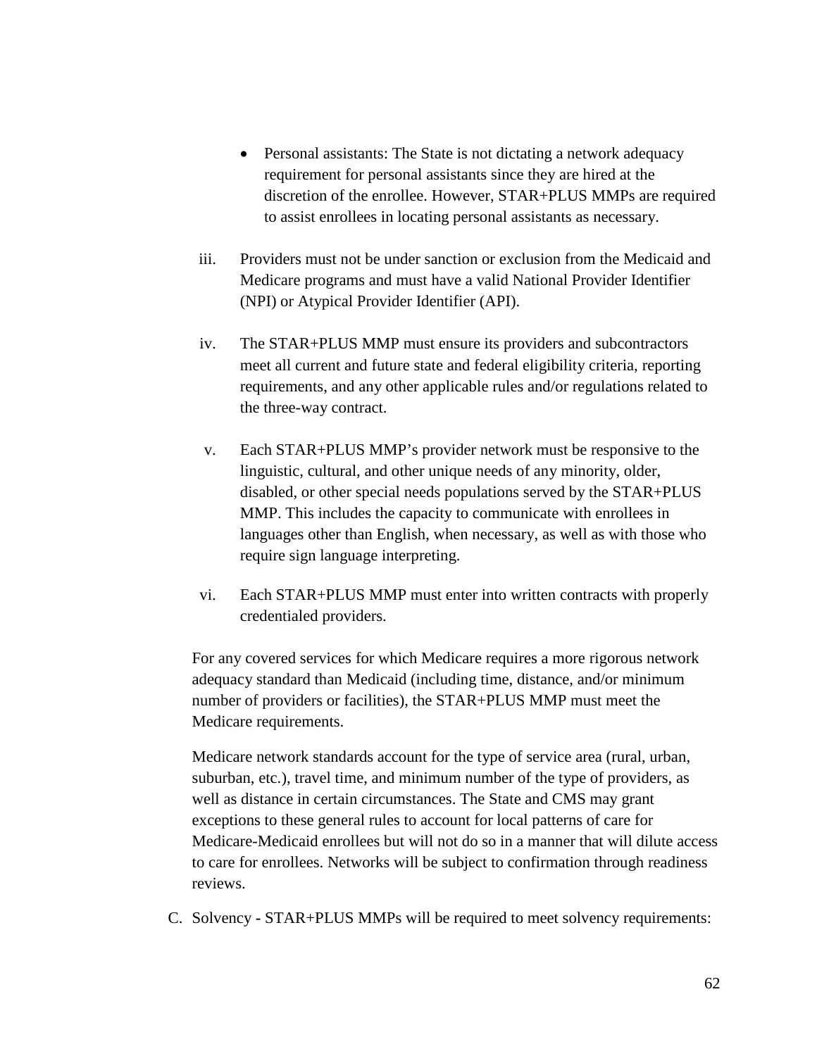- Personal assistants: The State is not dictating a network adequacy requirement for personal assistants since they are hired at the discretion of the enrollee. However, STAR+PLUS MMPs are required to assist enrollees in locating personal assistants as necessary.

iii. Providers must not be under sanction or exclusion from the Medicaid and Medicare programs and must have a valid National Provider Identifier (NPI) or Atypical Provider Identifier (API).

iv. The STAR+PLUS MMP must ensure its providers and subcontractors meet all current and future state and federal eligibility criteria, reporting requirements, and any other applicable rules and/or regulations related to the three-way contract.

v. Each STAR+PLUS MMP's provider network must be responsive to the linguistic, cultural, and other unique needs of any minority, older, disabled, or other special needs populations served by the STAR+PLUS MMP. This includes the capacity to communicate with enrollees in languages other than English, when necessary, as well as with those who require sign language interpreting.

vi. Each STAR+PLUS MMP must enter into written contracts with properly credentialed providers.

For any covered services for which Medicare requires a more rigorous network adequacy standard than Medicaid (including time, distance, and/or minimum number of providers or facilities), the STAR+PLUS MMP must meet the Medicare requirements.

Medicare network standards account for the type of service area (rural, urban, suburban, etc.), travel time, and minimum number of the type of providers, as well as distance in certain circumstances. The State and CMS may grant exceptions to these general rules to account for local patterns of care for Medicare-Medicaid enrollees but will not do so in a manner that will dilute access to care for enrollees. Networks will be subject to confirmation through readiness reviews.

C. Solvency **-** STAR+PLUS MMPs will be required to meet solvency requirements: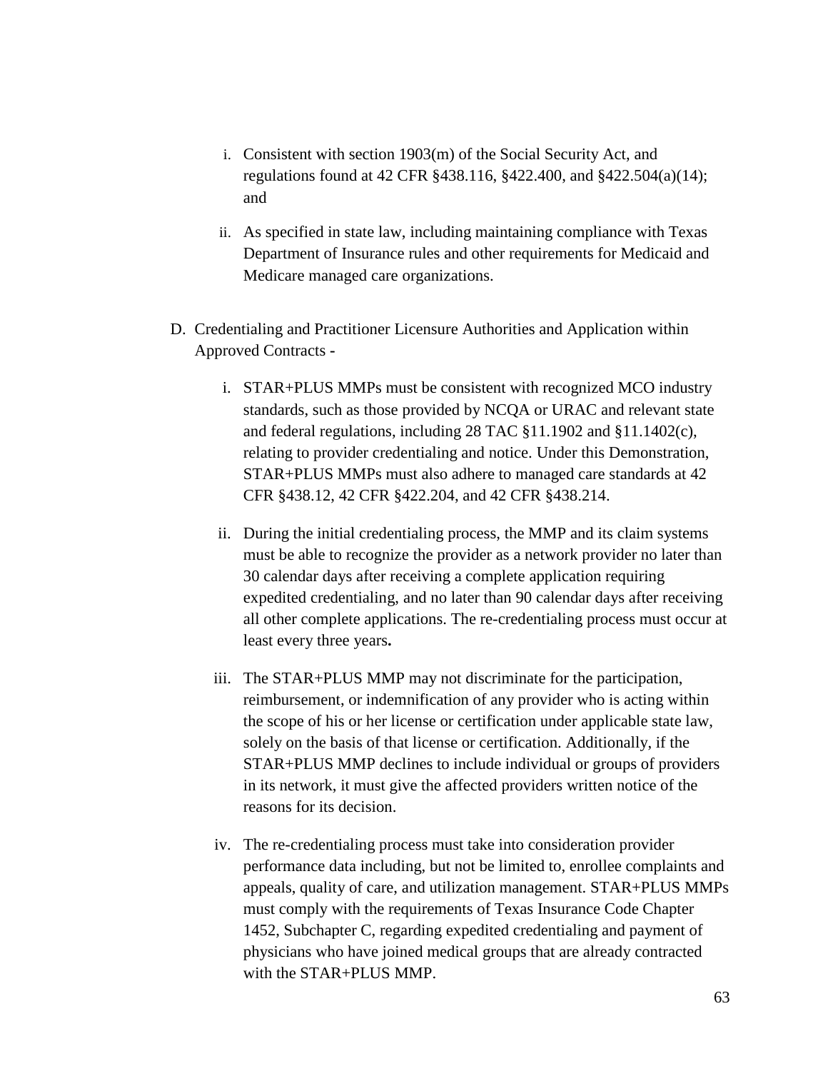i. Consistent with section 1903(m) of the Social Security Act, and regulations found at 42 CFR §438.116, §422.400, and §422.504(a)(14); and

ii. As specified in state law, including maintaining compliance with Texas Department of Insurance rules and other requirements for Medicaid and Medicare managed care organizations.

D. Credentialing and Practitioner Licensure Authorities and Application within Approved Contracts -

i. STAR+PLUS MMPs must be consistent with recognized MCO industry standards, such as those provided by NCQA or URAC and relevant state and federal regulations, including 28 TAC §11.1902 and §11.1402(c), relating to provider credentialing and notice. Under this Demonstration, STAR+PLUS MMPs must also adhere to managed care standards at 42 CFR §438.12, 42 CFR §422.204, and 42 CFR §438.214.

ii. During the initial credentialing process, the MMP and its claim systems must be able to recognize the provider as a network provider no later than 30 calendar days after receiving a complete application requiring expedited credentialing, and no later than 90 calendar days after receiving all other complete applications. The re-credentialing process must occur at least every three years**.**

iii. The STAR+PLUS MMP may not discriminate for the participation, reimbursement, or indemnification of any provider who is acting within the scope of his or her license or certification under applicable state law, solely on the basis of that license or certification. Additionally, if the STAR+PLUS MMP declines to include individual or groups of providers in its network, it must give the affected providers written notice of the reasons for its decision.

iv. The re-credentialing process must take into consideration provider performance data including, but not be limited to, enrollee complaints and appeals, quality of care, and utilization management. STAR+PLUS MMPs must comply with the requirements of Texas Insurance Code Chapter 1452, Subchapter C, regarding expedited credentialing and payment of physicians who have joined medical groups that are already contracted with the STAR+PLUS MMP.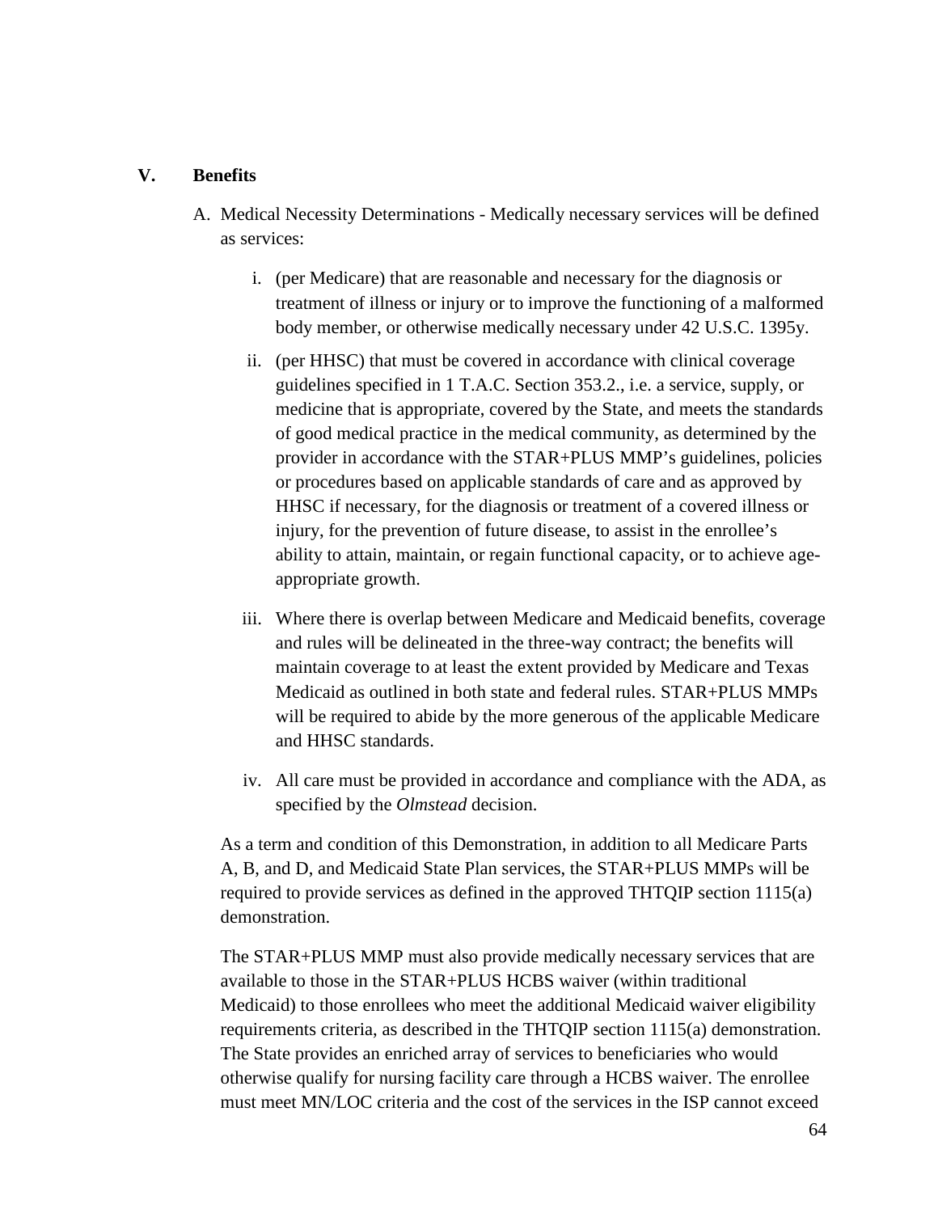## V. Benefits

A. Medical Necessity Determinations - Medically necessary services will be defined as services:

   i. (per Medicare) that are reasonable and necessary for the diagnosis or treatment of illness or injury or to improve the functioning of a malformed body member, or otherwise medically necessary under 42 U.S.C. 1395y.

   ii. (per HHSC) that must be covered in accordance with clinical coverage guidelines specified in 1 T.A.C. Section 353.2., i.e. a service, supply, or medicine that is appropriate, covered by the State, and meets the standards of good medical practice in the medical community, as determined by the provider in accordance with the STAR+PLUS MMP's guidelines, policies or procedures based on applicable standards of care and as approved by HHSC if necessary, for the diagnosis or treatment of a covered illness or injury, for the prevention of future disease, to assist in the enrollee's ability to attain, maintain, or regain functional capacity, or to achieve age-appropriate growth.

   iii. Where there is overlap between Medicare and Medicaid benefits, coverage and rules will be delineated in the three-way contract; the benefits will maintain coverage to at least the extent provided by Medicare and Texas Medicaid as outlined in both state and federal rules. STAR+PLUS MMPs will be required to abide by the more generous of the applicable Medicare and HHSC standards.

   iv. All care must be provided in accordance and compliance with the ADA, as specified by the *Olmstead* decision.

As a term and condition of this Demonstration, in addition to all Medicare Parts A, B, and D, and Medicaid State Plan services, the STAR+PLUS MMPs will be required to provide services as defined in the approved THTQIP section 1115(a) demonstration.

The STAR+PLUS MMP must also provide medically necessary services that are available to those in the STAR+PLUS HCBS waiver (within traditional Medicaid) to those enrollees who meet the additional Medicaid waiver eligibility requirements criteria, as described in the THTQIP section 1115(a) demonstration. The State provides an enriched array of services to beneficiaries who would otherwise qualify for nursing facility care through a HCBS waiver. The enrollee must meet MN/LOC criteria and the cost of the services in the ISP cannot exceed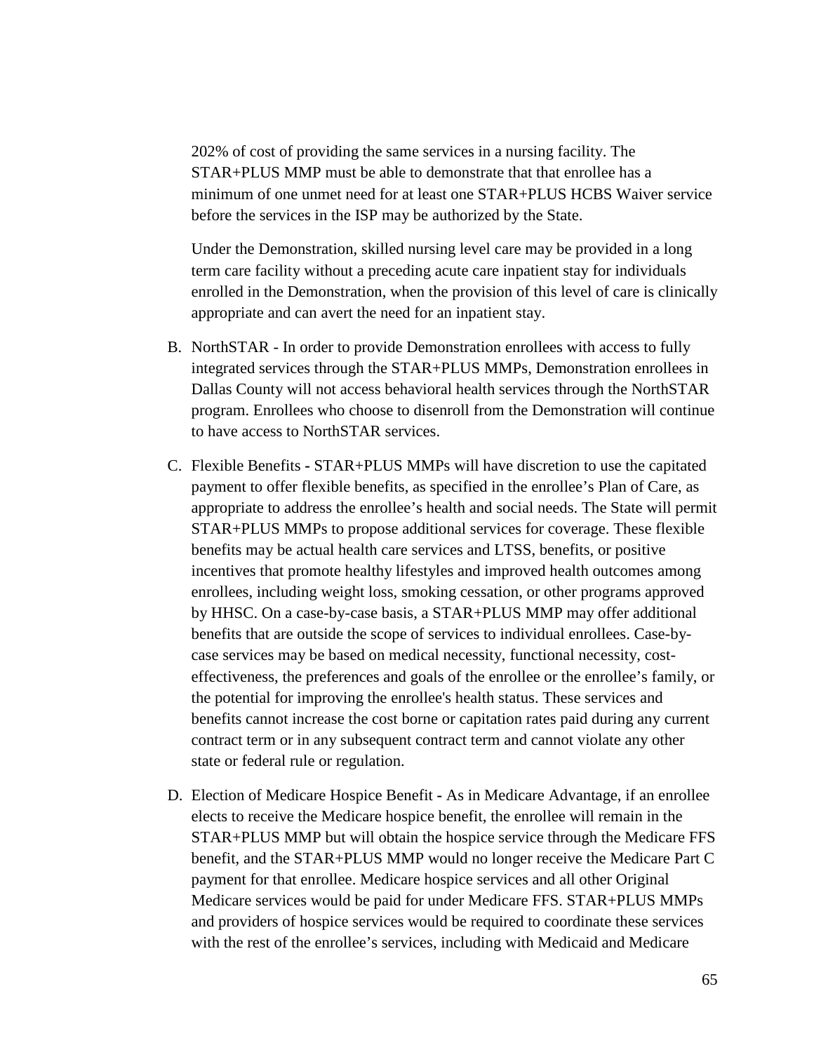202% of cost of providing the same services in a nursing facility. The STAR+PLUS MMP must be able to demonstrate that that enrollee has a minimum of one unmet need for at least one STAR+PLUS HCBS Waiver service before the services in the ISP may be authorized by the State.

Under the Demonstration, skilled nursing level care may be provided in a long term care facility without a preceding acute care inpatient stay for individuals enrolled in the Demonstration, when the provision of this level of care is clinically appropriate and can avert the need for an inpatient stay.

B. NorthSTAR - In order to provide Demonstration enrollees with access to fully integrated services through the STAR+PLUS MMPs, Demonstration enrollees in Dallas County will not access behavioral health services through the NorthSTAR program. Enrollees who choose to disenroll from the Demonstration will continue to have access to NorthSTAR services.

C. Flexible Benefits **-** STAR+PLUS MMPs will have discretion to use the capitated payment to offer flexible benefits, as specified in the enrollee's Plan of Care, as appropriate to address the enrollee's health and social needs. The State will permit STAR+PLUS MMPs to propose additional services for coverage. These flexible benefits may be actual health care services and LTSS, benefits, or positive incentives that promote healthy lifestyles and improved health outcomes among enrollees, including weight loss, smoking cessation, or other programs approved by HHSC. On a case-by-case basis, a STAR+PLUS MMP may offer additional benefits that are outside the scope of services to individual enrollees. Case-by-case services may be based on medical necessity, functional necessity, cost-effectiveness, the preferences and goals of the enrollee or the enrollee's family, or the potential for improving the enrollee's health status. These services and benefits cannot increase the cost borne or capitation rates paid during any current contract term or in any subsequent contract term and cannot violate any other state or federal rule or regulation.

D. Election of Medicare Hospice Benefit **-** As in Medicare Advantage, if an enrollee elects to receive the Medicare hospice benefit, the enrollee will remain in the STAR+PLUS MMP but will obtain the hospice service through the Medicare FFS benefit, and the STAR+PLUS MMP would no longer receive the Medicare Part C payment for that enrollee. Medicare hospice services and all other Original Medicare services would be paid for under Medicare FFS. STAR+PLUS MMPs and providers of hospice services would be required to coordinate these services with the rest of the enrollee's services, including with Medicaid and Medicare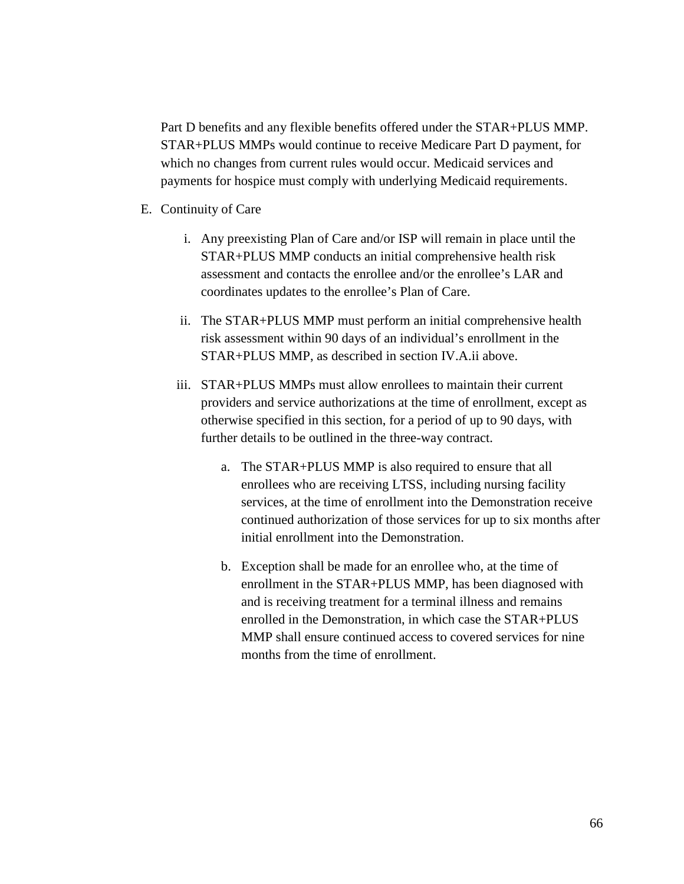Part D benefits and any flexible benefits offered under the STAR+PLUS MMP. STAR+PLUS MMPs would continue to receive Medicare Part D payment, for which no changes from current rules would occur. Medicaid services and payments for hospice must comply with underlying Medicaid requirements.

E. Continuity of Care

   i. Any preexisting Plan of Care and/or ISP will remain in place until the STAR+PLUS MMP conducts an initial comprehensive health risk assessment and contacts the enrollee and/or the enrollee's LAR and coordinates updates to the enrollee's Plan of Care.

   ii. The STAR+PLUS MMP must perform an initial comprehensive health risk assessment within 90 days of an individual's enrollment in the STAR+PLUS MMP, as described in section IV.A.ii above.

   iii. STAR+PLUS MMPs must allow enrollees to maintain their current providers and service authorizations at the time of enrollment, except as otherwise specified in this section, for a period of up to 90 days, with further details to be outlined in the three-way contract.

      a. The STAR+PLUS MMP is also required to ensure that all enrollees who are receiving LTSS, including nursing facility services, at the time of enrollment into the Demonstration receive continued authorization of those services for up to six months after initial enrollment into the Demonstration.

      b. Exception shall be made for an enrollee who, at the time of enrollment in the STAR+PLUS MMP, has been diagnosed with and is receiving treatment for a terminal illness and remains enrolled in the Demonstration, in which case the STAR+PLUS MMP shall ensure continued access to covered services for nine months from the time of enrollment.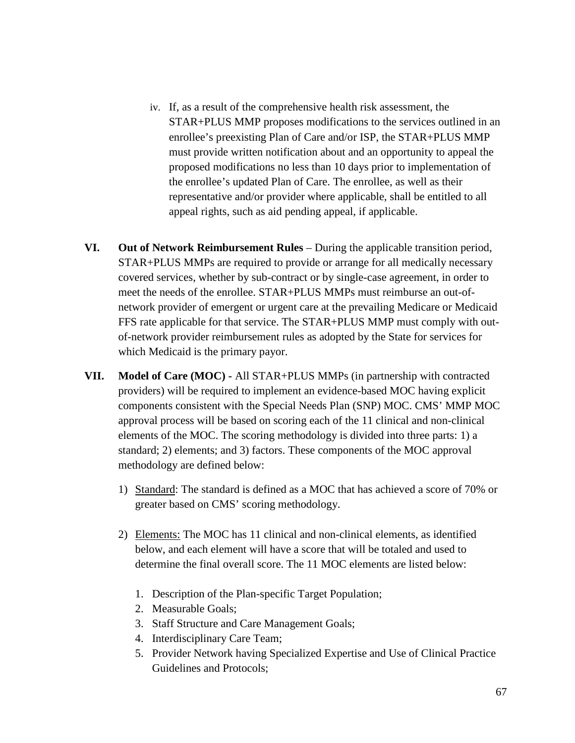iv. If, as a result of the comprehensive health risk assessment, the STAR+PLUS MMP proposes modifications to the services outlined in an enrollee's preexisting Plan of Care and/or ISP, the STAR+PLUS MMP must provide written notification about and an opportunity to appeal the proposed modifications no less than 10 days prior to implementation of the enrollee's updated Plan of Care. The enrollee, as well as their representative and/or provider where applicable, shall be entitled to all appeal rights, such as aid pending appeal, if applicable.

**VI. Out of Network Reimbursement Rules** – During the applicable transition period, STAR+PLUS MMPs are required to provide or arrange for all medically necessary covered services, whether by sub-contract or by single-case agreement, in order to meet the needs of the enrollee. STAR+PLUS MMPs must reimburse an out-of-network provider of emergent or urgent care at the prevailing Medicare or Medicaid FFS rate applicable for that service. The STAR+PLUS MMP must comply with out-of-network provider reimbursement rules as adopted by the State for services for which Medicaid is the primary payor.

**VII. Model of Care (MOC) -** All STAR+PLUS MMPs (in partnership with contracted providers) will be required to implement an evidence-based MOC having explicit components consistent with the Special Needs Plan (SNP) MOC. CMS' MMP MOC approval process will be based on scoring each of the 11 clinical and non-clinical elements of the MOC. The scoring methodology is divided into three parts: 1) a standard; 2) elements; and 3) factors. These components of the MOC approval methodology are defined below:

1) Standard: The standard is defined as a MOC that has achieved a score of 70% or greater based on CMS' scoring methodology.

2) Elements: The MOC has 11 clinical and non-clinical elements, as identified below, and each element will have a score that will be totaled and used to determine the final overall score. The 11 MOC elements are listed below:

    1. Description of the Plan-specific Target Population;
    2. Measurable Goals;
    3. Staff Structure and Care Management Goals;
    4. Interdisciplinary Care Team;
    5. Provider Network having Specialized Expertise and Use of Clinical Practice Guidelines and Protocols;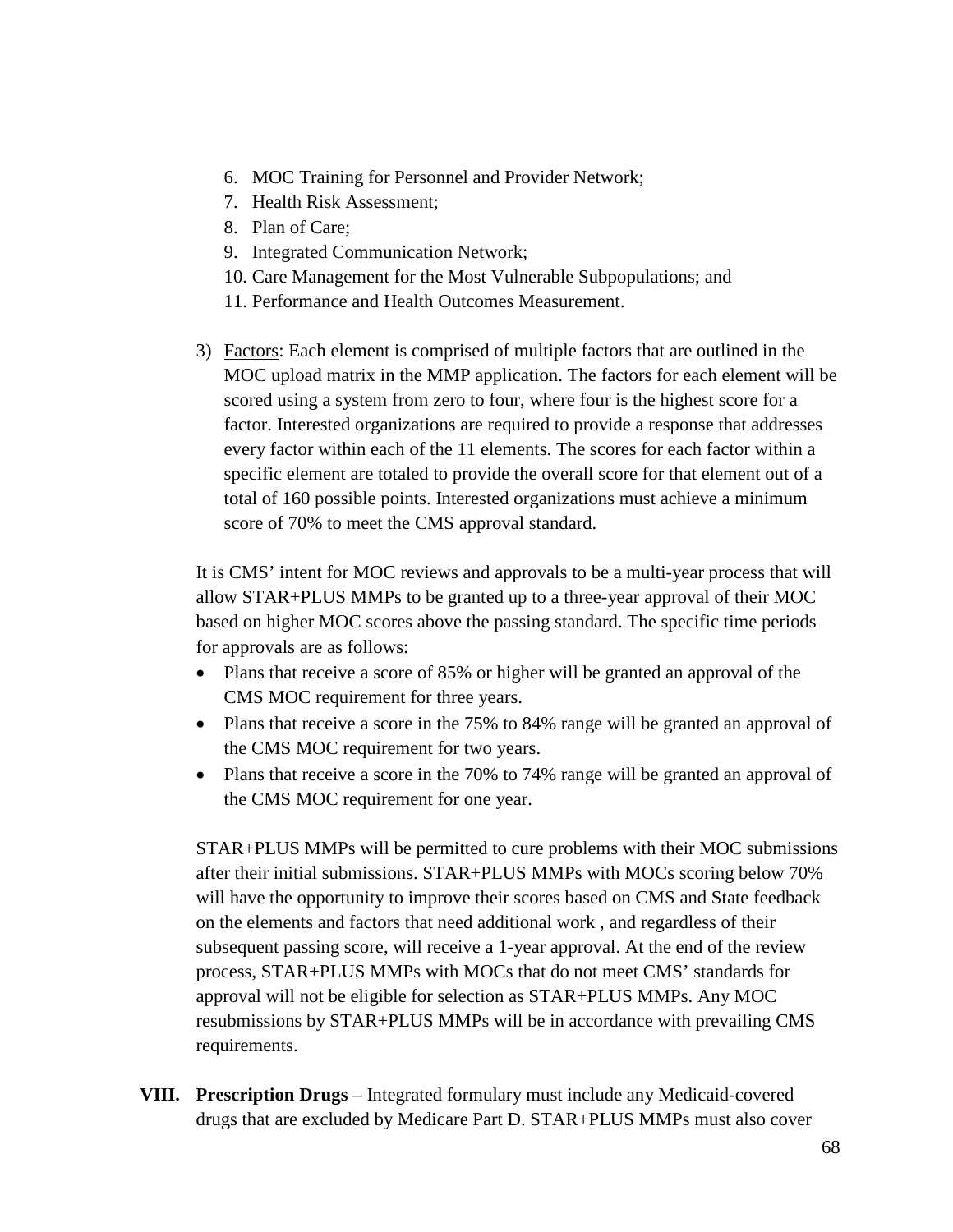6. MOC Training for Personnel and Provider Network;
7. Health Risk Assessment;
8. Plan of Care;
9. Integrated Communication Network;
10. Care Management for the Most Vulnerable Subpopulations; and
11. Performance and Health Outcomes Measurement.

3) Factors: Each element is comprised of multiple factors that are outlined in the MOC upload matrix in the MMP application. The factors for each element will be scored using a system from zero to four, where four is the highest score for a factor. Interested organizations are required to provide a response that addresses every factor within each of the 11 elements. The scores for each factor within a specific element are totaled to provide the overall score for that element out of a total of 160 possible points. Interested organizations must achieve a minimum score of 70% to meet the CMS approval standard.

It is CMS' intent for MOC reviews and approvals to be a multi-year process that will allow STAR+PLUS MMPs to be granted up to a three-year approval of their MOC based on higher MOC scores above the passing standard. The specific time periods for approvals are as follows:

- Plans that receive a score of 85% or higher will be granted an approval of the CMS MOC requirement for three years.
- Plans that receive a score in the 75% to 84% range will be granted an approval of the CMS MOC requirement for two years.
- Plans that receive a score in the 70% to 74% range will be granted an approval of the CMS MOC requirement for one year.

STAR+PLUS MMPs will be permitted to cure problems with their MOC submissions after their initial submissions. STAR+PLUS MMPs with MOCs scoring below 70% will have the opportunity to improve their scores based on CMS and State feedback on the elements and factors that need additional work , and regardless of their subsequent passing score, will receive a 1-year approval. At the end of the review process, STAR+PLUS MMPs with MOCs that do not meet CMS' standards for approval will not be eligible for selection as STAR+PLUS MMPs. Any MOC resubmissions by STAR+PLUS MMPs will be in accordance with prevailing CMS requirements.

**VIII. Prescription Drugs** – Integrated formulary must include any Medicaid-covered drugs that are excluded by Medicare Part D. STAR+PLUS MMPs must also cover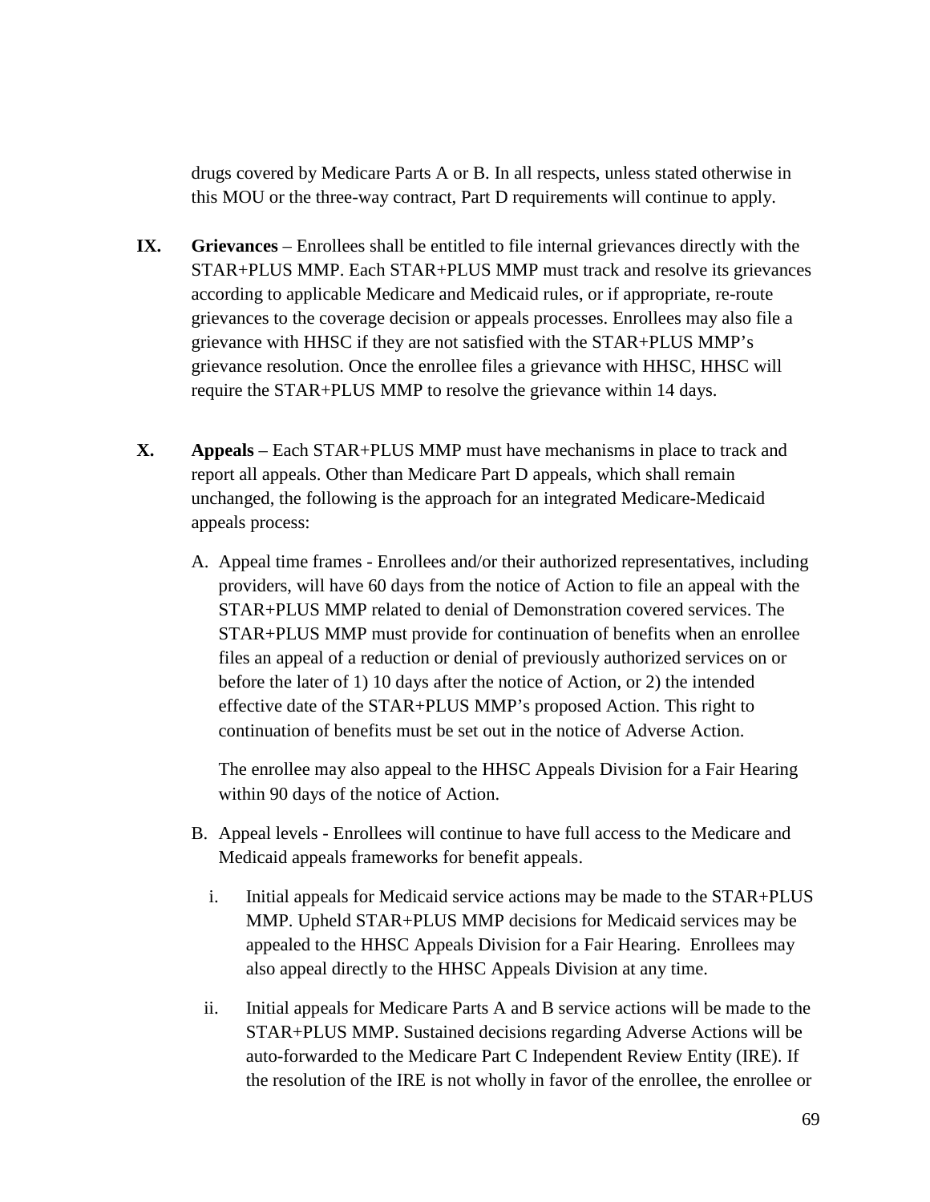drugs covered by Medicare Parts A or B. In all respects, unless stated otherwise in this MOU or the three-way contract, Part D requirements will continue to apply.

**IX. Grievances** – Enrollees shall be entitled to file internal grievances directly with the STAR+PLUS MMP. Each STAR+PLUS MMP must track and resolve its grievances according to applicable Medicare and Medicaid rules, or if appropriate, re-route grievances to the coverage decision or appeals processes. Enrollees may also file a grievance with HHSC if they are not satisfied with the STAR+PLUS MMP's grievance resolution. Once the enrollee files a grievance with HHSC, HHSC will require the STAR+PLUS MMP to resolve the grievance within 14 days.

**X. Appeals** – Each STAR+PLUS MMP must have mechanisms in place to track and report all appeals. Other than Medicare Part D appeals, which shall remain unchanged, the following is the approach for an integrated Medicare-Medicaid appeals process:

A. Appeal time frames - Enrollees and/or their authorized representatives, including providers, will have 60 days from the notice of Action to file an appeal with the STAR+PLUS MMP related to denial of Demonstration covered services. The STAR+PLUS MMP must provide for continuation of benefits when an enrollee files an appeal of a reduction or denial of previously authorized services on or before the later of 1) 10 days after the notice of Action, or 2) the intended effective date of the STAR+PLUS MMP's proposed Action. This right to continuation of benefits must be set out in the notice of Adverse Action.

   The enrollee may also appeal to the HHSC Appeals Division for a Fair Hearing within 90 days of the notice of Action.

B. Appeal levels - Enrollees will continue to have full access to the Medicare and Medicaid appeals frameworks for benefit appeals.

   i. Initial appeals for Medicaid service actions may be made to the STAR+PLUS MMP. Upheld STAR+PLUS MMP decisions for Medicaid services may be appealed to the HHSC Appeals Division for a Fair Hearing. Enrollees may also appeal directly to the HHSC Appeals Division at any time.

   ii. Initial appeals for Medicare Parts A and B service actions will be made to the STAR+PLUS MMP. Sustained decisions regarding Adverse Actions will be auto-forwarded to the Medicare Part C Independent Review Entity (IRE). If the resolution of the IRE is not wholly in favor of the enrollee, the enrollee or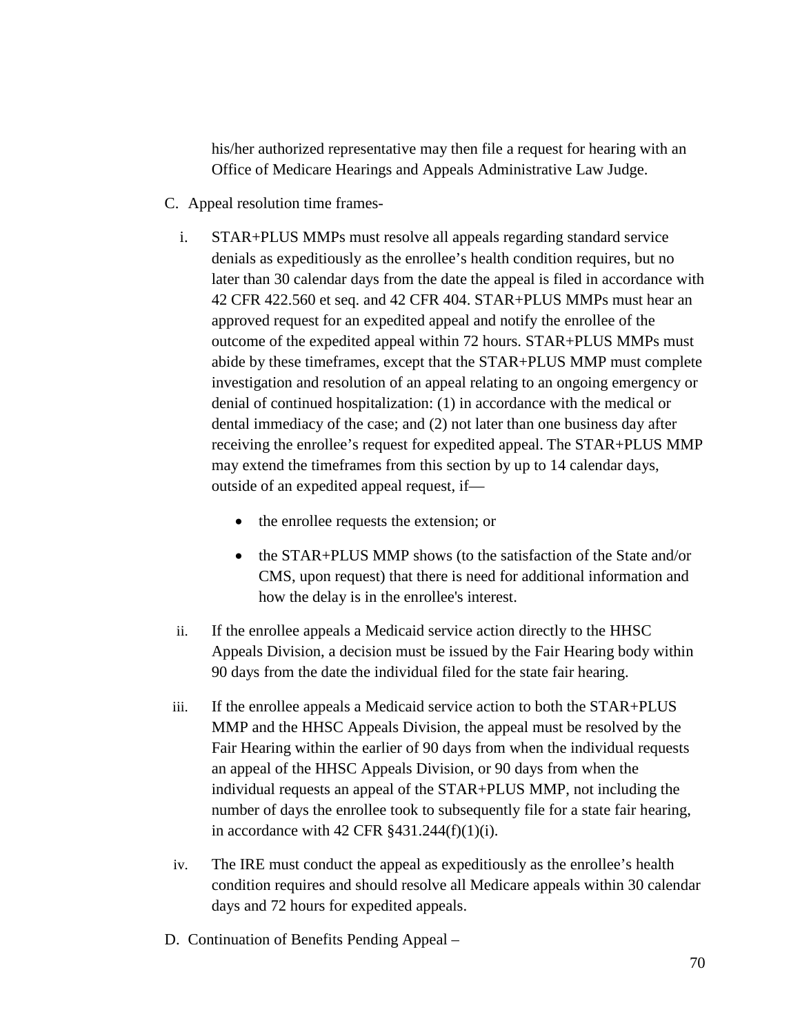his/her authorized representative may then file a request for hearing with an Office of Medicare Hearings and Appeals Administrative Law Judge.

C. Appeal resolution time frames-

i. STAR+PLUS MMPs must resolve all appeals regarding standard service denials as expeditiously as the enrollee's health condition requires, but no later than 30 calendar days from the date the appeal is filed in accordance with 42 CFR 422.560 et seq. and 42 CFR 404. STAR+PLUS MMPs must hear an approved request for an expedited appeal and notify the enrollee of the outcome of the expedited appeal within 72 hours. STAR+PLUS MMPs must abide by these timeframes, except that the STAR+PLUS MMP must complete investigation and resolution of an appeal relating to an ongoing emergency or denial of continued hospitalization: (1) in accordance with the medical or dental immediacy of the case; and (2) not later than one business day after receiving the enrollee's request for expedited appeal. The STAR+PLUS MMP may extend the timeframes from this section by up to 14 calendar days, outside of an expedited appeal request, if—

   - the enrollee requests the extension; or
   - the STAR+PLUS MMP shows (to the satisfaction of the State and/or CMS, upon request) that there is need for additional information and how the delay is in the enrollee's interest.

ii. If the enrollee appeals a Medicaid service action directly to the HHSC Appeals Division, a decision must be issued by the Fair Hearing body within 90 days from the date the individual filed for the state fair hearing.

iii. If the enrollee appeals a Medicaid service action to both the STAR+PLUS MMP and the HHSC Appeals Division, the appeal must be resolved by the Fair Hearing within the earlier of 90 days from when the individual requests an appeal of the HHSC Appeals Division, or 90 days from when the individual requests an appeal of the STAR+PLUS MMP, not including the number of days the enrollee took to subsequently file for a state fair hearing, in accordance with 42 CFR §431.244(f)(1)(i).

iv. The IRE must conduct the appeal as expeditiously as the enrollee's health condition requires and should resolve all Medicare appeals within 30 calendar days and 72 hours for expedited appeals.

D. Continuation of Benefits Pending Appeal –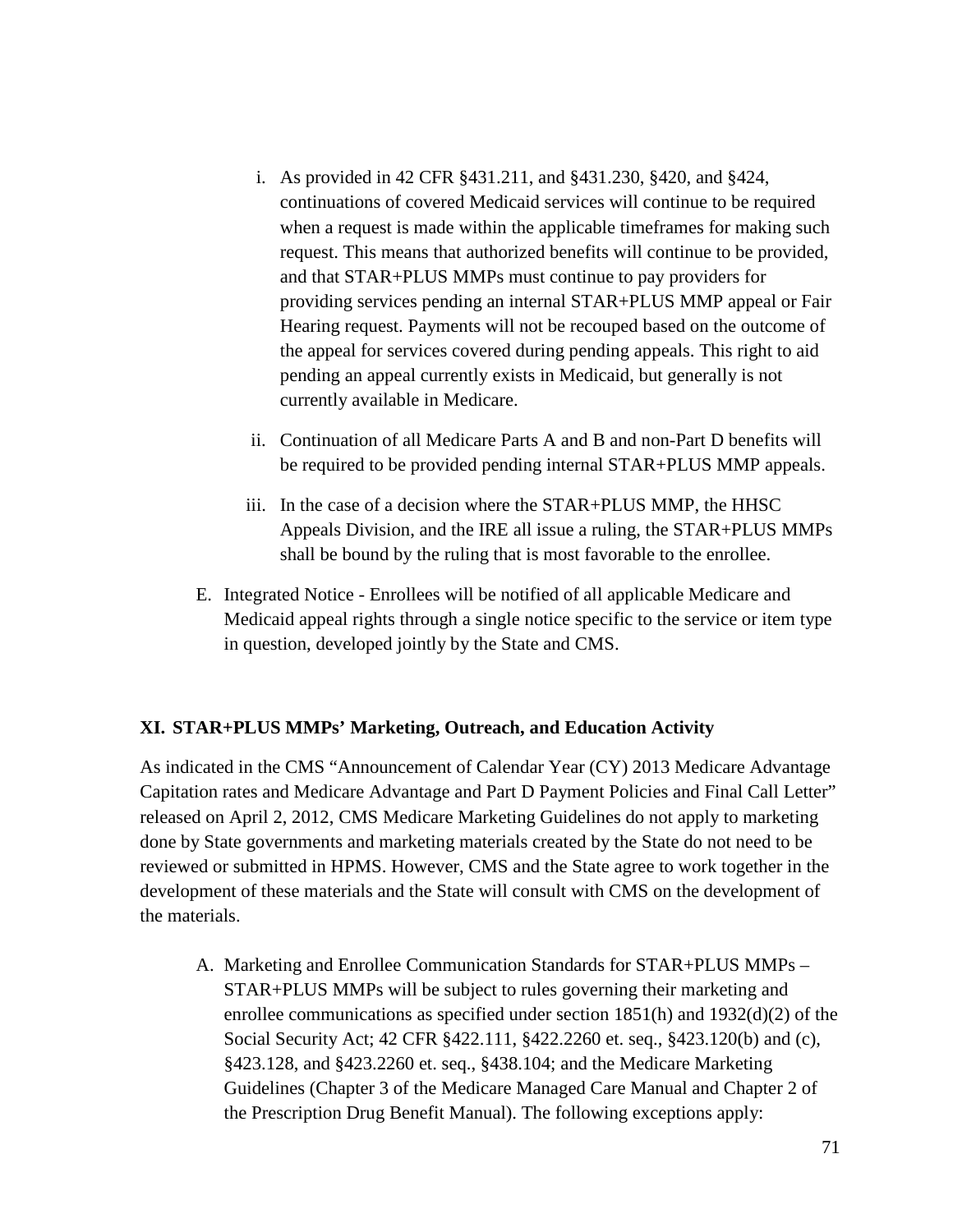i. As provided in 42 CFR §431.211, and §431.230, §420, and §424, continuations of covered Medicaid services will continue to be required when a request is made within the applicable timeframes for making such request. This means that authorized benefits will continue to be provided, and that STAR+PLUS MMPs must continue to pay providers for providing services pending an internal STAR+PLUS MMP appeal or Fair Hearing request. Payments will not be recouped based on the outcome of the appeal for services covered during pending appeals. This right to aid pending an appeal currently exists in Medicaid, but generally is not currently available in Medicare.

ii. Continuation of all Medicare Parts A and B and non-Part D benefits will be required to be provided pending internal STAR+PLUS MMP appeals.

iii. In the case of a decision where the STAR+PLUS MMP, the HHSC Appeals Division, and the IRE all issue a ruling, the STAR+PLUS MMPs shall be bound by the ruling that is most favorable to the enrollee.

E. Integrated Notice - Enrollees will be notified of all applicable Medicare and Medicaid appeal rights through a single notice specific to the service or item type in question, developed jointly by the State and CMS.

## XI. STAR+PLUS MMPs' Marketing, Outreach, and Education Activity

As indicated in the CMS "Announcement of Calendar Year (CY) 2013 Medicare Advantage Capitation rates and Medicare Advantage and Part D Payment Policies and Final Call Letter" released on April 2, 2012, CMS Medicare Marketing Guidelines do not apply to marketing done by State governments and marketing materials created by the State do not need to be reviewed or submitted in HPMS. However, CMS and the State agree to work together in the development of these materials and the State will consult with CMS on the development of the materials.

A. Marketing and Enrollee Communication Standards for STAR+PLUS MMPs – STAR+PLUS MMPs will be subject to rules governing their marketing and enrollee communications as specified under section 1851(h) and 1932(d)(2) of the Social Security Act; 42 CFR §422.111, §422.2260 et. seq., §423.120(b) and (c), §423.128, and §423.2260 et. seq., §438.104; and the Medicare Marketing Guidelines (Chapter 3 of the Medicare Managed Care Manual and Chapter 2 of the Prescription Drug Benefit Manual). The following exceptions apply: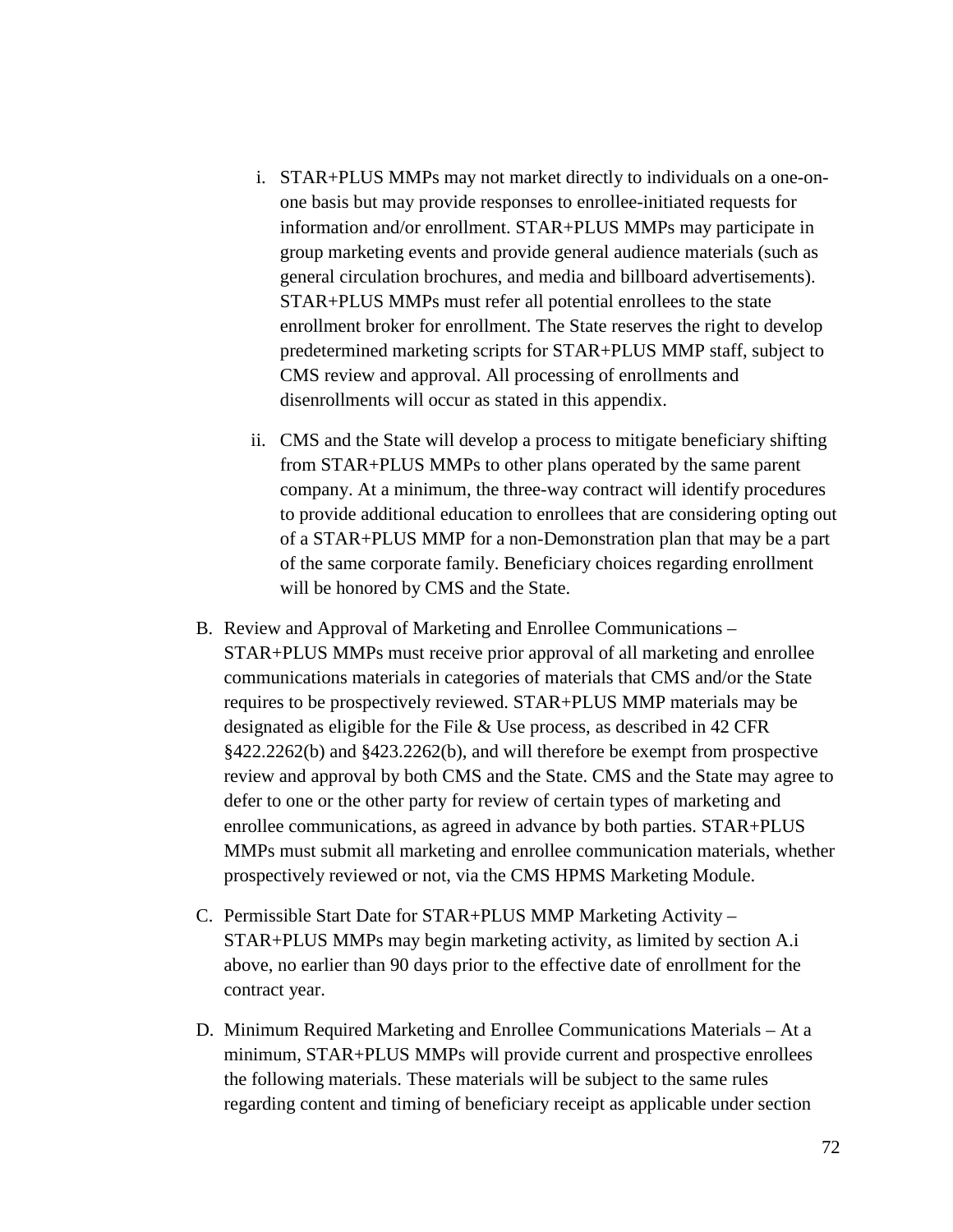i. STAR+PLUS MMPs may not market directly to individuals on a one-on-one basis but may provide responses to enrollee-initiated requests for information and/or enrollment. STAR+PLUS MMPs may participate in group marketing events and provide general audience materials (such as general circulation brochures, and media and billboard advertisements). STAR+PLUS MMPs must refer all potential enrollees to the state enrollment broker for enrollment. The State reserves the right to develop predetermined marketing scripts for STAR+PLUS MMP staff, subject to CMS review and approval. All processing of enrollments and disenrollments will occur as stated in this appendix.

ii. CMS and the State will develop a process to mitigate beneficiary shifting from STAR+PLUS MMPs to other plans operated by the same parent company. At a minimum, the three-way contract will identify procedures to provide additional education to enrollees that are considering opting out of a STAR+PLUS MMP for a non-Demonstration plan that may be a part of the same corporate family. Beneficiary choices regarding enrollment will be honored by CMS and the State.

B. Review and Approval of Marketing and Enrollee Communications – STAR+PLUS MMPs must receive prior approval of all marketing and enrollee communications materials in categories of materials that CMS and/or the State requires to be prospectively reviewed. STAR+PLUS MMP materials may be designated as eligible for the File & Use process, as described in 42 CFR §422.2262(b) and §423.2262(b), and will therefore be exempt from prospective review and approval by both CMS and the State. CMS and the State may agree to defer to one or the other party for review of certain types of marketing and enrollee communications, as agreed in advance by both parties. STAR+PLUS MMPs must submit all marketing and enrollee communication materials, whether prospectively reviewed or not, via the CMS HPMS Marketing Module.

C. Permissible Start Date for STAR+PLUS MMP Marketing Activity – STAR+PLUS MMPs may begin marketing activity, as limited by section A.i above, no earlier than 90 days prior to the effective date of enrollment for the contract year.

D. Minimum Required Marketing and Enrollee Communications Materials – At a minimum, STAR+PLUS MMPs will provide current and prospective enrollees the following materials. These materials will be subject to the same rules regarding content and timing of beneficiary receipt as applicable under section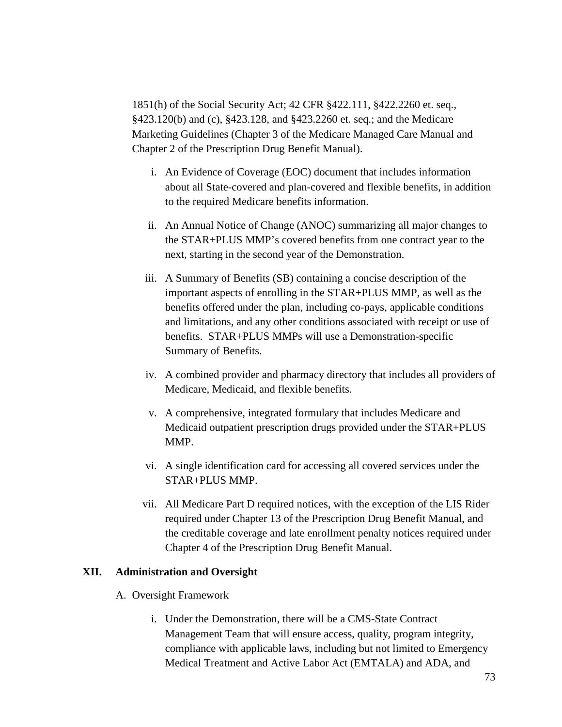1851(h) of the Social Security Act; 42 CFR §422.111, §422.2260 et. seq., §423.120(b) and (c), §423.128, and §423.2260 et. seq.; and the Medicare Marketing Guidelines (Chapter 3 of the Medicare Managed Care Manual and Chapter 2 of the Prescription Drug Benefit Manual).

i. An Evidence of Coverage (EOC) document that includes information about all State-covered and plan-covered and flexible benefits, in addition to the required Medicare benefits information.

ii. An Annual Notice of Change (ANOC) summarizing all major changes to the STAR+PLUS MMP's covered benefits from one contract year to the next, starting in the second year of the Demonstration.

iii. A Summary of Benefits (SB) containing a concise description of the important aspects of enrolling in the STAR+PLUS MMP, as well as the benefits offered under the plan, including co-pays, applicable conditions and limitations, and any other conditions associated with receipt or use of benefits. STAR+PLUS MMPs will use a Demonstration-specific Summary of Benefits.

iv. A combined provider and pharmacy directory that includes all providers of Medicare, Medicaid, and flexible benefits.

v. A comprehensive, integrated formulary that includes Medicare and Medicaid outpatient prescription drugs provided under the STAR+PLUS MMP.

vi. A single identification card for accessing all covered services under the STAR+PLUS MMP.

vii. All Medicare Part D required notices, with the exception of the LIS Rider required under Chapter 13 of the Prescription Drug Benefit Manual, and the creditable coverage and late enrollment penalty notices required under Chapter 4 of the Prescription Drug Benefit Manual.

## XII. Administration and Oversight

A. Oversight Framework

i. Under the Demonstration, there will be a CMS-State Contract Management Team that will ensure access, quality, program integrity, compliance with applicable laws, including but not limited to Emergency Medical Treatment and Active Labor Act (EMTALA) and ADA, and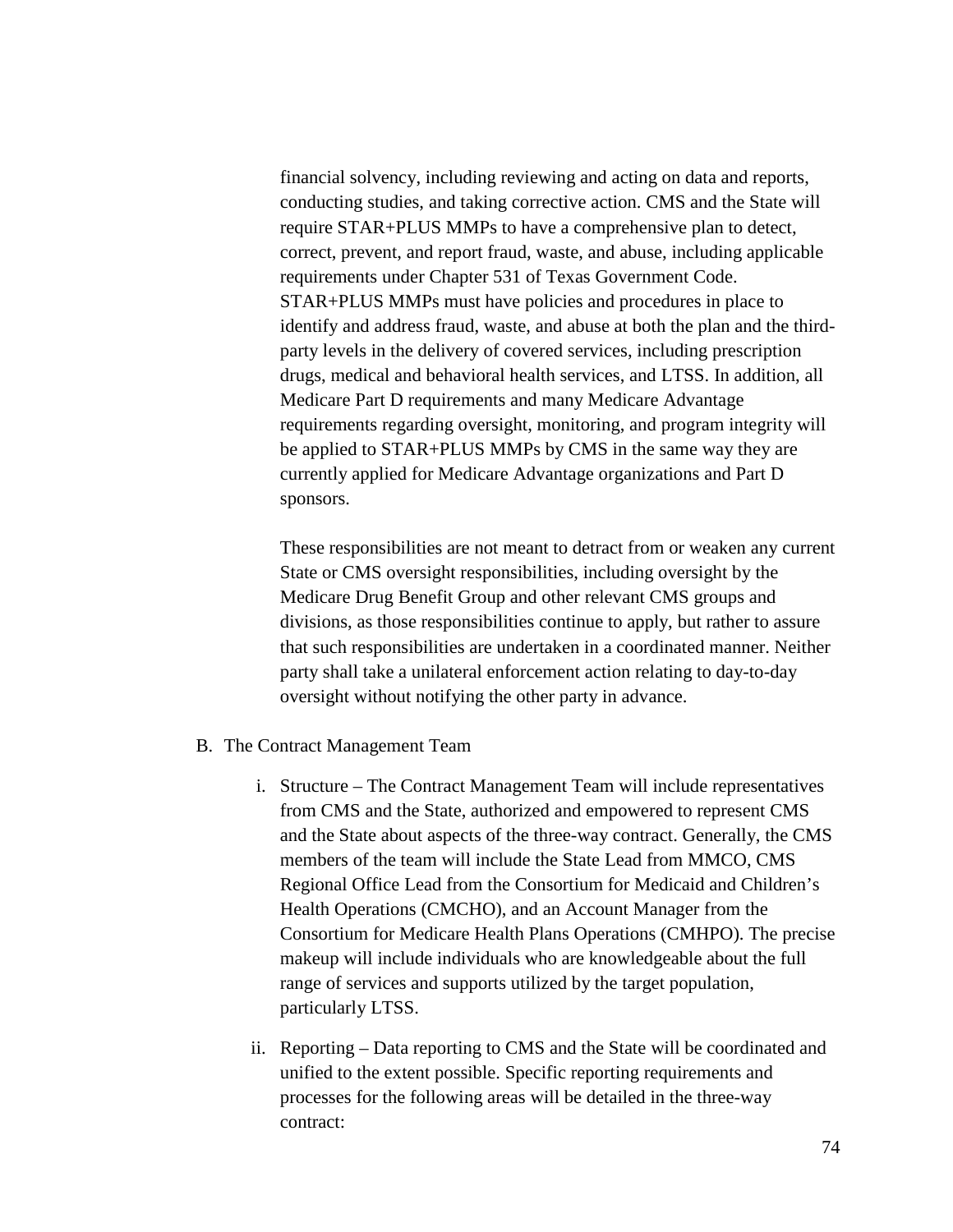financial solvency, including reviewing and acting on data and reports, conducting studies, and taking corrective action. CMS and the State will require STAR+PLUS MMPs to have a comprehensive plan to detect, correct, prevent, and report fraud, waste, and abuse, including applicable requirements under Chapter 531 of Texas Government Code. STAR+PLUS MMPs must have policies and procedures in place to identify and address fraud, waste, and abuse at both the plan and the third-party levels in the delivery of covered services, including prescription drugs, medical and behavioral health services, and LTSS. In addition, all Medicare Part D requirements and many Medicare Advantage requirements regarding oversight, monitoring, and program integrity will be applied to STAR+PLUS MMPs by CMS in the same way they are currently applied for Medicare Advantage organizations and Part D sponsors.

These responsibilities are not meant to detract from or weaken any current State or CMS oversight responsibilities, including oversight by the Medicare Drug Benefit Group and other relevant CMS groups and divisions, as those responsibilities continue to apply, but rather to assure that such responsibilities are undertaken in a coordinated manner. Neither party shall take a unilateral enforcement action relating to day-to-day oversight without notifying the other party in advance.

B. The Contract Management Team

i. Structure – The Contract Management Team will include representatives from CMS and the State, authorized and empowered to represent CMS and the State about aspects of the three-way contract. Generally, the CMS members of the team will include the State Lead from MMCO, CMS Regional Office Lead from the Consortium for Medicaid and Children's Health Operations (CMCHO), and an Account Manager from the Consortium for Medicare Health Plans Operations (CMHPO). The precise makeup will include individuals who are knowledgeable about the full range of services and supports utilized by the target population, particularly LTSS.

ii. Reporting – Data reporting to CMS and the State will be coordinated and unified to the extent possible. Specific reporting requirements and processes for the following areas will be detailed in the three-way contract: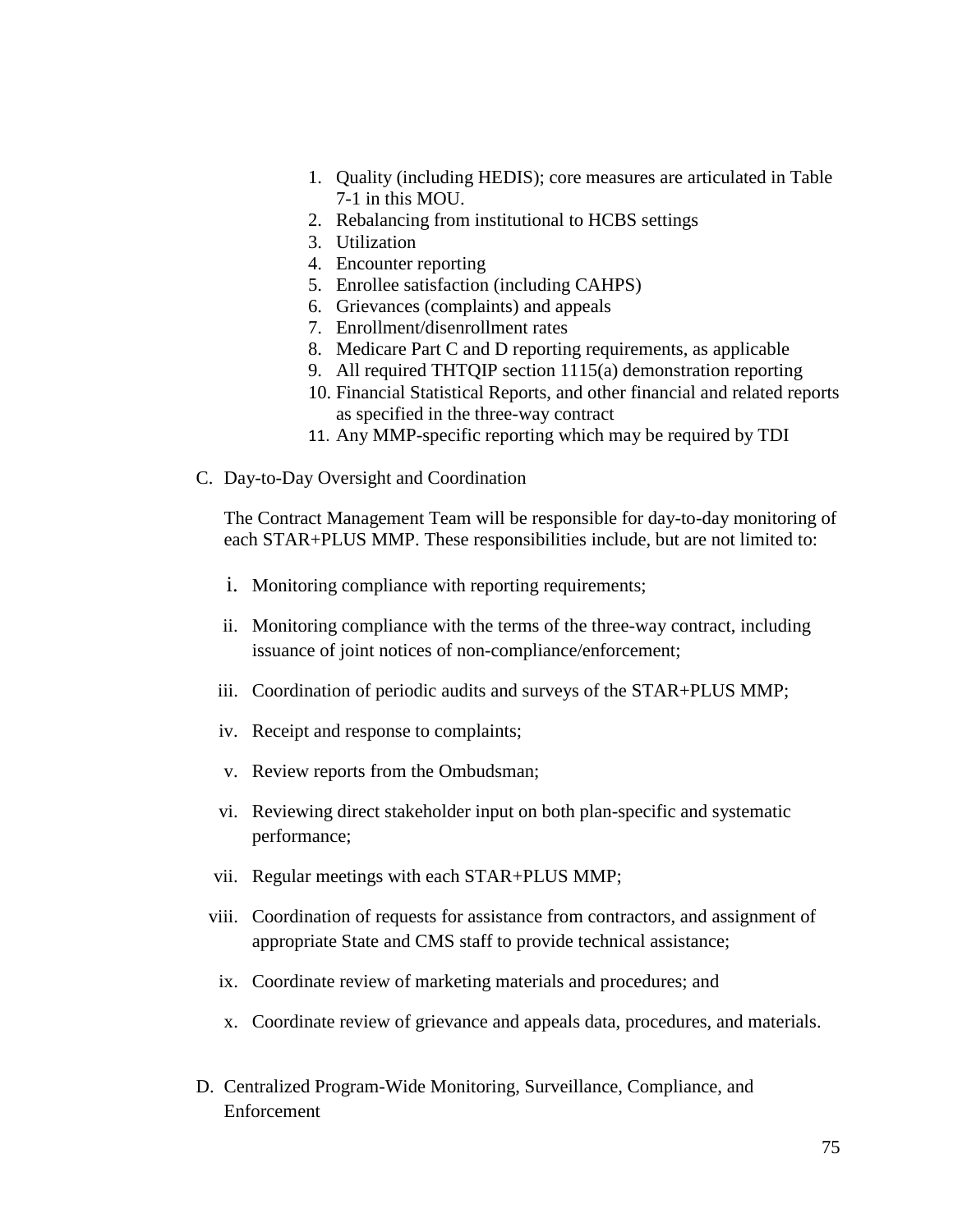1. Quality (including HEDIS); core measures are articulated in Table 7-1 in this MOU.
2. Rebalancing from institutional to HCBS settings
3. Utilization
4. Encounter reporting
5. Enrollee satisfaction (including CAHPS)
6. Grievances (complaints) and appeals
7. Enrollment/disenrollment rates
8. Medicare Part C and D reporting requirements, as applicable
9. All required THTQIP section 1115(a) demonstration reporting
10. Financial Statistical Reports, and other financial and related reports as specified in the three-way contract
11. Any MMP-specific reporting which may be required by TDI

C. Day-to-Day Oversight and Coordination

The Contract Management Team will be responsible for day-to-day monitoring of each STAR+PLUS MMP. These responsibilities include, but are not limited to:

i. Monitoring compliance with reporting requirements;

ii. Monitoring compliance with the terms of the three-way contract, including issuance of joint notices of non-compliance/enforcement;

iii. Coordination of periodic audits and surveys of the STAR+PLUS MMP;

iv. Receipt and response to complaints;

v. Review reports from the Ombudsman;

vi. Reviewing direct stakeholder input on both plan-specific and systematic performance;

vii. Regular meetings with each STAR+PLUS MMP;

viii. Coordination of requests for assistance from contractors, and assignment of appropriate State and CMS staff to provide technical assistance;

ix. Coordinate review of marketing materials and procedures; and

x. Coordinate review of grievance and appeals data, procedures, and materials.

D. Centralized Program-Wide Monitoring, Surveillance, Compliance, and Enforcement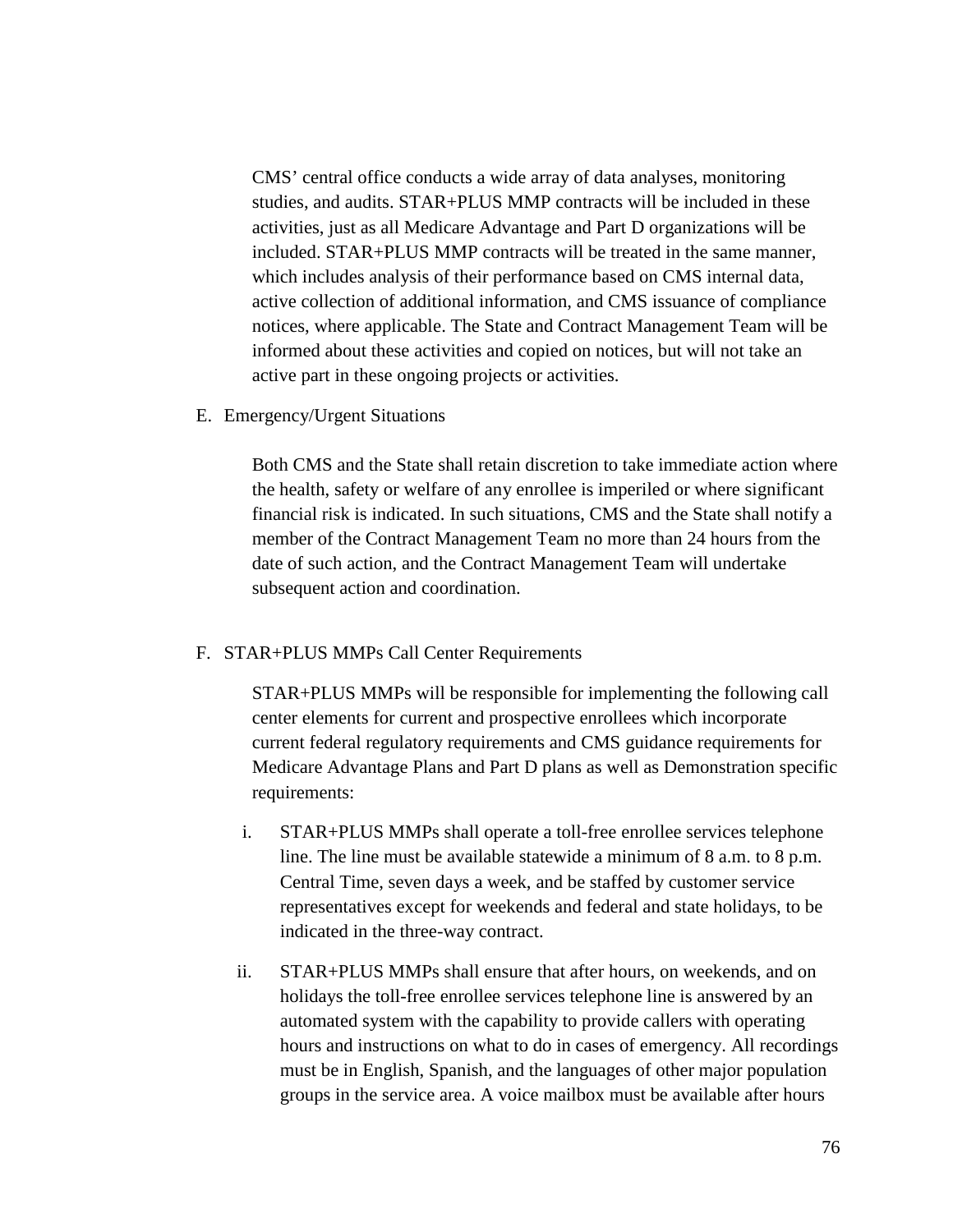CMS' central office conducts a wide array of data analyses, monitoring studies, and audits. STAR+PLUS MMP contracts will be included in these activities, just as all Medicare Advantage and Part D organizations will be included. STAR+PLUS MMP contracts will be treated in the same manner, which includes analysis of their performance based on CMS internal data, active collection of additional information, and CMS issuance of compliance notices, where applicable. The State and Contract Management Team will be informed about these activities and copied on notices, but will not take an active part in these ongoing projects or activities.

E. Emergency/Urgent Situations

Both CMS and the State shall retain discretion to take immediate action where the health, safety or welfare of any enrollee is imperiled or where significant financial risk is indicated. In such situations, CMS and the State shall notify a member of the Contract Management Team no more than 24 hours from the date of such action, and the Contract Management Team will undertake subsequent action and coordination.

F. STAR+PLUS MMPs Call Center Requirements

STAR+PLUS MMPs will be responsible for implementing the following call center elements for current and prospective enrollees which incorporate current federal regulatory requirements and CMS guidance requirements for Medicare Advantage Plans and Part D plans as well as Demonstration specific requirements:

i. STAR+PLUS MMPs shall operate a toll-free enrollee services telephone line. The line must be available statewide a minimum of 8 a.m. to 8 p.m. Central Time, seven days a week, and be staffed by customer service representatives except for weekends and federal and state holidays, to be indicated in the three-way contract.

ii. STAR+PLUS MMPs shall ensure that after hours, on weekends, and on holidays the toll-free enrollee services telephone line is answered by an automated system with the capability to provide callers with operating hours and instructions on what to do in cases of emergency. All recordings must be in English, Spanish, and the languages of other major population groups in the service area. A voice mailbox must be available after hours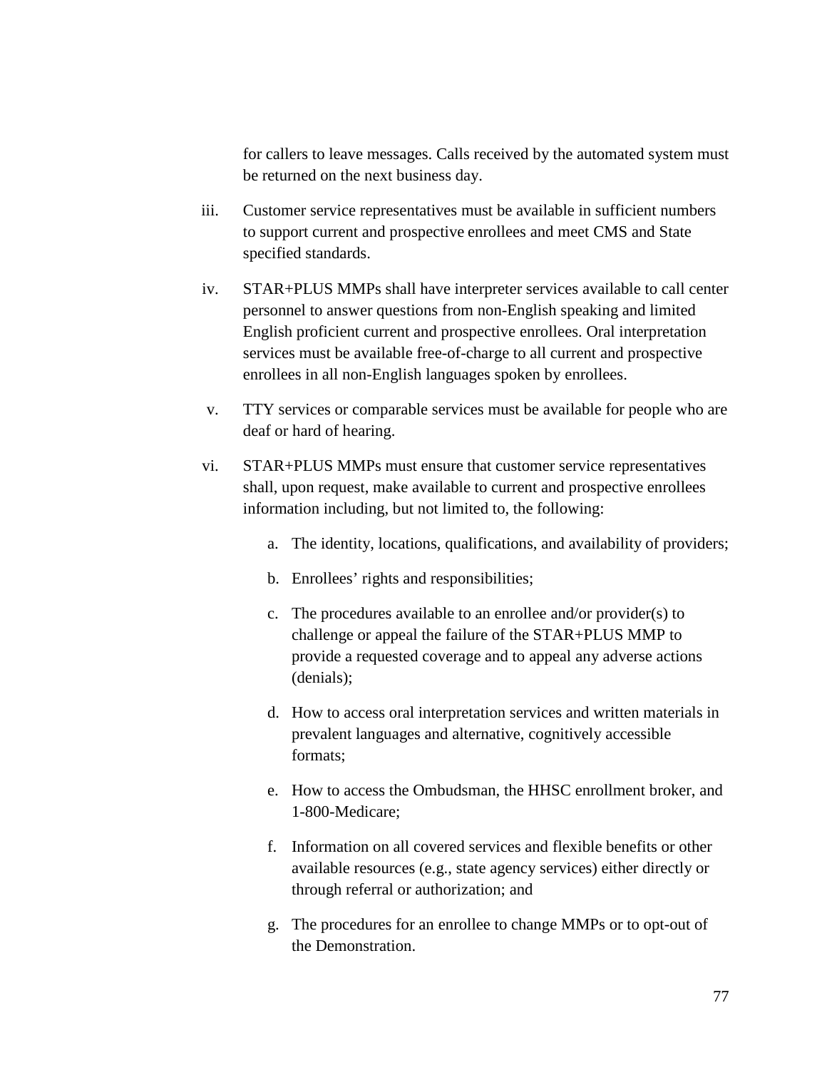for callers to leave messages. Calls received by the automated system must be returned on the next business day.

iii. Customer service representatives must be available in sufficient numbers to support current and prospective enrollees and meet CMS and State specified standards.

iv. STAR+PLUS MMPs shall have interpreter services available to call center personnel to answer questions from non-English speaking and limited English proficient current and prospective enrollees. Oral interpretation services must be available free-of-charge to all current and prospective enrollees in all non-English languages spoken by enrollees.

v. TTY services or comparable services must be available for people who are deaf or hard of hearing.

vi. STAR+PLUS MMPs must ensure that customer service representatives shall, upon request, make available to current and prospective enrollees information including, but not limited to, the following:

   a. The identity, locations, qualifications, and availability of providers;

   b. Enrollees' rights and responsibilities;

   c. The procedures available to an enrollee and/or provider(s) to challenge or appeal the failure of the STAR+PLUS MMP to provide a requested coverage and to appeal any adverse actions (denials);

   d. How to access oral interpretation services and written materials in prevalent languages and alternative, cognitively accessible formats;

   e. How to access the Ombudsman, the HHSC enrollment broker, and 1-800-Medicare;

   f. Information on all covered services and flexible benefits or other available resources (e.g., state agency services) either directly or through referral or authorization; and

   g. The procedures for an enrollee to change MMPs or to opt-out of the Demonstration.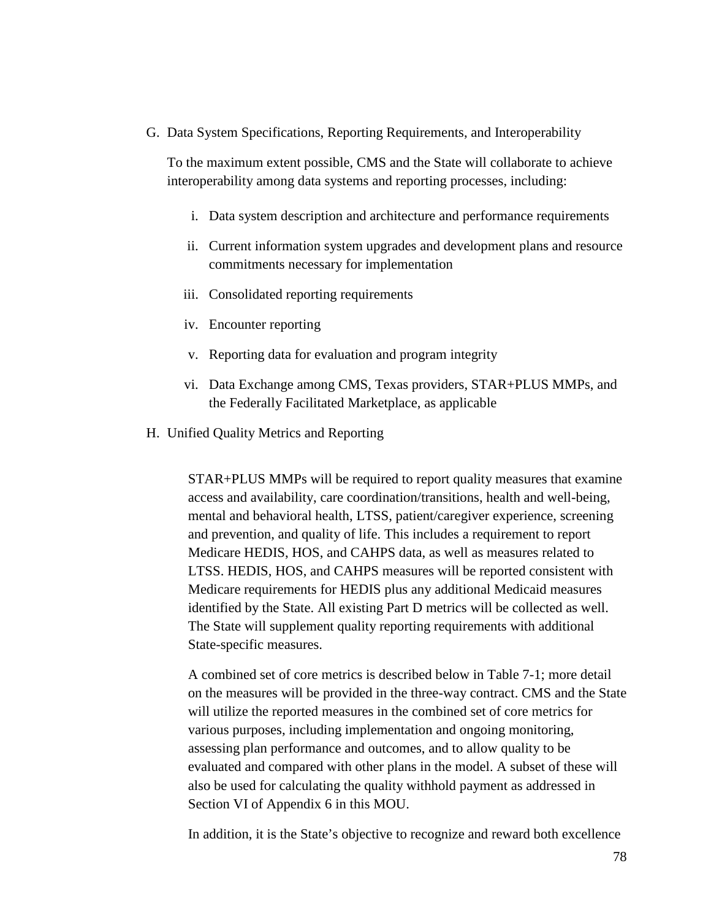G. Data System Specifications, Reporting Requirements, and Interoperability

To the maximum extent possible, CMS and the State will collaborate to achieve interoperability among data systems and reporting processes, including:

i. Data system description and architecture and performance requirements

ii. Current information system upgrades and development plans and resource commitments necessary for implementation

iii. Consolidated reporting requirements

iv. Encounter reporting

v. Reporting data for evaluation and program integrity

vi. Data Exchange among CMS, Texas providers, STAR+PLUS MMPs, and the Federally Facilitated Marketplace, as applicable

H. Unified Quality Metrics and Reporting

STAR+PLUS MMPs will be required to report quality measures that examine access and availability, care coordination/transitions, health and well-being, mental and behavioral health, LTSS, patient/caregiver experience, screening and prevention, and quality of life. This includes a requirement to report Medicare HEDIS, HOS, and CAHPS data, as well as measures related to LTSS. HEDIS, HOS, and CAHPS measures will be reported consistent with Medicare requirements for HEDIS plus any additional Medicaid measures identified by the State. All existing Part D metrics will be collected as well. The State will supplement quality reporting requirements with additional State-specific measures.

A combined set of core metrics is described below in Table 7-1; more detail on the measures will be provided in the three-way contract. CMS and the State will utilize the reported measures in the combined set of core metrics for various purposes, including implementation and ongoing monitoring, assessing plan performance and outcomes, and to allow quality to be evaluated and compared with other plans in the model. A subset of these will also be used for calculating the quality withhold payment as addressed in Section VI of Appendix 6 in this MOU.

In addition, it is the State's objective to recognize and reward both excellence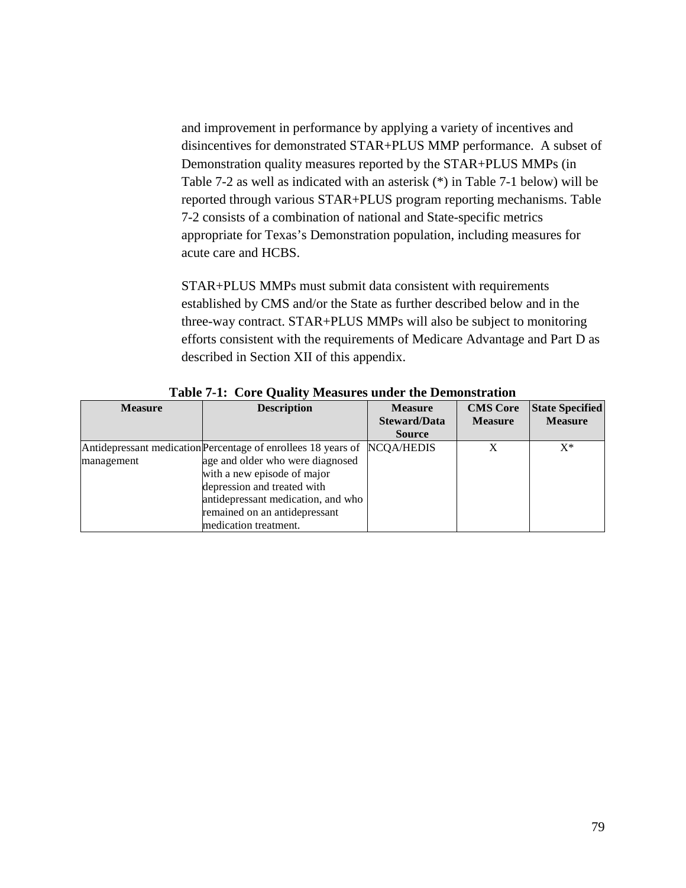and improvement in performance by applying a variety of incentives and disincentives for demonstrated STAR+PLUS MMP performance. A subset of Demonstration quality measures reported by the STAR+PLUS MMPs (in Table 7-2 as well as indicated with an asterisk (*) in Table 7-1 below) will be reported through various STAR+PLUS program reporting mechanisms. Table 7-2 consists of a combination of national and State-specific metrics appropriate for Texas's Demonstration population, including measures for acute care and HCBS.

STAR+PLUS MMPs must submit data consistent with requirements established by CMS and/or the State as further described below and in the three-way contract. STAR+PLUS MMPs will also be subject to monitoring efforts consistent with the requirements of Medicare Advantage and Part D as described in Section XII of this appendix.

**Table 7-1: Core Quality Measures under the Demonstration**

| Measure | Description | Measure Steward/Data Source | CMS Core Measure | State Specified Measure |
|---|---|---|---|---|
| Antidepressant medication management | Percentage of enrollees 18 years of age and older who were diagnosed with a new episode of major depression and treated with antidepressant medication, and who remained on an antidepressant medication treatment. | NCQA/HEDIS | X | X* |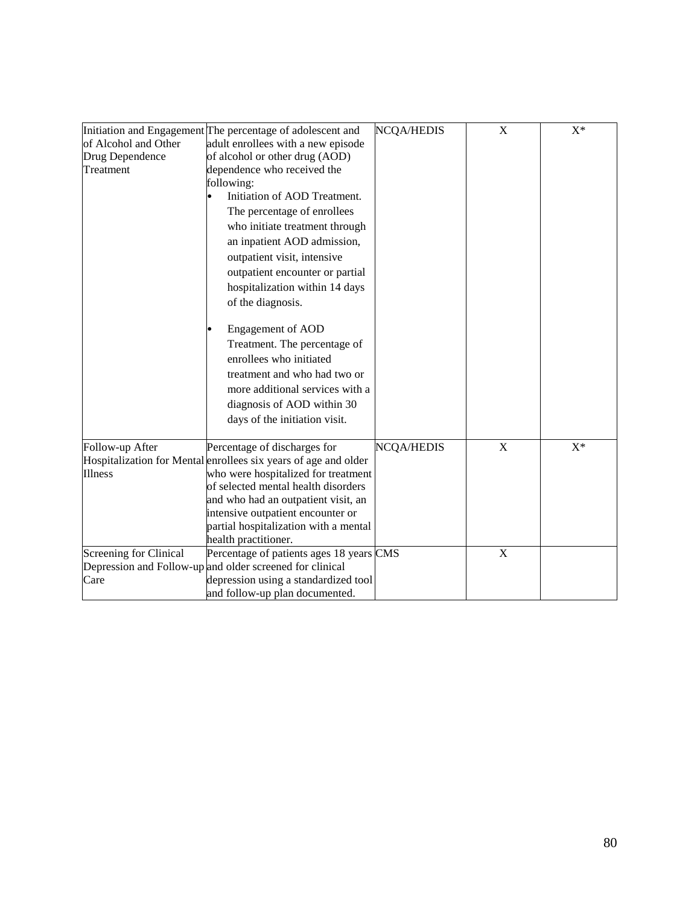| | | | | |
|---|---|---|---|---|
| Initiation and Engagement of Alcohol and Other Drug Dependence Treatment | The percentage of adolescent and adult enrollees with a new episode of alcohol or other drug (AOD) dependence who received the following:<br>• Initiation of AOD Treatment. The percentage of enrollees who initiate treatment through an inpatient AOD admission, outpatient visit, intensive outpatient encounter or partial hospitalization within 14 days of the diagnosis.<br>• Engagement of AOD Treatment. The percentage of enrollees who initiated treatment and who had two or more additional services with a diagnosis of AOD within 30 days of the initiation visit. | NCQA/HEDIS | X | X* |
| Follow-up After Hospitalization for Mental Illness | Percentage of discharges for enrollees six years of age and older who were hospitalized for treatment of selected mental health disorders and who had an outpatient visit, an intensive outpatient encounter or partial hospitalization with a mental health practitioner. | NCQA/HEDIS | X | X* |
| Screening for Clinical Depression and Follow-up Care | Percentage of patients ages 18 years and older screened for clinical depression using a standardized tool and follow-up plan documented. | CMS | X | |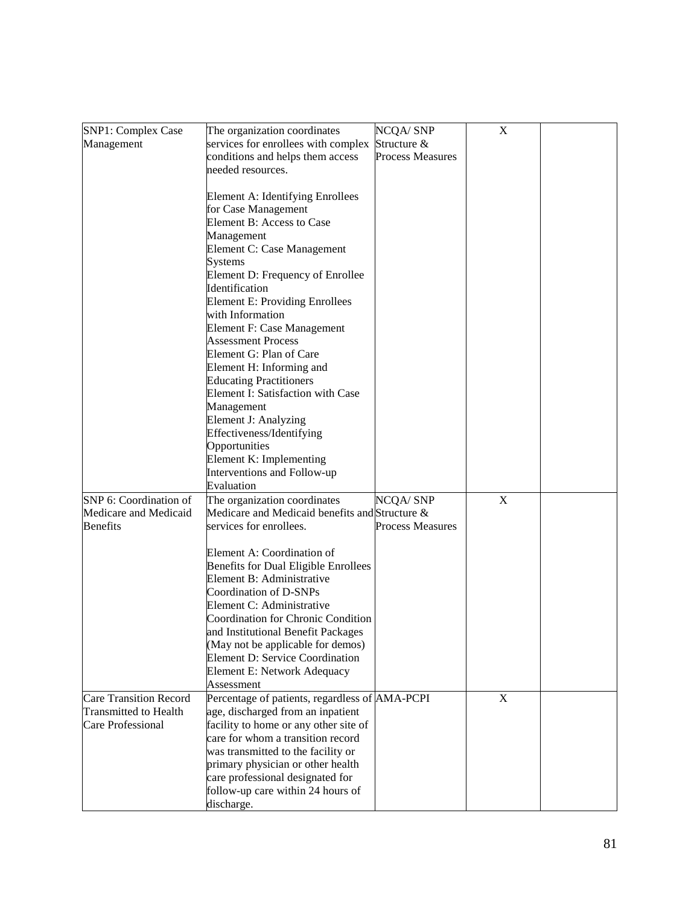| | | | | |
|---|---|---|---|---|
| SNP1: Complex Case Management | The organization coordinates services for enrollees with complex conditions and helps them access needed resources.<br><br>Element A: Identifying Enrollees for Case Management<br>Element B: Access to Case Management<br>Element C: Case Management Systems<br>Element D: Frequency of Enrollee Identification<br>Element E: Providing Enrollees with Information<br>Element F: Case Management Assessment Process<br>Element G: Plan of Care<br>Element H: Informing and Educating Practitioners<br>Element I: Satisfaction with Case Management<br>Element J: Analyzing Effectiveness/Identifying Opportunities<br>Element K: Implementing Interventions and Follow-up Evaluation | NCQA/ SNP Structure & Process Measures | X | |
| SNP 6: Coordination of Medicare and Medicaid Benefits | The organization coordinates Medicare and Medicaid benefits and services for enrollees.<br><br>Element A: Coordination of Benefits for Dual Eligible Enrollees<br>Element B: Administrative Coordination of D-SNPs<br>Element C: Administrative Coordination for Chronic Condition and Institutional Benefit Packages (May not be applicable for demos)<br>Element D: Service Coordination<br>Element E: Network Adequacy Assessment | NCQA/ SNP Structure & Process Measures | X | |
| Care Transition Record Transmitted to Health Care Professional | Percentage of patients, regardless of age, discharged from an inpatient facility to home or any other site of care for whom a transition record was transmitted to the facility or primary physician or other health care professional designated for follow-up care within 24 hours of discharge. | AMA-PCPI | X | |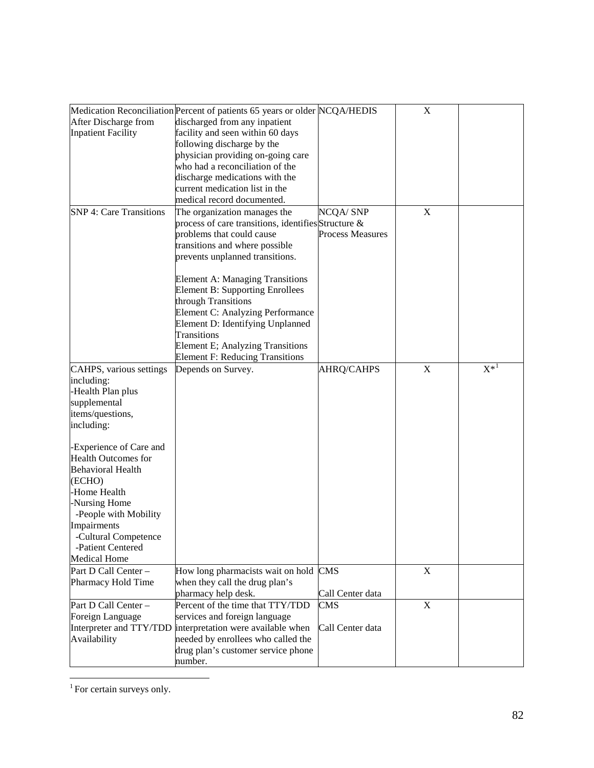| | | | | |
|---|---|---|---|---|
| Medication Reconciliation After Discharge from Inpatient Facility | Percent of patients 65 years or older discharged from any inpatient facility and seen within 60 days following discharge by the physician providing on-going care who had a reconciliation of the discharge medications with the current medication list in the medical record documented. | NCQA/HEDIS | X | |
| SNP 4: Care Transitions | The organization manages the process of care transitions, identifies problems that could cause transitions and where possible prevents unplanned transitions.<br><br>Element A: Managing Transitions<br>Element B: Supporting Enrollees through Transitions<br>Element C: Analyzing Performance<br>Element D: Identifying Unplanned Transitions<br>Element E; Analyzing Transitions<br>Element F: Reducing Transitions | NCQA/ SNP Structure & Process Measures | X | |
| CAHPS, various settings including:<br>-Health Plan plus supplemental items/questions, including:<br><br>-Experience of Care and Health Outcomes for Behavioral Health (ECHO)<br>-Home Health<br>-Nursing Home<br>-People with Mobility Impairments<br>-Cultural Competence<br>-Patient Centered Medical Home | Depends on Survey. | AHRQ/CAHPS | X | X*[1] |
| Part D Call Center – Pharmacy Hold Time | How long pharmacists wait on hold when they call the drug plan's pharmacy help desk. | CMS<br><br>Call Center data | X | |
| Part D Call Center – Foreign Language Interpreter and TTY/TDD Availability | Percent of the time that TTY/TDD services and foreign language interpretation were available when needed by enrollees who called the drug plan's customer service phone number. | CMS<br><br>Call Center data | X | |

[1] For certain surveys only.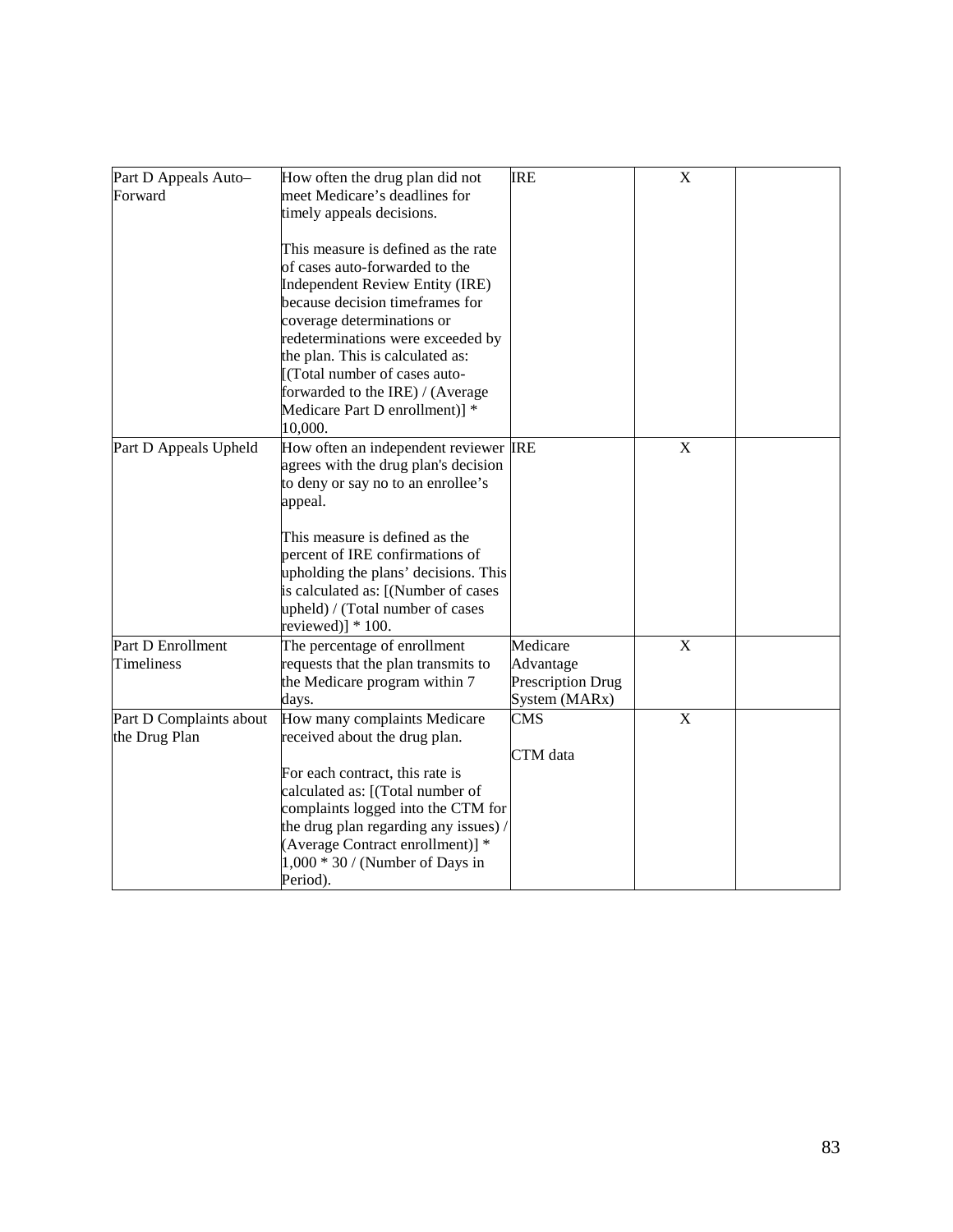| | | | | |
|---|---|---|---|---|
| Part D Appeals Auto–Forward | How often the drug plan did not meet Medicare's deadlines for timely appeals decisions.<br><br>This measure is defined as the rate of cases auto-forwarded to the Independent Review Entity (IRE) because decision timeframes for coverage determinations or redeterminations were exceeded by the plan. This is calculated as: [(Total number of cases auto-forwarded to the IRE) / (Average Medicare Part D enrollment)] * 10,000. | IRE | X | |
| Part D Appeals Upheld | How often an independent reviewer agrees with the drug plan's decision to deny or say no to an enrollee's appeal.<br><br>This measure is defined as the percent of IRE confirmations of upholding the plans' decisions. This is calculated as: [(Number of cases upheld) / (Total number of cases reviewed)] * 100. | IRE | X | |
| Part D Enrollment Timeliness | The percentage of enrollment requests that the plan transmits to the Medicare program within 7 days. | Medicare Advantage Prescription Drug System (MARx) | X | |
| Part D Complaints about the Drug Plan | How many complaints Medicare received about the drug plan.<br><br>For each contract, this rate is calculated as: [(Total number of complaints logged into the CTM for the drug plan regarding any issues) / (Average Contract enrollment)] * 1,000 * 30 / (Number of Days in Period). | CMS<br><br>CTM data | X | |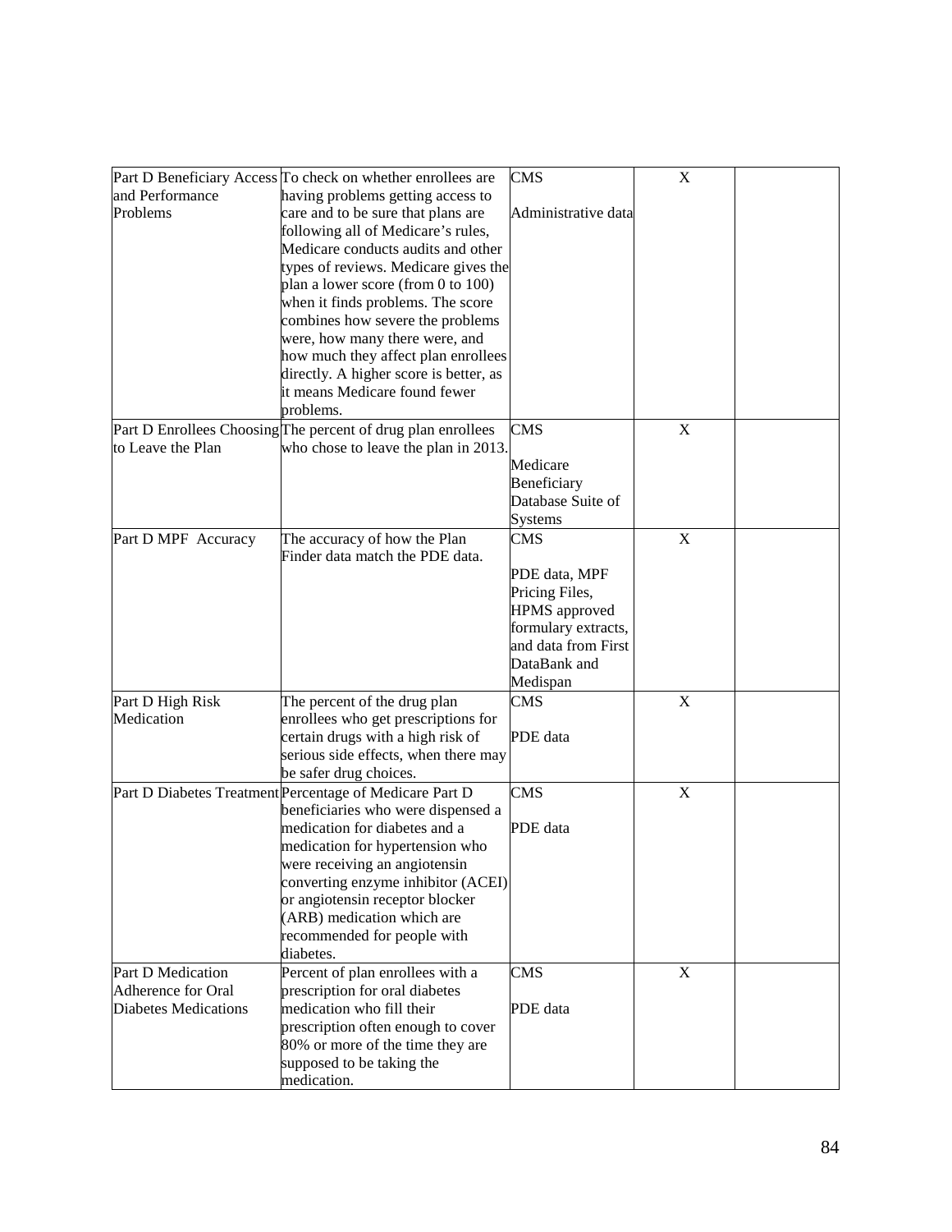| | | | | |
|---|---|---|---|---|
| Part D Beneficiary Access and Performance Problems | To check on whether enrollees are having problems getting access to care and to be sure that plans are following all of Medicare's rules, Medicare conducts audits and other types of reviews. Medicare gives the plan a lower score (from 0 to 100) when it finds problems. The score combines how severe the problems were, how many there were, and how much they affect plan enrollees directly. A higher score is better, as it means Medicare found fewer problems. | CMS<br><br>Administrative data | X | |
| Part D Enrollees Choosing to Leave the Plan | The percent of drug plan enrollees who chose to leave the plan in 2013. | CMS<br><br>Medicare Beneficiary Database Suite of Systems | X | |
| Part D MPF Accuracy | The accuracy of how the Plan Finder data match the PDE data. | CMS<br><br>PDE data, MPF Pricing Files, HPMS approved formulary extracts, and data from First DataBank and Medispan | X | |
| Part D High Risk Medication | The percent of the drug plan enrollees who get prescriptions for certain drugs with a high risk of serious side effects, when there may be safer drug choices. | CMS<br><br>PDE data | X | |
| Part D Diabetes Treatment | Percentage of Medicare Part D beneficiaries who were dispensed a medication for diabetes and a medication for hypertension who were receiving an angiotensin converting enzyme inhibitor (ACEI) or angiotensin receptor blocker (ARB) medication which are recommended for people with diabetes. | CMS<br><br>PDE data | X | |
| Part D Medication Adherence for Oral Diabetes Medications | Percent of plan enrollees with a prescription for oral diabetes medication who fill their prescription often enough to cover 80% or more of the time they are supposed to be taking the medication. | CMS<br><br>PDE data | X | |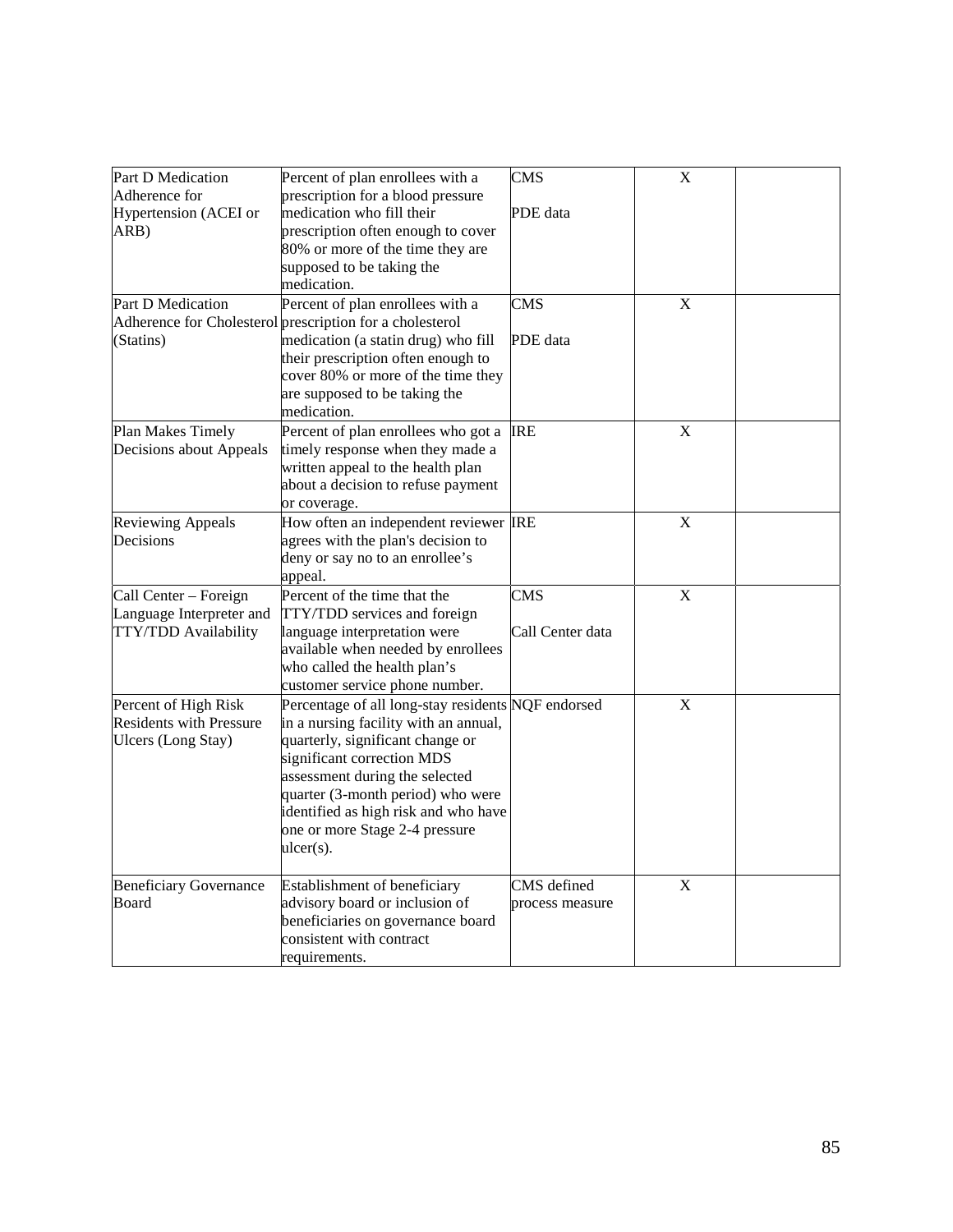| | | | | |
|---|---|---|---|---|
| Part D Medication Adherence for Hypertension (ACEI or ARB) | Percent of plan enrollees with a prescription for a blood pressure medication who fill their prescription often enough to cover 80% or more of the time they are supposed to be taking the medication. | CMS<br><br>PDE data | X | |
| Part D Medication Adherence for Cholesterol (Statins) | Percent of plan enrollees with a prescription for a cholesterol medication (a statin drug) who fill their prescription often enough to cover 80% or more of the time they are supposed to be taking the medication. | CMS<br><br>PDE data | X | |
| Plan Makes Timely Decisions about Appeals | Percent of plan enrollees who got a timely response when they made a written appeal to the health plan about a decision to refuse payment or coverage. | IRE | X | |
| Reviewing Appeals Decisions | How often an independent reviewer agrees with the plan's decision to deny or say no to an enrollee's appeal. | IRE | X | |
| Call Center – Foreign Language Interpreter and TTY/TDD Availability | Percent of the time that the TTY/TDD services and foreign language interpretation were available when needed by enrollees who called the health plan's customer service phone number. | CMS<br><br>Call Center data | X | |
| Percent of High Risk Residents with Pressure Ulcers (Long Stay) | Percentage of all long-stay residents in a nursing facility with an annual, quarterly, significant change or significant correction MDS assessment during the selected quarter (3-month period) who were identified as high risk and who have one or more Stage 2-4 pressure ulcer(s). | NQF endorsed | X | |
| Beneficiary Governance Board | Establishment of beneficiary advisory board or inclusion of beneficiaries on governance board consistent with contract requirements. | CMS defined process measure | X | |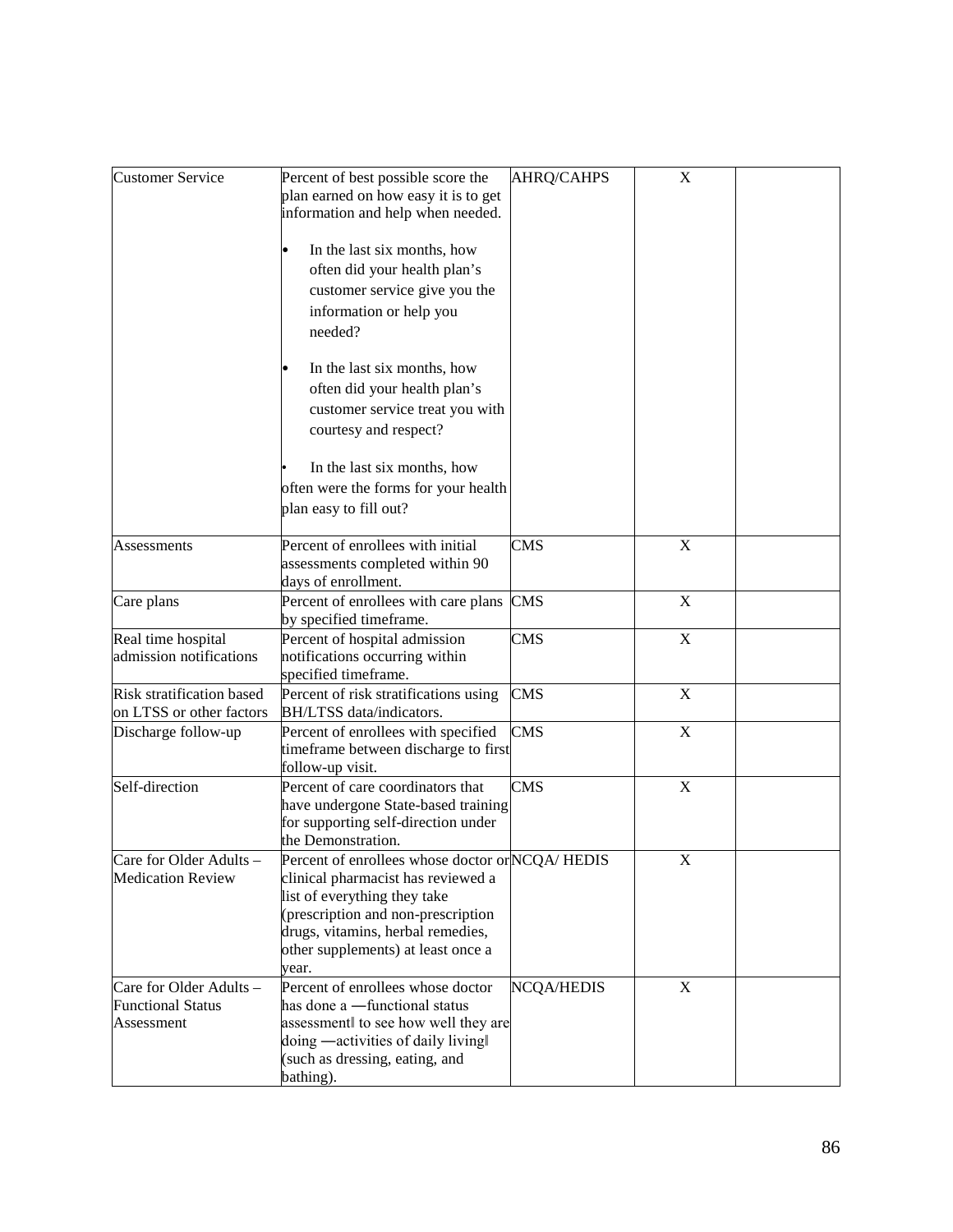| Customer Service | Percent of best possible score the plan earned on how easy it is to get information and help when needed.<br><br>• In the last six months, how often did your health plan's customer service give you the information or help you needed?<br><br>• In the last six months, how often did your health plan's customer service treat you with courtesy and respect?<br><br>• In the last six months, how often were the forms for your health plan easy to fill out? | AHRQ/CAHPS | X | |
|---|---|---|---|---|
| Assessments | Percent of enrollees with initial assessments completed within 90 days of enrollment. | CMS | X | |
| Care plans | Percent of enrollees with care plans by specified timeframe. | CMS | X | |
| Real time hospital admission notifications | Percent of hospital admission notifications occurring within specified timeframe. | CMS | X | |
| Risk stratification based on LTSS or other factors | Percent of risk stratifications using BH/LTSS data/indicators. | CMS | X | |
| Discharge follow-up | Percent of enrollees with specified timeframe between discharge to first follow-up visit. | CMS | X | |
| Self-direction | Percent of care coordinators that have undergone State-based training for supporting self-direction under the Demonstration. | CMS | X | |
| Care for Older Adults – Medication Review | Percent of enrollees whose doctor or clinical pharmacist has reviewed a list of everything they take (prescription and non-prescription drugs, vitamins, herbal remedies, other supplements) at least once a year. | NCQA/ HEDIS | X | |
| Care for Older Adults – Functional Status Assessment | Percent of enrollees whose doctor has done a ―functional status assessment‖ to see how well they are doing ―activities of daily living‖ (such as dressing, eating, and bathing). | NCQA/HEDIS | X | |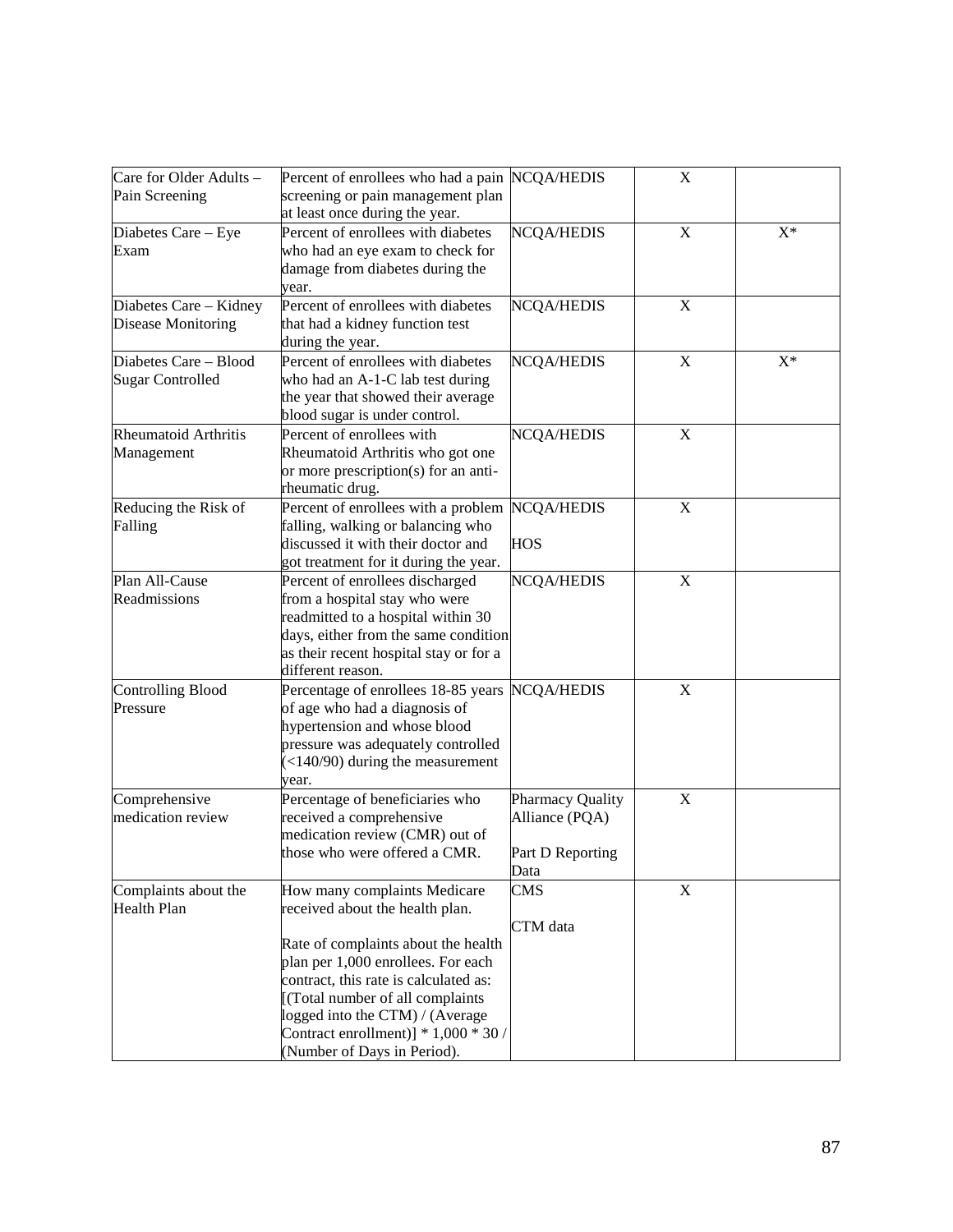| | | | | |
|---|---|---|---|---|
| Care for Older Adults – Pain Screening | Percent of enrollees who had a pain screening or pain management plan at least once during the year. | NCQA/HEDIS | X | |
| Diabetes Care – Eye Exam | Percent of enrollees with diabetes who had an eye exam to check for damage from diabetes during the year. | NCQA/HEDIS | X | X* |
| Diabetes Care – Kidney Disease Monitoring | Percent of enrollees with diabetes that had a kidney function test during the year. | NCQA/HEDIS | X | |
| Diabetes Care – Blood Sugar Controlled | Percent of enrollees with diabetes who had an A-1-C lab test during the year that showed their average blood sugar is under control. | NCQA/HEDIS | X | X* |
| Rheumatoid Arthritis Management | Percent of enrollees with Rheumatoid Arthritis who got one or more prescription(s) for an anti-rheumatic drug. | NCQA/HEDIS | X | |
| Reducing the Risk of Falling | Percent of enrollees with a problem falling, walking or balancing who discussed it with their doctor and got treatment for it during the year. | NCQA/HEDIS<br><br>HOS | X | |
| Plan All-Cause Readmissions | Percent of enrollees discharged from a hospital stay who were readmitted to a hospital within 30 days, either from the same condition as their recent hospital stay or for a different reason. | NCQA/HEDIS | X | |
| Controlling Blood Pressure | Percentage of enrollees 18-85 years of age who had a diagnosis of hypertension and whose blood pressure was adequately controlled (<140/90) during the measurement year. | NCQA/HEDIS | X | |
| Comprehensive medication review | Percentage of beneficiaries who received a comprehensive medication review (CMR) out of those who were offered a CMR. | Pharmacy Quality Alliance (PQA)<br><br>Part D Reporting Data | X | |
| Complaints about the Health Plan | How many complaints Medicare received about the health plan.<br><br>Rate of complaints about the health plan per 1,000 enrollees. For each contract, this rate is calculated as: [(Total number of all complaints logged into the CTM) / (Average Contract enrollment)] * 1,000 * 30 / (Number of Days in Period). | CMS<br><br>CTM data | X | |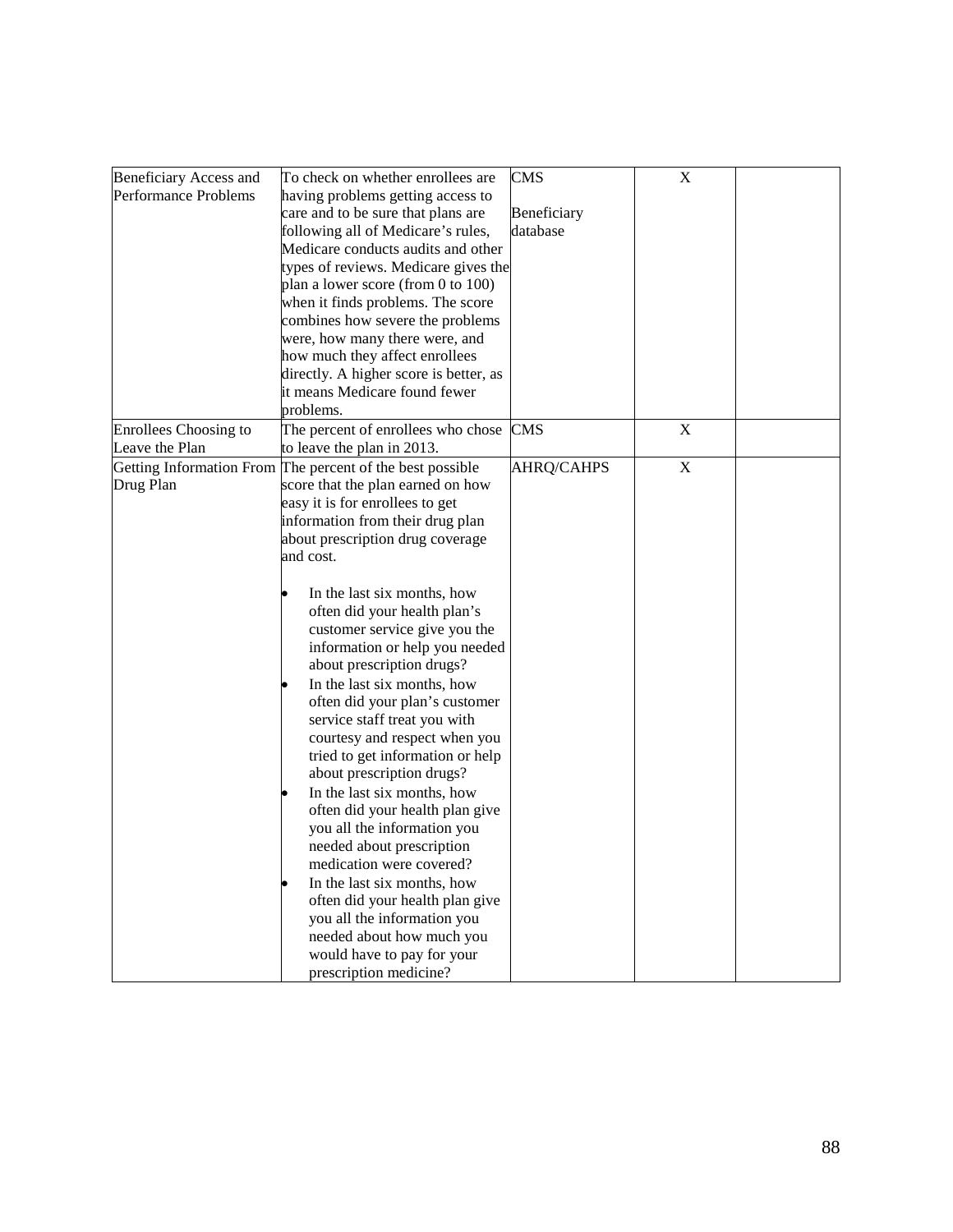| | | | | |
|---|---|---|---|---|
| Beneficiary Access and Performance Problems | To check on whether enrollees are having problems getting access to care and to be sure that plans are following all of Medicare's rules, Medicare conducts audits and other types of reviews. Medicare gives the plan a lower score (from 0 to 100) when it finds problems. The score combines how severe the problems were, how many there were, and how much they affect enrollees directly. A higher score is better, as it means Medicare found fewer problems. | CMS<br><br>Beneficiary database | X | |
| Enrollees Choosing to Leave the Plan | The percent of enrollees who chose to leave the plan in 2013. | CMS | X | |
| Getting Information From Drug Plan | The percent of the best possible score that the plan earned on how easy it is for enrollees to get information from their drug plan about prescription drug coverage and cost.<br><br>• In the last six months, how often did your health plan's customer service give you the information or help you needed about prescription drugs?<br>• In the last six months, how often did your plan's customer service staff treat you with courtesy and respect when you tried to get information or help about prescription drugs?<br>• In the last six months, how often did your health plan give you all the information you needed about prescription medication were covered?<br>• In the last six months, how often did your health plan give you all the information you needed about how much you would have to pay for your prescription medicine? | AHRQ/CAHPS | X | |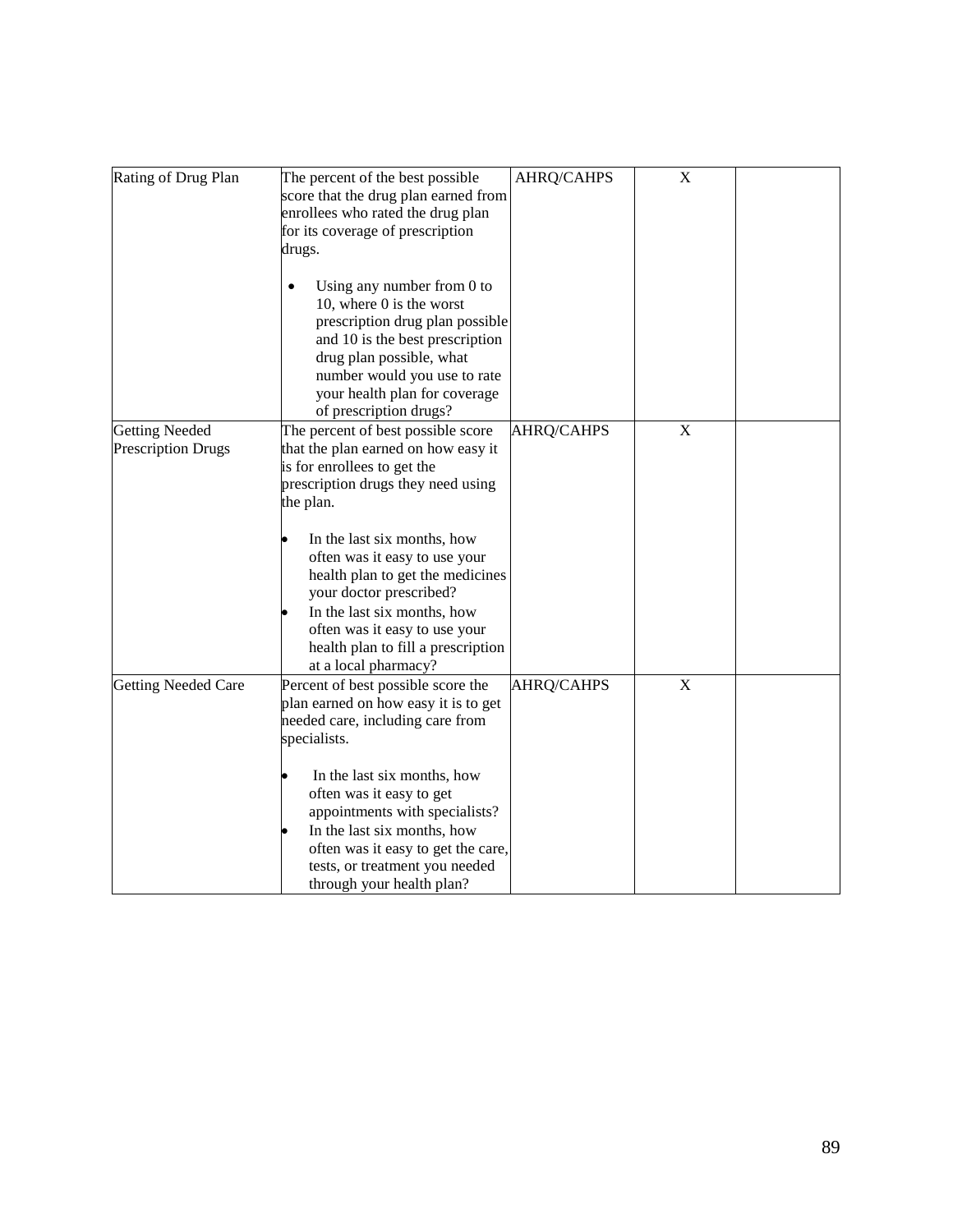| Rating of Drug Plan | The percent of the best possible score that the drug plan earned from enrollees who rated the drug plan for its coverage of prescription drugs.<br><br>• Using any number from 0 to 10, where 0 is the worst prescription drug plan possible and 10 is the best prescription drug plan possible, what number would you use to rate your health plan for coverage of prescription drugs? | AHRQ/CAHPS | X | |
|---|---|---|---|---|
| Getting Needed Prescription Drugs | The percent of best possible score that the plan earned on how easy it is for enrollees to get the prescription drugs they need using the plan.<br><br>• In the last six months, how often was it easy to use your health plan to get the medicines your doctor prescribed?<br>• In the last six months, how often was it easy to use your health plan to fill a prescription at a local pharmacy? | AHRQ/CAHPS | X | |
| Getting Needed Care | Percent of best possible score the plan earned on how easy it is to get needed care, including care from specialists.<br><br>• In the last six months, how often was it easy to get appointments with specialists?<br>• In the last six months, how often was it easy to get the care, tests, or treatment you needed through your health plan? | AHRQ/CAHPS | X | |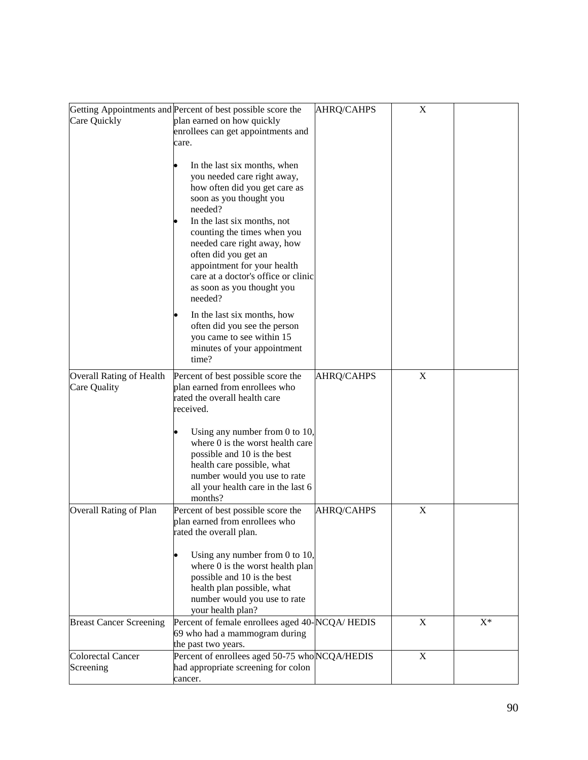| | | | | |
|---|---|---|---|---|
| Getting Appointments and Care Quickly | Percent of best possible score the plan earned on how quickly enrollees can get appointments and care.<br><br>• In the last six months, when you needed care right away, how often did you get care as soon as you thought you needed?<br>• In the last six months, not counting the times when you needed care right away, how often did you get an appointment for your health care at a doctor's office or clinic as soon as you thought you needed?<br>• In the last six months, how often did you see the person you came to see within 15 minutes of your appointment time? | AHRQ/CAHPS | X | |
| Overall Rating of Health Care Quality | Percent of best possible score the plan earned from enrollees who rated the overall health care received.<br><br>• Using any number from 0 to 10, where 0 is the worst health care possible and 10 is the best health care possible, what number would you use to rate all your health care in the last 6 months? | AHRQ/CAHPS | X | |
| Overall Rating of Plan | Percent of best possible score the plan earned from enrollees who rated the overall plan.<br><br>• Using any number from 0 to 10, where 0 is the worst health plan possible and 10 is the best health plan possible, what number would you use to rate your health plan? | AHRQ/CAHPS | X | |
| Breast Cancer Screening | Percent of female enrollees aged 40-69 who had a mammogram during the past two years. | NCQA/ HEDIS | X | X* |
| Colorectal Cancer Screening | Percent of enrollees aged 50-75 who had appropriate screening for colon cancer. | NCQA/HEDIS | X | |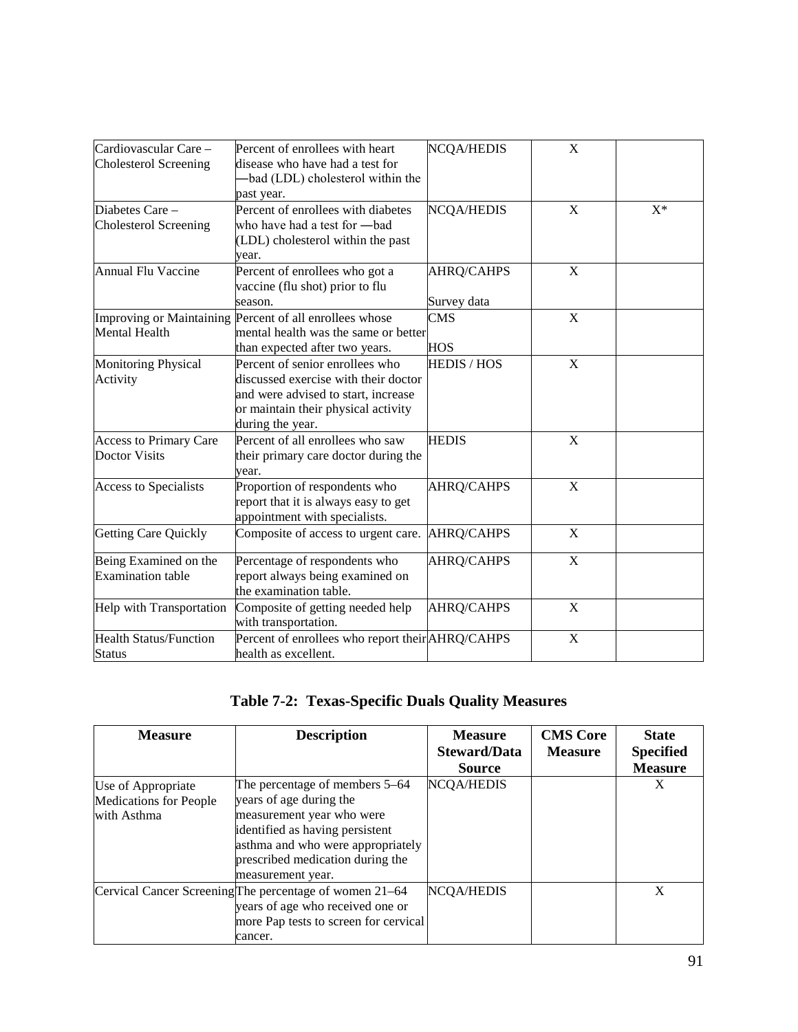| Cardiovascular Care – Cholesterol Screening | Percent of enrollees with heart disease who have had a test for —bad (LDL) cholesterol within the past year. | NCQA/HEDIS | X | |
|---|---|---|---|---|
| Diabetes Care – Cholesterol Screening | Percent of enrollees with diabetes who have had a test for —bad (LDL) cholesterol within the past year. | NCQA/HEDIS | X | X* |
| Annual Flu Vaccine | Percent of enrollees who got a vaccine (flu shot) prior to flu season. | AHRQ/CAHPS Survey data | X | |
| Improving or Maintaining Mental Health | Percent of all enrollees whose mental health was the same or better than expected after two years. | CMS HOS | X | |
| Monitoring Physical Activity | Percent of senior enrollees who discussed exercise with their doctor and were advised to start, increase or maintain their physical activity during the year. | HEDIS / HOS | X | |
| Access to Primary Care Doctor Visits | Percent of all enrollees who saw their primary care doctor during the year. | HEDIS | X | |
| Access to Specialists | Proportion of respondents who report that it is always easy to get appointment with specialists. | AHRQ/CAHPS | X | |
| Getting Care Quickly | Composite of access to urgent care. | AHRQ/CAHPS | X | |
| Being Examined on the Examination table | Percentage of respondents who report always being examined on the examination table. | AHRQ/CAHPS | X | |
| Help with Transportation | Composite of getting needed help with transportation. | AHRQ/CAHPS | X | |
| Health Status/Function Status | Percent of enrollees who report their health as excellent. | AHRQ/CAHPS | X | |

**Table 7-2: Texas-Specific Duals Quality Measures**

| Measure | Description | Measure Steward/Data Source | CMS Core Measure | State Specified Measure |
|---|---|---|---|---|
| Use of Appropriate Medications for People with Asthma | The percentage of members 5–64 years of age during the measurement year who were identified as having persistent asthma and who were appropriately prescribed medication during the measurement year. | NCQA/HEDIS | | X |
| Cervical Cancer Screening | The percentage of women 21–64 years of age who received one or more Pap tests to screen for cervical cancer. | NCQA/HEDIS | | X |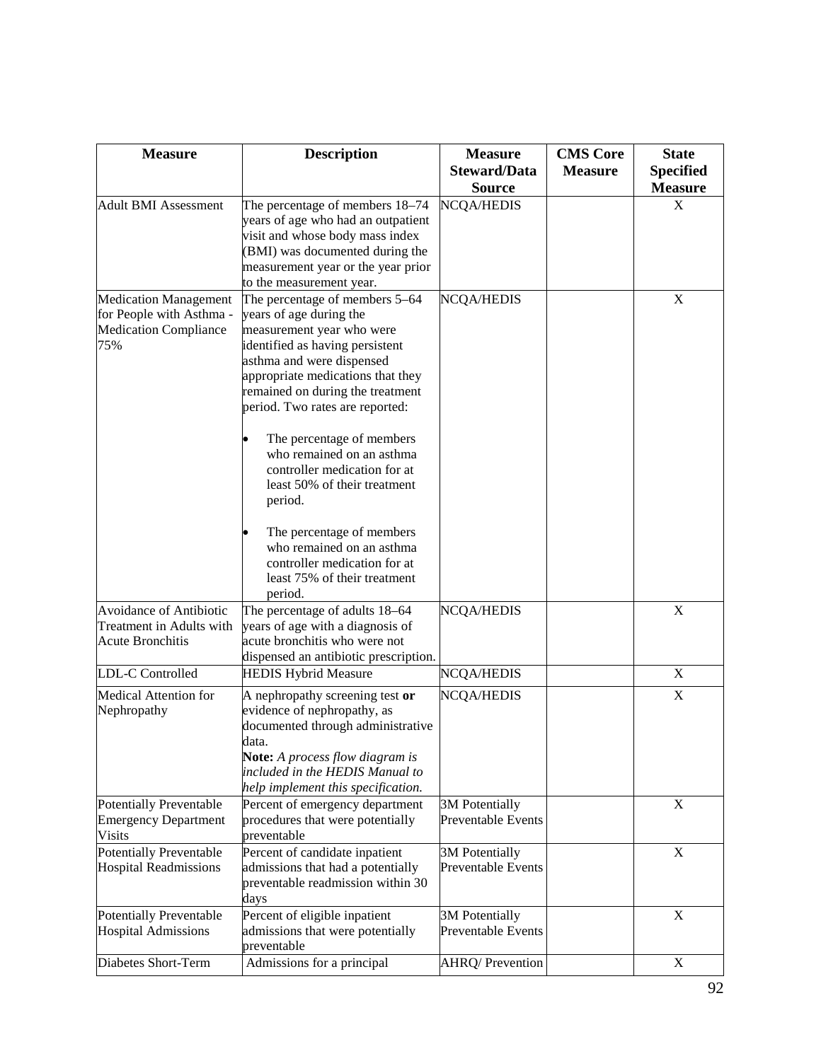| Measure | Description | Measure Steward/Data Source | CMS Core Measure | State Specified Measure |
|---|---|---|---|---|
| Adult BMI Assessment | The percentage of members 18–74 years of age who had an outpatient visit and whose body mass index (BMI) was documented during the measurement year or the year prior to the measurement year. | NCQA/HEDIS | | X |
| Medication Management for People with Asthma - Medication Compliance 75% | The percentage of members 5–64 years of age during the measurement year who were identified as having persistent asthma and were dispensed appropriate medications that they remained on during the treatment period. Two rates are reported:<br>• The percentage of members who remained on an asthma controller medication for at least 50% of their treatment period.<br>• The percentage of members who remained on an asthma controller medication for at least 75% of their treatment period. | NCQA/HEDIS | | X |
| Avoidance of Antibiotic Treatment in Adults with Acute Bronchitis | The percentage of adults 18–64 years of age with a diagnosis of acute bronchitis who were not dispensed an antibiotic prescription. | NCQA/HEDIS | | X |
| LDL-C Controlled | HEDIS Hybrid Measure | NCQA/HEDIS | | X |
| Medical Attention for Nephropathy | A nephropathy screening test **or** evidence of nephropathy, as documented through administrative data.<br>**Note:** *A process flow diagram is included in the HEDIS Manual to help implement this specification.* | NCQA/HEDIS | | X |
| Potentially Preventable Emergency Department Visits | Percent of emergency department procedures that were potentially preventable | 3M Potentially Preventable Events | | X |
| Potentially Preventable Hospital Readmissions | Percent of candidate inpatient admissions that had a potentially preventable readmission within 30 days | 3M Potentially Preventable Events | | X |
| Potentially Preventable Hospital Admissions | Percent of eligible inpatient admissions that were potentially preventable | 3M Potentially Preventable Events | | X |
| Diabetes Short-Term | Admissions for a principal | AHRQ/ Prevention | | X |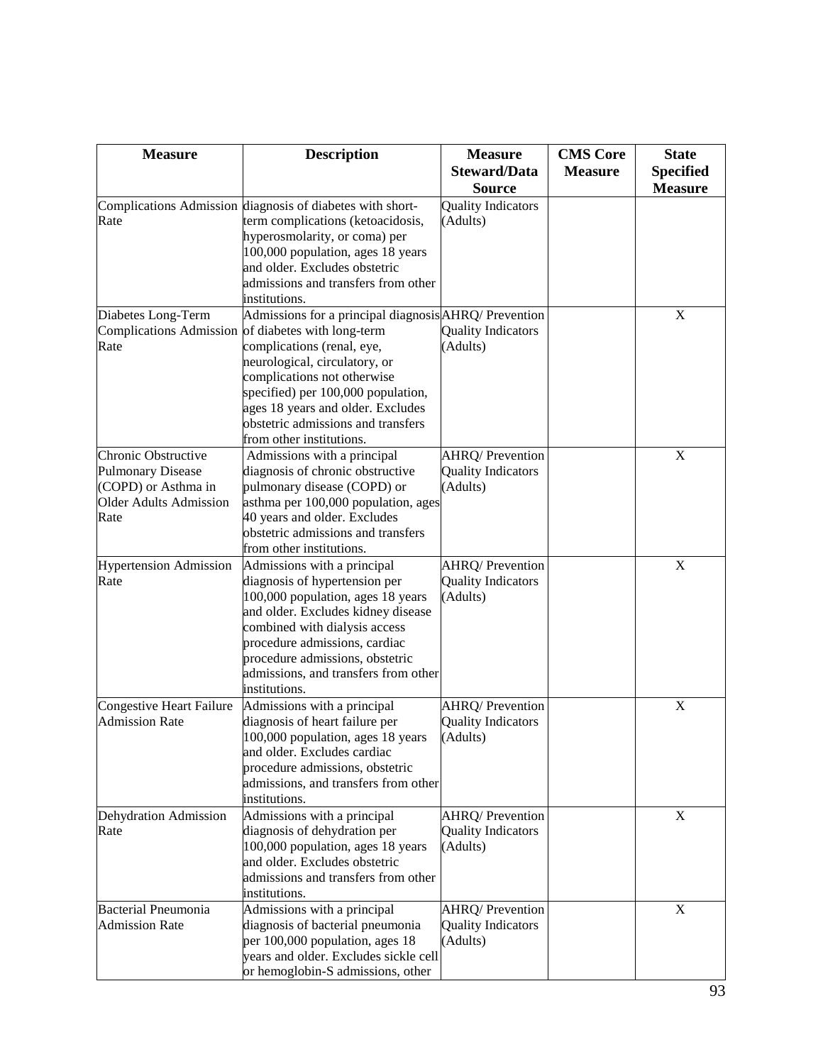| Measure | Description | Measure Steward/Data Source | CMS Core Measure | State Specified Measure |
|---|---|---|---|---|
| Complications Admission Rate | diagnosis of diabetes with short-term complications (ketoacidosis, hyperosmolarity, or coma) per 100,000 population, ages 18 years and older. Excludes obstetric admissions and transfers from other institutions. | Quality Indicators (Adults) | | |
| Diabetes Long-Term Complications Admission Rate | Admissions for a principal diagnosis of diabetes with long-term complications (renal, eye, neurological, circulatory, or complications not otherwise specified) per 100,000 population, ages 18 years and older. Excludes obstetric admissions and transfers from other institutions. | AHRQ/ Prevention Quality Indicators (Adults) | | X |
| Chronic Obstructive Pulmonary Disease (COPD) or Asthma in Older Adults Admission Rate | Admissions with a principal diagnosis of chronic obstructive pulmonary disease (COPD) or asthma per 100,000 population, ages 40 years and older. Excludes obstetric admissions and transfers from other institutions. | AHRQ/ Prevention Quality Indicators (Adults) | | X |
| Hypertension Admission Rate | Admissions with a principal diagnosis of hypertension per 100,000 population, ages 18 years and older. Excludes kidney disease combined with dialysis access procedure admissions, cardiac procedure admissions, obstetric admissions, and transfers from other institutions. | AHRQ/ Prevention Quality Indicators (Adults) | | X |
| Congestive Heart Failure Admission Rate | Admissions with a principal diagnosis of heart failure per 100,000 population, ages 18 years and older. Excludes cardiac procedure admissions, obstetric admissions, and transfers from other institutions. | AHRQ/ Prevention Quality Indicators (Adults) | | X |
| Dehydration Admission Rate | Admissions with a principal diagnosis of dehydration per 100,000 population, ages 18 years and older. Excludes obstetric admissions and transfers from other institutions. | AHRQ/ Prevention Quality Indicators (Adults) | | X |
| Bacterial Pneumonia Admission Rate | Admissions with a principal diagnosis of bacterial pneumonia per 100,000 population, ages 18 years and older. Excludes sickle cell or hemoglobin-S admissions, other | AHRQ/ Prevention Quality Indicators (Adults) | | X |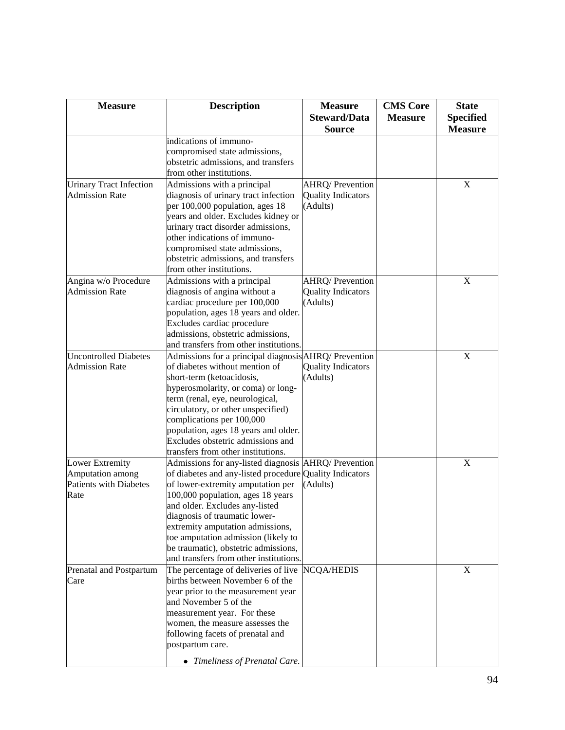| Measure | Description | Measure Steward/Data Source | CMS Core Measure | State Specified Measure |
|---|---|---|---|---|
| | indications of immuno-compromised state admissions, obstetric admissions, and transfers from other institutions. | | | |
| Urinary Tract Infection Admission Rate | Admissions with a principal diagnosis of urinary tract infection per 100,000 population, ages 18 years and older. Excludes kidney or urinary tract disorder admissions, other indications of immuno-compromised state admissions, obstetric admissions, and transfers from other institutions. | AHRQ/ Prevention Quality Indicators (Adults) | | X |
| Angina w/o Procedure Admission Rate | Admissions with a principal diagnosis of angina without a cardiac procedure per 100,000 population, ages 18 years and older. Excludes cardiac procedure admissions, obstetric admissions, and transfers from other institutions. | AHRQ/ Prevention Quality Indicators (Adults) | | X |
| Uncontrolled Diabetes Admission Rate | Admissions for a principal diagnosis of diabetes without mention of short-term (ketoacidosis, hyperosmolarity, or coma) or long-term (renal, eye, neurological, circulatory, or other unspecified) complications per 100,000 population, ages 18 years and older. Excludes obstetric admissions and transfers from other institutions. | AHRQ/ Prevention Quality Indicators (Adults) | | X |
| Lower Extremity Amputation among Patients with Diabetes Rate | Admissions for any-listed diagnosis of diabetes and any-listed procedure of lower-extremity amputation per 100,000 population, ages 18 years and older. Excludes any-listed diagnosis of traumatic lower-extremity amputation admissions, toe amputation admission (likely to be traumatic), obstetric admissions, and transfers from other institutions. | AHRQ/ Prevention Quality Indicators (Adults) | | X |
| Prenatal and Postpartum Care | The percentage of deliveries of live births between November 6 of the year prior to the measurement year and November 5 of the measurement year. For these women, the measure assesses the following facets of prenatal and postpartum care.<br><br>• *Timeliness of Prenatal Care.* | NCQA/HEDIS | | X |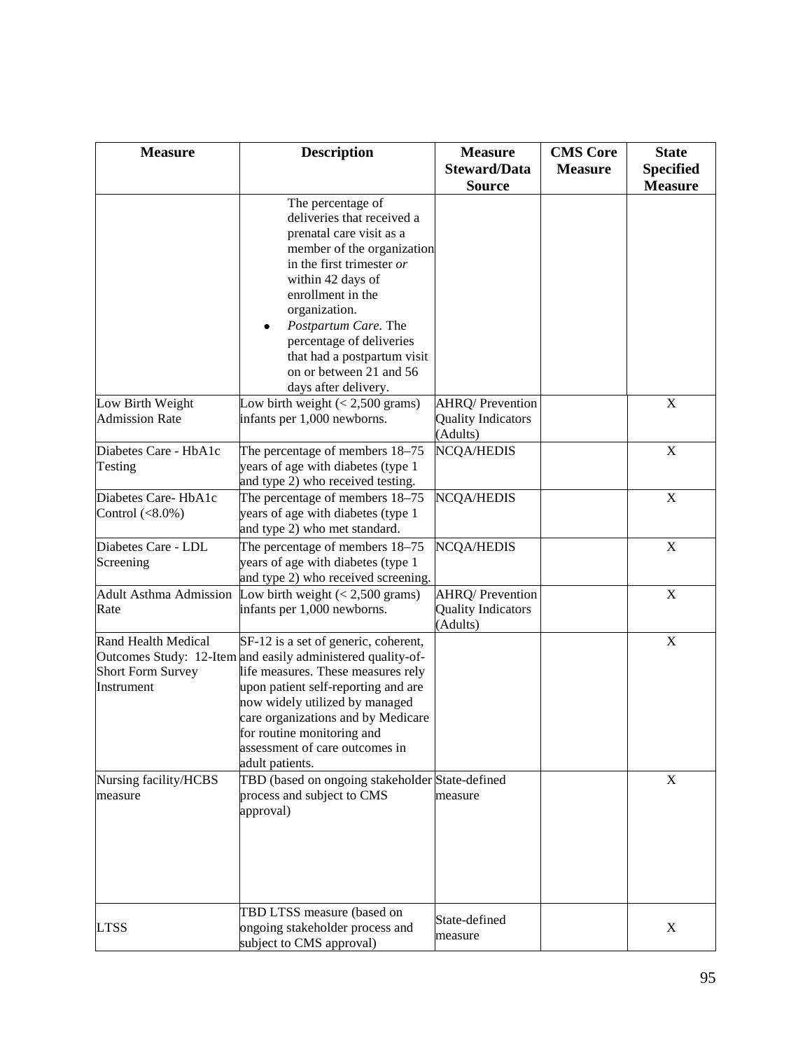| Measure | Description | Measure Steward/Data Source | CMS Core Measure | State Specified Measure |
|---|---|---|---|---|
| | The percentage of deliveries that received a prenatal care visit as a member of the organization in the first trimester *or* within 42 days of enrollment in the organization.<br>• *Postpartum Care.* The percentage of deliveries that had a postpartum visit on or between 21 and 56 days after delivery. | | | |
| Low Birth Weight Admission Rate | Low birth weight (< 2,500 grams) infants per 1,000 newborns. | AHRQ/ Prevention Quality Indicators (Adults) | | X |
| Diabetes Care - HbA1c Testing | The percentage of members 18–75 years of age with diabetes (type 1 and type 2) who received testing. | NCQA/HEDIS | | X |
| Diabetes Care- HbA1c Control (<8.0%) | The percentage of members 18–75 years of age with diabetes (type 1 and type 2) who met standard. | NCQA/HEDIS | | X |
| Diabetes Care - LDL Screening | The percentage of members 18–75 years of age with diabetes (type 1 and type 2) who received screening. | NCQA/HEDIS | | X |
| Adult Asthma Admission Rate | Low birth weight (< 2,500 grams) infants per 1,000 newborns. | AHRQ/ Prevention Quality Indicators (Adults) | | X |
| Rand Health Medical Outcomes Study: 12-Item Short Form Survey Instrument | SF-12 is a set of generic, coherent, and easily administered quality-of-life measures. These measures rely upon patient self-reporting and are now widely utilized by managed care organizations and by Medicare for routine monitoring and assessment of care outcomes in adult patients. | | | X |
| Nursing facility/HCBS measure | TBD (based on ongoing stakeholder process and subject to CMS approval) | State-defined measure | | X |
| LTSS | TBD LTSS measure (based on ongoing stakeholder process and subject to CMS approval) | State-defined measure | | X |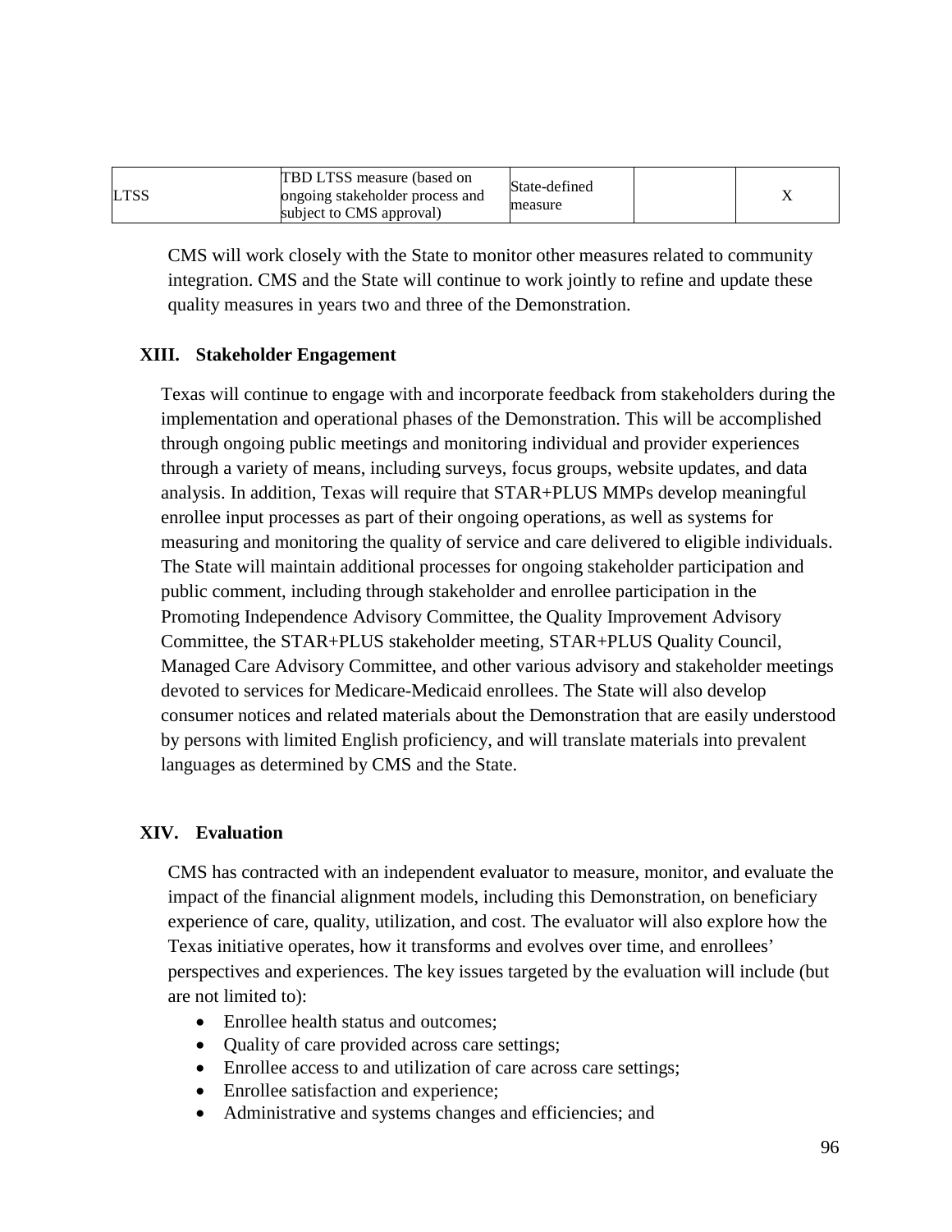| LTSS | TBD LTSS measure (based on ongoing stakeholder process and subject to CMS approval) | State-defined measure | | X |
|---|---|---|---|---|

CMS will work closely with the State to monitor other measures related to community integration. CMS and the State will continue to work jointly to refine and update these quality measures in years two and three of the Demonstration.

## XIII. Stakeholder Engagement

Texas will continue to engage with and incorporate feedback from stakeholders during the implementation and operational phases of the Demonstration. This will be accomplished through ongoing public meetings and monitoring individual and provider experiences through a variety of means, including surveys, focus groups, website updates, and data analysis. In addition, Texas will require that STAR+PLUS MMPs develop meaningful enrollee input processes as part of their ongoing operations, as well as systems for measuring and monitoring the quality of service and care delivered to eligible individuals. The State will maintain additional processes for ongoing stakeholder participation and public comment, including through stakeholder and enrollee participation in the Promoting Independence Advisory Committee, the Quality Improvement Advisory Committee, the STAR+PLUS stakeholder meeting, STAR+PLUS Quality Council, Managed Care Advisory Committee, and other various advisory and stakeholder meetings devoted to services for Medicare-Medicaid enrollees. The State will also develop consumer notices and related materials about the Demonstration that are easily understood by persons with limited English proficiency, and will translate materials into prevalent languages as determined by CMS and the State.

## XIV. Evaluation

CMS has contracted with an independent evaluator to measure, monitor, and evaluate the impact of the financial alignment models, including this Demonstration, on beneficiary experience of care, quality, utilization, and cost. The evaluator will also explore how the Texas initiative operates, how it transforms and evolves over time, and enrollees' perspectives and experiences. The key issues targeted by the evaluation will include (but are not limited to):

- Enrollee health status and outcomes;
- Quality of care provided across care settings;
- Enrollee access to and utilization of care across care settings;
- Enrollee satisfaction and experience;
- Administrative and systems changes and efficiencies; and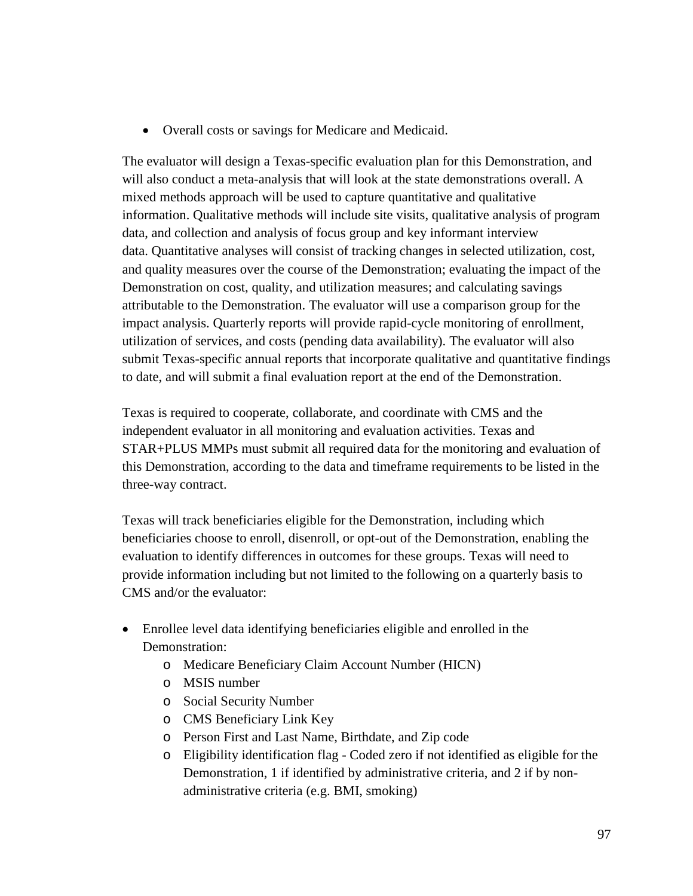- Overall costs or savings for Medicare and Medicaid.

The evaluator will design a Texas-specific evaluation plan for this Demonstration, and will also conduct a meta-analysis that will look at the state demonstrations overall. A mixed methods approach will be used to capture quantitative and qualitative information. Qualitative methods will include site visits, qualitative analysis of program data, and collection and analysis of focus group and key informant interview data. Quantitative analyses will consist of tracking changes in selected utilization, cost, and quality measures over the course of the Demonstration; evaluating the impact of the Demonstration on cost, quality, and utilization measures; and calculating savings attributable to the Demonstration. The evaluator will use a comparison group for the impact analysis. Quarterly reports will provide rapid-cycle monitoring of enrollment, utilization of services, and costs (pending data availability). The evaluator will also submit Texas-specific annual reports that incorporate qualitative and quantitative findings to date, and will submit a final evaluation report at the end of the Demonstration.

Texas is required to cooperate, collaborate, and coordinate with CMS and the independent evaluator in all monitoring and evaluation activities. Texas and STAR+PLUS MMPs must submit all required data for the monitoring and evaluation of this Demonstration, according to the data and timeframe requirements to be listed in the three-way contract.

Texas will track beneficiaries eligible for the Demonstration, including which beneficiaries choose to enroll, disenroll, or opt-out of the Demonstration, enabling the evaluation to identify differences in outcomes for these groups. Texas will need to provide information including but not limited to the following on a quarterly basis to CMS and/or the evaluator:

- Enrollee level data identifying beneficiaries eligible and enrolled in the Demonstration:
  - Medicare Beneficiary Claim Account Number (HICN)
  - MSIS number
  - Social Security Number
  - CMS Beneficiary Link Key
  - Person First and Last Name, Birthdate, and Zip code
  - Eligibility identification flag - Coded zero if not identified as eligible for the Demonstration, 1 if identified by administrative criteria, and 2 if by non-administrative criteria (e.g. BMI, smoking)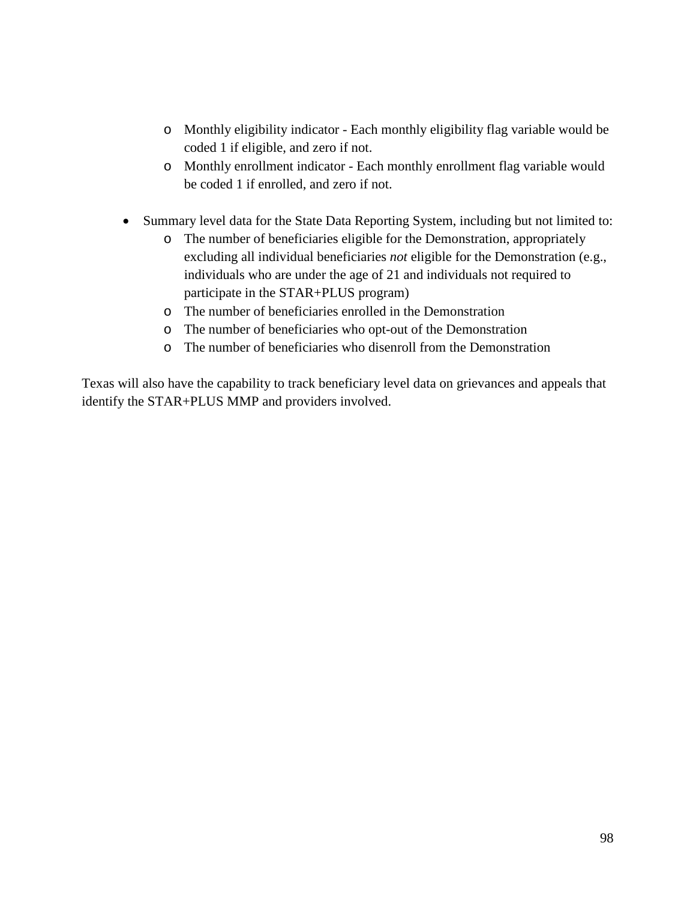- Monthly eligibility indicator - Each monthly eligibility flag variable would be coded 1 if eligible, and zero if not.
  - Monthly enrollment indicator - Each monthly enrollment flag variable would be coded 1 if enrolled, and zero if not.

- Summary level data for the State Data Reporting System, including but not limited to:
  - The number of beneficiaries eligible for the Demonstration, appropriately excluding all individual beneficiaries *not* eligible for the Demonstration (e.g., individuals who are under the age of 21 and individuals not required to participate in the STAR+PLUS program)
  - The number of beneficiaries enrolled in the Demonstration
  - The number of beneficiaries who opt-out of the Demonstration
  - The number of beneficiaries who disenroll from the Demonstration

Texas will also have the capability to track beneficiary level data on grievances and appeals that identify the STAR+PLUS MMP and providers involved.